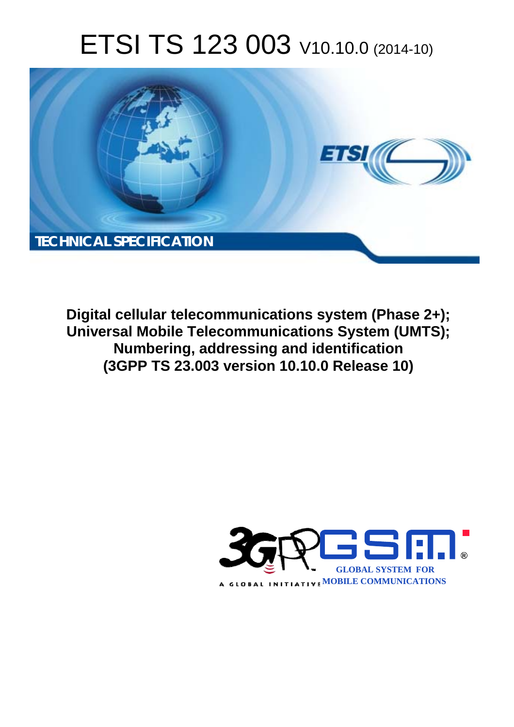# ETSI TS 123 003 V10.10.0 (2014-10)

TECHNICAL SPECIFICATION

**Digital cellular telecommunications system (Phase 2+); Universal Mobile Telecommunications System (UMTS); Numbering, addressing and identification (3GPP TS 23.003 version 10.10.0 Release 10)**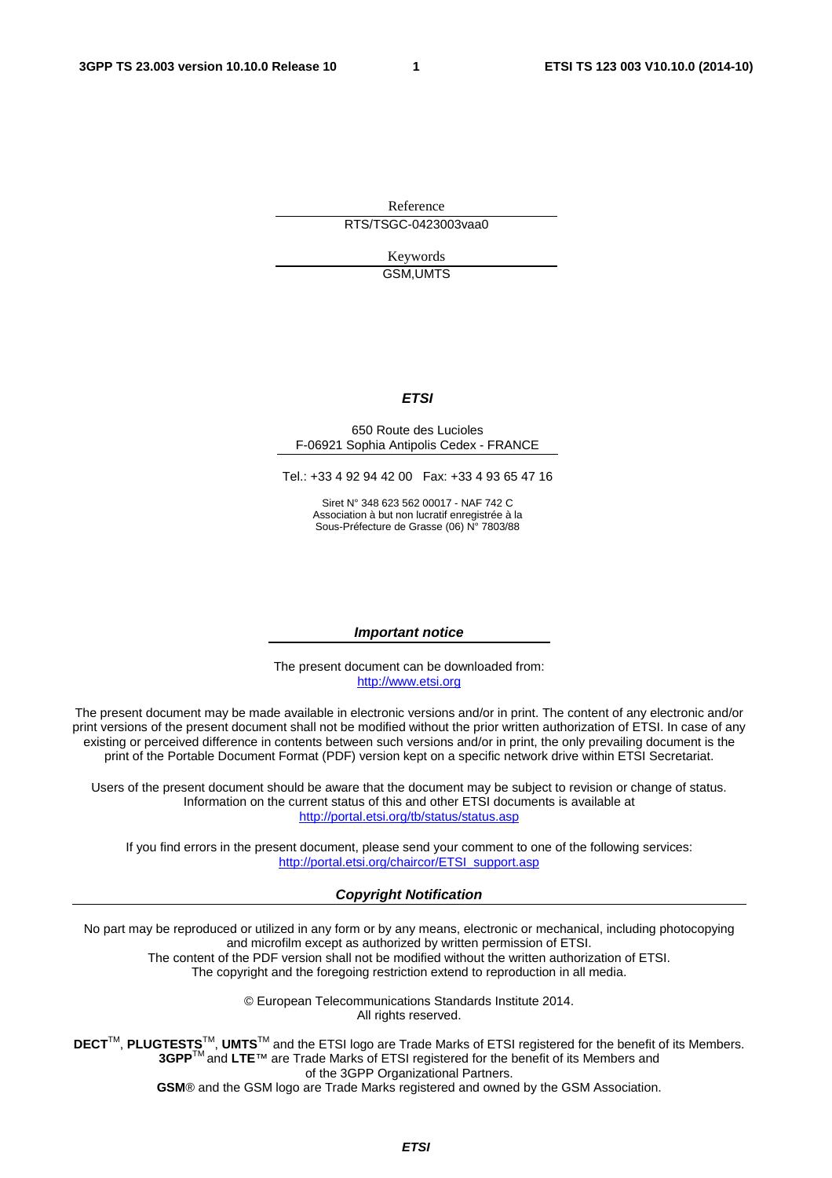Reference

RTS/TSGC-0423003vaa0

Keywords

GSM,UMTS

***ETSI***

650 Route des Lucioles
F-06921 Sophia Antipolis Cedex - FRANCE

Tel.: +33 4 92 94 42 00 Fax: +33 4 93 65 47 16

Siret N° 348 623 562 00017 - NAF 742 C
Association à but non lucratif enregistrée à la
Sous-Préfecture de Grasse (06) N° 7803/88

***Important notice***

The present document can be downloaded from:
http://www.etsi.org

The present document may be made available in electronic versions and/or in print. The content of any electronic and/or print versions of the present document shall not be modified without the prior written authorization of ETSI. In case of any existing or perceived difference in contents between such versions and/or in print, the only prevailing document is the print of the Portable Document Format (PDF) version kept on a specific network drive within ETSI Secretariat.

Users of the present document should be aware that the document may be subject to revision or change of status. Information on the current status of this and other ETSI documents is available at
http://portal.etsi.org/tb/status/status.asp

If you find errors in the present document, please send your comment to one of the following services:
http://portal.etsi.org/chaircor/ETSI_support.asp

***Copyright Notification***

No part may be reproduced or utilized in any form or by any means, electronic or mechanical, including photocopying and microfilm except as authorized by written permission of ETSI.
The content of the PDF version shall not be modified without the written authorization of ETSI.
The copyright and the foregoing restriction extend to reproduction in all media.

© European Telecommunications Standards Institute 2014.
All rights reserved.

**DECT**™, **PLUGTESTS**™, **UMTS**™ and the ETSI logo are Trade Marks of ETSI registered for the benefit of its Members.
**3GPP**™ and **LTE**™ are Trade Marks of ETSI registered for the benefit of its Members and of the 3GPP Organizational Partners.
**GSM**® and the GSM logo are Trade Marks registered and owned by the GSM Association.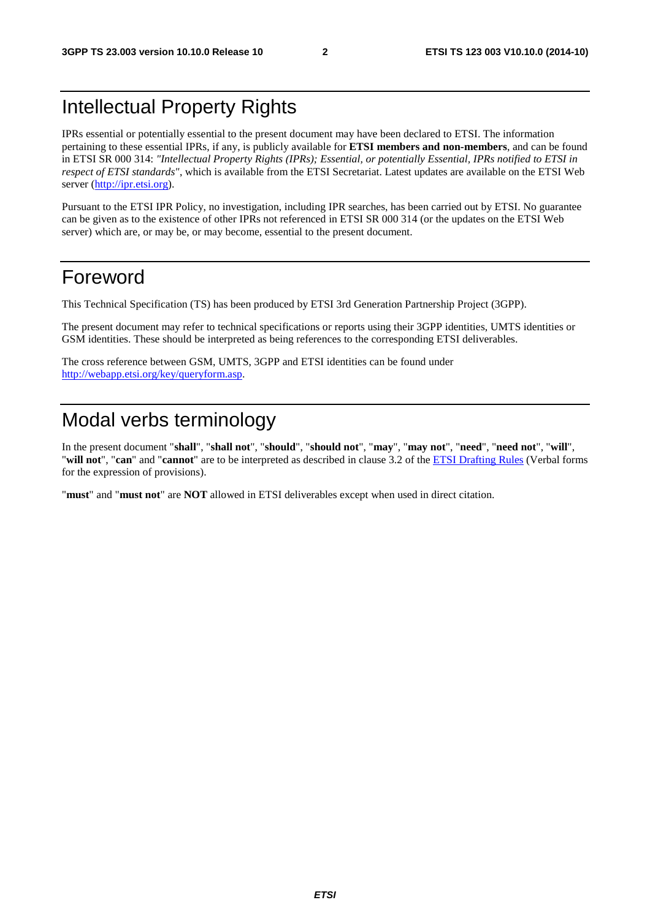# Intellectual Property Rights

IPRs essential or potentially essential to the present document may have been declared to ETSI. The information pertaining to these essential IPRs, if any, is publicly available for **ETSI members and non-members**, and can be found in ETSI SR 000 314: *"Intellectual Property Rights (IPRs); Essential, or potentially Essential, IPRs notified to ETSI in respect of ETSI standards"*, which is available from the ETSI Secretariat. Latest updates are available on the ETSI Web server (http://ipr.etsi.org).

Pursuant to the ETSI IPR Policy, no investigation, including IPR searches, has been carried out by ETSI. No guarantee can be given as to the existence of other IPRs not referenced in ETSI SR 000 314 (or the updates on the ETSI Web server) which are, or may be, or may become, essential to the present document.

# Foreword

This Technical Specification (TS) has been produced by ETSI 3rd Generation Partnership Project (3GPP).

The present document may refer to technical specifications or reports using their 3GPP identities, UMTS identities or GSM identities. These should be interpreted as being references to the corresponding ETSI deliverables.

The cross reference between GSM, UMTS, 3GPP and ETSI identities can be found under http://webapp.etsi.org/key/queryform.asp.

# Modal verbs terminology

In the present document "**shall**", "**shall not**", "**should**", "**should not**", "**may**", "**may not**", "**need**", "**need not**", "**will**", "**will not**", "**can**" and "**cannot**" are to be interpreted as described in clause 3.2 of the ETSI Drafting Rules (Verbal forms for the expression of provisions).

"**must**" and "**must not**" are **NOT** allowed in ETSI deliverables except when used in direct citation.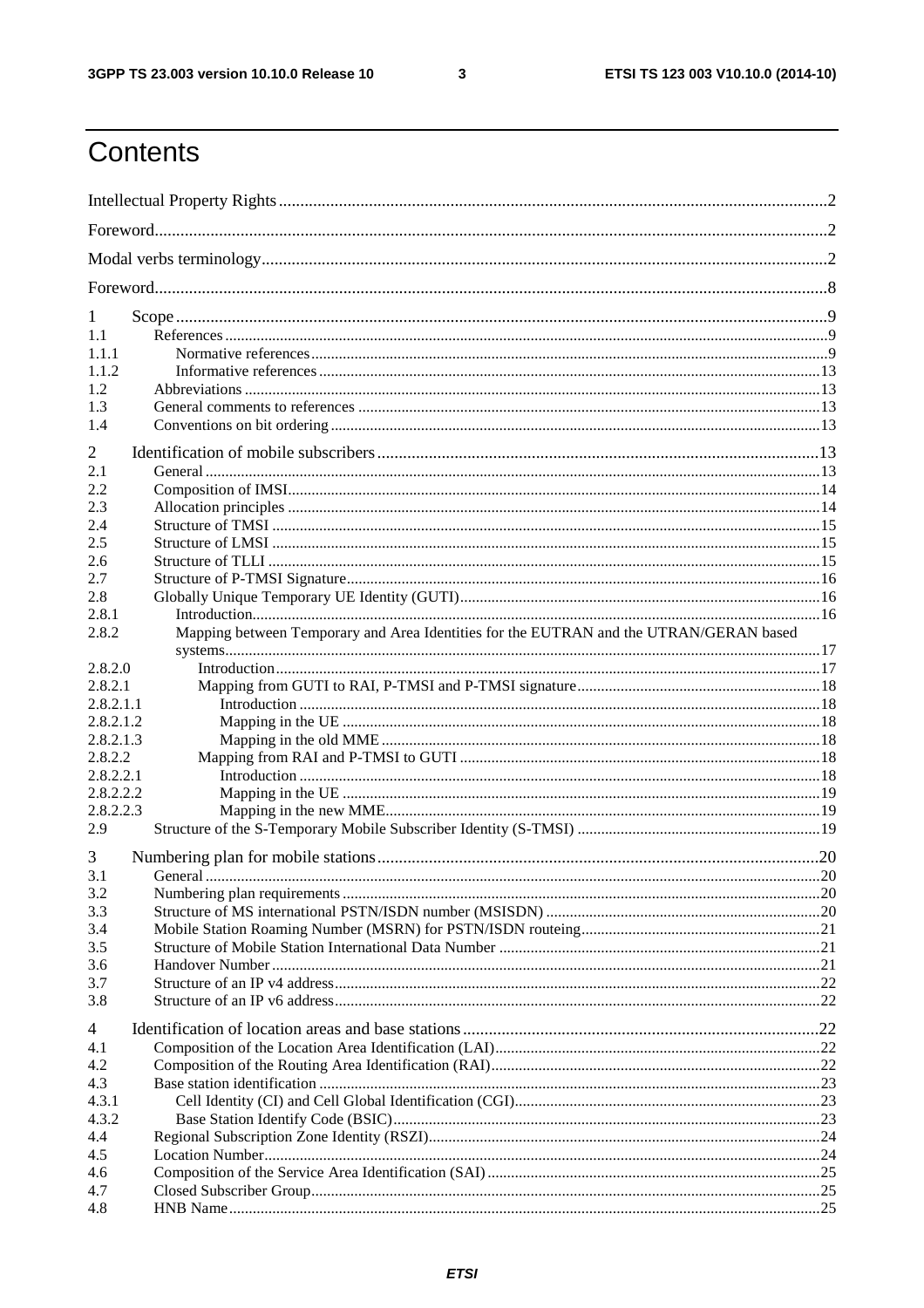# Contents

Intellectual Property Rights .......... 2
Foreword .......... 2
Modal verbs terminology .......... 2
Foreword .......... 8

1 Scope .......... 9
1.1 References .......... 9
1.1.1 Normative references .......... 9
1.1.2 Informative references .......... 13
1.2 Abbreviations .......... 13
1.3 General comments to references .......... 13
1.4 Conventions on bit ordering .......... 13

2 Identification of mobile subscribers .......... 13
2.1 General .......... 13
2.2 Composition of IMSI .......... 14
2.3 Allocation principles .......... 14
2.4 Structure of TMSI .......... 15
2.5 Structure of LMSI .......... 15
2.6 Structure of TLLI .......... 15
2.7 Structure of P-TMSI Signature .......... 16
2.8 Globally Unique Temporary UE Identity (GUTI) .......... 16
2.8.1 Introduction .......... 16
2.8.2 Mapping between Temporary and Area Identities for the EUTRAN and the UTRAN/GERAN based systems .......... 17
2.8.2.0 Introduction .......... 17
2.8.2.1 Mapping from GUTI to RAI, P-TMSI and P-TMSI signature .......... 18
2.8.2.1.1 Introduction .......... 18
2.8.2.1.2 Mapping in the UE .......... 18
2.8.2.1.3 Mapping in the old MME .......... 18
2.8.2.2 Mapping from RAI and P-TMSI to GUTI .......... 18
2.8.2.2.1 Introduction .......... 18
2.8.2.2.2 Mapping in the UE .......... 19
2.8.2.2.3 Mapping in the new MME .......... 19
2.9 Structure of the S-Temporary Mobile Subscriber Identity (S-TMSI) .......... 19

3 Numbering plan for mobile stations .......... 20
3.1 General .......... 20
3.2 Numbering plan requirements .......... 20
3.3 Structure of MS international PSTN/ISDN number (MSISDN) .......... 20
3.4 Mobile Station Roaming Number (MSRN) for PSTN/ISDN routeing .......... 21
3.5 Structure of Mobile Station International Data Number .......... 21
3.6 Handover Number .......... 21
3.7 Structure of an IP v4 address .......... 22
3.8 Structure of an IP v6 address .......... 22

4 Identification of location areas and base stations .......... 22
4.1 Composition of the Location Area Identification (LAI) .......... 22
4.2 Composition of the Routing Area Identification (RAI) .......... 22
4.3 Base station identification .......... 23
4.3.1 Cell Identity (CI) and Cell Global Identification (CGI) .......... 23
4.3.2 Base Station Identify Code (BSIC) .......... 23
4.4 Regional Subscription Zone Identity (RSZI) .......... 24
4.5 Location Number .......... 24
4.6 Composition of the Service Area Identification (SAI) .......... 25
4.7 Closed Subscriber Group .......... 25
4.8 HNB Name .......... 25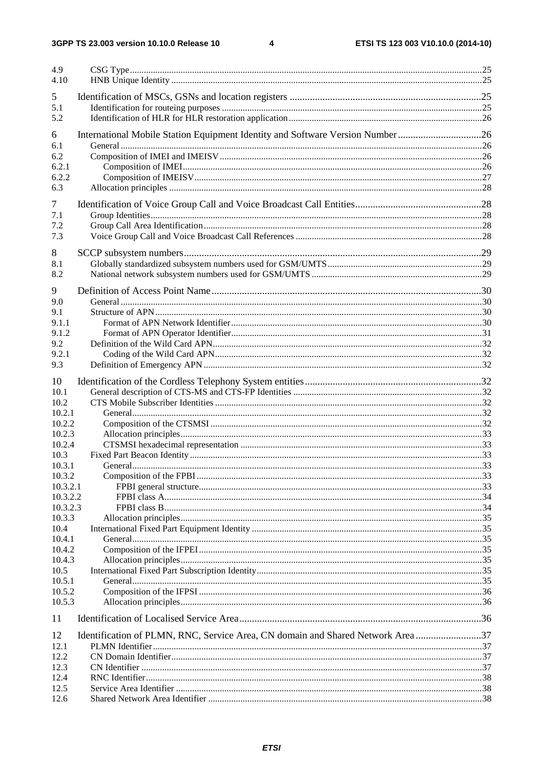4.9 CSG Type ........................................................................................................................................................25
4.10 HNB Unique Identity ......................................................................................................................................25

5 Identification of MSCs, GSNs and location registers ............................................................................25
5.1 Identification for routeing purposes ................................................................................................................25
5.2 Identification of HLR for HLR restoration application ...................................................................................26

6 International Mobile Station Equipment Identity and Software Version Number .................................26
6.1 General ............................................................................................................................................................26
6.2 Composition of IMEI and IMEISV .................................................................................................................26
6.2.1 Composition of IMEI .................................................................................................................................26
6.2.2 Composition of IMEISV ............................................................................................................................27
6.3 Allocation principles .......................................................................................................................................28

7 Identification of Voice Group Call and Voice Broadcast Call Entities..................................................28
7.1 Group Identities ...............................................................................................................................................28
7.2 Group Call Area Identification ........................................................................................................................28
7.3 Voice Group Call and Voice Broadcast Call References ................................................................................28

8 SCCP subsystem numbers .....................................................................................................................29
8.1 Globally standardized subsystem numbers used for GSM/UMTS ..................................................................29
8.2 National network subsystem numbers used for GSM/UMTS .........................................................................29

9 Definition of Access Point Name ..........................................................................................................30
9.0 General ............................................................................................................................................................30
9.1 Structure of APN .............................................................................................................................................30
9.1.1 Format of APN Network Identifier ............................................................................................................30
9.1.2 Format of APN Operator Identifier ............................................................................................................31
9.2 Definition of the Wild Card APN ....................................................................................................................32
9.2.1 Coding of the Wild Card APN ...................................................................................................................32
9.3 Definition of Emergency APN ........................................................................................................................32

10 Identification of the Cordless Telephony System entities ......................................................................32
10.1 General description of CTS-MS and CTS-FP Identities .................................................................................32
10.2 CTS Mobile Subscriber Identities ...................................................................................................................32
10.2.1 General .......................................................................................................................................................32
10.2.2 Composition of the CTSMSI .....................................................................................................................32
10.2.3 Allocation principles ..................................................................................................................................33
10.2.4 CTSMSI hexadecimal representation ........................................................................................................33
10.3 Fixed Part Beacon Identity ..............................................................................................................................33
10.3.1 General .......................................................................................................................................................33
10.3.2 Composition of the FPBI ...........................................................................................................................33
10.3.2.1 FPBI general structure..........................................................................................................................33
10.3.2.2 FPBI class A .........................................................................................................................................34
10.3.2.3 FPBI class B .........................................................................................................................................34
10.3.3 Allocation principles ..................................................................................................................................35
10.4 International Fixed Part Equipment Identity ...................................................................................................35
10.4.1 General .......................................................................................................................................................35
10.4.2 Composition of the IFPEI ..........................................................................................................................35
10.4.3 Allocation principles ..................................................................................................................................35
10.5 International Fixed Part Subscription Identity .................................................................................................35
10.5.1 General .......................................................................................................................................................35
10.5.2 Composition of the IFPSI ..........................................................................................................................36
10.5.3 Allocation principles ..................................................................................................................................36

11 Identification of Localised Service Area ................................................................................................36

12 Identification of PLMN, RNC, Service Area, CN domain and Shared Network Area ..........................37
12.1 PLMN Identifier ..............................................................................................................................................37
12.2 CN Domain Identifier ......................................................................................................................................37
12.3 CN Identifier ...................................................................................................................................................37
12.4 RNC Identifier .................................................................................................................................................38
12.5 Service Area Identifier ....................................................................................................................................38
12.6 Shared Network Area Identifier ......................................................................................................................38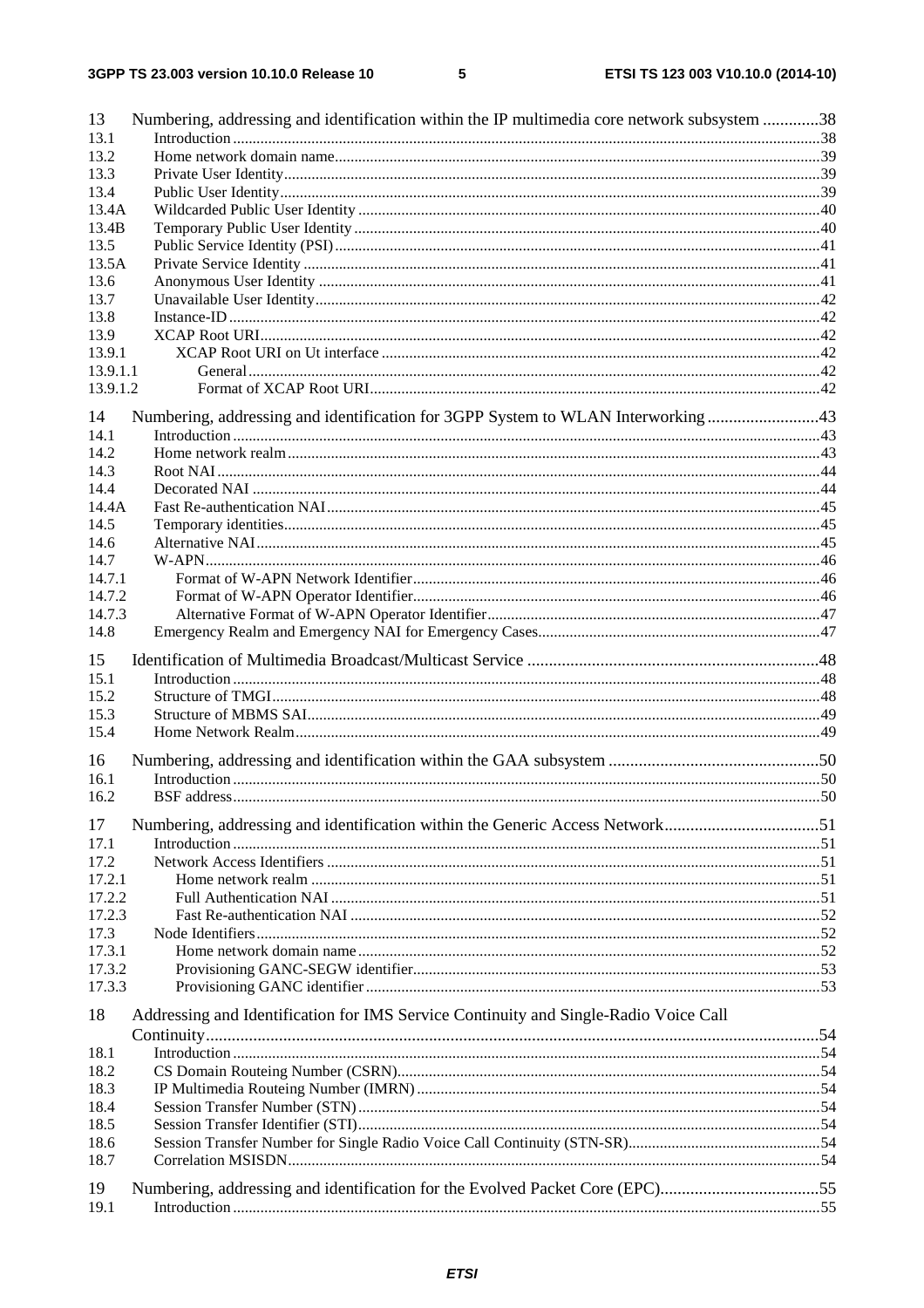13 Numbering, addressing and identification within the IP multimedia core network subsystem .............38
13.1 Introduction .....................................................................................................................................................38
13.2 Home network domain name...........................................................................................................................39
13.3 Private User Identity........................................................................................................................................39
13.4 Public User Identity.........................................................................................................................................39
13.4A Wildcarded Public User Identity .....................................................................................................................40
13.4B Temporary Public User Identity ......................................................................................................................40
13.5 Public Service Identity (PSI)...........................................................................................................................41
13.5A Private Service Identity ...................................................................................................................................41
13.6 Anonymous User Identity ...............................................................................................................................41
13.7 Unavailable User Identity................................................................................................................................42
13.8 Instance-ID ......................................................................................................................................................42
13.9 XCAP Root URI..............................................................................................................................................42
13.9.1 XCAP Root URI on Ut interface ...............................................................................................................42
13.9.1.1 General.................................................................................................................................................42
13.9.1.2 Format of XCAP Root URI..................................................................................................................42

14 Numbering, addressing and identification for 3GPP System to WLAN Interworking ..........................43
14.1 Introduction .....................................................................................................................................................43
14.2 Home network realm .......................................................................................................................................43
14.3 Root NAI .........................................................................................................................................................44
14.4 Decorated NAI ................................................................................................................................................44
14.4A Fast Re-authentication NAI.............................................................................................................................45
14.5 Temporary identities........................................................................................................................................45
14.6 Alternative NAI...............................................................................................................................................45
14.7 W-APN............................................................................................................................................................46
14.7.1 Format of W-APN Network Identifier.......................................................................................................46
14.7.2 Format of W-APN Operator Identifier.......................................................................................................46
14.7.3 Alternative Format of W-APN Operator Identifier....................................................................................47
14.8 Emergency Realm and Emergency NAI for Emergency Cases.......................................................................47

15 Identification of Multimedia Broadcast/Multicast Service ....................................................................48
15.1 Introduction .....................................................................................................................................................48
15.2 Structure of TMGI...........................................................................................................................................48
15.3 Structure of MBMS SAI..................................................................................................................................49
15.4 Home Network Realm.....................................................................................................................................49

16 Numbering, addressing and identification within the GAA subsystem .................................................50
16.1 Introduction .....................................................................................................................................................50
16.2 BSF address.....................................................................................................................................................50

17 Numbering, addressing and identification within the Generic Access Network....................................51
17.1 Introduction .....................................................................................................................................................51
17.2 Network Access Identifiers .............................................................................................................................51
17.2.1 Home network realm .................................................................................................................................51
17.2.2 Full Authentication NAI ............................................................................................................................51
17.2.3 Fast Re-authentication NAI .......................................................................................................................52
17.3 Node Identifiers...............................................................................................................................................52
17.3.1 Home network domain name.....................................................................................................................52
17.3.2 Provisioning GANC-SEGW identifier.......................................................................................................53
17.3.3 Provisioning GANC identifier ...................................................................................................................53

18 Addressing and Identification for IMS Service Continuity and Single-Radio Voice Call Continuity..............................................................................................................................................54
18.1 Introduction .....................................................................................................................................................54
18.2 CS Domain Routeing Number (CSRN)...........................................................................................................54
18.3 IP Multimedia Routeing Number (IMRN) ......................................................................................................54
18.4 Session Transfer Number (STN).....................................................................................................................54
18.5 Session Transfer Identifier (STI).....................................................................................................................54
18.6 Session Transfer Number for Single Radio Voice Call Continuity (STN-SR).................................................54
18.7 Correlation MSISDN.......................................................................................................................................54

19 Numbering, addressing and identification for the Evolved Packet Core (EPC).....................................55
19.1 Introduction .....................................................................................................................................................55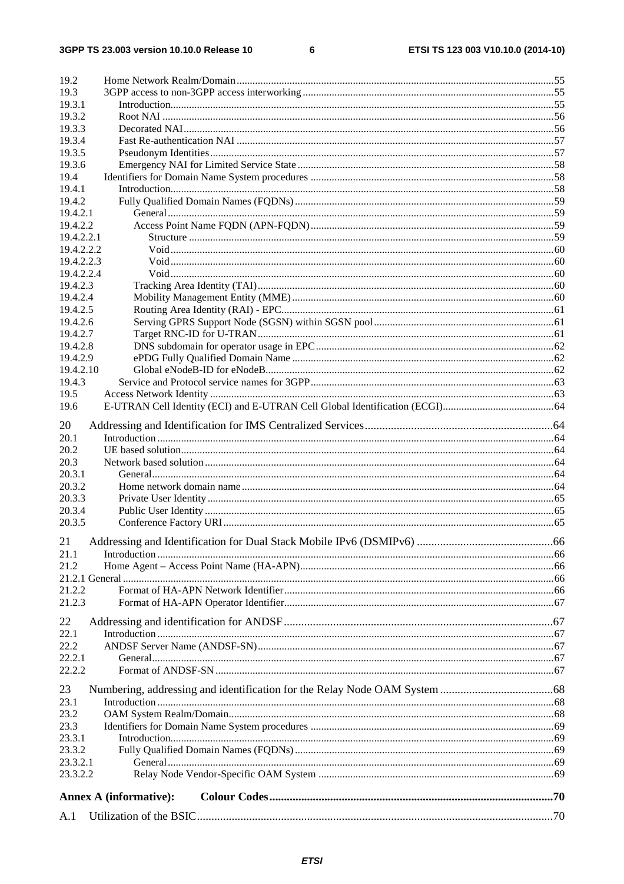19.2 Home Network Realm/Domain ....... 55
19.3 3GPP access to non-3GPP access interworking ....... 55
19.3.1 Introduction ....... 55
19.3.2 Root NAI ....... 56
19.3.3 Decorated NAI ....... 56
19.3.4 Fast Re-authentication NAI ....... 57
19.3.5 Pseudonym Identities ....... 57
19.3.6 Emergency NAI for Limited Service State ....... 58
19.4 Identifiers for Domain Name System procedures ....... 58
19.4.1 Introduction ....... 58
19.4.2 Fully Qualified Domain Names (FQDNs) ....... 59
19.4.2.1 General ....... 59
19.4.2.2 Access Point Name FQDN (APN-FQDN) ....... 59
19.4.2.2.1 Structure ....... 59
19.4.2.2.2 Void ....... 60
19.4.2.2.3 Void ....... 60
19.4.2.2.4 Void ....... 60
19.4.2.3 Tracking Area Identity (TAI) ....... 60
19.4.2.4 Mobility Management Entity (MME) ....... 60
19.4.2.5 Routing Area Identity (RAI) - EPC ....... 61
19.4.2.6 Serving GPRS Support Node (SGSN) within SGSN pool ....... 61
19.4.2.7 Target RNC-ID for U-TRAN ....... 61
19.4.2.8 DNS subdomain for operator usage in EPC ....... 62
19.4.2.9 ePDG Fully Qualified Domain Name ....... 62
19.4.2.10 Global eNodeB-ID for eNodeB ....... 62
19.4.3 Service and Protocol service names for 3GPP ....... 63
19.5 Access Network Identity ....... 63
19.6 E-UTRAN Cell Identity (ECI) and E-UTRAN Cell Global Identification (ECGI) ....... 64

20 Addressing and Identification for IMS Centralized Services ....... 64
20.1 Introduction ....... 64
20.2 UE based solution ....... 64
20.3 Network based solution ....... 64
20.3.1 General ....... 64
20.3.2 Home network domain name ....... 64
20.3.3 Private User Identity ....... 65
20.3.4 Public User Identity ....... 65
20.3.5 Conference Factory URI ....... 65

21 Addressing and Identification for Dual Stack Mobile IPv6 (DSMIPv6) ....... 66
21.1 Introduction ....... 66
21.2 Home Agent – Access Point Name (HA-APN) ....... 66
21.2.1 General ....... 66
21.2.2 Format of HA-APN Network Identifier ....... 66
21.2.3 Format of HA-APN Operator Identifier ....... 67

22 Addressing and identification for ANDSF ....... 67
22.1 Introduction ....... 67
22.2 ANDSF Server Name (ANDSF-SN) ....... 67
22.2.1 General ....... 67
22.2.2 Format of ANDSF-SN ....... 67

23 Numbering, addressing and identification for the Relay Node OAM System ....... 68
23.1 Introduction ....... 68
23.2 OAM System Realm/Domain ....... 68
23.3 Identifiers for Domain Name System procedures ....... 69
23.3.1 Introduction ....... 69
23.3.2 Fully Qualified Domain Names (FQDNs) ....... 69
23.3.2.1 General ....... 69
23.3.2.2 Relay Node Vendor-Specific OAM System ....... 69

**Annex A (informative): Colour Codes ....... 70**

A.1 Utilization of the BSIC ....... 70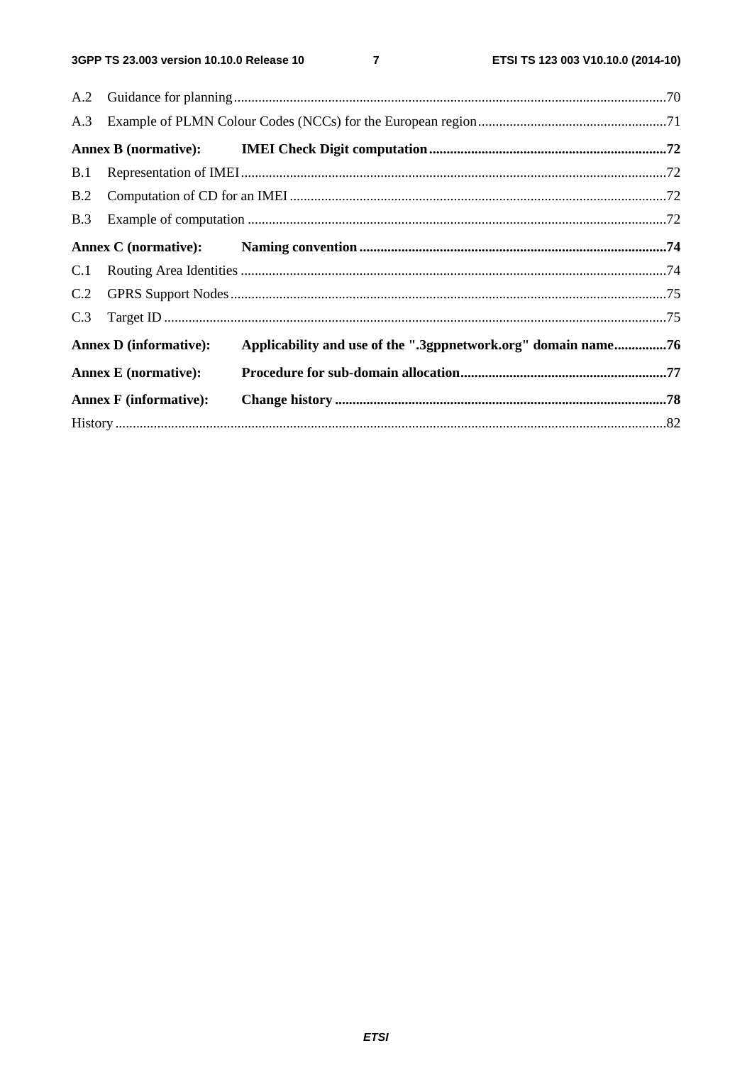A.2 Guidance for planning...........................................................................................................................70

A.3 Example of PLMN Colour Codes (NCCs) for the European region......................................................71

**Annex B (normative): IMEI Check Digit computation...................................................................72**

B.1 Representation of IMEI.........................................................................................................................72

B.2 Computation of CD for an IMEI...........................................................................................................72

B.3 Example of computation.......................................................................................................................72

**Annex C (normative): Naming convention.......................................................................................74**

C.1 Routing Area Identities.........................................................................................................................74

C.2 GPRS Support Nodes............................................................................................................................75

C.3 Target ID...............................................................................................................................................75

**Annex D (informative): Applicability and use of the ".3gppnetwork.org" domain name...............76**

**Annex E (normative): Procedure for sub-domain allocation...........................................................77**

**Annex F (informative): Change history..............................................................................................78**

History.............................................................................................................................................................82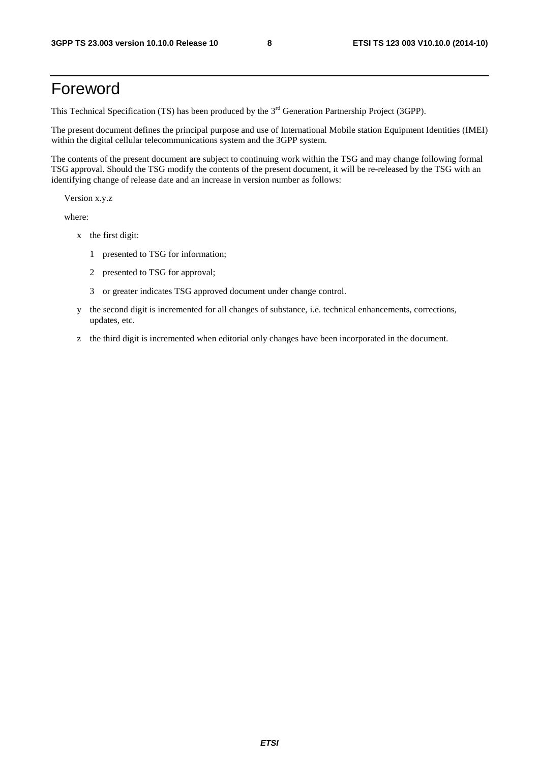# Foreword

This Technical Specification (TS) has been produced by the 3rd Generation Partnership Project (3GPP).

The present document defines the principal purpose and use of International Mobile station Equipment Identities (IMEI) within the digital cellular telecommunications system and the 3GPP system.

The contents of the present document are subject to continuing work within the TSG and may change following formal TSG approval. Should the TSG modify the contents of the present document, it will be re-released by the TSG with an identifying change of release date and an increase in version number as follows:

Version x.y.z

where:

- x the first digit:
  - 1 presented to TSG for information;
  - 2 presented to TSG for approval;
  - 3 or greater indicates TSG approved document under change control.
- y the second digit is incremented for all changes of substance, i.e. technical enhancements, corrections, updates, etc.
- z the third digit is incremented when editorial only changes have been incorporated in the document.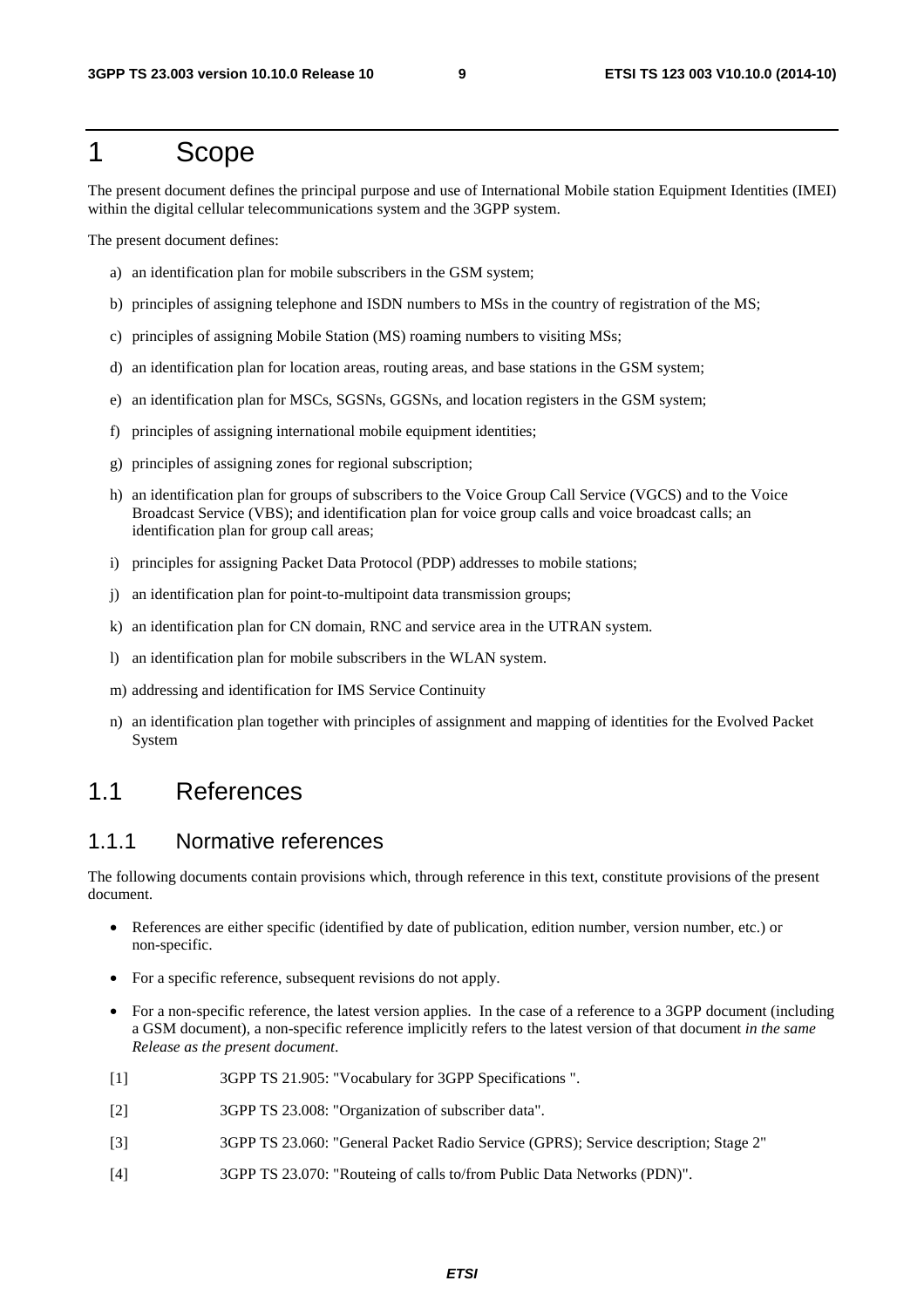# 1 Scope

The present document defines the principal purpose and use of International Mobile station Equipment Identities (IMEI) within the digital cellular telecommunications system and the 3GPP system.

The present document defines:

a) an identification plan for mobile subscribers in the GSM system;

b) principles of assigning telephone and ISDN numbers to MSs in the country of registration of the MS;

c) principles of assigning Mobile Station (MS) roaming numbers to visiting MSs;

d) an identification plan for location areas, routing areas, and base stations in the GSM system;

e) an identification plan for MSCs, SGSNs, GGSNs, and location registers in the GSM system;

f) principles of assigning international mobile equipment identities;

g) principles of assigning zones for regional subscription;

h) an identification plan for groups of subscribers to the Voice Group Call Service (VGCS) and to the Voice Broadcast Service (VBS); and identification plan for voice group calls and voice broadcast calls; an identification plan for group call areas;

i) principles for assigning Packet Data Protocol (PDP) addresses to mobile stations;

j) an identification plan for point-to-multipoint data transmission groups;

k) an identification plan for CN domain, RNC and service area in the UTRAN system.

l) an identification plan for mobile subscribers in the WLAN system.

m) addressing and identification for IMS Service Continuity

n) an identification plan together with principles of assignment and mapping of identities for the Evolved Packet System

## 1.1 References

### 1.1.1 Normative references

The following documents contain provisions which, through reference in this text, constitute provisions of the present document.

- References are either specific (identified by date of publication, edition number, version number, etc.) or non-specific.
- For a specific reference, subsequent revisions do not apply.
- For a non-specific reference, the latest version applies. In the case of a reference to a 3GPP document (including a GSM document), a non-specific reference implicitly refers to the latest version of that document *in the same Release as the present document*.

[1] 3GPP TS 21.905: "Vocabulary for 3GPP Specifications ".

[2] 3GPP TS 23.008: "Organization of subscriber data".

[3] 3GPP TS 23.060: "General Packet Radio Service (GPRS); Service description; Stage 2"

[4] 3GPP TS 23.070: "Routeing of calls to/from Public Data Networks (PDN)".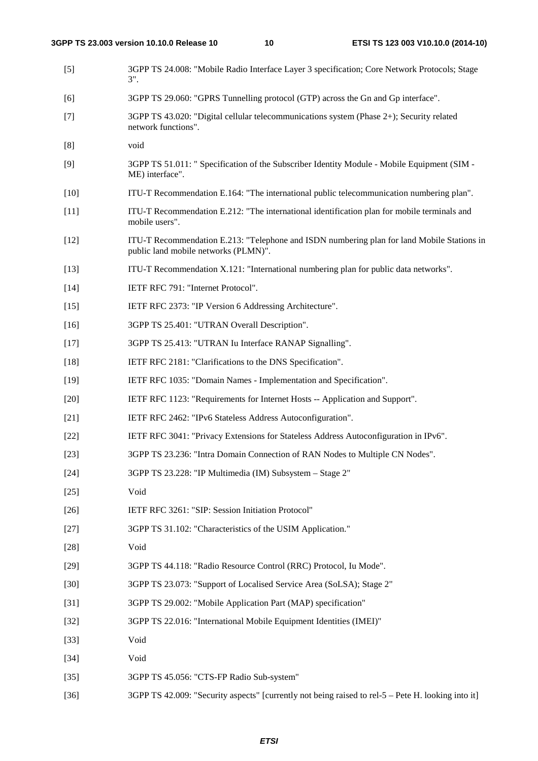[5] 3GPP TS 24.008: "Mobile Radio Interface Layer 3 specification; Core Network Protocols; Stage 3".

[6] 3GPP TS 29.060: "GPRS Tunnelling protocol (GTP) across the Gn and Gp interface".

[7] 3GPP TS 43.020: "Digital cellular telecommunications system (Phase 2+); Security related network functions".

[8] void

[9] 3GPP TS 51.011: " Specification of the Subscriber Identity Module - Mobile Equipment (SIM - ME) interface".

[10] ITU-T Recommendation E.164: "The international public telecommunication numbering plan".

[11] ITU-T Recommendation E.212: "The international identification plan for mobile terminals and mobile users".

[12] ITU-T Recommendation E.213: "Telephone and ISDN numbering plan for land Mobile Stations in public land mobile networks (PLMN)".

[13] ITU-T Recommendation X.121: "International numbering plan for public data networks".

[14] IETF RFC 791: "Internet Protocol".

[15] IETF RFC 2373: "IP Version 6 Addressing Architecture".

[16] 3GPP TS 25.401: "UTRAN Overall Description".

[17] 3GPP TS 25.413: "UTRAN Iu Interface RANAP Signalling".

[18] IETF RFC 2181: "Clarifications to the DNS Specification".

[19] IETF RFC 1035: "Domain Names - Implementation and Specification".

[20] IETF RFC 1123: "Requirements for Internet Hosts -- Application and Support".

[21] IETF RFC 2462: "IPv6 Stateless Address Autoconfiguration".

[22] IETF RFC 3041: "Privacy Extensions for Stateless Address Autoconfiguration in IPv6".

[23] 3GPP TS 23.236: "Intra Domain Connection of RAN Nodes to Multiple CN Nodes".

[24] 3GPP TS 23.228: "IP Multimedia (IM) Subsystem – Stage 2"

[25] Void

[26] IETF RFC 3261: "SIP: Session Initiation Protocol"

[27] 3GPP TS 31.102: "Characteristics of the USIM Application."

[28] Void

[29] 3GPP TS 44.118: "Radio Resource Control (RRC) Protocol, Iu Mode".

[30] 3GPP TS 23.073: "Support of Localised Service Area (SoLSA); Stage 2"

[31] 3GPP TS 29.002: "Mobile Application Part (MAP) specification"

[32] 3GPP TS 22.016: "International Mobile Equipment Identities (IMEI)"

[33] Void

[34] Void

[35] 3GPP TS 45.056: "CTS-FP Radio Sub-system"

[36] 3GPP TS 42.009: "Security aspects" [currently not being raised to rel-5 – Pete H. looking into it]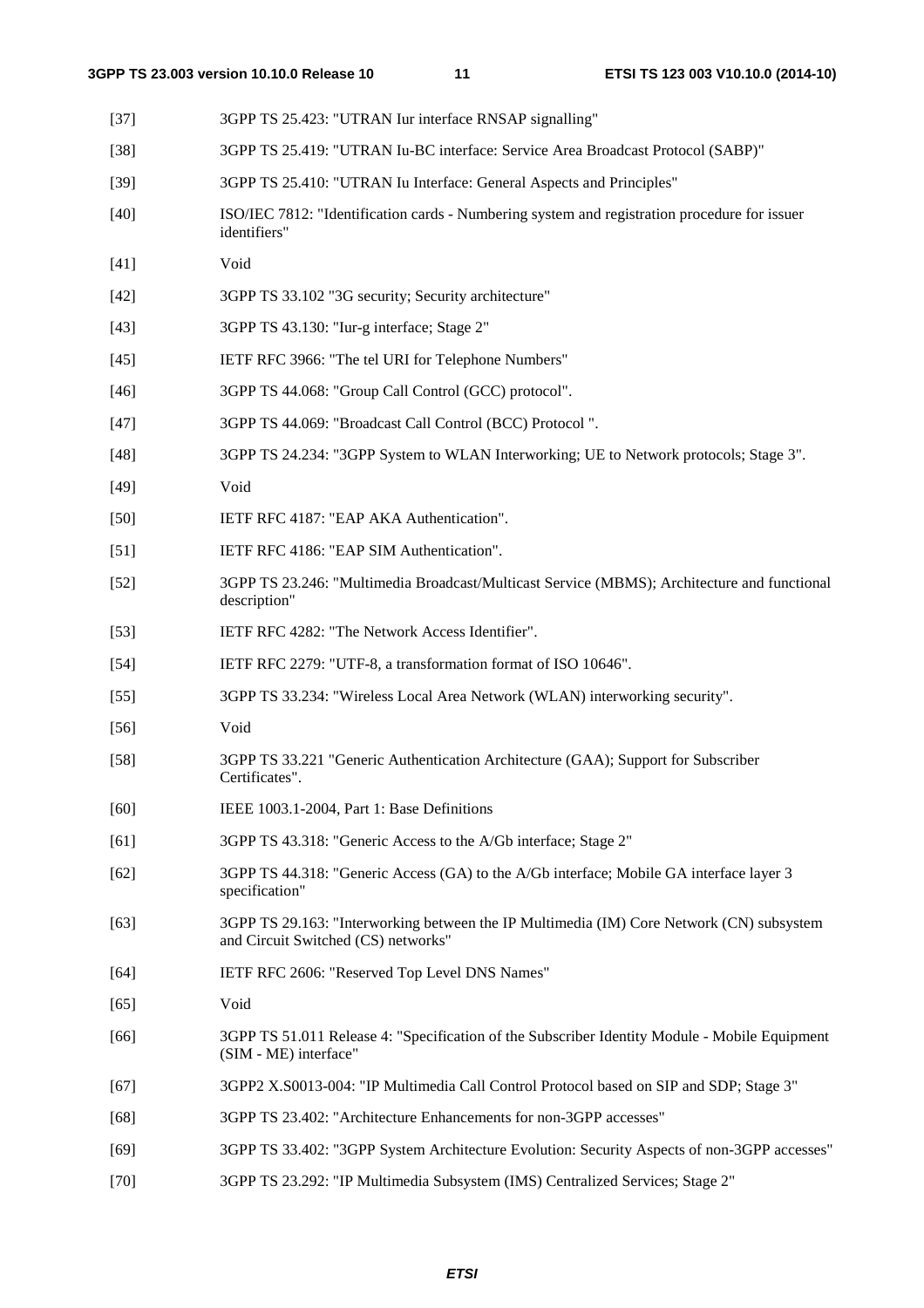[37] 3GPP TS 25.423: "UTRAN Iur interface RNSAP signalling"

[38] 3GPP TS 25.419: "UTRAN Iu-BC interface: Service Area Broadcast Protocol (SABP)"

[39] 3GPP TS 25.410: "UTRAN Iu Interface: General Aspects and Principles"

[40] ISO/IEC 7812: "Identification cards - Numbering system and registration procedure for issuer identifiers"

[41] Void

[42] 3GPP TS 33.102 "3G security; Security architecture"

[43] 3GPP TS 43.130: "Iur-g interface; Stage 2"

[45] IETF RFC 3966: "The tel URI for Telephone Numbers"

[46] 3GPP TS 44.068: "Group Call Control (GCC) protocol".

[47] 3GPP TS 44.069: "Broadcast Call Control (BCC) Protocol ".

[48] 3GPP TS 24.234: "3GPP System to WLAN Interworking; UE to Network protocols; Stage 3".

[49] Void

[50] IETF RFC 4187: "EAP AKA Authentication".

[51] IETF RFC 4186: "EAP SIM Authentication".

[52] 3GPP TS 23.246: "Multimedia Broadcast/Multicast Service (MBMS); Architecture and functional description"

[53] IETF RFC 4282: "The Network Access Identifier".

[54] IETF RFC 2279: "UTF-8, a transformation format of ISO 10646".

[55] 3GPP TS 33.234: "Wireless Local Area Network (WLAN) interworking security".

[56] Void

[58] 3GPP TS 33.221 "Generic Authentication Architecture (GAA); Support for Subscriber Certificates".

[60] IEEE 1003.1-2004, Part 1: Base Definitions

[61] 3GPP TS 43.318: "Generic Access to the A/Gb interface; Stage 2"

[62] 3GPP TS 44.318: "Generic Access (GA) to the A/Gb interface; Mobile GA interface layer 3 specification"

[63] 3GPP TS 29.163: "Interworking between the IP Multimedia (IM) Core Network (CN) subsystem and Circuit Switched (CS) networks"

[64] IETF RFC 2606: "Reserved Top Level DNS Names"

[65] Void

[66] 3GPP TS 51.011 Release 4: "Specification of the Subscriber Identity Module - Mobile Equipment (SIM - ME) interface"

[67] 3GPP2 X.S0013-004: "IP Multimedia Call Control Protocol based on SIP and SDP; Stage 3"

[68] 3GPP TS 23.402: "Architecture Enhancements for non-3GPP accesses"

[69] 3GPP TS 33.402: "3GPP System Architecture Evolution: Security Aspects of non-3GPP accesses"

[70] 3GPP TS 23.292: "IP Multimedia Subsystem (IMS) Centralized Services; Stage 2"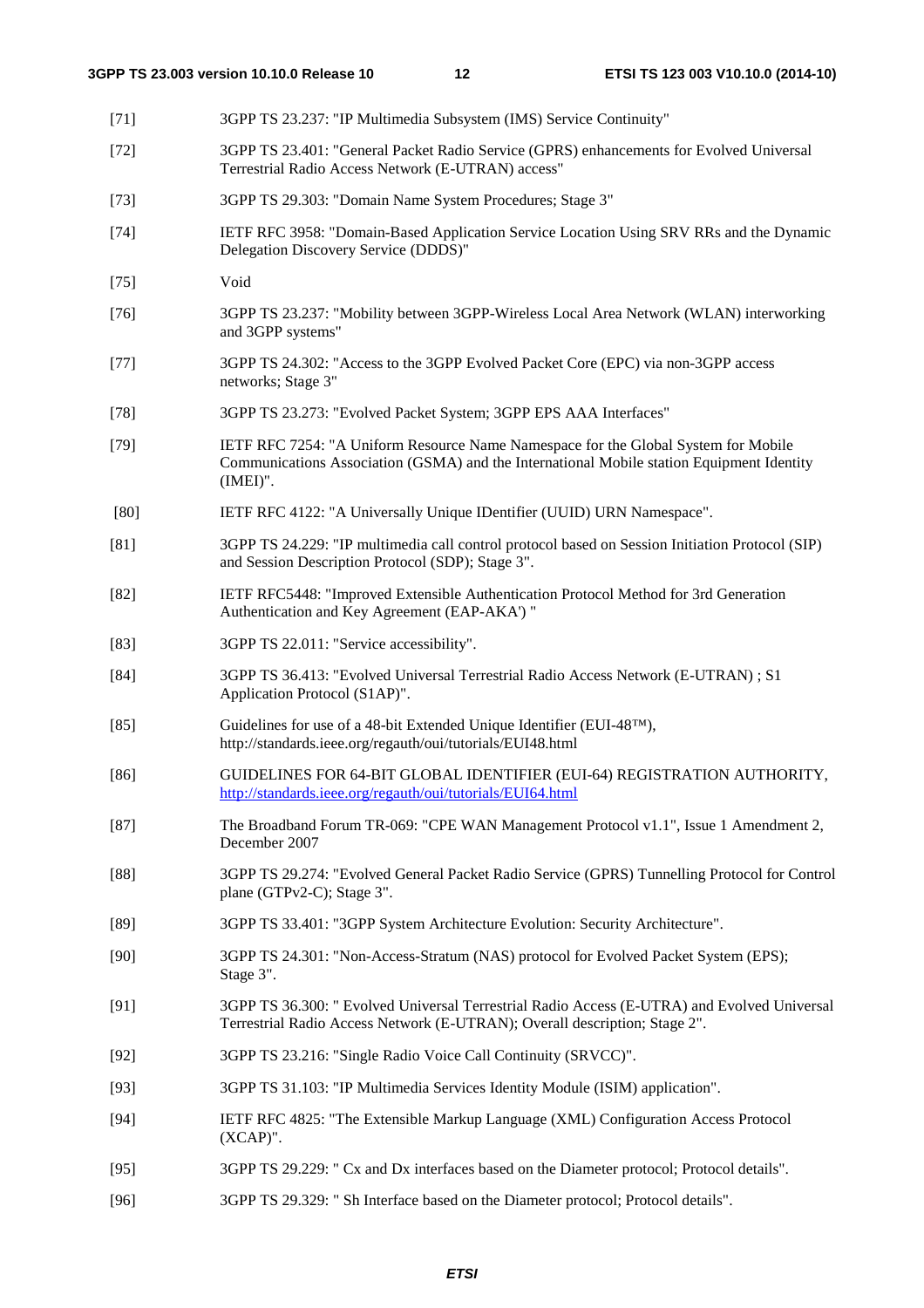[71] 3GPP TS 23.237: "IP Multimedia Subsystem (IMS) Service Continuity"

[72] 3GPP TS 23.401: "General Packet Radio Service (GPRS) enhancements for Evolved Universal Terrestrial Radio Access Network (E-UTRAN) access"

[73] 3GPP TS 29.303: "Domain Name System Procedures; Stage 3"

[74] IETF RFC 3958: "Domain-Based Application Service Location Using SRV RRs and the Dynamic Delegation Discovery Service (DDDS)"

[75] Void

[76] 3GPP TS 23.237: "Mobility between 3GPP-Wireless Local Area Network (WLAN) interworking and 3GPP systems"

[77] 3GPP TS 24.302: "Access to the 3GPP Evolved Packet Core (EPC) via non-3GPP access networks; Stage 3"

[78] 3GPP TS 23.273: "Evolved Packet System; 3GPP EPS AAA Interfaces"

[79] IETF RFC 7254: "A Uniform Resource Name Namespace for the Global System for Mobile Communications Association (GSMA) and the International Mobile station Equipment Identity (IMEI)".

[80] IETF RFC 4122: "A Universally Unique IDentifier (UUID) URN Namespace".

[81] 3GPP TS 24.229: "IP multimedia call control protocol based on Session Initiation Protocol (SIP) and Session Description Protocol (SDP); Stage 3".

[82] IETF RFC5448: "Improved Extensible Authentication Protocol Method for 3rd Generation Authentication and Key Agreement (EAP-AKA') "

[83] 3GPP TS 22.011: "Service accessibility".

[84] 3GPP TS 36.413: "Evolved Universal Terrestrial Radio Access Network (E-UTRAN) ; S1 Application Protocol (S1AP)".

[85] Guidelines for use of a 48-bit Extended Unique Identifier (EUI-48™), http://standards.ieee.org/regauth/oui/tutorials/EUI48.html

[86] GUIDELINES FOR 64-BIT GLOBAL IDENTIFIER (EUI-64) REGISTRATION AUTHORITY, http://standards.ieee.org/regauth/oui/tutorials/EUI64.html

[87] The Broadband Forum TR-069: "CPE WAN Management Protocol v1.1", Issue 1 Amendment 2, December 2007

[88] 3GPP TS 29.274: "Evolved General Packet Radio Service (GPRS) Tunnelling Protocol for Control plane (GTPv2-C); Stage 3".

[89] 3GPP TS 33.401: "3GPP System Architecture Evolution: Security Architecture".

[90] 3GPP TS 24.301: "Non-Access-Stratum (NAS) protocol for Evolved Packet System (EPS); Stage 3".

[91] 3GPP TS 36.300: " Evolved Universal Terrestrial Radio Access (E-UTRA) and Evolved Universal Terrestrial Radio Access Network (E-UTRAN); Overall description; Stage 2".

[92] 3GPP TS 23.216: "Single Radio Voice Call Continuity (SRVCC)".

[93] 3GPP TS 31.103: "IP Multimedia Services Identity Module (ISIM) application".

[94] IETF RFC 4825: "The Extensible Markup Language (XML) Configuration Access Protocol (XCAP)".

[95] 3GPP TS 29.229: " Cx and Dx interfaces based on the Diameter protocol; Protocol details".

[96] 3GPP TS 29.329: " Sh Interface based on the Diameter protocol; Protocol details".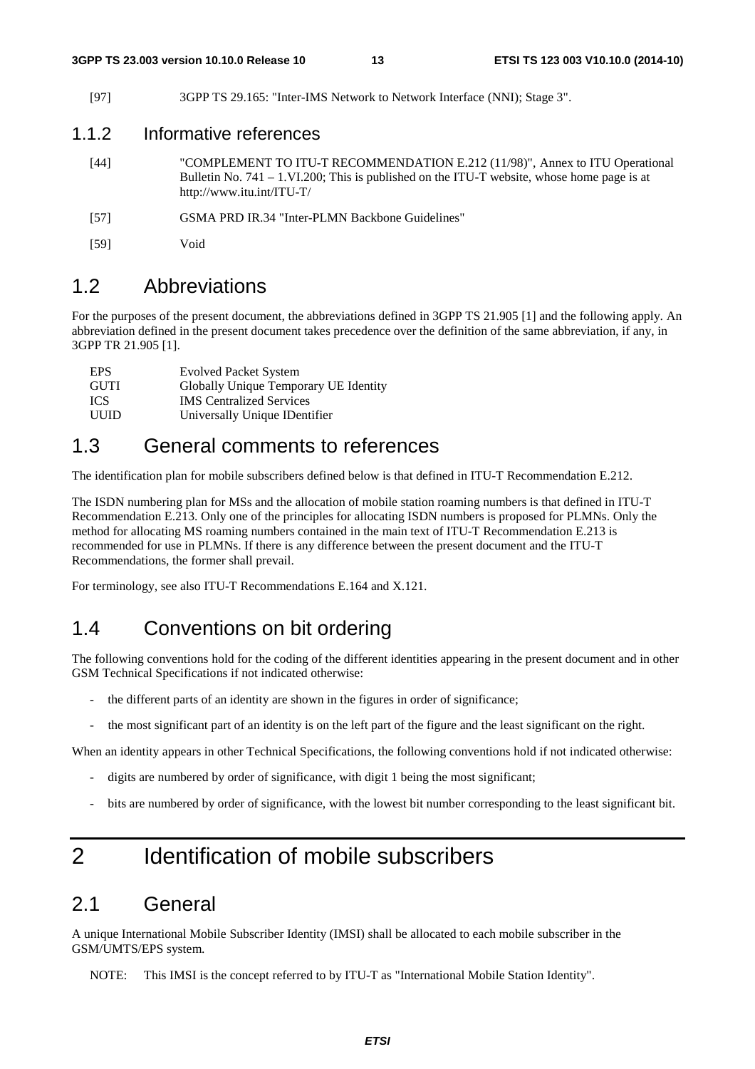[97] 3GPP TS 29.165: "Inter-IMS Network to Network Interface (NNI); Stage 3".

### 1.1.2 Informative references

[44] "COMPLEMENT TO ITU-T RECOMMENDATION E.212 (11/98)", Annex to ITU Operational Bulletin No. 741 – 1.VI.200; This is published on the ITU-T website, whose home page is at http://www.itu.int/ITU-T/

[57] GSMA PRD IR.34 "Inter-PLMN Backbone Guidelines"

[59] Void

## 1.2 Abbreviations

For the purposes of the present document, the abbreviations defined in 3GPP TS 21.905 [1] and the following apply. An abbreviation defined in the present document takes precedence over the definition of the same abbreviation, if any, in 3GPP TR 21.905 [1].

| | |
|---|---|
| EPS | Evolved Packet System |
| GUTI | Globally Unique Temporary UE Identity |
| ICS | IMS Centralized Services |
| UUID | Universally Unique IDentifier |

## 1.3 General comments to references

The identification plan for mobile subscribers defined below is that defined in ITU-T Recommendation E.212.

The ISDN numbering plan for MSs and the allocation of mobile station roaming numbers is that defined in ITU-T Recommendation E.213. Only one of the principles for allocating ISDN numbers is proposed for PLMNs. Only the method for allocating MS roaming numbers contained in the main text of ITU-T Recommendation E.213 is recommended for use in PLMNs. If there is any difference between the present document and the ITU-T Recommendations, the former shall prevail.

For terminology, see also ITU-T Recommendations E.164 and X.121.

## 1.4 Conventions on bit ordering

The following conventions hold for the coding of the different identities appearing in the present document and in other GSM Technical Specifications if not indicated otherwise:

- the different parts of an identity are shown in the figures in order of significance;
- the most significant part of an identity is on the left part of the figure and the least significant on the right.

When an identity appears in other Technical Specifications, the following conventions hold if not indicated otherwise:

- digits are numbered by order of significance, with digit 1 being the most significant;
- bits are numbered by order of significance, with the lowest bit number corresponding to the least significant bit.

# 2 Identification of mobile subscribers

## 2.1 General

A unique International Mobile Subscriber Identity (IMSI) shall be allocated to each mobile subscriber in the GSM/UMTS/EPS system.

NOTE: This IMSI is the concept referred to by ITU-T as "International Mobile Station Identity".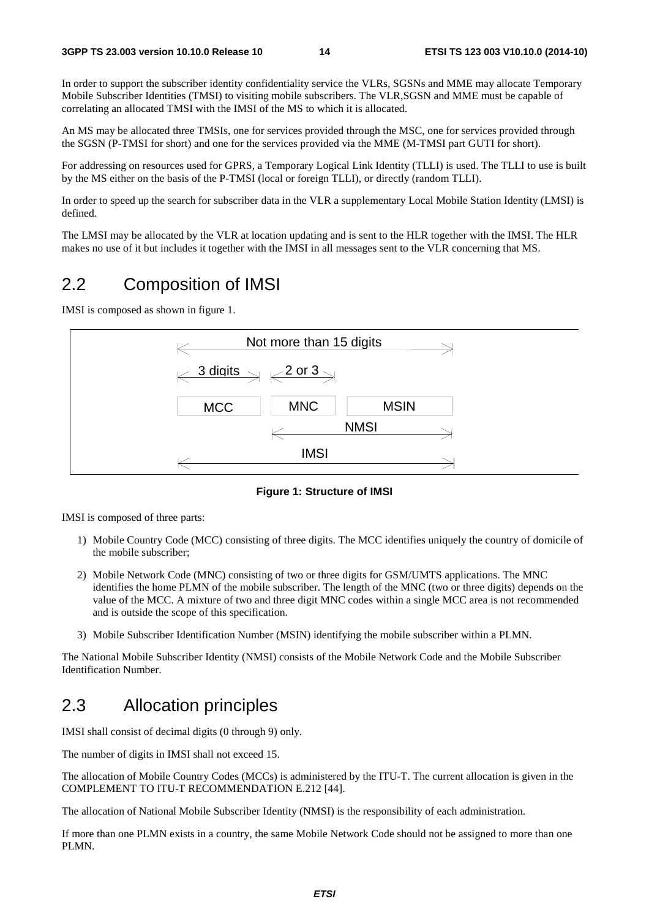In order to support the subscriber identity confidentiality service the VLRs, SGSNs and MME may allocate Temporary Mobile Subscriber Identities (TMSI) to visiting mobile subscribers. The VLR,SGSN and MME must be capable of correlating an allocated TMSI with the IMSI of the MS to which it is allocated.

An MS may be allocated three TMSIs, one for services provided through the MSC, one for services provided through the SGSN (P-TMSI for short) and one for the services provided via the MME (M-TMSI part GUTI for short).

For addressing on resources used for GPRS, a Temporary Logical Link Identity (TLLI) is used. The TLLI to use is built by the MS either on the basis of the P-TMSI (local or foreign TLLI), or directly (random TLLI).

In order to speed up the search for subscriber data in the VLR a supplementary Local Mobile Station Identity (LMSI) is defined.

The LMSI may be allocated by the VLR at location updating and is sent to the HLR together with the IMSI. The HLR makes no use of it but includes it together with the IMSI in all messages sent to the VLR concerning that MS.

## 2.2 Composition of IMSI

IMSI is composed as shown in figure 1.

```
|<----------- Not more than 15 digits ----------->|
|<- 3 digits ->| |<- 2 or 3 ->|
[    MCC     ]  [   MNC    ]  [      MSIN      ]
                |<------------ NMSI ------------>|
|<------------------- IMSI --------------------->|
```

**Figure 1: Structure of IMSI**

IMSI is composed of three parts:

1) Mobile Country Code (MCC) consisting of three digits. The MCC identifies uniquely the country of domicile of the mobile subscriber;

2) Mobile Network Code (MNC) consisting of two or three digits for GSM/UMTS applications. The MNC identifies the home PLMN of the mobile subscriber. The length of the MNC (two or three digits) depends on the value of the MCC. A mixture of two and three digit MNC codes within a single MCC area is not recommended and is outside the scope of this specification.

3) Mobile Subscriber Identification Number (MSIN) identifying the mobile subscriber within a PLMN.

The National Mobile Subscriber Identity (NMSI) consists of the Mobile Network Code and the Mobile Subscriber Identification Number.

## 2.3 Allocation principles

IMSI shall consist of decimal digits (0 through 9) only.

The number of digits in IMSI shall not exceed 15.

The allocation of Mobile Country Codes (MCCs) is administered by the ITU-T. The current allocation is given in the COMPLEMENT TO ITU-T RECOMMENDATION E.212 [44].

The allocation of National Mobile Subscriber Identity (NMSI) is the responsibility of each administration.

If more than one PLMN exists in a country, the same Mobile Network Code should not be assigned to more than one PLMN.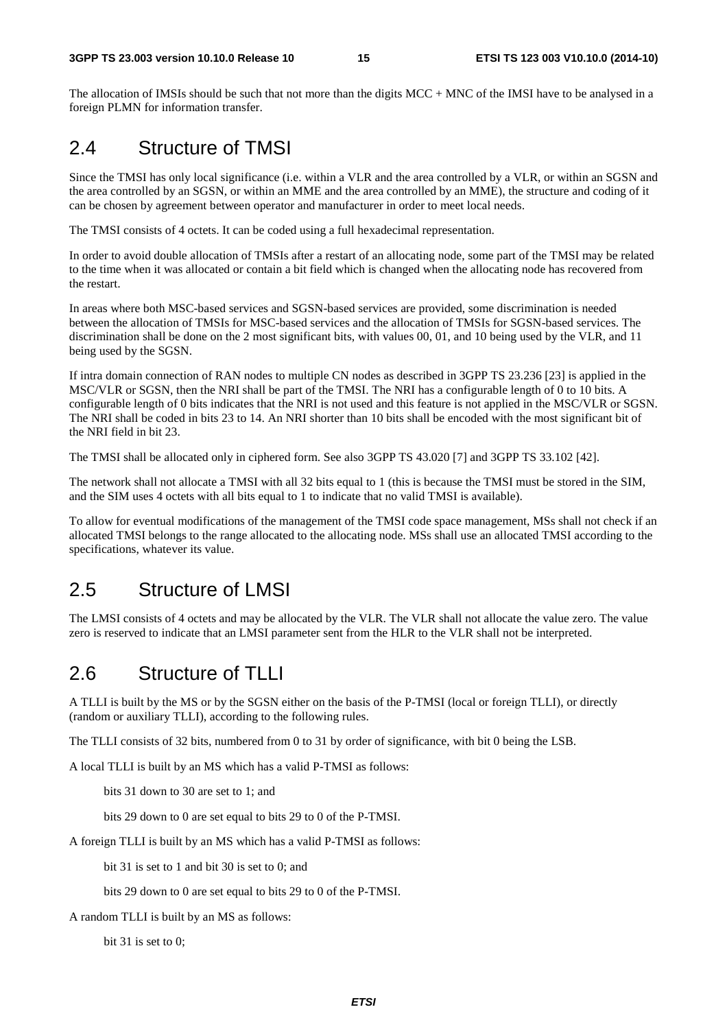The allocation of IMSIs should be such that not more than the digits MCC + MNC of the IMSI have to be analysed in a foreign PLMN for information transfer.

## 2.4 Structure of TMSI

Since the TMSI has only local significance (i.e. within a VLR and the area controlled by a VLR, or within an SGSN and the area controlled by an SGSN, or within an MME and the area controlled by an MME), the structure and coding of it can be chosen by agreement between operator and manufacturer in order to meet local needs.

The TMSI consists of 4 octets. It can be coded using a full hexadecimal representation.

In order to avoid double allocation of TMSIs after a restart of an allocating node, some part of the TMSI may be related to the time when it was allocated or contain a bit field which is changed when the allocating node has recovered from the restart.

In areas where both MSC-based services and SGSN-based services are provided, some discrimination is needed between the allocation of TMSIs for MSC-based services and the allocation of TMSIs for SGSN-based services. The discrimination shall be done on the 2 most significant bits, with values 00, 01, and 10 being used by the VLR, and 11 being used by the SGSN.

If intra domain connection of RAN nodes to multiple CN nodes as described in 3GPP TS 23.236 [23] is applied in the MSC/VLR or SGSN, then the NRI shall be part of the TMSI. The NRI has a configurable length of 0 to 10 bits. A configurable length of 0 bits indicates that the NRI is not used and this feature is not applied in the MSC/VLR or SGSN. The NRI shall be coded in bits 23 to 14. An NRI shorter than 10 bits shall be encoded with the most significant bit of the NRI field in bit 23.

The TMSI shall be allocated only in ciphered form. See also 3GPP TS 43.020 [7] and 3GPP TS 33.102 [42].

The network shall not allocate a TMSI with all 32 bits equal to 1 (this is because the TMSI must be stored in the SIM, and the SIM uses 4 octets with all bits equal to 1 to indicate that no valid TMSI is available).

To allow for eventual modifications of the management of the TMSI code space management, MSs shall not check if an allocated TMSI belongs to the range allocated to the allocating node. MSs shall use an allocated TMSI according to the specifications, whatever its value.

## 2.5 Structure of LMSI

The LMSI consists of 4 octets and may be allocated by the VLR. The VLR shall not allocate the value zero. The value zero is reserved to indicate that an LMSI parameter sent from the HLR to the VLR shall not be interpreted.

## 2.6 Structure of TLLI

A TLLI is built by the MS or by the SGSN either on the basis of the P-TMSI (local or foreign TLLI), or directly (random or auxiliary TLLI), according to the following rules.

The TLLI consists of 32 bits, numbered from 0 to 31 by order of significance, with bit 0 being the LSB.

A local TLLI is built by an MS which has a valid P-TMSI as follows:

bits 31 down to 30 are set to 1; and

bits 29 down to 0 are set equal to bits 29 to 0 of the P-TMSI.

A foreign TLLI is built by an MS which has a valid P-TMSI as follows:

bit 31 is set to 1 and bit 30 is set to 0; and

bits 29 down to 0 are set equal to bits 29 to 0 of the P-TMSI.

A random TLLI is built by an MS as follows:

bit 31 is set to 0;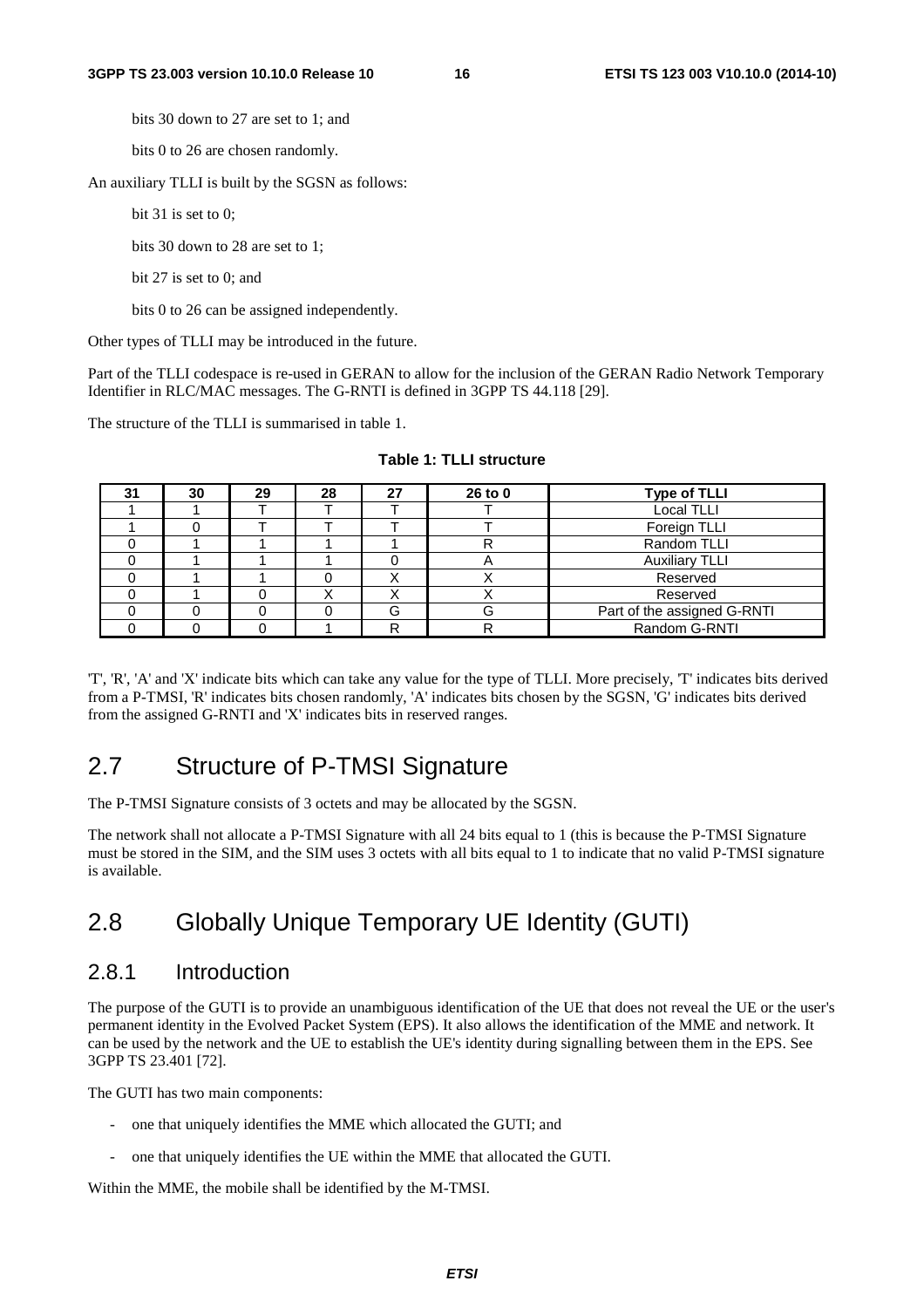bits 30 down to 27 are set to 1; and

bits 0 to 26 are chosen randomly.

An auxiliary TLLI is built by the SGSN as follows:

bit 31 is set to 0;

bits 30 down to 28 are set to 1;

bit 27 is set to 0; and

bits 0 to 26 can be assigned independently.

Other types of TLLI may be introduced in the future.

Part of the TLLI codespace is re-used in GERAN to allow for the inclusion of the GERAN Radio Network Temporary Identifier in RLC/MAC messages. The G-RNTI is defined in 3GPP TS 44.118 [29].

The structure of the TLLI is summarised in table 1.

**Table 1: TLLI structure**

| 31 | 30 | 29 | 28 | 27 | 26 to 0 | Type of TLLI |
|---|---|---|---|---|---|---|
| 1 | 1 | T | T | T | T | Local TLLI |
| 1 | 0 | T | T | T | T | Foreign TLLI |
| 0 | 1 | 1 | 1 | 1 | R | Random TLLI |
| 0 | 1 | 1 | 1 | 0 | A | Auxiliary TLLI |
| 0 | 1 | 1 | 0 | X | X | Reserved |
| 0 | 1 | 0 | X | X | X | Reserved |
| 0 | 0 | 0 | 0 | G | G | Part of the assigned G-RNTI |
| 0 | 0 | 0 | 1 | R | R | Random G-RNTI |

'T', 'R', 'A' and 'X' indicate bits which can take any value for the type of TLLI. More precisely, 'T' indicates bits derived from a P-TMSI, 'R' indicates bits chosen randomly, 'A' indicates bits chosen by the SGSN, 'G' indicates bits derived from the assigned G-RNTI and 'X' indicates bits in reserved ranges.

# 2.7 Structure of P-TMSI Signature

The P-TMSI Signature consists of 3 octets and may be allocated by the SGSN.

The network shall not allocate a P-TMSI Signature with all 24 bits equal to 1 (this is because the P-TMSI Signature must be stored in the SIM, and the SIM uses 3 octets with all bits equal to 1 to indicate that no valid P-TMSI signature is available.

# 2.8 Globally Unique Temporary UE Identity (GUTI)

## 2.8.1 Introduction

The purpose of the GUTI is to provide an unambiguous identification of the UE that does not reveal the UE or the user's permanent identity in the Evolved Packet System (EPS). It also allows the identification of the MME and network. It can be used by the network and the UE to establish the UE's identity during signalling between them in the EPS. See 3GPP TS 23.401 [72].

The GUTI has two main components:

- one that uniquely identifies the MME which allocated the GUTI; and
- one that uniquely identifies the UE within the MME that allocated the GUTI.

Within the MME, the mobile shall be identified by the M-TMSI.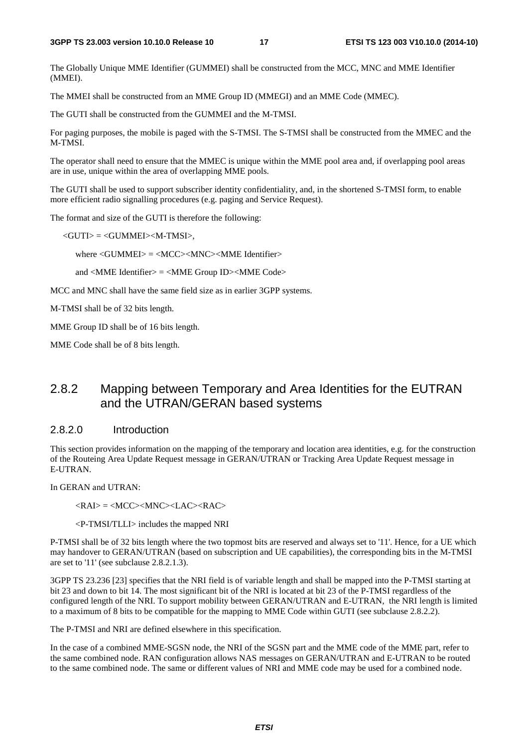The Globally Unique MME Identifier (GUMMEI) shall be constructed from the MCC, MNC and MME Identifier (MMEI).

The MMEI shall be constructed from an MME Group ID (MMEGI) and an MME Code (MMEC).

The GUTI shall be constructed from the GUMMEI and the M-TMSI.

For paging purposes, the mobile is paged with the S-TMSI. The S-TMSI shall be constructed from the MMEC and the M-TMSI.

The operator shall need to ensure that the MMEC is unique within the MME pool area and, if overlapping pool areas are in use, unique within the area of overlapping MME pools.

The GUTI shall be used to support subscriber identity confidentiality, and, in the shortened S-TMSI form, to enable more efficient radio signalling procedures (e.g. paging and Service Request).

The format and size of the GUTI is therefore the following:

<GUTI> = <GUMMEI><M-TMSI>,

where <GUMMEI> = <MCC><MNC><MME Identifier>

and <MME Identifier> = <MME Group ID><MME Code>

MCC and MNC shall have the same field size as in earlier 3GPP systems.

M-TMSI shall be of 32 bits length.

MME Group ID shall be of 16 bits length.

MME Code shall be of 8 bits length.

## 2.8.2 Mapping between Temporary and Area Identities for the EUTRAN and the UTRAN/GERAN based systems

### 2.8.2.0 Introduction

This section provides information on the mapping of the temporary and location area identities, e.g. for the construction of the Routeing Area Update Request message in GERAN/UTRAN or Tracking Area Update Request message in E-UTRAN.

In GERAN and UTRAN:

<RAI> = <MCC><MNC><LAC><RAC>

<P-TMSI/TLLI> includes the mapped NRI

P-TMSI shall be of 32 bits length where the two topmost bits are reserved and always set to '11'. Hence, for a UE which may handover to GERAN/UTRAN (based on subscription and UE capabilities), the corresponding bits in the M-TMSI are set to '11' (see subclause 2.8.2.1.3).

3GPP TS 23.236 [23] specifies that the NRI field is of variable length and shall be mapped into the P-TMSI starting at bit 23 and down to bit 14. The most significant bit of the NRI is located at bit 23 of the P-TMSI regardless of the configured length of the NRI. To support mobility between GERAN/UTRAN and E-UTRAN, the NRI length is limited to a maximum of 8 bits to be compatible for the mapping to MME Code within GUTI (see subclause 2.8.2.2).

The P-TMSI and NRI are defined elsewhere in this specification.

In the case of a combined MME-SGSN node, the NRI of the SGSN part and the MME code of the MME part, refer to the same combined node. RAN configuration allows NAS messages on GERAN/UTRAN and E-UTRAN to be routed to the same combined node. The same or different values of NRI and MME code may be used for a combined node.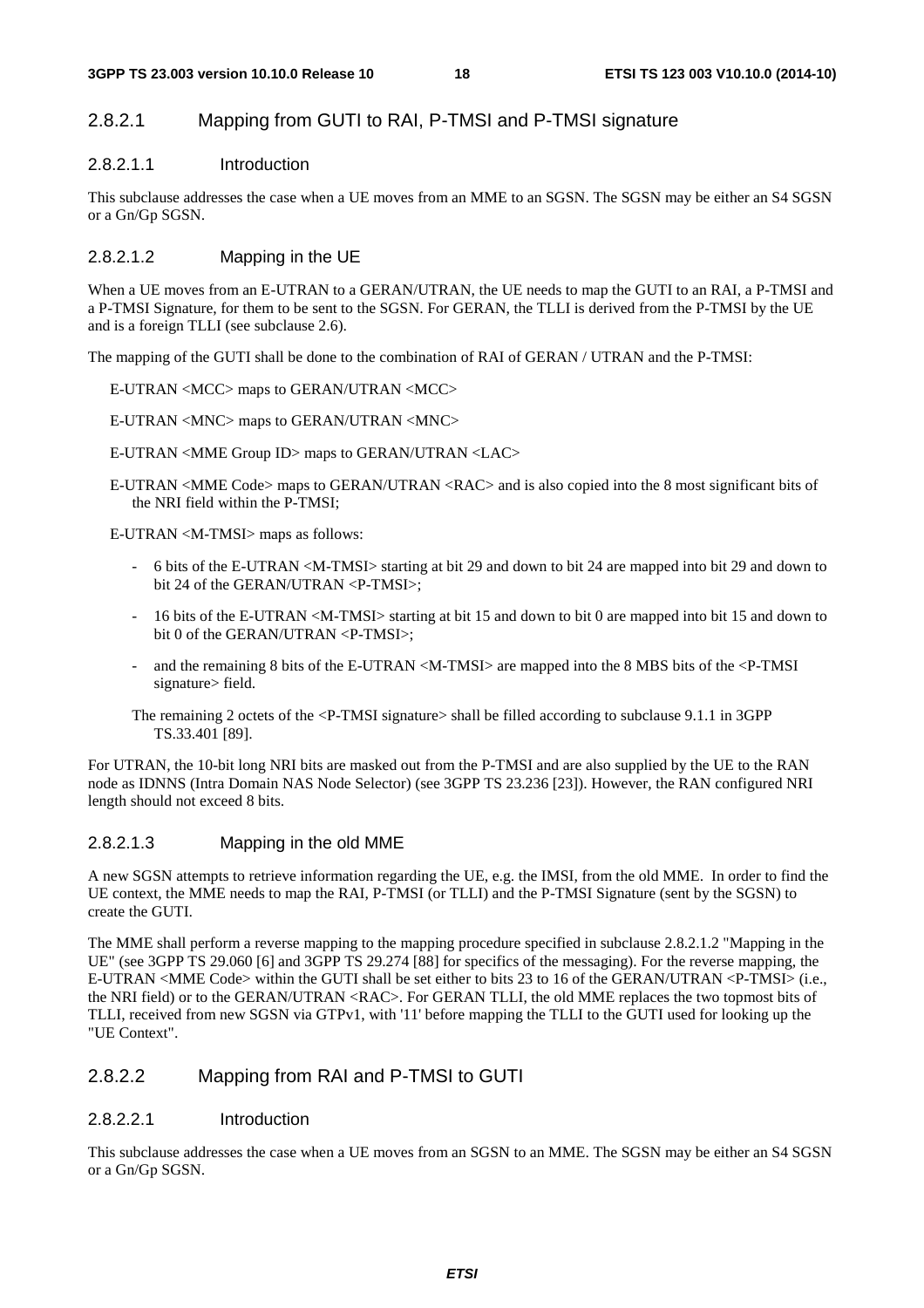#### 2.8.2.1 Mapping from GUTI to RAI, P-TMSI and P-TMSI signature

##### 2.8.2.1.1 Introduction

This subclause addresses the case when a UE moves from an MME to an SGSN. The SGSN may be either an S4 SGSN or a Gn/Gp SGSN.

##### 2.8.2.1.2 Mapping in the UE

When a UE moves from an E-UTRAN to a GERAN/UTRAN, the UE needs to map the GUTI to an RAI, a P-TMSI and a P-TMSI Signature, for them to be sent to the SGSN. For GERAN, the TLLI is derived from the P-TMSI by the UE and is a foreign TLLI (see subclause 2.6).

The mapping of the GUTI shall be done to the combination of RAI of GERAN / UTRAN and the P-TMSI:

E-UTRAN <MCC> maps to GERAN/UTRAN <MCC>

E-UTRAN <MNC> maps to GERAN/UTRAN <MNC>

E-UTRAN <MME Group ID> maps to GERAN/UTRAN <LAC>

E-UTRAN <MME Code> maps to GERAN/UTRAN <RAC> and is also copied into the 8 most significant bits of the NRI field within the P-TMSI;

E-UTRAN <M-TMSI> maps as follows:

- 6 bits of the E-UTRAN <M-TMSI> starting at bit 29 and down to bit 24 are mapped into bit 29 and down to bit 24 of the GERAN/UTRAN <P-TMSI>;
- 16 bits of the E-UTRAN <M-TMSI> starting at bit 15 and down to bit 0 are mapped into bit 15 and down to bit 0 of the GERAN/UTRAN <P-TMSI>;
- and the remaining 8 bits of the E-UTRAN <M-TMSI> are mapped into the 8 MBS bits of the <P-TMSI signature> field.

The remaining 2 octets of the <P-TMSI signature> shall be filled according to subclause 9.1.1 in 3GPP TS.33.401 [89].

For UTRAN, the 10-bit long NRI bits are masked out from the P-TMSI and are also supplied by the UE to the RAN node as IDNNS (Intra Domain NAS Node Selector) (see 3GPP TS 23.236 [23]). However, the RAN configured NRI length should not exceed 8 bits.

##### 2.8.2.1.3 Mapping in the old MME

A new SGSN attempts to retrieve information regarding the UE, e.g. the IMSI, from the old MME. In order to find the UE context, the MME needs to map the RAI, P-TMSI (or TLLI) and the P-TMSI Signature (sent by the SGSN) to create the GUTI.

The MME shall perform a reverse mapping to the mapping procedure specified in subclause 2.8.2.1.2 "Mapping in the UE" (see 3GPP TS 29.060 [6] and 3GPP TS 29.274 [88] for specifics of the messaging). For the reverse mapping, the E-UTRAN <MME Code> within the GUTI shall be set either to bits 23 to 16 of the GERAN/UTRAN <P-TMSI> (i.e., the NRI field) or to the GERAN/UTRAN <RAC>. For GERAN TLLI, the old MME replaces the two topmost bits of TLLI, received from new SGSN via GTPv1, with '11' before mapping the TLLI to the GUTI used for looking up the "UE Context".

#### 2.8.2.2 Mapping from RAI and P-TMSI to GUTI

##### 2.8.2.2.1 Introduction

This subclause addresses the case when a UE moves from an SGSN to an MME. The SGSN may be either an S4 SGSN or a Gn/Gp SGSN.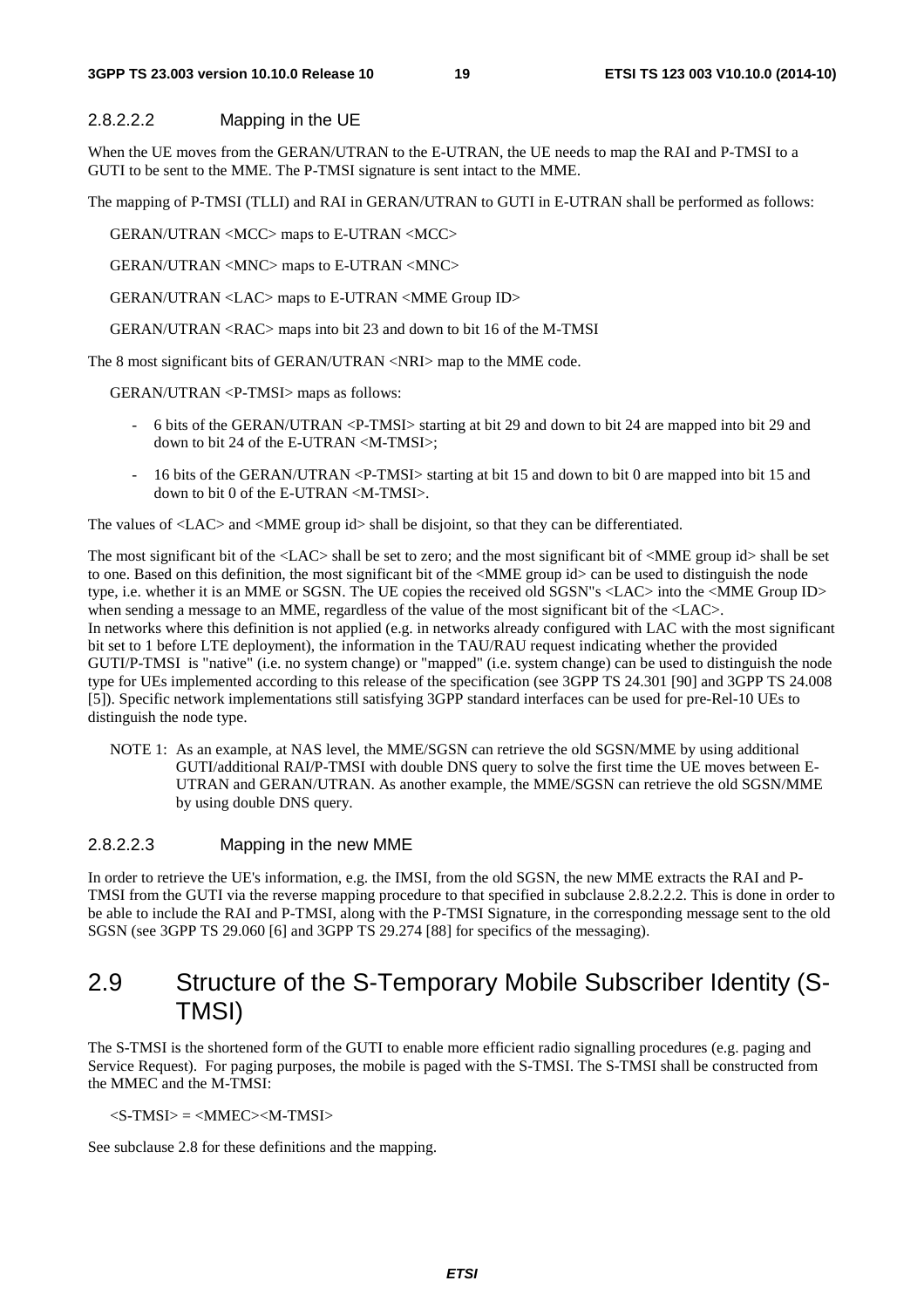#### 2.8.2.2.2 Mapping in the UE

When the UE moves from the GERAN/UTRAN to the E-UTRAN, the UE needs to map the RAI and P-TMSI to a GUTI to be sent to the MME. The P-TMSI signature is sent intact to the MME.

The mapping of P-TMSI (TLLI) and RAI in GERAN/UTRAN to GUTI in E-UTRAN shall be performed as follows:

GERAN/UTRAN <MCC> maps to E-UTRAN <MCC>

GERAN/UTRAN <MNC> maps to E-UTRAN <MNC>

GERAN/UTRAN <LAC> maps to E-UTRAN <MME Group ID>

GERAN/UTRAN <RAC> maps into bit 23 and down to bit 16 of the M-TMSI

The 8 most significant bits of GERAN/UTRAN <NRI> map to the MME code.

GERAN/UTRAN <P-TMSI> maps as follows:

- 6 bits of the GERAN/UTRAN <P-TMSI> starting at bit 29 and down to bit 24 are mapped into bit 29 and down to bit 24 of the E-UTRAN <M-TMSI>;
- 16 bits of the GERAN/UTRAN <P-TMSI> starting at bit 15 and down to bit 0 are mapped into bit 15 and down to bit 0 of the E-UTRAN <M-TMSI>.

The values of <LAC> and <MME group id> shall be disjoint, so that they can be differentiated.

The most significant bit of the <LAC> shall be set to zero; and the most significant bit of <MME group id> shall be set to one. Based on this definition, the most significant bit of the <MME group id> can be used to distinguish the node type, i.e. whether it is an MME or SGSN. The UE copies the received old SGSN"s <LAC> into the <MME Group ID> when sending a message to an MME, regardless of the value of the most significant bit of the <LAC>.
In networks where this definition is not applied (e.g. in networks already configured with LAC with the most significant bit set to 1 before LTE deployment), the information in the TAU/RAU request indicating whether the provided GUTI/P-TMSI is "native" (i.e. no system change) or "mapped" (i.e. system change) can be used to distinguish the node type for UEs implemented according to this release of the specification (see 3GPP TS 24.301 [90] and 3GPP TS 24.008 [5]). Specific network implementations still satisfying 3GPP standard interfaces can be used for pre-Rel-10 UEs to distinguish the node type.

NOTE 1: As an example, at NAS level, the MME/SGSN can retrieve the old SGSN/MME by using additional GUTI/additional RAI/P-TMSI with double DNS query to solve the first time the UE moves between E-UTRAN and GERAN/UTRAN. As another example, the MME/SGSN can retrieve the old SGSN/MME by using double DNS query.

#### 2.8.2.2.3 Mapping in the new MME

In order to retrieve the UE's information, e.g. the IMSI, from the old SGSN, the new MME extracts the RAI and P-TMSI from the GUTI via the reverse mapping procedure to that specified in subclause 2.8.2.2.2. This is done in order to be able to include the RAI and P-TMSI, along with the P-TMSI Signature, in the corresponding message sent to the old SGSN (see 3GPP TS 29.060 [6] and 3GPP TS 29.274 [88] for specifics of the messaging).

## 2.9 Structure of the S-Temporary Mobile Subscriber Identity (S-TMSI)

The S-TMSI is the shortened form of the GUTI to enable more efficient radio signalling procedures (e.g. paging and Service Request). For paging purposes, the mobile is paged with the S-TMSI. The S-TMSI shall be constructed from the MMEC and the M-TMSI:

<S-TMSI> = <MMEC><M-TMSI>

See subclause 2.8 for these definitions and the mapping.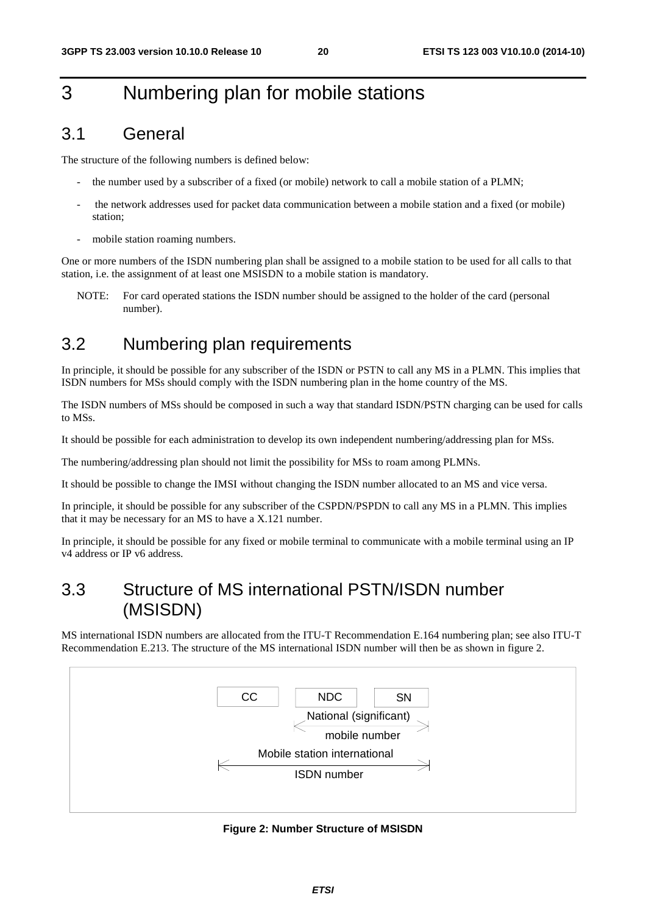# 3 Numbering plan for mobile stations

## 3.1 General

The structure of the following numbers is defined below:

- the number used by a subscriber of a fixed (or mobile) network to call a mobile station of a PLMN;
- the network addresses used for packet data communication between a mobile station and a fixed (or mobile) station;
- mobile station roaming numbers.

One or more numbers of the ISDN numbering plan shall be assigned to a mobile station to be used for all calls to that station, i.e. the assignment of at least one MSISDN to a mobile station is mandatory.

NOTE: For card operated stations the ISDN number should be assigned to the holder of the card (personal number).

## 3.2 Numbering plan requirements

In principle, it should be possible for any subscriber of the ISDN or PSTN to call any MS in a PLMN. This implies that ISDN numbers for MSs should comply with the ISDN numbering plan in the home country of the MS.

The ISDN numbers of MSs should be composed in such a way that standard ISDN/PSTN charging can be used for calls to MSs.

It should be possible for each administration to develop its own independent numbering/addressing plan for MSs.

The numbering/addressing plan should not limit the possibility for MSs to roam among PLMNs.

It should be possible to change the IMSI without changing the ISDN number allocated to an MS and vice versa.

In principle, it should be possible for any subscriber of the CSPDN/PSPDN to call any MS in a PLMN. This implies that it may be necessary for an MS to have a X.121 number.

In principle, it should be possible for any fixed or mobile terminal to communicate with a mobile terminal using an IP v4 address or IP v6 address.

## 3.3 Structure of MS international PSTN/ISDN number (MSISDN)

MS international ISDN numbers are allocated from the ITU-T Recommendation E.164 numbering plan; see also ITU-T Recommendation E.213. The structure of the MS international ISDN number will then be as shown in figure 2.

```
CC      NDC      SN
        |<- National (significant) ->|
              mobile number
|<- Mobile station international  ->|
            ISDN number
```

**Figure 2: Number Structure of MSISDN**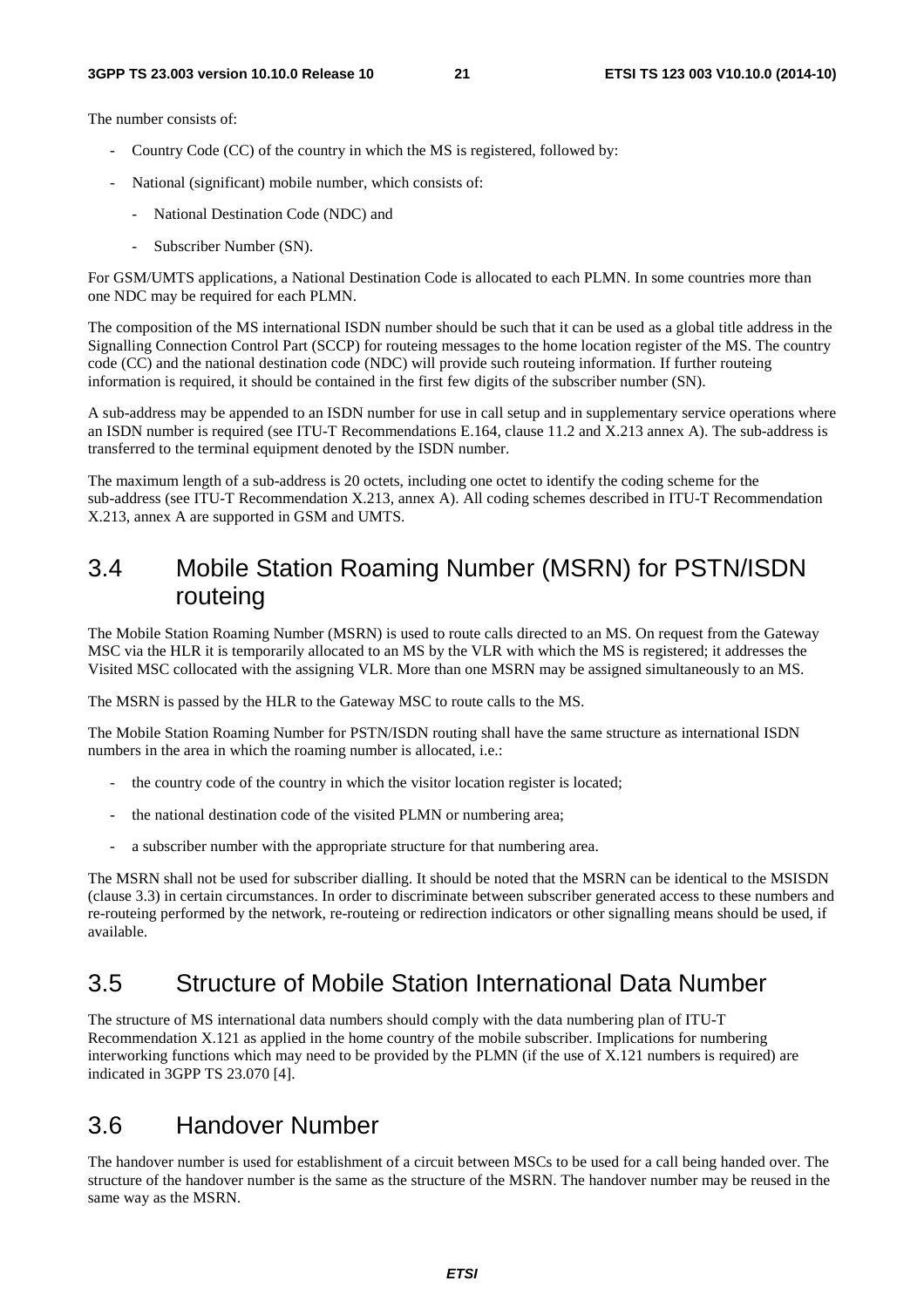The number consists of:

- Country Code (CC) of the country in which the MS is registered, followed by:
- National (significant) mobile number, which consists of:
  - National Destination Code (NDC) and
  - Subscriber Number (SN).

For GSM/UMTS applications, a National Destination Code is allocated to each PLMN. In some countries more than one NDC may be required for each PLMN.

The composition of the MS international ISDN number should be such that it can be used as a global title address in the Signalling Connection Control Part (SCCP) for routeing messages to the home location register of the MS. The country code (CC) and the national destination code (NDC) will provide such routeing information. If further routeing information is required, it should be contained in the first few digits of the subscriber number (SN).

A sub-address may be appended to an ISDN number for use in call setup and in supplementary service operations where an ISDN number is required (see ITU-T Recommendations E.164, clause 11.2 and X.213 annex A). The sub-address is transferred to the terminal equipment denoted by the ISDN number.

The maximum length of a sub-address is 20 octets, including one octet to identify the coding scheme for the sub-address (see ITU-T Recommendation X.213, annex A). All coding schemes described in ITU-T Recommendation X.213, annex A are supported in GSM and UMTS.

## 3.4 Mobile Station Roaming Number (MSRN) for PSTN/ISDN routeing

The Mobile Station Roaming Number (MSRN) is used to route calls directed to an MS. On request from the Gateway MSC via the HLR it is temporarily allocated to an MS by the VLR with which the MS is registered; it addresses the Visited MSC collocated with the assigning VLR. More than one MSRN may be assigned simultaneously to an MS.

The MSRN is passed by the HLR to the Gateway MSC to route calls to the MS.

The Mobile Station Roaming Number for PSTN/ISDN routing shall have the same structure as international ISDN numbers in the area in which the roaming number is allocated, i.e.:

- the country code of the country in which the visitor location register is located;
- the national destination code of the visited PLMN or numbering area;
- a subscriber number with the appropriate structure for that numbering area.

The MSRN shall not be used for subscriber dialling. It should be noted that the MSRN can be identical to the MSISDN (clause 3.3) in certain circumstances. In order to discriminate between subscriber generated access to these numbers and re-routeing performed by the network, re-routeing or redirection indicators or other signalling means should be used, if available.

## 3.5 Structure of Mobile Station International Data Number

The structure of MS international data numbers should comply with the data numbering plan of ITU-T Recommendation X.121 as applied in the home country of the mobile subscriber. Implications for numbering interworking functions which may need to be provided by the PLMN (if the use of X.121 numbers is required) are indicated in 3GPP TS 23.070 [4].

## 3.6 Handover Number

The handover number is used for establishment of a circuit between MSCs to be used for a call being handed over. The structure of the handover number is the same as the structure of the MSRN. The handover number may be reused in the same way as the MSRN.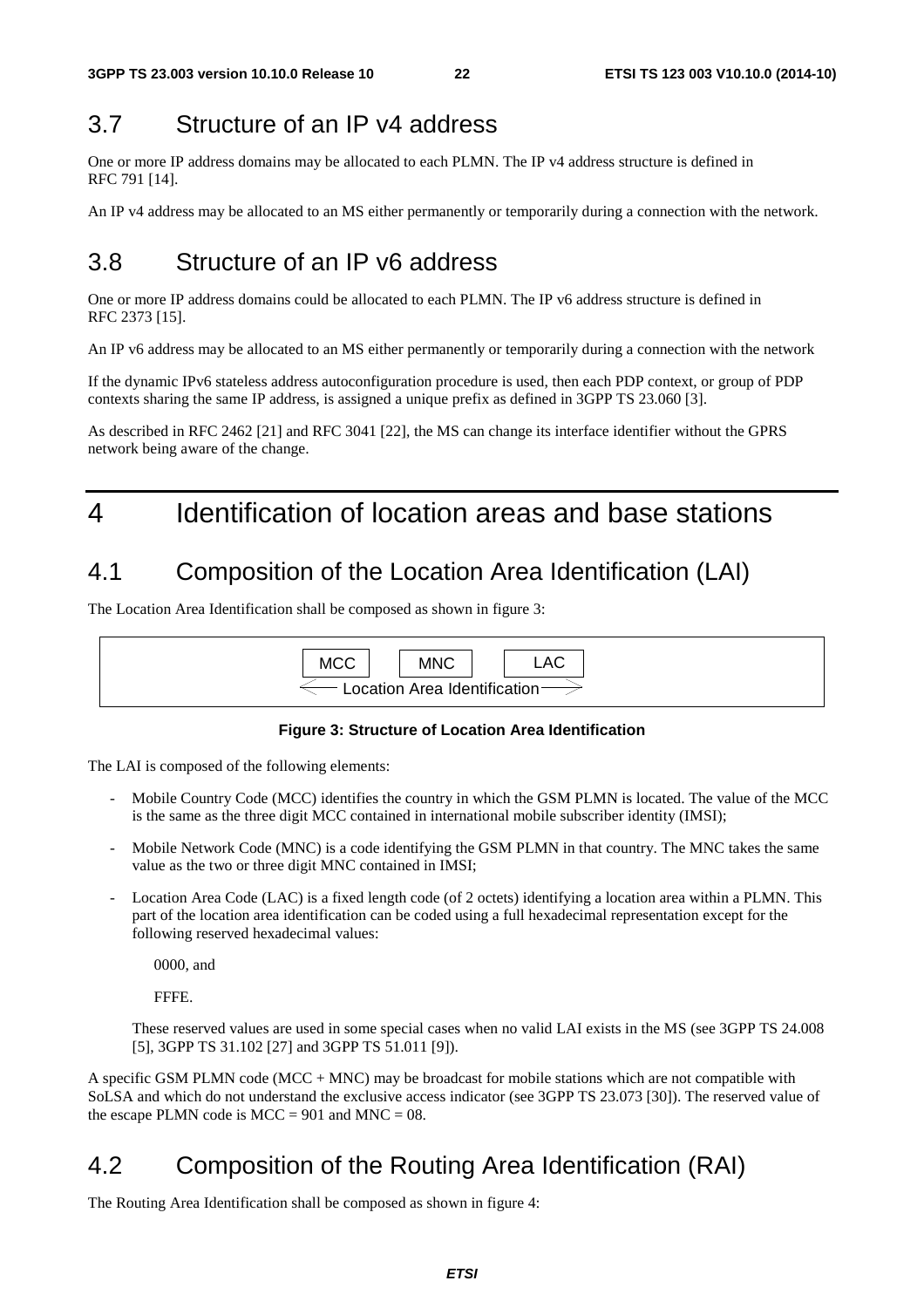## 3.7 Structure of an IP v4 address

One or more IP address domains may be allocated to each PLMN. The IP v4 address structure is defined in RFC 791 [14].

An IP v4 address may be allocated to an MS either permanently or temporarily during a connection with the network.

## 3.8 Structure of an IP v6 address

One or more IP address domains could be allocated to each PLMN. The IP v6 address structure is defined in RFC 2373 [15].

An IP v6 address may be allocated to an MS either permanently or temporarily during a connection with the network

If the dynamic IPv6 stateless address autoconfiguration procedure is used, then each PDP context, or group of PDP contexts sharing the same IP address, is assigned a unique prefix as defined in 3GPP TS 23.060 [3].

As described in RFC 2462 [21] and RFC 3041 [22], the MS can change its interface identifier without the GPRS network being aware of the change.

# 4 Identification of location areas and base stations

## 4.1 Composition of the Location Area Identification (LAI)

The Location Area Identification shall be composed as shown in figure 3:

| MCC | MNC | LAC |
|---|---|---|
| Location Area Identification | | |

**Figure 3: Structure of Location Area Identification**

The LAI is composed of the following elements:

- Mobile Country Code (MCC) identifies the country in which the GSM PLMN is located. The value of the MCC is the same as the three digit MCC contained in international mobile subscriber identity (IMSI);
- Mobile Network Code (MNC) is a code identifying the GSM PLMN in that country. The MNC takes the same value as the two or three digit MNC contained in IMSI;
- Location Area Code (LAC) is a fixed length code (of 2 octets) identifying a location area within a PLMN. This part of the location area identification can be coded using a full hexadecimal representation except for the following reserved hexadecimal values:

  0000, and

  FFFE.

  These reserved values are used in some special cases when no valid LAI exists in the MS (see 3GPP TS 24.008 [5], 3GPP TS 31.102 [27] and 3GPP TS 51.011 [9]).

A specific GSM PLMN code (MCC + MNC) may be broadcast for mobile stations which are not compatible with SoLSA and which do not understand the exclusive access indicator (see 3GPP TS 23.073 [30]). The reserved value of the escape PLMN code is MCC = 901 and MNC = 08.

## 4.2 Composition of the Routing Area Identification (RAI)

The Routing Area Identification shall be composed as shown in figure 4: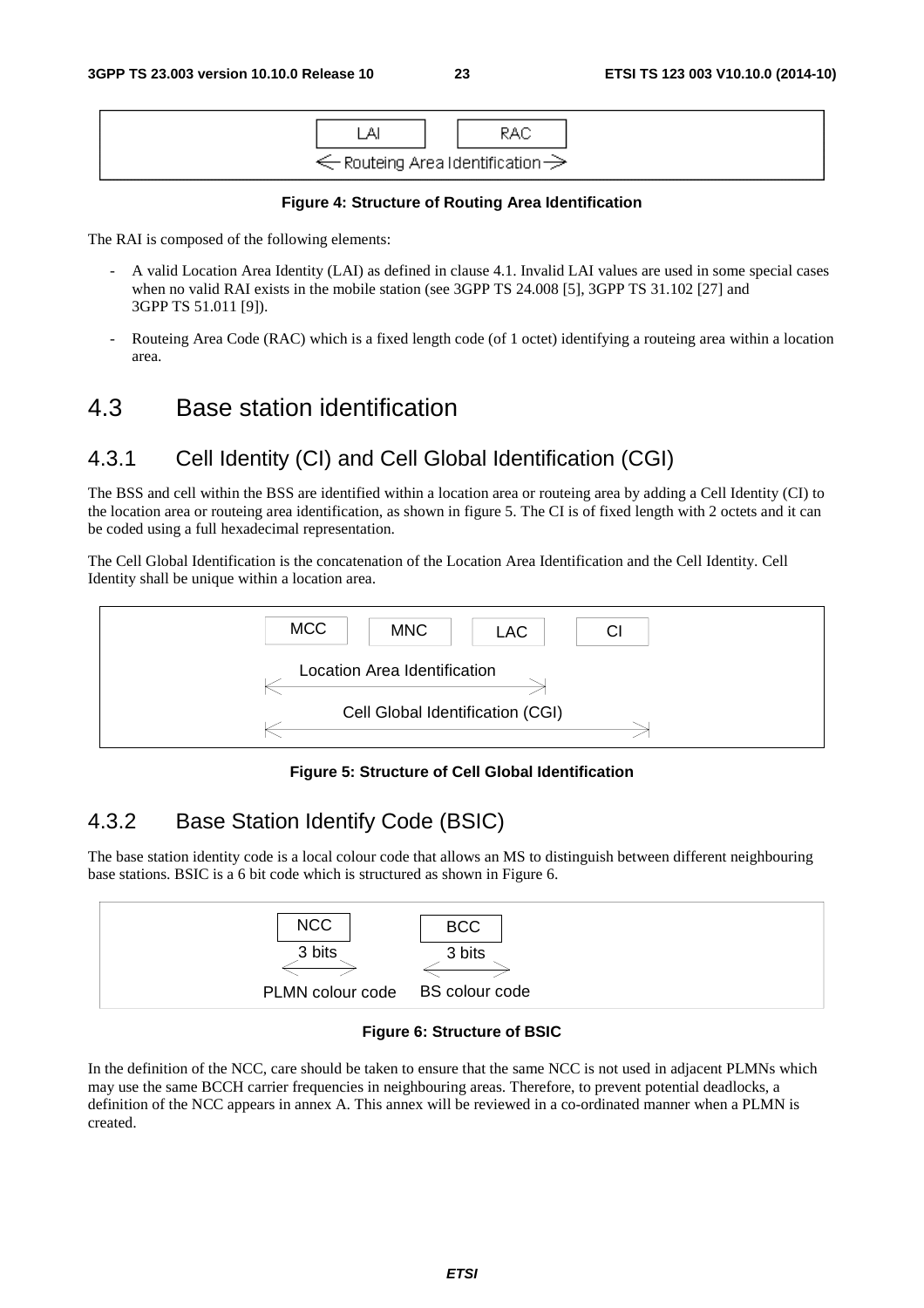| LAI | RAC |
| --- | --- |
| ← Routeing Area Identification → | |

**Figure 4: Structure of Routing Area Identification**

The RAI is composed of the following elements:

- A valid Location Area Identity (LAI) as defined in clause 4.1. Invalid LAI values are used in some special cases when no valid RAI exists in the mobile station (see 3GPP TS 24.008 [5], 3GPP TS 31.102 [27] and 3GPP TS 51.011 [9]).
- Routeing Area Code (RAC) which is a fixed length code (of 1 octet) identifying a routeing area within a location area.

# 4.3 Base station identification

## 4.3.1 Cell Identity (CI) and Cell Global Identification (CGI)

The BSS and cell within the BSS are identified within a location area or routeing area by adding a Cell Identity (CI) to the location area or routeing area identification, as shown in figure 5. The CI is of fixed length with 2 octets and it can be coded using a full hexadecimal representation.

The Cell Global Identification is the concatenation of the Location Area Identification and the Cell Identity. Cell Identity shall be unique within a location area.

| MCC | MNC | LAC | CI |
| --- | --- | --- | --- |
| Location Area Identification | | | |
| Cell Global Identification (CGI) | | | |

**Figure 5: Structure of Cell Global Identification**

## 4.3.2 Base Station Identify Code (BSIC)

The base station identity code is a local colour code that allows an MS to distinguish between different neighbouring base stations. BSIC is a 6 bit code which is structured as shown in Figure 6.

| NCC | BCC |
| --- | --- |
| 3 bits | 3 bits |
| PLMN colour code | BS colour code |

**Figure 6: Structure of BSIC**

In the definition of the NCC, care should be taken to ensure that the same NCC is not used in adjacent PLMNs which may use the same BCCH carrier frequencies in neighbouring areas. Therefore, to prevent potential deadlocks, a definition of the NCC appears in annex A. This annex will be reviewed in a co-ordinated manner when a PLMN is created.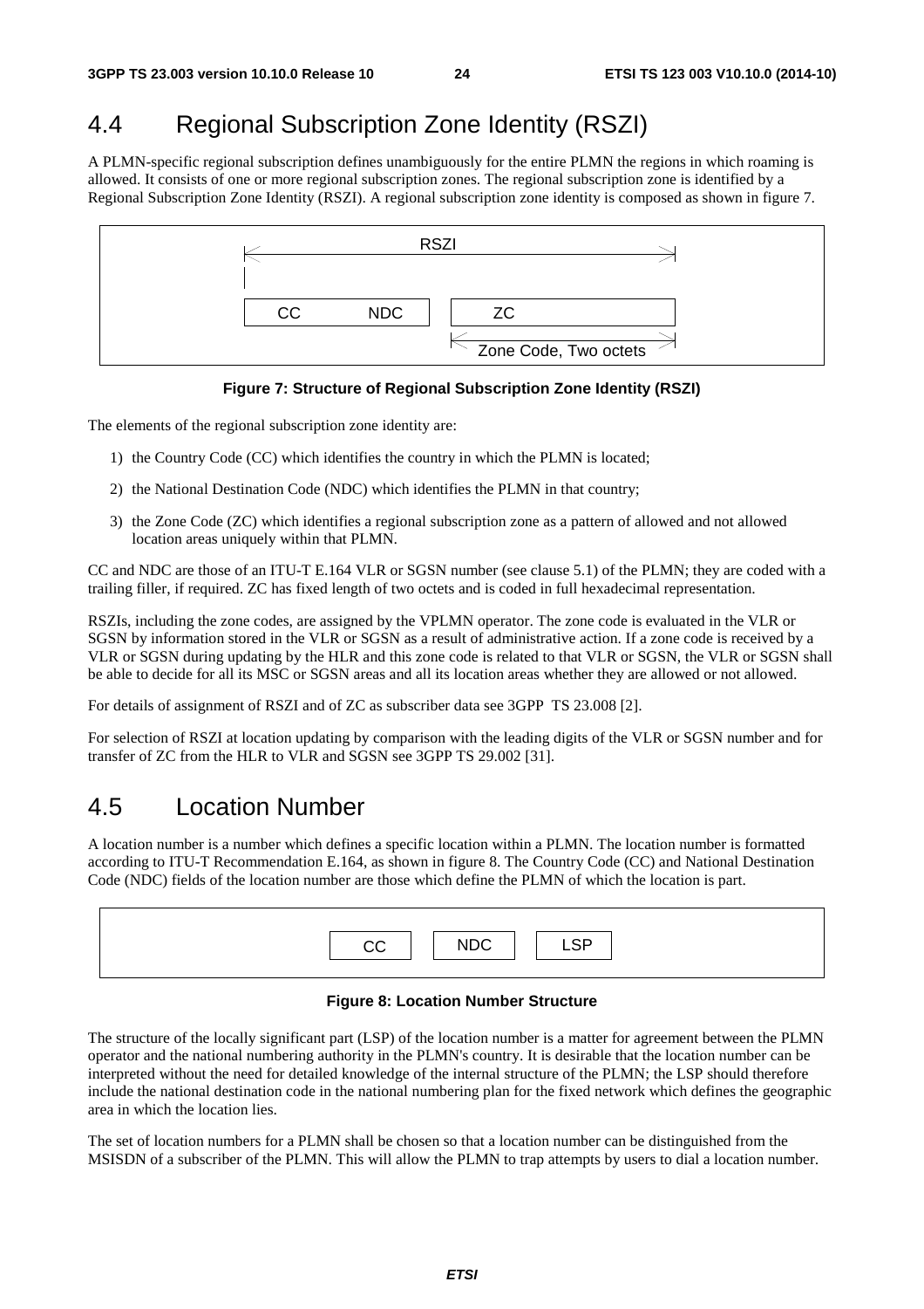## 4.4 Regional Subscription Zone Identity (RSZI)

A PLMN-specific regional subscription defines unambiguously for the entire PLMN the regions in which roaming is allowed. It consists of one or more regional subscription zones. The regional subscription zone is identified by a Regional Subscription Zone Identity (RSZI). A regional subscription zone identity is composed as shown in figure 7.

```
|<------------------- RSZI ------------------->|
|
+----------------+  +-------------------------+
|  CC      NDC   |  |   ZC                    |
+----------------+  +-------------------------+
                    |<- Zone Code, Two octets ->|
```

**Figure 7: Structure of Regional Subscription Zone Identity (RSZI)**

The elements of the regional subscription zone identity are:

1) the Country Code (CC) which identifies the country in which the PLMN is located;

2) the National Destination Code (NDC) which identifies the PLMN in that country;

3) the Zone Code (ZC) which identifies a regional subscription zone as a pattern of allowed and not allowed location areas uniquely within that PLMN.

CC and NDC are those of an ITU-T E.164 VLR or SGSN number (see clause 5.1) of the PLMN; they are coded with a trailing filler, if required. ZC has fixed length of two octets and is coded in full hexadecimal representation.

RSZIs, including the zone codes, are assigned by the VPLMN operator. The zone code is evaluated in the VLR or SGSN by information stored in the VLR or SGSN as a result of administrative action. If a zone code is received by a VLR or SGSN during updating by the HLR and this zone code is related to that VLR or SGSN, the VLR or SGSN shall be able to decide for all its MSC or SGSN areas and all its location areas whether they are allowed or not allowed.

For details of assignment of RSZI and of ZC as subscriber data see 3GPP TS 23.008 [2].

For selection of RSZI at location updating by comparison with the leading digits of the VLR or SGSN number and for transfer of ZC from the HLR to VLR and SGSN see 3GPP TS 29.002 [31].

## 4.5 Location Number

A location number is a number which defines a specific location within a PLMN. The location number is formatted according to ITU-T Recommendation E.164, as shown in figure 8. The Country Code (CC) and National Destination Code (NDC) fields of the location number are those which define the PLMN of which the location is part.

```
+----+  +-----+  +-----+
| CC |  | NDC |  | LSP |
+----+  +-----+  +-----+
```

**Figure 8: Location Number Structure**

The structure of the locally significant part (LSP) of the location number is a matter for agreement between the PLMN operator and the national numbering authority in the PLMN's country. It is desirable that the location number can be interpreted without the need for detailed knowledge of the internal structure of the PLMN; the LSP should therefore include the national destination code in the national numbering plan for the fixed network which defines the geographic area in which the location lies.

The set of location numbers for a PLMN shall be chosen so that a location number can be distinguished from the MSISDN of a subscriber of the PLMN. This will allow the PLMN to trap attempts by users to dial a location number.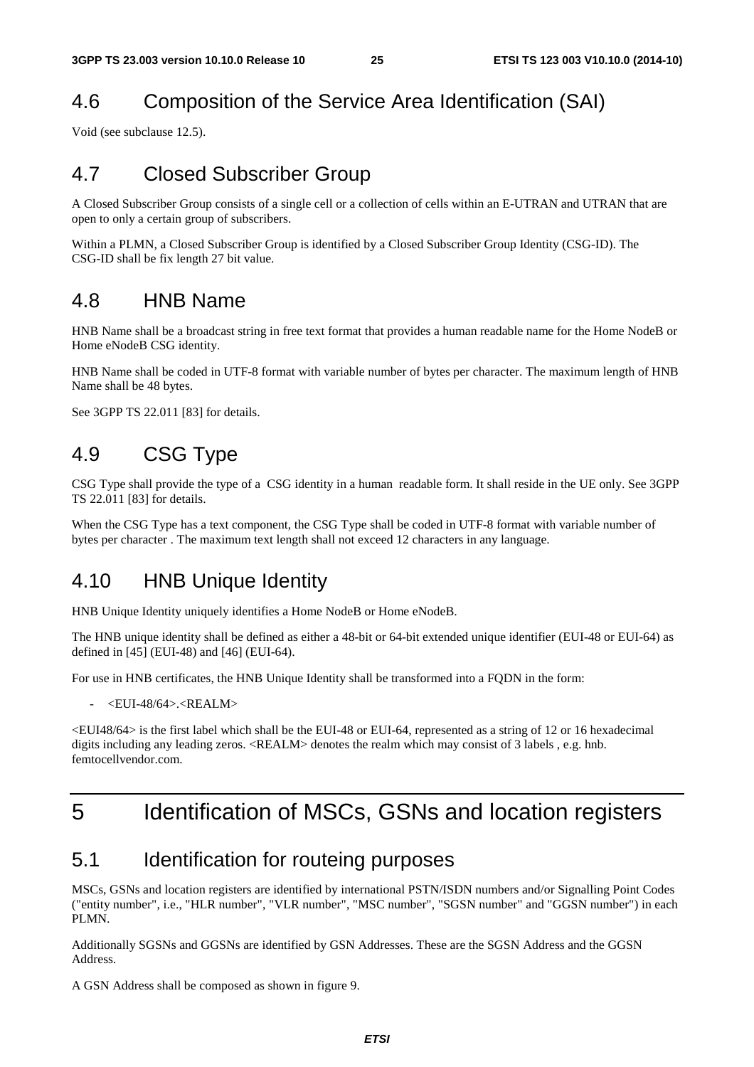## 4.6 Composition of the Service Area Identification (SAI)

Void (see subclause 12.5).

## 4.7 Closed Subscriber Group

A Closed Subscriber Group consists of a single cell or a collection of cells within an E-UTRAN and UTRAN that are open to only a certain group of subscribers.

Within a PLMN, a Closed Subscriber Group is identified by a Closed Subscriber Group Identity (CSG-ID). The CSG-ID shall be fix length 27 bit value.

## 4.8 HNB Name

HNB Name shall be a broadcast string in free text format that provides a human readable name for the Home NodeB or Home eNodeB CSG identity.

HNB Name shall be coded in UTF-8 format with variable number of bytes per character. The maximum length of HNB Name shall be 48 bytes.

See 3GPP TS 22.011 [83] for details.

## 4.9 CSG Type

CSG Type shall provide the type of a CSG identity in a human readable form. It shall reside in the UE only. See 3GPP TS 22.011 [83] for details.

When the CSG Type has a text component, the CSG Type shall be coded in UTF-8 format with variable number of bytes per character . The maximum text length shall not exceed 12 characters in any language.

## 4.10 HNB Unique Identity

HNB Unique Identity uniquely identifies a Home NodeB or Home eNodeB.

The HNB unique identity shall be defined as either a 48-bit or 64-bit extended unique identifier (EUI-48 or EUI-64) as defined in [45] (EUI-48) and [46] (EUI-64).

For use in HNB certificates, the HNB Unique Identity shall be transformed into a FQDN in the form:

- <EUI-48/64>.<REALM>

<EUI48/64> is the first label which shall be the EUI-48 or EUI-64, represented as a string of 12 or 16 hexadecimal digits including any leading zeros. <REALM> denotes the realm which may consist of 3 labels , e.g. hnb. femtocellvendor.com.

# 5 Identification of MSCs, GSNs and location registers

## 5.1 Identification for routeing purposes

MSCs, GSNs and location registers are identified by international PSTN/ISDN numbers and/or Signalling Point Codes ("entity number", i.e., "HLR number", "VLR number", "MSC number", "SGSN number" and "GGSN number") in each PLMN.

Additionally SGSNs and GGSNs are identified by GSN Addresses. These are the SGSN Address and the GGSN Address.

A GSN Address shall be composed as shown in figure 9.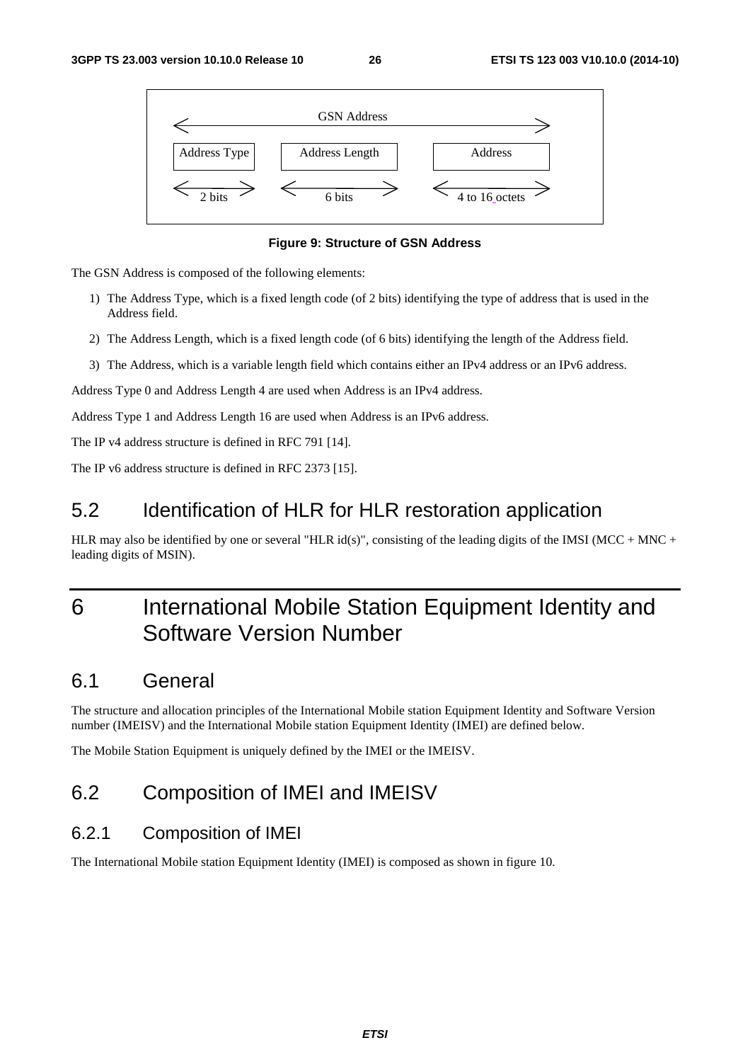GSN Address

| Address Type | Address Length | Address |
|---|---|---|
| 2 bits | 6 bits | 4 to 16 octets |

**Figure 9: Structure of GSN Address**

The GSN Address is composed of the following elements:

1) The Address Type, which is a fixed length code (of 2 bits) identifying the type of address that is used in the Address field.

2) The Address Length, which is a fixed length code (of 6 bits) identifying the length of the Address field.

3) The Address, which is a variable length field which contains either an IPv4 address or an IPv6 address.

Address Type 0 and Address Length 4 are used when Address is an IPv4 address.

Address Type 1 and Address Length 16 are used when Address is an IPv6 address.

The IP v4 address structure is defined in RFC 791 [14].

The IP v6 address structure is defined in RFC 2373 [15].

## 5.2 Identification of HLR for HLR restoration application

HLR may also be identified by one or several "HLR id(s)", consisting of the leading digits of the IMSI (MCC + MNC + leading digits of MSIN).

# 6 International Mobile Station Equipment Identity and Software Version Number

## 6.1 General

The structure and allocation principles of the International Mobile station Equipment Identity and Software Version number (IMEISV) and the International Mobile station Equipment Identity (IMEI) are defined below.

The Mobile Station Equipment is uniquely defined by the IMEI or the IMEISV.

## 6.2 Composition of IMEI and IMEISV

### 6.2.1 Composition of IMEI

The International Mobile station Equipment Identity (IMEI) is composed as shown in figure 10.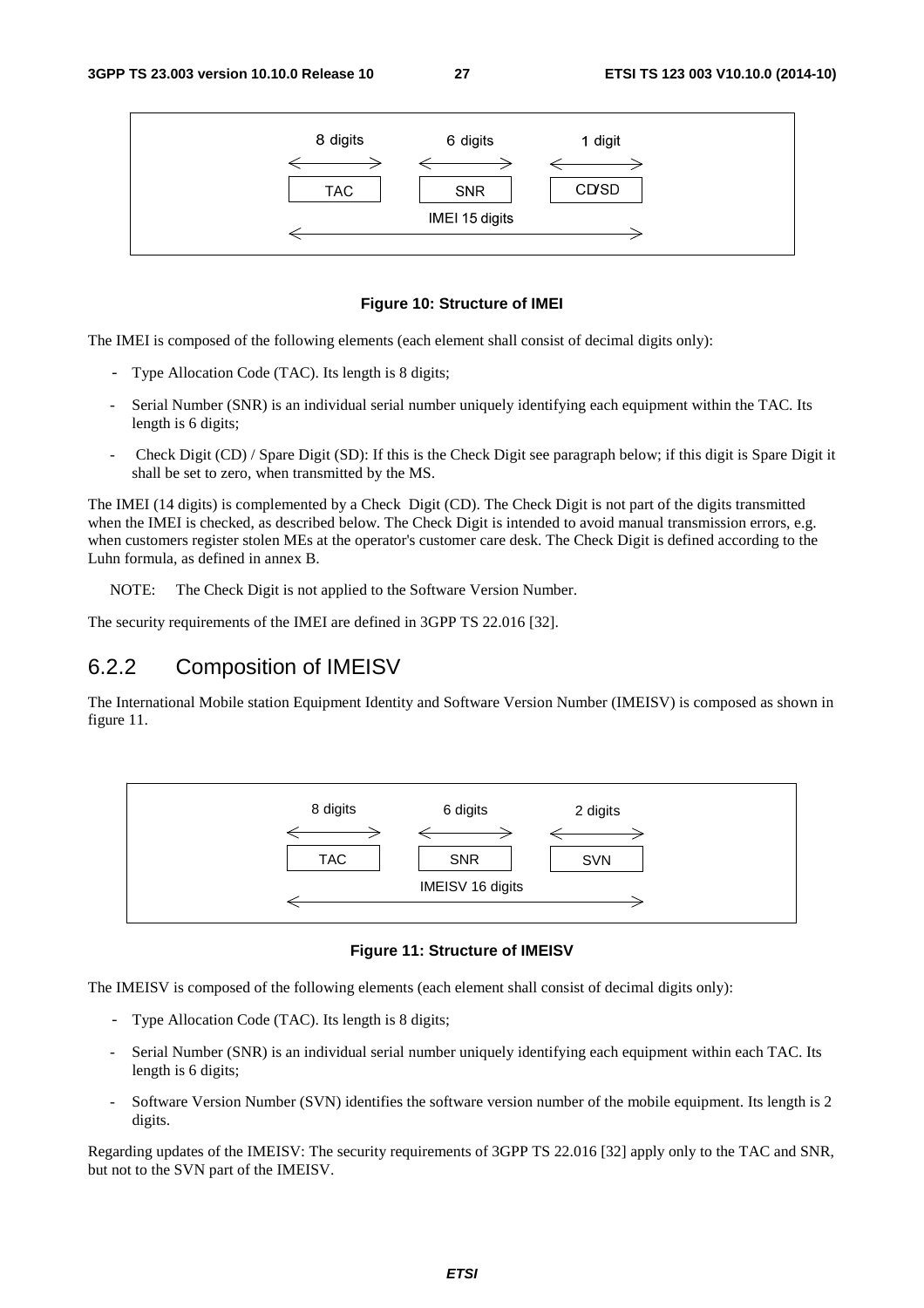| 8 digits | 6 digits | 1 digit |
|---|---|---|
| TAC | SNR | CD/SD |
| IMEI 15 digits | | |

**Figure 10: Structure of IMEI**

The IMEI is composed of the following elements (each element shall consist of decimal digits only):

- Type Allocation Code (TAC). Its length is 8 digits;
- Serial Number (SNR) is an individual serial number uniquely identifying each equipment within the TAC. Its length is 6 digits;
- Check Digit (CD) / Spare Digit (SD): If this is the Check Digit see paragraph below; if this digit is Spare Digit it shall be set to zero, when transmitted by the MS.

The IMEI (14 digits) is complemented by a Check Digit (CD). The Check Digit is not part of the digits transmitted when the IMEI is checked, as described below. The Check Digit is intended to avoid manual transmission errors, e.g. when customers register stolen MEs at the operator's customer care desk. The Check Digit is defined according to the Luhn formula, as defined in annex B.

NOTE: The Check Digit is not applied to the Software Version Number.

The security requirements of the IMEI are defined in 3GPP TS 22.016 [32].

## 6.2.2 Composition of IMEISV

The International Mobile station Equipment Identity and Software Version Number (IMEISV) is composed as shown in figure 11.

| 8 digits | 6 digits | 2 digits |
|---|---|---|
| TAC | SNR | SVN |
| IMEISV 16 digits | | |

**Figure 11: Structure of IMEISV**

The IMEISV is composed of the following elements (each element shall consist of decimal digits only):

- Type Allocation Code (TAC). Its length is 8 digits;
- Serial Number (SNR) is an individual serial number uniquely identifying each equipment within each TAC. Its length is 6 digits;
- Software Version Number (SVN) identifies the software version number of the mobile equipment. Its length is 2 digits.

Regarding updates of the IMEISV: The security requirements of 3GPP TS 22.016 [32] apply only to the TAC and SNR, but not to the SVN part of the IMEISV.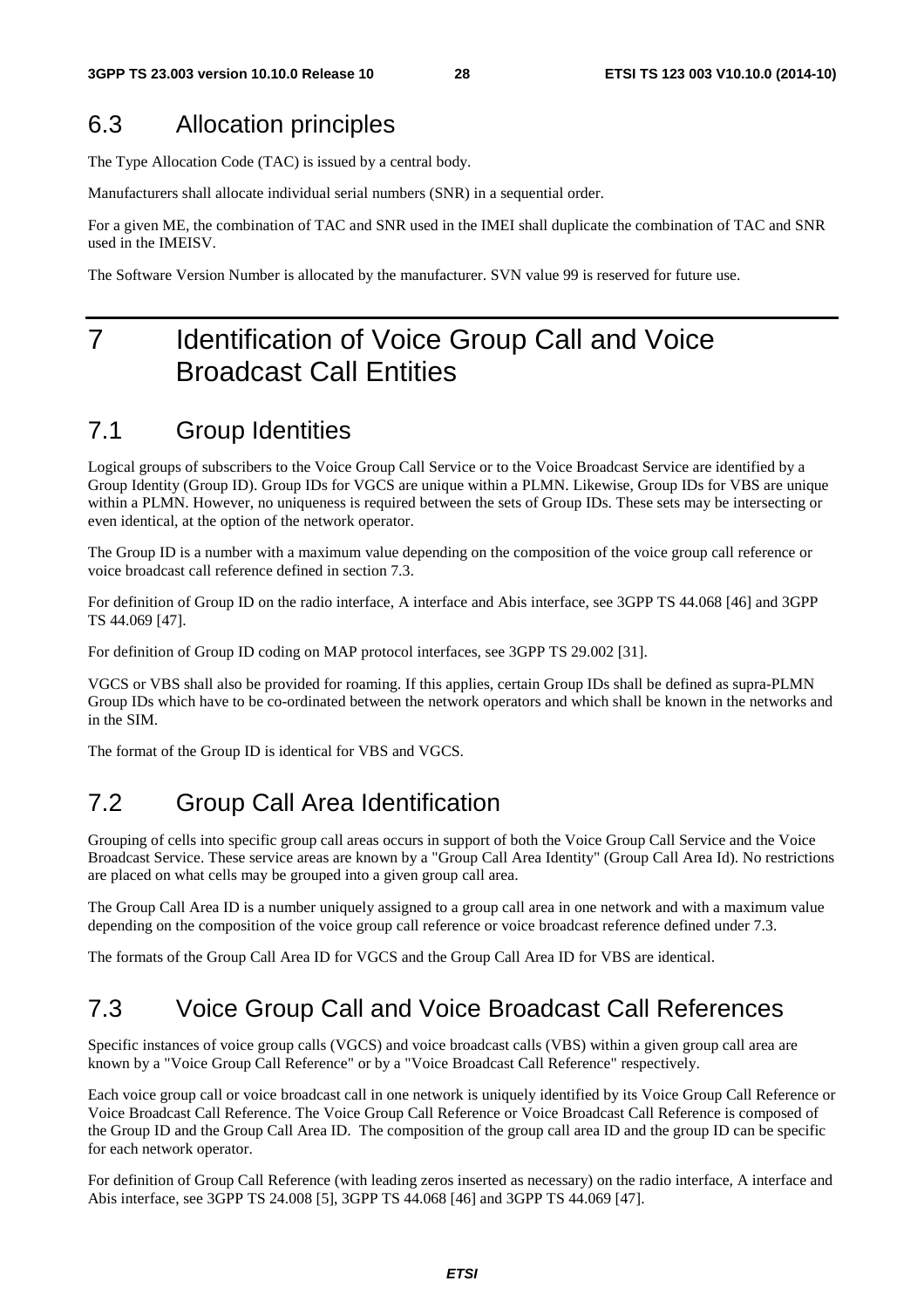## 6.3 Allocation principles

The Type Allocation Code (TAC) is issued by a central body.

Manufacturers shall allocate individual serial numbers (SNR) in a sequential order.

For a given ME, the combination of TAC and SNR used in the IMEI shall duplicate the combination of TAC and SNR used in the IMEISV.

The Software Version Number is allocated by the manufacturer. SVN value 99 is reserved for future use.

# 7 Identification of Voice Group Call and Voice Broadcast Call Entities

## 7.1 Group Identities

Logical groups of subscribers to the Voice Group Call Service or to the Voice Broadcast Service are identified by a Group Identity (Group ID). Group IDs for VGCS are unique within a PLMN. Likewise, Group IDs for VBS are unique within a PLMN. However, no uniqueness is required between the sets of Group IDs. These sets may be intersecting or even identical, at the option of the network operator.

The Group ID is a number with a maximum value depending on the composition of the voice group call reference or voice broadcast call reference defined in section 7.3.

For definition of Group ID on the radio interface, A interface and Abis interface, see 3GPP TS 44.068 [46] and 3GPP TS 44.069 [47].

For definition of Group ID coding on MAP protocol interfaces, see 3GPP TS 29.002 [31].

VGCS or VBS shall also be provided for roaming. If this applies, certain Group IDs shall be defined as supra-PLMN Group IDs which have to be co-ordinated between the network operators and which shall be known in the networks and in the SIM.

The format of the Group ID is identical for VBS and VGCS.

## 7.2 Group Call Area Identification

Grouping of cells into specific group call areas occurs in support of both the Voice Group Call Service and the Voice Broadcast Service. These service areas are known by a "Group Call Area Identity" (Group Call Area Id). No restrictions are placed on what cells may be grouped into a given group call area.

The Group Call Area ID is a number uniquely assigned to a group call area in one network and with a maximum value depending on the composition of the voice group call reference or voice broadcast reference defined under 7.3.

The formats of the Group Call Area ID for VGCS and the Group Call Area ID for VBS are identical.

## 7.3 Voice Group Call and Voice Broadcast Call References

Specific instances of voice group calls (VGCS) and voice broadcast calls (VBS) within a given group call area are known by a "Voice Group Call Reference" or by a "Voice Broadcast Call Reference" respectively.

Each voice group call or voice broadcast call in one network is uniquely identified by its Voice Group Call Reference or Voice Broadcast Call Reference. The Voice Group Call Reference or Voice Broadcast Call Reference is composed of the Group ID and the Group Call Area ID. The composition of the group call area ID and the group ID can be specific for each network operator.

For definition of Group Call Reference (with leading zeros inserted as necessary) on the radio interface, A interface and Abis interface, see 3GPP TS 24.008 [5], 3GPP TS 44.068 [46] and 3GPP TS 44.069 [47].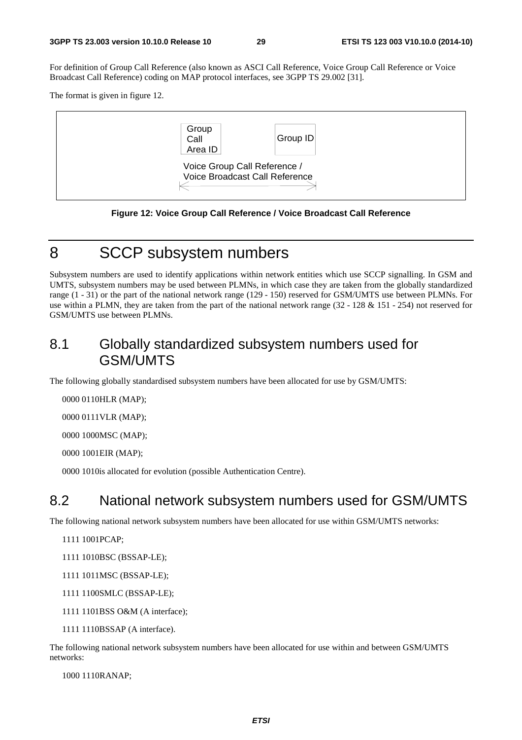For definition of Group Call Reference (also known as ASCI Call Reference, Voice Group Call Reference or Voice Broadcast Call Reference) coding on MAP protocol interfaces, see 3GPP TS 29.002 [31].

The format is given in figure 12.

| Group Call Area ID | Group ID |
|---|---|

Voice Group Call Reference / Voice Broadcast Call Reference

**Figure 12: Voice Group Call Reference / Voice Broadcast Call Reference**

# 8 SCCP subsystem numbers

Subsystem numbers are used to identify applications within network entities which use SCCP signalling. In GSM and UMTS, subsystem numbers may be used between PLMNs, in which case they are taken from the globally standardized range (1 - 31) or the part of the national network range (129 - 150) reserved for GSM/UMTS use between PLMNs. For use within a PLMN, they are taken from the part of the national network range (32 - 128 & 151 - 254) not reserved for GSM/UMTS use between PLMNs.

## 8.1 Globally standardized subsystem numbers used for GSM/UMTS

The following globally standardised subsystem numbers have been allocated for use by GSM/UMTS:

0000 0110HLR (MAP);

0000 0111VLR (MAP);

0000 1000MSC (MAP);

0000 1001EIR (MAP);

0000 1010is allocated for evolution (possible Authentication Centre).

## 8.2 National network subsystem numbers used for GSM/UMTS

The following national network subsystem numbers have been allocated for use within GSM/UMTS networks:

1111 1001PCAP;

1111 1010BSC (BSSAP-LE);

1111 1011MSC (BSSAP-LE);

1111 1100SMLC (BSSAP-LE);

1111 1101BSS O&M (A interface);

1111 1110BSSAP (A interface).

The following national network subsystem numbers have been allocated for use within and between GSM/UMTS networks:

1000 1110RANAP;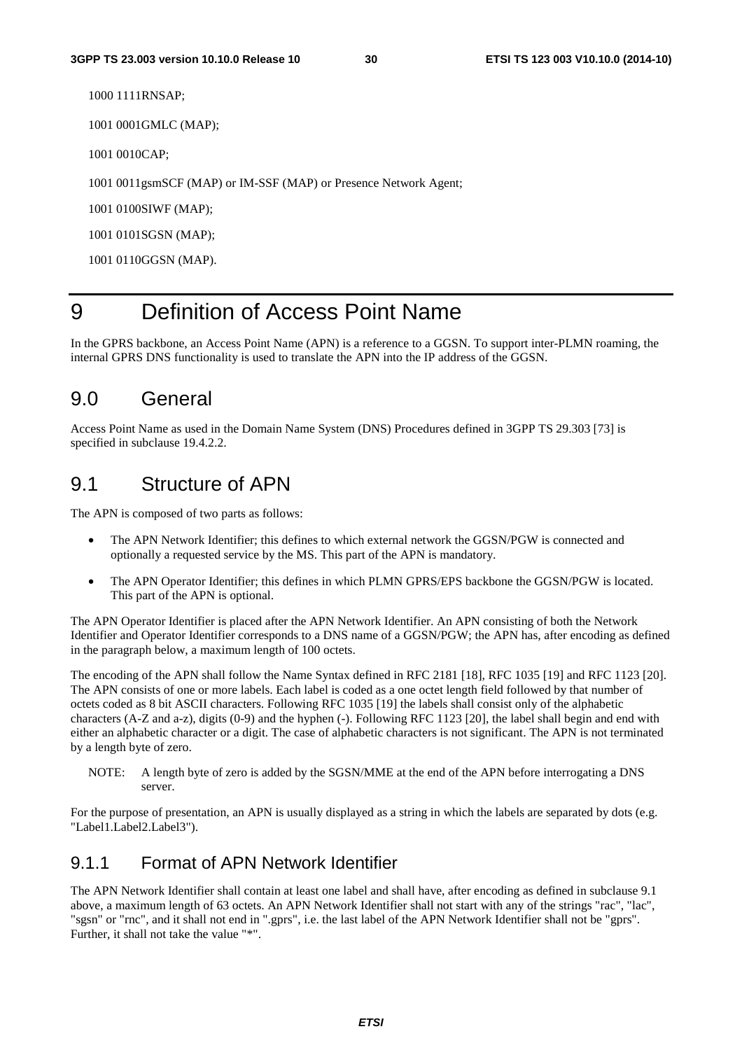1000 1111RNSAP;

1001 0001GMLC (MAP);

1001 0010CAP;

1001 0011gsmSCF (MAP) or IM-SSF (MAP) or Presence Network Agent;

1001 0100SIWF (MAP);

1001 0101SGSN (MAP);

1001 0110GGSN (MAP).

# 9 Definition of Access Point Name

In the GPRS backbone, an Access Point Name (APN) is a reference to a GGSN. To support inter-PLMN roaming, the internal GPRS DNS functionality is used to translate the APN into the IP address of the GGSN.

## 9.0 General

Access Point Name as used in the Domain Name System (DNS) Procedures defined in 3GPP TS 29.303 [73] is specified in subclause 19.4.2.2.

## 9.1 Structure of APN

The APN is composed of two parts as follows:

- The APN Network Identifier; this defines to which external network the GGSN/PGW is connected and optionally a requested service by the MS. This part of the APN is mandatory.
- The APN Operator Identifier; this defines in which PLMN GPRS/EPS backbone the GGSN/PGW is located. This part of the APN is optional.

The APN Operator Identifier is placed after the APN Network Identifier. An APN consisting of both the Network Identifier and Operator Identifier corresponds to a DNS name of a GGSN/PGW; the APN has, after encoding as defined in the paragraph below, a maximum length of 100 octets.

The encoding of the APN shall follow the Name Syntax defined in RFC 2181 [18], RFC 1035 [19] and RFC 1123 [20]. The APN consists of one or more labels. Each label is coded as a one octet length field followed by that number of octets coded as 8 bit ASCII characters. Following RFC 1035 [19] the labels shall consist only of the alphabetic characters (A-Z and a-z), digits (0-9) and the hyphen (-). Following RFC 1123 [20], the label shall begin and end with either an alphabetic character or a digit. The case of alphabetic characters is not significant. The APN is not terminated by a length byte of zero.

NOTE: A length byte of zero is added by the SGSN/MME at the end of the APN before interrogating a DNS server.

For the purpose of presentation, an APN is usually displayed as a string in which the labels are separated by dots (e.g. "Label1.Label2.Label3").

### 9.1.1 Format of APN Network Identifier

The APN Network Identifier shall contain at least one label and shall have, after encoding as defined in subclause 9.1 above, a maximum length of 63 octets. An APN Network Identifier shall not start with any of the strings "rac", "lac", "sgsn" or "rnc", and it shall not end in ".gprs", i.e. the last label of the APN Network Identifier shall not be "gprs". Further, it shall not take the value "*".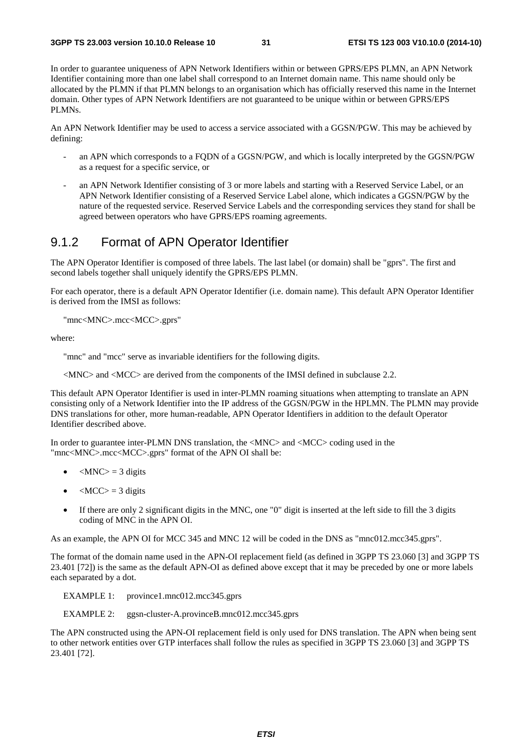In order to guarantee uniqueness of APN Network Identifiers within or between GPRS/EPS PLMN, an APN Network Identifier containing more than one label shall correspond to an Internet domain name. This name should only be allocated by the PLMN if that PLMN belongs to an organisation which has officially reserved this name in the Internet domain. Other types of APN Network Identifiers are not guaranteed to be unique within or between GPRS/EPS PLMNs.

An APN Network Identifier may be used to access a service associated with a GGSN/PGW. This may be achieved by defining:

- an APN which corresponds to a FQDN of a GGSN/PGW, and which is locally interpreted by the GGSN/PGW as a request for a specific service, or
- an APN Network Identifier consisting of 3 or more labels and starting with a Reserved Service Label, or an APN Network Identifier consisting of a Reserved Service Label alone, which indicates a GGSN/PGW by the nature of the requested service. Reserved Service Labels and the corresponding services they stand for shall be agreed between operators who have GPRS/EPS roaming agreements.

## 9.1.2 Format of APN Operator Identifier

The APN Operator Identifier is composed of three labels. The last label (or domain) shall be "gprs". The first and second labels together shall uniquely identify the GPRS/EPS PLMN.

For each operator, there is a default APN Operator Identifier (i.e. domain name). This default APN Operator Identifier is derived from the IMSI as follows:

"mnc<MNC>.mcc<MCC>.gprs"

where:

"mnc" and "mcc" serve as invariable identifiers for the following digits.

<MNC> and <MCC> are derived from the components of the IMSI defined in subclause 2.2.

This default APN Operator Identifier is used in inter-PLMN roaming situations when attempting to translate an APN consisting only of a Network Identifier into the IP address of the GGSN/PGW in the HPLMN. The PLMN may provide DNS translations for other, more human-readable, APN Operator Identifiers in addition to the default Operator Identifier described above.

In order to guarantee inter-PLMN DNS translation, the <MNC> and <MCC> coding used in the "mnc<MNC>.mcc<MCC>.gprs" format of the APN OI shall be:

- <MNC> = 3 digits
- <MCC> = 3 digits
- If there are only 2 significant digits in the MNC, one "0" digit is inserted at the left side to fill the 3 digits coding of MNC in the APN OI.

As an example, the APN OI for MCC 345 and MNC 12 will be coded in the DNS as "mnc012.mcc345.gprs".

The format of the domain name used in the APN-OI replacement field (as defined in 3GPP TS 23.060 [3] and 3GPP TS 23.401 [72]) is the same as the default APN-OI as defined above except that it may be preceded by one or more labels each separated by a dot.

EXAMPLE 1: province1.mnc012.mcc345.gprs

EXAMPLE 2: ggsn-cluster-A.provinceB.mnc012.mcc345.gprs

The APN constructed using the APN-OI replacement field is only used for DNS translation. The APN when being sent to other network entities over GTP interfaces shall follow the rules as specified in 3GPP TS 23.060 [3] and 3GPP TS 23.401 [72].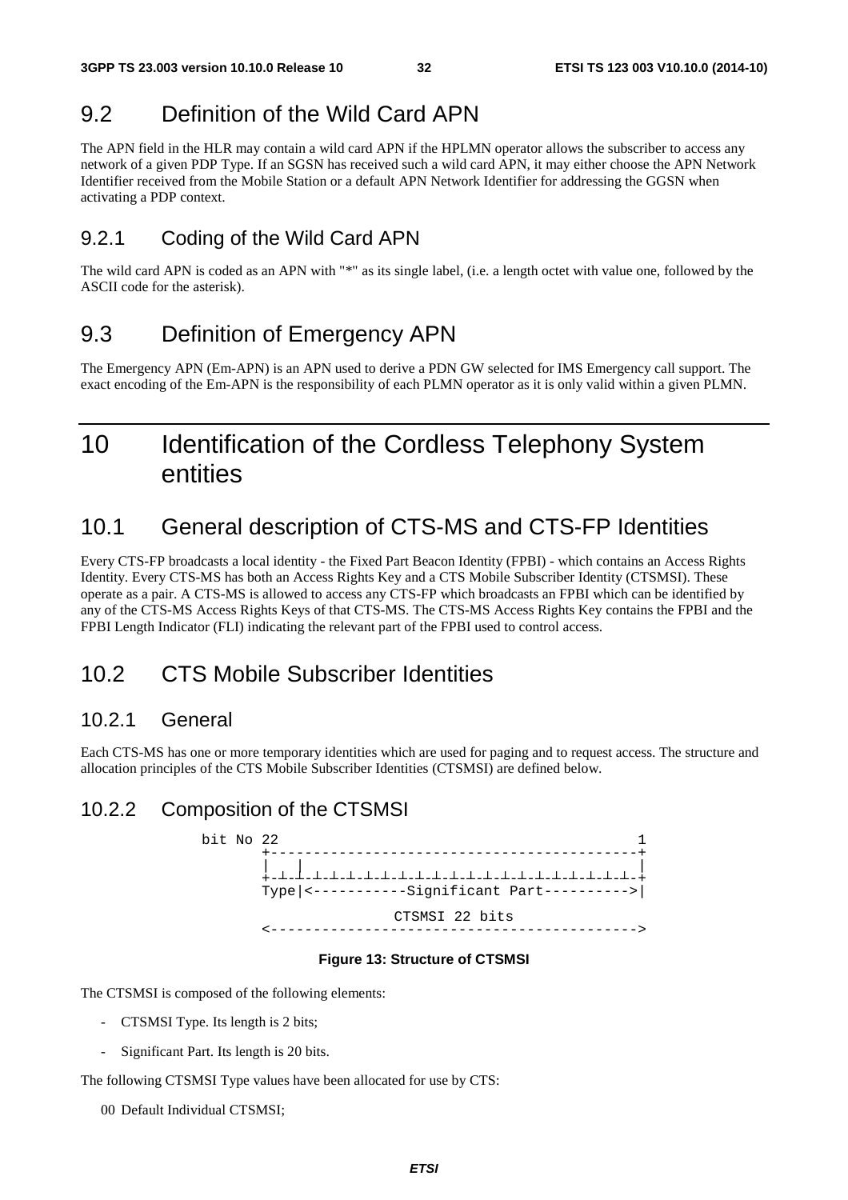## 9.2 Definition of the Wild Card APN

The APN field in the HLR may contain a wild card APN if the HPLMN operator allows the subscriber to access any network of a given PDP Type. If an SGSN has received such a wild card APN, it may either choose the APN Network Identifier received from the Mobile Station or a default APN Network Identifier for addressing the GGSN when activating a PDP context.

### 9.2.1 Coding of the Wild Card APN

The wild card APN is coded as an APN with "*" as its single label, (i.e. a length octet with value one, followed by the ASCII code for the asterisk).

## 9.3 Definition of Emergency APN

The Emergency APN (Em-APN) is an APN used to derive a PDN GW selected for IMS Emergency call support. The exact encoding of the Em-APN is the responsibility of each PLMN operator as it is only valid within a given PLMN.

# 10 Identification of the Cordless Telephony System entities

## 10.1 General description of CTS-MS and CTS-FP Identities

Every CTS-FP broadcasts a local identity - the Fixed Part Beacon Identity (FPBI) - which contains an Access Rights Identity. Every CTS-MS has both an Access Rights Key and a CTS Mobile Subscriber Identity (CTSMSI). These operate as a pair. A CTS-MS is allowed to access any CTS-FP which broadcasts an FPBI which can be identified by any of the CTS-MS Access Rights Keys of that CTS-MS. The CTS-MS Access Rights Key contains the FPBI and the FPBI Length Indicator (FLI) indicating the relevant part of the FPBI used to control access.

## 10.2 CTS Mobile Subscriber Identities

### 10.2.1 General

Each CTS-MS has one or more temporary identities which are used for paging and to request access. The structure and allocation principles of the CTS Mobile Subscriber Identities (CTSMSI) are defined below.

### 10.2.2 Composition of the CTSMSI

```
bit No 22                                          1
       +-------------------------------------------+
       |  |                                        |
       +-+-+-+-+-+-+-+-+-+-+-+-+-+-+-+-+-+-+-+-+-+-+
       Type|<-----------Significant Part---------->|

                      CTSMSI 22 bits
       <------------------------------------------->
```

**Figure 13: Structure of CTSMSI**

The CTSMSI is composed of the following elements:

- CTSMSI Type. Its length is 2 bits;
- Significant Part. Its length is 20 bits.

The following CTSMSI Type values have been allocated for use by CTS:

00 Default Individual CTSMSI;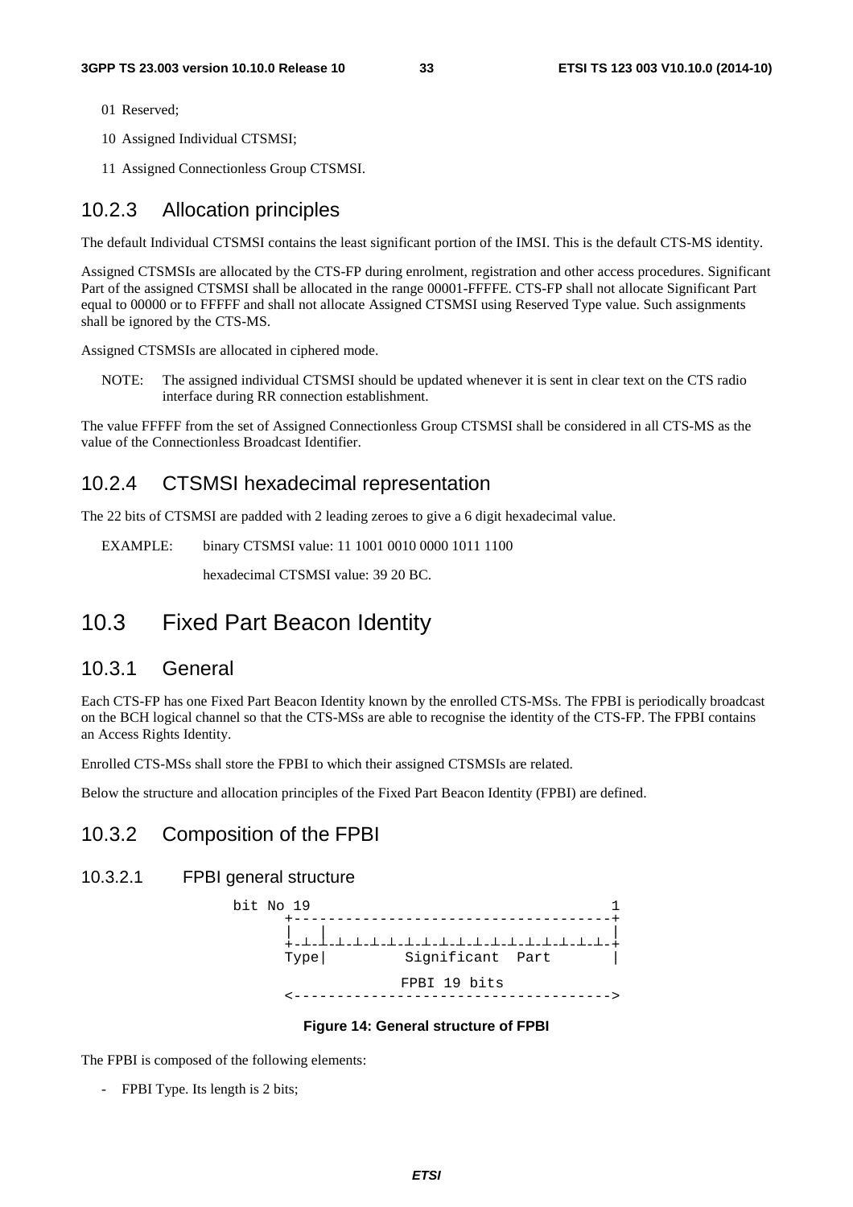01 Reserved;

10 Assigned Individual CTSMSI;

11 Assigned Connectionless Group CTSMSI.

### 10.2.3 Allocation principles

The default Individual CTSMSI contains the least significant portion of the IMSI. This is the default CTS-MS identity.

Assigned CTSMSIs are allocated by the CTS-FP during enrolment, registration and other access procedures. Significant Part of the assigned CTSMSI shall be allocated in the range 00001-FFFFE. CTS-FP shall not allocate Significant Part equal to 00000 or to FFFFF and shall not allocate Assigned CTSMSI using Reserved Type value. Such assignments shall be ignored by the CTS-MS.

Assigned CTSMSIs are allocated in ciphered mode.

NOTE: The assigned individual CTSMSI should be updated whenever it is sent in clear text on the CTS radio interface during RR connection establishment.

The value FFFFF from the set of Assigned Connectionless Group CTSMSI shall be considered in all CTS-MS as the value of the Connectionless Broadcast Identifier.

### 10.2.4 CTSMSI hexadecimal representation

The 22 bits of CTSMSI are padded with 2 leading zeroes to give a 6 digit hexadecimal value.

EXAMPLE: binary CTSMSI value: 11 1001 0010 0000 1011 1100

hexadecimal CTSMSI value: 39 20 BC.

## 10.3 Fixed Part Beacon Identity

### 10.3.1 General

Each CTS-FP has one Fixed Part Beacon Identity known by the enrolled CTS-MSs. The FPBI is periodically broadcast on the BCH logical channel so that the CTS-MSs are able to recognise the identity of the CTS-FP. The FPBI contains an Access Rights Identity.

Enrolled CTS-MSs shall store the FPBI to which their assigned CTSMSIs are related.

Below the structure and allocation principles of the Fixed Part Beacon Identity (FPBI) are defined.

### 10.3.2 Composition of the FPBI

#### 10.3.2.1 FPBI general structure

```
bit No 19                                   1
     +------------------------------------+
     |  |                                 |
     +-+-+-+-+-+-+-+-+-+-+-+-+-+-+-+-+-+-+-+
     Type|         Significant  Part       |

                  FPBI 19 bits
     <------------------------------------>
```

**Figure 14: General structure of FPBI**

The FPBI is composed of the following elements:

- FPBI Type. Its length is 2 bits;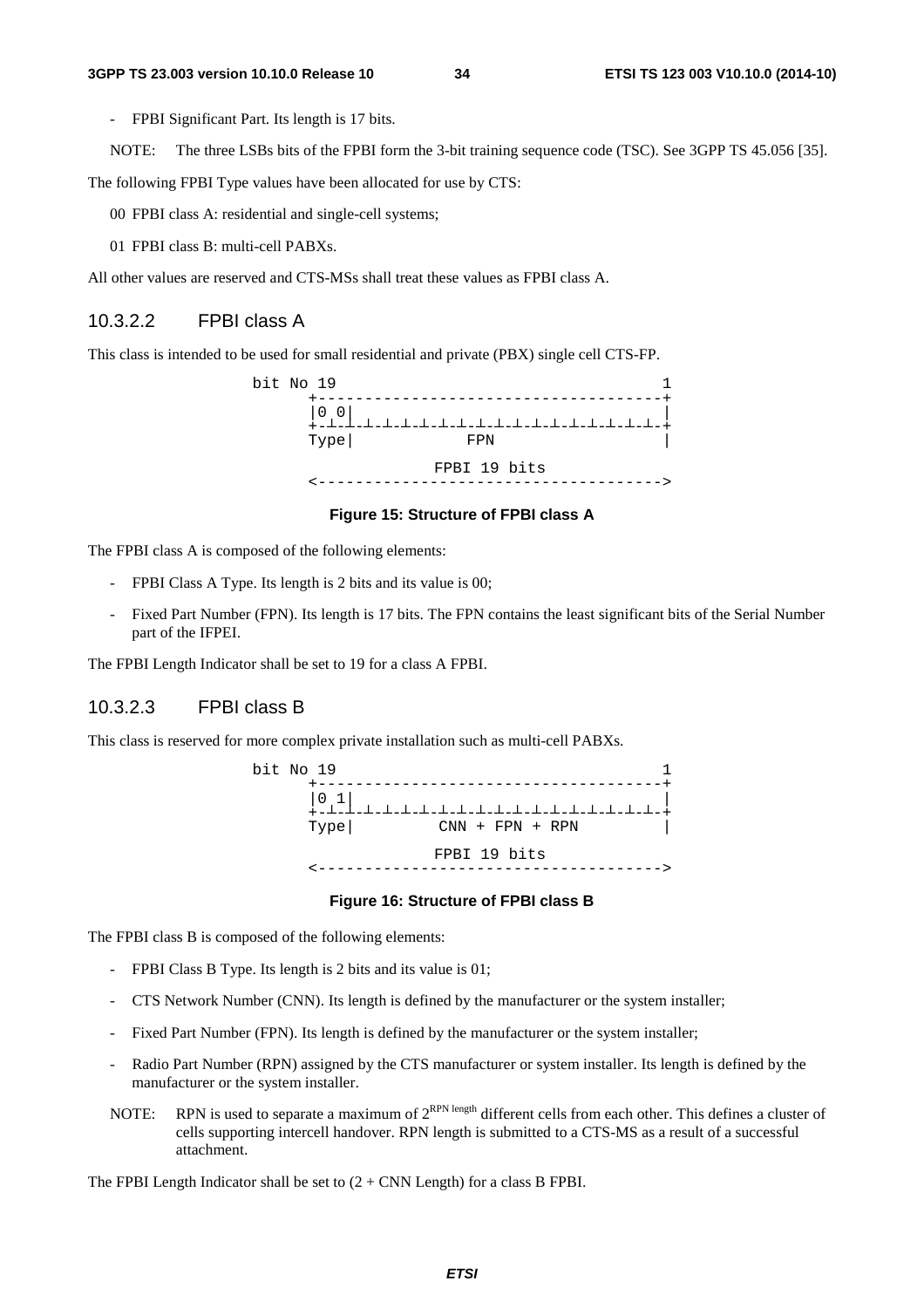- FPBI Significant Part. Its length is 17 bits.

NOTE: The three LSBs bits of the FPBI form the 3-bit training sequence code (TSC). See 3GPP TS 45.056 [35].

The following FPBI Type values have been allocated for use by CTS:

00 FPBI class A: residential and single-cell systems;

01 FPBI class B: multi-cell PABXs.

All other values are reserved and CTS-MSs shall treat these values as FPBI class A.

#### 10.3.2.2 FPBI class A

This class is intended to be used for small residential and private (PBX) single cell CTS-FP.

```
bit No 19                                   1
      +------------------------------------+
      |0 0|                                |
      +-+-+-+-+-+-+-+-+-+-+-+-+-+-+-+-+-+-+-+
      Type|           FPN                  |

                   FPBI 19 bits
      <------------------------------------>
```

**Figure 15: Structure of FPBI class A**

The FPBI class A is composed of the following elements:

- FPBI Class A Type. Its length is 2 bits and its value is 00;
- Fixed Part Number (FPN). Its length is 17 bits. The FPN contains the least significant bits of the Serial Number part of the IFPEI.

The FPBI Length Indicator shall be set to 19 for a class A FPBI.

#### 10.3.2.3 FPBI class B

This class is reserved for more complex private installation such as multi-cell PABXs.

```
bit No 19                                   1
      +------------------------------------+
      |0 1|                                |
      +-+-+-+-+-+-+-+-+-+-+-+-+-+-+-+-+-+-+-+
      Type|        CNN + FPN + RPN         |

                   FPBI 19 bits
      <------------------------------------>
```

**Figure 16: Structure of FPBI class B**

The FPBI class B is composed of the following elements:

- FPBI Class B Type. Its length is 2 bits and its value is 01;
- CTS Network Number (CNN). Its length is defined by the manufacturer or the system installer;
- Fixed Part Number (FPN). Its length is defined by the manufacturer or the system installer;
- Radio Part Number (RPN) assigned by the CTS manufacturer or system installer. Its length is defined by the manufacturer or the system installer.

NOTE: RPN is used to separate a maximum of $2^{\text{RPN length}}$ different cells from each other. This defines a cluster of cells supporting intercell handover. RPN length is submitted to a CTS-MS as a result of a successful attachment.

The FPBI Length Indicator shall be set to (2 + CNN Length) for a class B FPBI.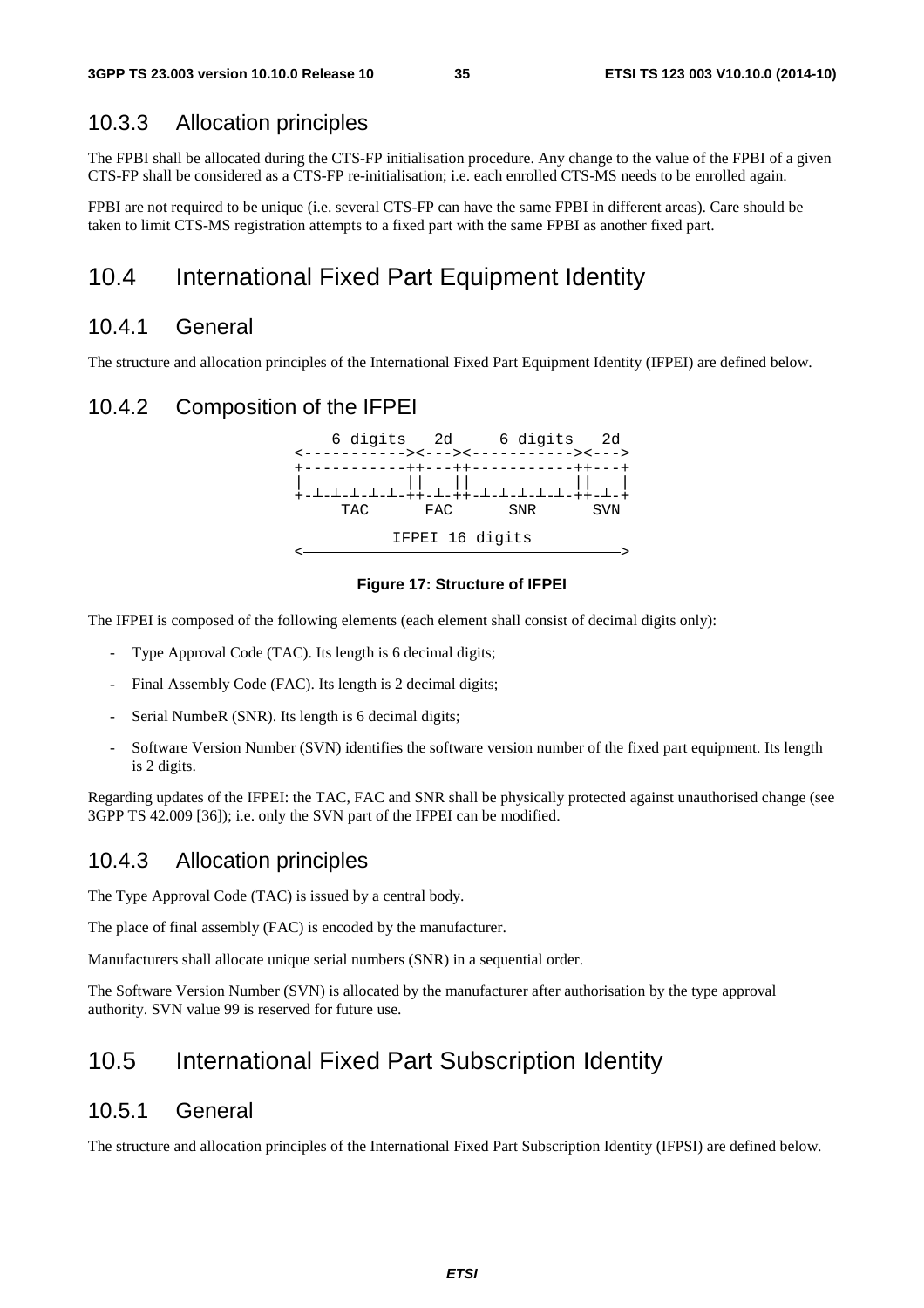### 10.3.3 Allocation principles

The FPBI shall be allocated during the CTS-FP initialisation procedure. Any change to the value of the FPBI of a given CTS-FP shall be considered as a CTS-FP re-initialisation; i.e. each enrolled CTS-MS needs to be enrolled again.

FPBI are not required to be unique (i.e. several CTS-FP can have the same FPBI in different areas). Care should be taken to limit CTS-MS registration attempts to a fixed part with the same FPBI as another fixed part.

## 10.4 International Fixed Part Equipment Identity

### 10.4.1 General

The structure and allocation principles of the International Fixed Part Equipment Identity (IFPEI) are defined below.

### 10.4.2 Composition of the IFPEI

```
    6 digits   2d     6 digits   2d
<-----------><---><-----------><--->
+-----------++---++-----------++---+
|           ||   ||           ||   |
+-┴-┴-┴-┴-┴-++-┴-++-┴-┴-┴-┴-┴-++-┴-+
     TAC      FAC      SNR      SVN

           IFPEI 16 digits
<---------------------------------->
```

**Figure 17: Structure of IFPEI**

The IFPEI is composed of the following elements (each element shall consist of decimal digits only):

- Type Approval Code (TAC). Its length is 6 decimal digits;
- Final Assembly Code (FAC). Its length is 2 decimal digits;
- Serial NumbeR (SNR). Its length is 6 decimal digits;
- Software Version Number (SVN) identifies the software version number of the fixed part equipment. Its length is 2 digits.

Regarding updates of the IFPEI: the TAC, FAC and SNR shall be physically protected against unauthorised change (see 3GPP TS 42.009 [36]); i.e. only the SVN part of the IFPEI can be modified.

### 10.4.3 Allocation principles

The Type Approval Code (TAC) is issued by a central body.

The place of final assembly (FAC) is encoded by the manufacturer.

Manufacturers shall allocate unique serial numbers (SNR) in a sequential order.

The Software Version Number (SVN) is allocated by the manufacturer after authorisation by the type approval authority. SVN value 99 is reserved for future use.

## 10.5 International Fixed Part Subscription Identity

### 10.5.1 General

The structure and allocation principles of the International Fixed Part Subscription Identity (IFPSI) are defined below.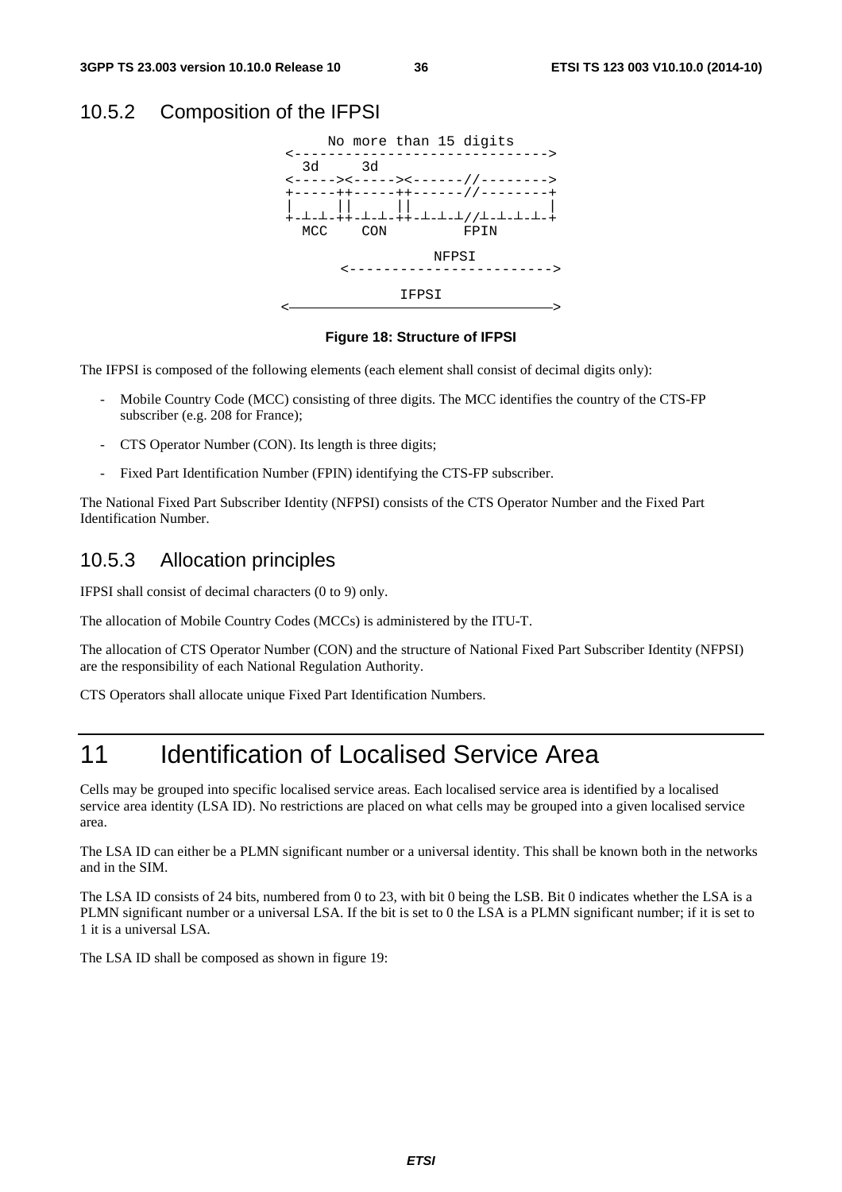### 10.5.2 Composition of the IFPSI

```
     No more than 15 digits
<------------------------------>
  3d     3d
<----->< ----->< ------//-------->
+-----++-----++------//--------+
|     ||     ||                |
+-┴-┴-++-┴-┴-++-┴-┴-┴//┴-┴-┴-┴-+
  MCC    CON         FPIN

                  NFPSI
       <----------------------->

               IFPSI
<---------------------------------->
```

**Figure 18: Structure of IFPSI**

The IFPSI is composed of the following elements (each element shall consist of decimal digits only):

- Mobile Country Code (MCC) consisting of three digits. The MCC identifies the country of the CTS-FP subscriber (e.g. 208 for France);
- CTS Operator Number (CON). Its length is three digits;
- Fixed Part Identification Number (FPIN) identifying the CTS-FP subscriber.

The National Fixed Part Subscriber Identity (NFPSI) consists of the CTS Operator Number and the Fixed Part Identification Number.

### 10.5.3 Allocation principles

IFPSI shall consist of decimal characters (0 to 9) only.

The allocation of Mobile Country Codes (MCCs) is administered by the ITU-T.

The allocation of CTS Operator Number (CON) and the structure of National Fixed Part Subscriber Identity (NFPSI) are the responsibility of each National Regulation Authority.

CTS Operators shall allocate unique Fixed Part Identification Numbers.

# 11 Identification of Localised Service Area

Cells may be grouped into specific localised service areas. Each localised service area is identified by a localised service area identity (LSA ID). No restrictions are placed on what cells may be grouped into a given localised service area.

The LSA ID can either be a PLMN significant number or a universal identity. This shall be known both in the networks and in the SIM.

The LSA ID consists of 24 bits, numbered from 0 to 23, with bit 0 being the LSB. Bit 0 indicates whether the LSA is a PLMN significant number or a universal LSA. If the bit is set to 0 the LSA is a PLMN significant number; if it is set to 1 it is a universal LSA.

The LSA ID shall be composed as shown in figure 19: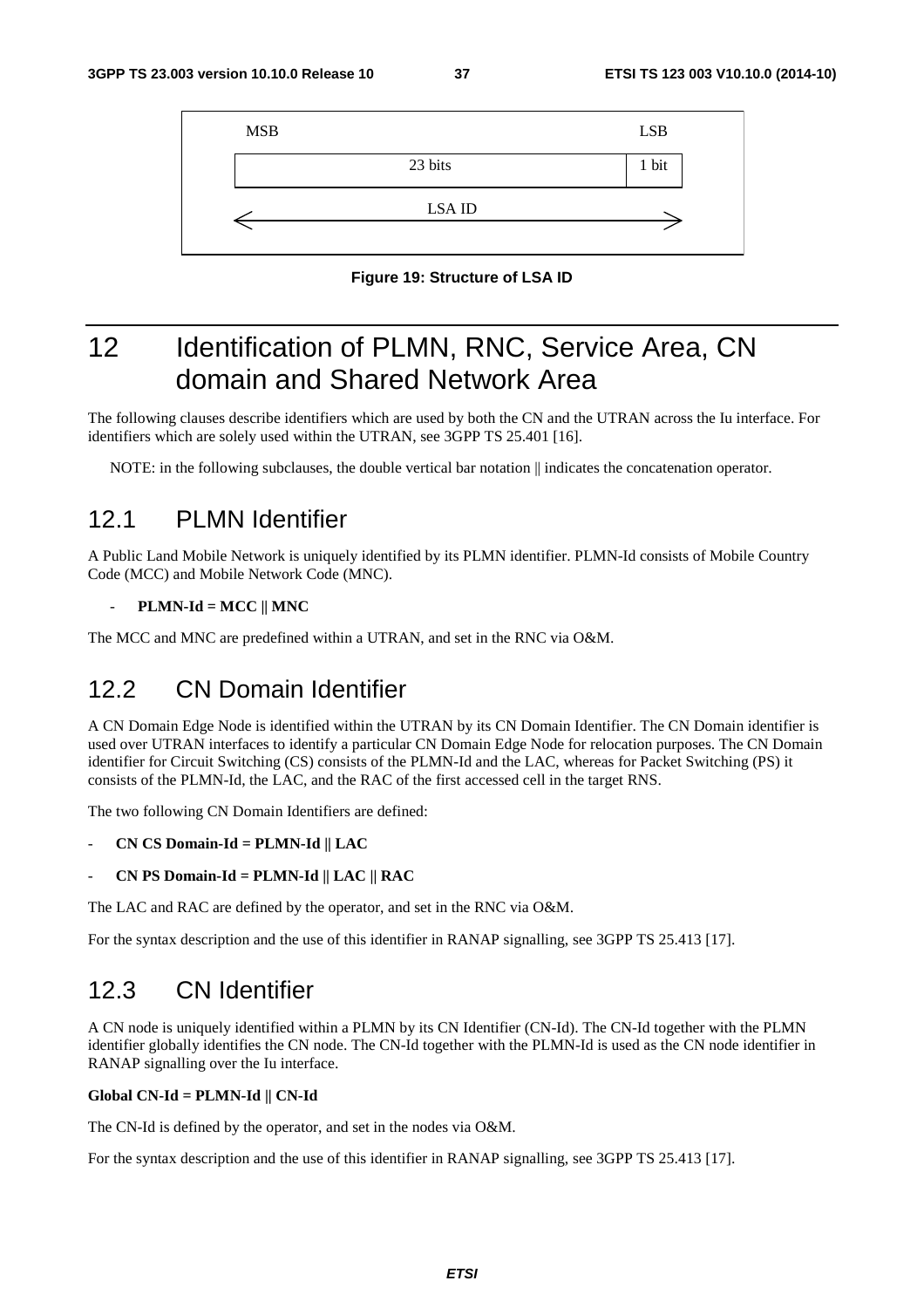| MSB | LSB |
| --- | --- |
| 23 bits | 1 bit |
| LSA ID | |

**Figure 19: Structure of LSA ID**

# 12 Identification of PLMN, RNC, Service Area, CN domain and Shared Network Area

The following clauses describe identifiers which are used by both the CN and the UTRAN across the Iu interface. For identifiers which are solely used within the UTRAN, see 3GPP TS 25.401 [16].

NOTE: in the following subclauses, the double vertical bar notation || indicates the concatenation operator.

## 12.1 PLMN Identifier

A Public Land Mobile Network is uniquely identified by its PLMN identifier. PLMN-Id consists of Mobile Country Code (MCC) and Mobile Network Code (MNC).

- **PLMN-Id = MCC || MNC**

The MCC and MNC are predefined within a UTRAN, and set in the RNC via O&M.

## 12.2 CN Domain Identifier

A CN Domain Edge Node is identified within the UTRAN by its CN Domain Identifier. The CN Domain identifier is used over UTRAN interfaces to identify a particular CN Domain Edge Node for relocation purposes. The CN Domain identifier for Circuit Switching (CS) consists of the PLMN-Id and the LAC, whereas for Packet Switching (PS) it consists of the PLMN-Id, the LAC, and the RAC of the first accessed cell in the target RNS.

The two following CN Domain Identifiers are defined:

- **CN CS Domain-Id = PLMN-Id || LAC**
- **CN PS Domain-Id = PLMN-Id || LAC || RAC**

The LAC and RAC are defined by the operator, and set in the RNC via O&M.

For the syntax description and the use of this identifier in RANAP signalling, see 3GPP TS 25.413 [17].

## 12.3 CN Identifier

A CN node is uniquely identified within a PLMN by its CN Identifier (CN-Id). The CN-Id together with the PLMN identifier globally identifies the CN node. The CN-Id together with the PLMN-Id is used as the CN node identifier in RANAP signalling over the Iu interface.

**Global CN-Id = PLMN-Id || CN-Id**

The CN-Id is defined by the operator, and set in the nodes via O&M.

For the syntax description and the use of this identifier in RANAP signalling, see 3GPP TS 25.413 [17].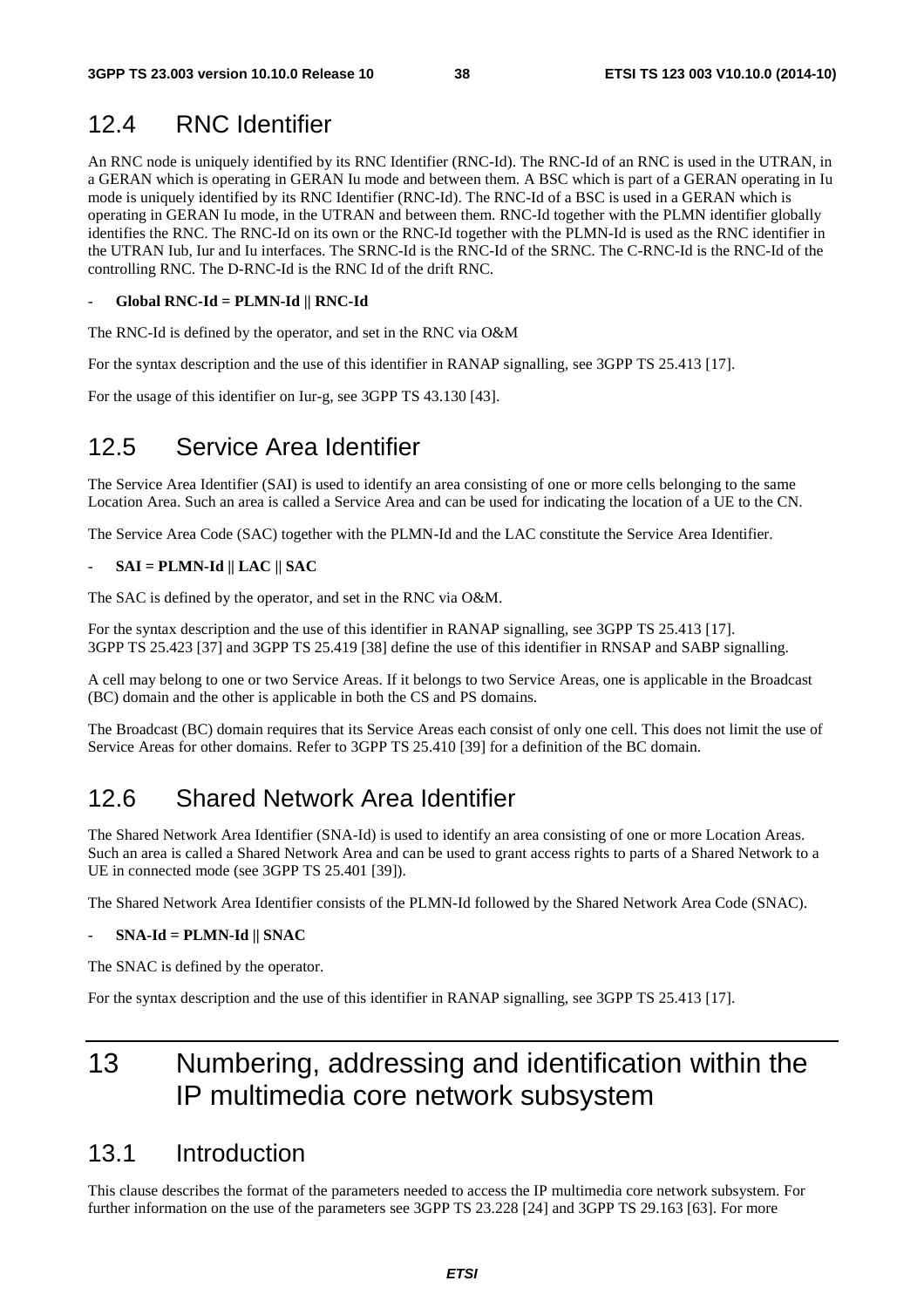## 12.4 RNC Identifier

An RNC node is uniquely identified by its RNC Identifier (RNC-Id). The RNC-Id of an RNC is used in the UTRAN, in a GERAN which is operating in GERAN Iu mode and between them. A BSC which is part of a GERAN operating in Iu mode is uniquely identified by its RNC Identifier (RNC-Id). The RNC-Id of a BSC is used in a GERAN which is operating in GERAN Iu mode, in the UTRAN and between them. RNC-Id together with the PLMN identifier globally identifies the RNC. The RNC-Id on its own or the RNC-Id together with the PLMN-Id is used as the RNC identifier in the UTRAN Iub, Iur and Iu interfaces. The SRNC-Id is the RNC-Id of the SRNC. The C-RNC-Id is the RNC-Id of the controlling RNC. The D-RNC-Id is the RNC Id of the drift RNC.

- **Global RNC-Id = PLMN-Id || RNC-Id**

The RNC-Id is defined by the operator, and set in the RNC via O&M

For the syntax description and the use of this identifier in RANAP signalling, see 3GPP TS 25.413 [17].

For the usage of this identifier on Iur-g, see 3GPP TS 43.130 [43].

## 12.5 Service Area Identifier

The Service Area Identifier (SAI) is used to identify an area consisting of one or more cells belonging to the same Location Area. Such an area is called a Service Area and can be used for indicating the location of a UE to the CN.

The Service Area Code (SAC) together with the PLMN-Id and the LAC constitute the Service Area Identifier.

- **SAI = PLMN-Id || LAC || SAC**

The SAC is defined by the operator, and set in the RNC via O&M.

For the syntax description and the use of this identifier in RANAP signalling, see 3GPP TS 25.413 [17].
3GPP TS 25.423 [37] and 3GPP TS 25.419 [38] define the use of this identifier in RNSAP and SABP signalling.

A cell may belong to one or two Service Areas. If it belongs to two Service Areas, one is applicable in the Broadcast (BC) domain and the other is applicable in both the CS and PS domains.

The Broadcast (BC) domain requires that its Service Areas each consist of only one cell. This does not limit the use of Service Areas for other domains. Refer to 3GPP TS 25.410 [39] for a definition of the BC domain.

## 12.6 Shared Network Area Identifier

The Shared Network Area Identifier (SNA-Id) is used to identify an area consisting of one or more Location Areas. Such an area is called a Shared Network Area and can be used to grant access rights to parts of a Shared Network to a UE in connected mode (see 3GPP TS 25.401 [39]).

The Shared Network Area Identifier consists of the PLMN-Id followed by the Shared Network Area Code (SNAC).

- **SNA-Id = PLMN-Id || SNAC**

The SNAC is defined by the operator.

For the syntax description and the use of this identifier in RANAP signalling, see 3GPP TS 25.413 [17].

# 13 Numbering, addressing and identification within the IP multimedia core network subsystem

## 13.1 Introduction

This clause describes the format of the parameters needed to access the IP multimedia core network subsystem. For further information on the use of the parameters see 3GPP TS 23.228 [24] and 3GPP TS 29.163 [63]. For more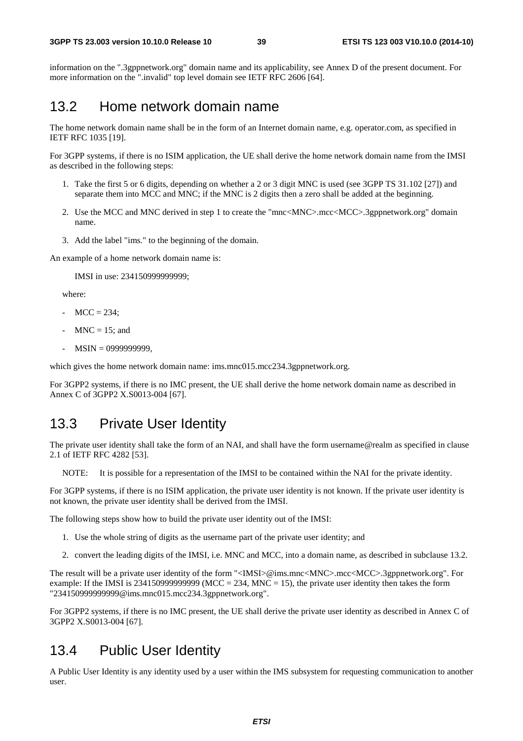information on the ".3gppnetwork.org" domain name and its applicability, see Annex D of the present document. For more information on the ".invalid" top level domain see IETF RFC 2606 [64].

## 13.2 Home network domain name

The home network domain name shall be in the form of an Internet domain name, e.g. operator.com, as specified in IETF RFC 1035 [19].

For 3GPP systems, if there is no ISIM application, the UE shall derive the home network domain name from the IMSI as described in the following steps:

1. Take the first 5 or 6 digits, depending on whether a 2 or 3 digit MNC is used (see 3GPP TS 31.102 [27]) and separate them into MCC and MNC; if the MNC is 2 digits then a zero shall be added at the beginning.
2. Use the MCC and MNC derived in step 1 to create the "mnc<MNC>.mcc<MCC>.3gppnetwork.org" domain name.
3. Add the label "ims." to the beginning of the domain.

An example of a home network domain name is:

IMSI in use: 234150999999999;

where:

- MCC = 234;
- MNC = 15; and
- MSIN = 0999999999,

which gives the home network domain name: ims.mnc015.mcc234.3gppnetwork.org.

For 3GPP2 systems, if there is no IMC present, the UE shall derive the home network domain name as described in Annex C of 3GPP2 X.S0013-004 [67].

## 13.3 Private User Identity

The private user identity shall take the form of an NAI, and shall have the form username@realm as specified in clause 2.1 of IETF RFC 4282 [53].

NOTE: It is possible for a representation of the IMSI to be contained within the NAI for the private identity.

For 3GPP systems, if there is no ISIM application, the private user identity is not known. If the private user identity is not known, the private user identity shall be derived from the IMSI.

The following steps show how to build the private user identity out of the IMSI:

1. Use the whole string of digits as the username part of the private user identity; and
2. convert the leading digits of the IMSI, i.e. MNC and MCC, into a domain name, as described in subclause 13.2.

The result will be a private user identity of the form "<IMSI>@ims.mnc<MNC>.mcc<MCC>.3gppnetwork.org". For example: If the IMSI is 234150999999999 (MCC = 234, MNC = 15), the private user identity then takes the form "234150999999999@ims.mnc015.mcc234.3gppnetwork.org".

For 3GPP2 systems, if there is no IMC present, the UE shall derive the private user identity as described in Annex C of 3GPP2 X.S0013-004 [67].

## 13.4 Public User Identity

A Public User Identity is any identity used by a user within the IMS subsystem for requesting communication to another user.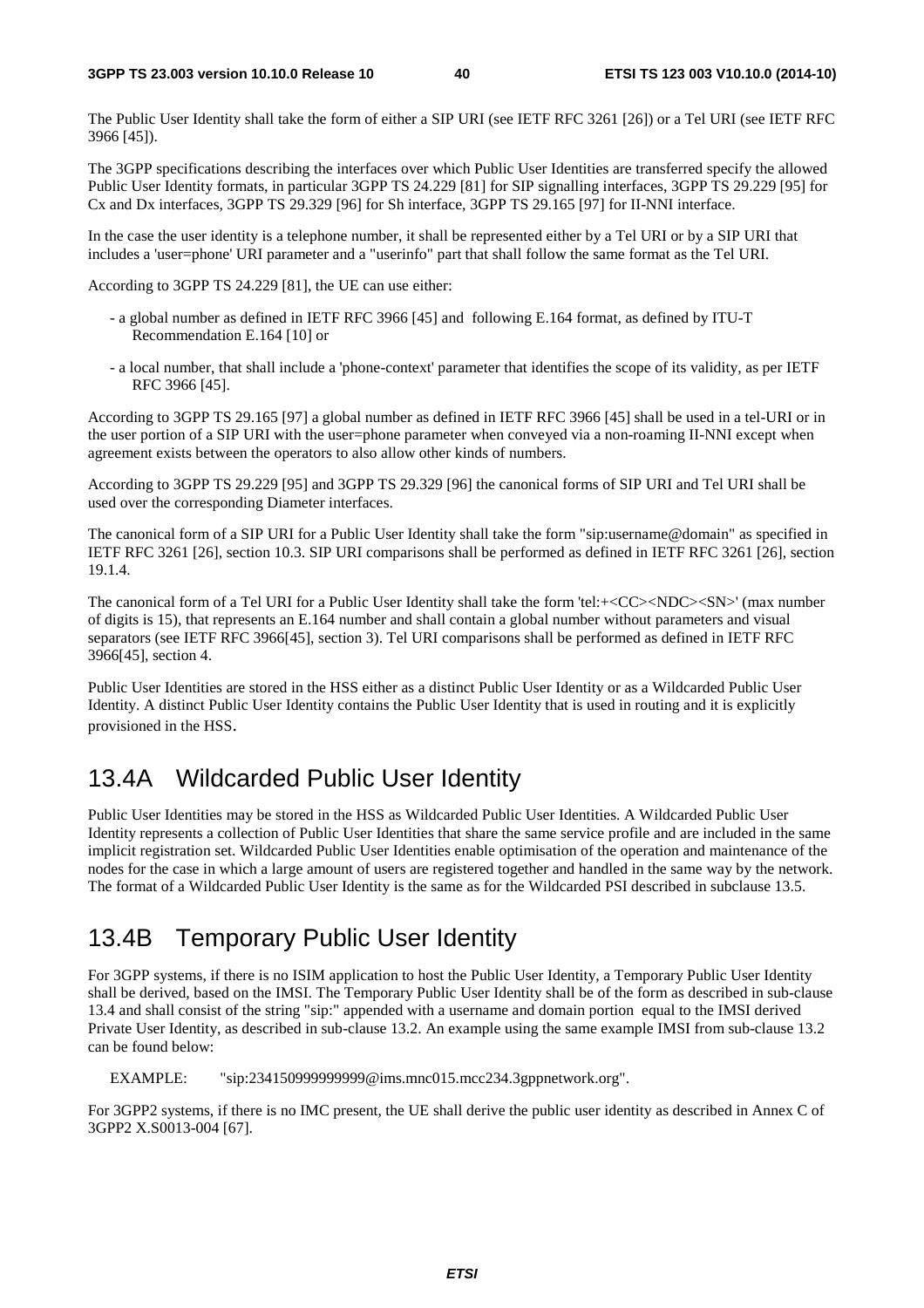The Public User Identity shall take the form of either a SIP URI (see IETF RFC 3261 [26]) or a Tel URI (see IETF RFC 3966 [45]).

The 3GPP specifications describing the interfaces over which Public User Identities are transferred specify the allowed Public User Identity formats, in particular 3GPP TS 24.229 [81] for SIP signalling interfaces, 3GPP TS 29.229 [95] for Cx and Dx interfaces, 3GPP TS 29.329 [96] for Sh interface, 3GPP TS 29.165 [97] for II-NNI interface.

In the case the user identity is a telephone number, it shall be represented either by a Tel URI or by a SIP URI that includes a 'user=phone' URI parameter and a "userinfo" part that shall follow the same format as the Tel URI.

According to 3GPP TS 24.229 [81], the UE can use either:

- a global number as defined in IETF RFC 3966 [45] and following E.164 format, as defined by ITU-T Recommendation E.164 [10] or
- a local number, that shall include a 'phone-context' parameter that identifies the scope of its validity, as per IETF RFC 3966 [45].

According to 3GPP TS 29.165 [97] a global number as defined in IETF RFC 3966 [45] shall be used in a tel-URI or in the user portion of a SIP URI with the user=phone parameter when conveyed via a non-roaming II-NNI except when agreement exists between the operators to also allow other kinds of numbers.

According to 3GPP TS 29.229 [95] and 3GPP TS 29.329 [96] the canonical forms of SIP URI and Tel URI shall be used over the corresponding Diameter interfaces.

The canonical form of a SIP URI for a Public User Identity shall take the form "sip:username@domain" as specified in IETF RFC 3261 [26], section 10.3. SIP URI comparisons shall be performed as defined in IETF RFC 3261 [26], section 19.1.4.

The canonical form of a Tel URI for a Public User Identity shall take the form 'tel:+<CC><NDC><SN>' (max number of digits is 15), that represents an E.164 number and shall contain a global number without parameters and visual separators (see IETF RFC 3966[45], section 3). Tel URI comparisons shall be performed as defined in IETF RFC 3966[45], section 4.

Public User Identities are stored in the HSS either as a distinct Public User Identity or as a Wildcarded Public User Identity. A distinct Public User Identity contains the Public User Identity that is used in routing and it is explicitly provisioned in the HSS.

## 13.4A Wildcarded Public User Identity

Public User Identities may be stored in the HSS as Wildcarded Public User Identities. A Wildcarded Public User Identity represents a collection of Public User Identities that share the same service profile and are included in the same implicit registration set. Wildcarded Public User Identities enable optimisation of the operation and maintenance of the nodes for the case in which a large amount of users are registered together and handled in the same way by the network. The format of a Wildcarded Public User Identity is the same as for the Wildcarded PSI described in subclause 13.5.

## 13.4B Temporary Public User Identity

For 3GPP systems, if there is no ISIM application to host the Public User Identity, a Temporary Public User Identity shall be derived, based on the IMSI. The Temporary Public User Identity shall be of the form as described in sub-clause 13.4 and shall consist of the string "sip:" appended with a username and domain portion equal to the IMSI derived Private User Identity, as described in sub-clause 13.2. An example using the same example IMSI from sub-clause 13.2 can be found below:

EXAMPLE: "sip:234150999999999@ims.mnc015.mcc234.3gppnetwork.org".

For 3GPP2 systems, if there is no IMC present, the UE shall derive the public user identity as described in Annex C of 3GPP2 X.S0013-004 [67].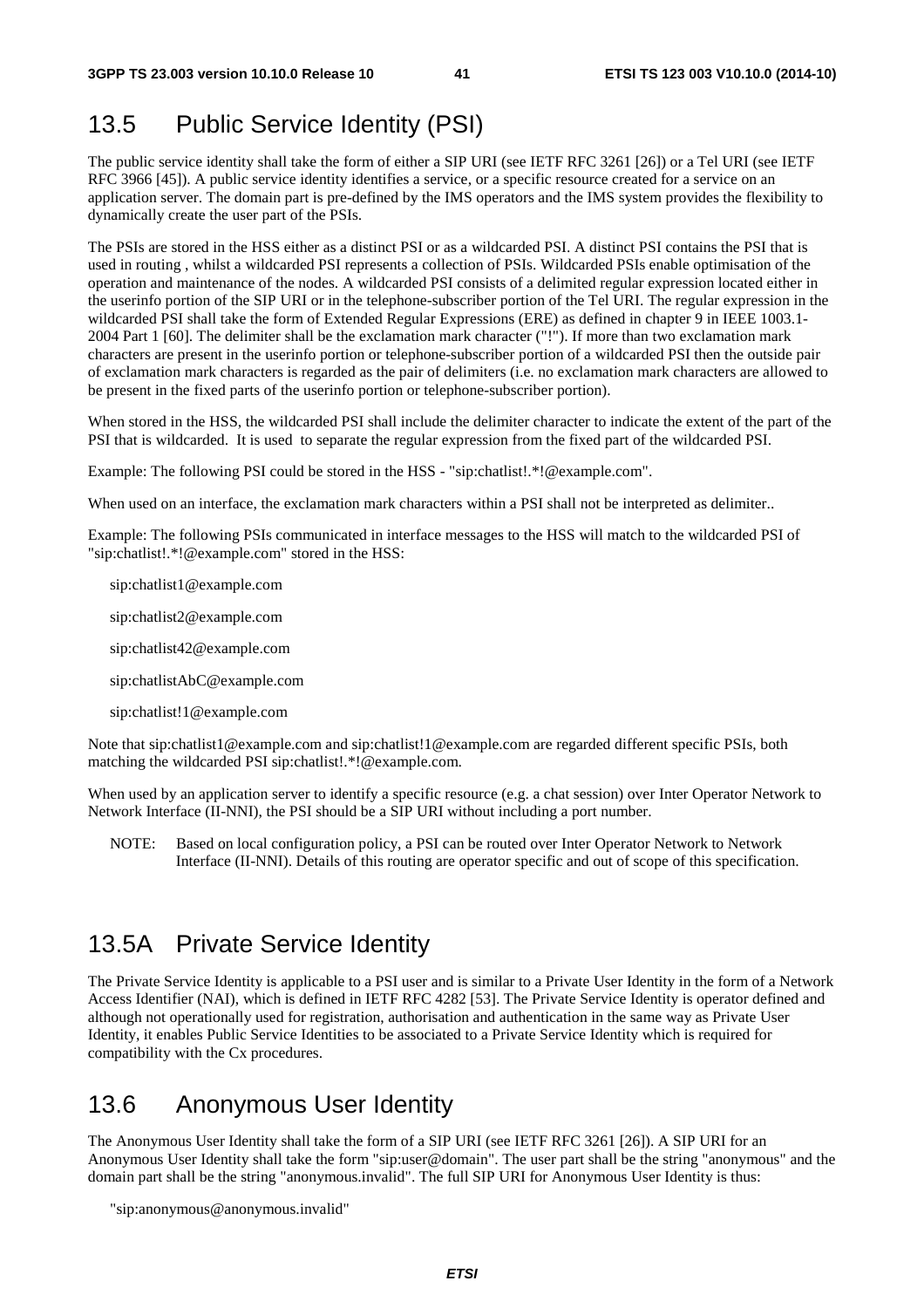## 13.5 Public Service Identity (PSI)

The public service identity shall take the form of either a SIP URI (see IETF RFC 3261 [26]) or a Tel URI (see IETF RFC 3966 [45]). A public service identity identifies a service, or a specific resource created for a service on an application server. The domain part is pre-defined by the IMS operators and the IMS system provides the flexibility to dynamically create the user part of the PSIs.

The PSIs are stored in the HSS either as a distinct PSI or as a wildcarded PSI. A distinct PSI contains the PSI that is used in routing , whilst a wildcarded PSI represents a collection of PSIs. Wildcarded PSIs enable optimisation of the operation and maintenance of the nodes. A wildcarded PSI consists of a delimited regular expression located either in the userinfo portion of the SIP URI or in the telephone-subscriber portion of the Tel URI. The regular expression in the wildcarded PSI shall take the form of Extended Regular Expressions (ERE) as defined in chapter 9 in IEEE 1003.1-2004 Part 1 [60]. The delimiter shall be the exclamation mark character ("!"). If more than two exclamation mark characters are present in the userinfo portion or telephone-subscriber portion of a wildcarded PSI then the outside pair of exclamation mark characters is regarded as the pair of delimiters (i.e. no exclamation mark characters are allowed to be present in the fixed parts of the userinfo portion or telephone-subscriber portion).

When stored in the HSS, the wildcarded PSI shall include the delimiter character to indicate the extent of the part of the PSI that is wildcarded. It is used to separate the regular expression from the fixed part of the wildcarded PSI.

Example: The following PSI could be stored in the HSS - "sip:chatlist!.*!@example.com".

When used on an interface, the exclamation mark characters within a PSI shall not be interpreted as delimiter..

Example: The following PSIs communicated in interface messages to the HSS will match to the wildcarded PSI of "sip:chatlist!.*!@example.com" stored in the HSS:

sip:chatlist1@example.com

sip:chatlist2@example.com

sip:chatlist42@example.com

sip:chatlistAbC@example.com

sip:chatlist!1@example.com

Note that sip:chatlist1@example.com and sip:chatlist!1@example.com are regarded different specific PSIs, both matching the wildcarded PSI sip:chatlist!.*!@example.com.

When used by an application server to identify a specific resource (e.g. a chat session) over Inter Operator Network to Network Interface (II-NNI), the PSI should be a SIP URI without including a port number.

NOTE: Based on local configuration policy, a PSI can be routed over Inter Operator Network to Network Interface (II-NNI). Details of this routing are operator specific and out of scope of this specification.

## 13.5A Private Service Identity

The Private Service Identity is applicable to a PSI user and is similar to a Private User Identity in the form of a Network Access Identifier (NAI), which is defined in IETF RFC 4282 [53]. The Private Service Identity is operator defined and although not operationally used for registration, authorisation and authentication in the same way as Private User Identity, it enables Public Service Identities to be associated to a Private Service Identity which is required for compatibility with the Cx procedures.

## 13.6 Anonymous User Identity

The Anonymous User Identity shall take the form of a SIP URI (see IETF RFC 3261 [26]). A SIP URI for an Anonymous User Identity shall take the form "sip:user@domain". The user part shall be the string "anonymous" and the domain part shall be the string "anonymous.invalid". The full SIP URI for Anonymous User Identity is thus:

"sip:anonymous@anonymous.invalid"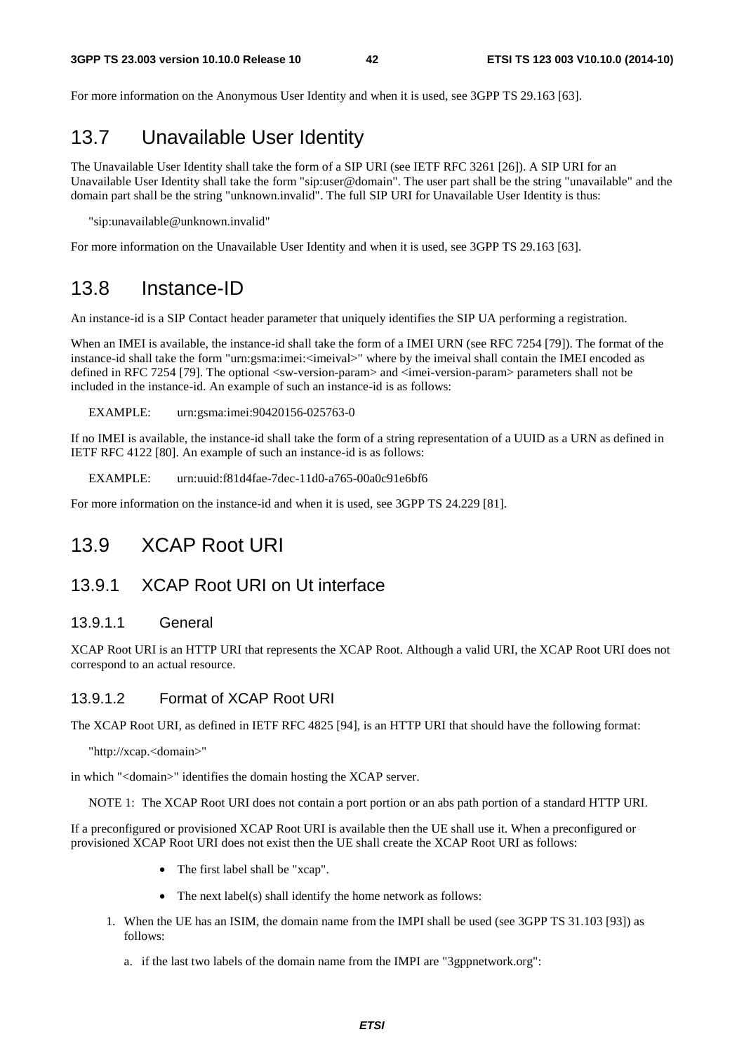For more information on the Anonymous User Identity and when it is used, see 3GPP TS 29.163 [63].

## 13.7 Unavailable User Identity

The Unavailable User Identity shall take the form of a SIP URI (see IETF RFC 3261 [26]). A SIP URI for an Unavailable User Identity shall take the form "sip:user@domain". The user part shall be the string "unavailable" and the domain part shall be the string "unknown.invalid". The full SIP URI for Unavailable User Identity is thus:

"sip:unavailable@unknown.invalid"

For more information on the Unavailable User Identity and when it is used, see 3GPP TS 29.163 [63].

## 13.8 Instance-ID

An instance-id is a SIP Contact header parameter that uniquely identifies the SIP UA performing a registration.

When an IMEI is available, the instance-id shall take the form of a IMEI URN (see RFC 7254 [79]). The format of the instance-id shall take the form "urn:gsma:imei:<imeival>" where by the imeival shall contain the IMEI encoded as defined in RFC 7254 [79]. The optional <sw-version-param> and <imei-version-param> parameters shall not be included in the instance-id. An example of such an instance-id is as follows:

EXAMPLE: urn:gsma:imei:90420156-025763-0

If no IMEI is available, the instance-id shall take the form of a string representation of a UUID as a URN as defined in IETF RFC 4122 [80]. An example of such an instance-id is as follows:

EXAMPLE: urn:uuid:f81d4fae-7dec-11d0-a765-00a0c91e6bf6

For more information on the instance-id and when it is used, see 3GPP TS 24.229 [81].

## 13.9 XCAP Root URI

### 13.9.1 XCAP Root URI on Ut interface

#### 13.9.1.1 General

XCAP Root URI is an HTTP URI that represents the XCAP Root. Although a valid URI, the XCAP Root URI does not correspond to an actual resource.

#### 13.9.1.2 Format of XCAP Root URI

The XCAP Root URI, as defined in IETF RFC 4825 [94], is an HTTP URI that should have the following format:

"http://xcap.<domain>"

in which "<domain>" identifies the domain hosting the XCAP server.

NOTE 1: The XCAP Root URI does not contain a port portion or an abs path portion of a standard HTTP URI.

If a preconfigured or provisioned XCAP Root URI is available then the UE shall use it. When a preconfigured or provisioned XCAP Root URI does not exist then the UE shall create the XCAP Root URI as follows:

- The first label shall be "xcap".
- The next label(s) shall identify the home network as follows:

1. When the UE has an ISIM, the domain name from the IMPI shall be used (see 3GPP TS 31.103 [93]) as follows:

   a. if the last two labels of the domain name from the IMPI are "3gppnetwork.org":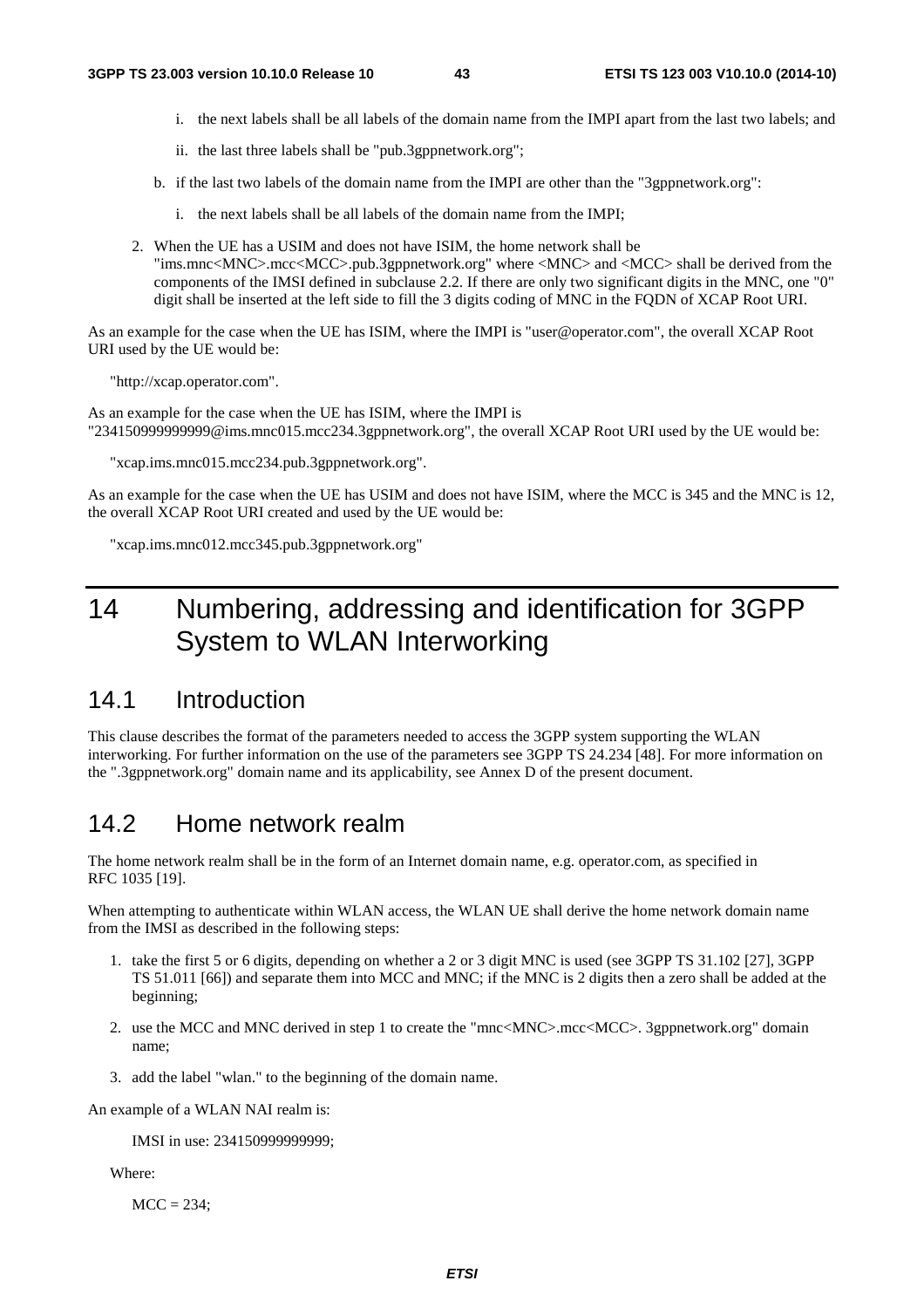i. the next labels shall be all labels of the domain name from the IMPI apart from the last two labels; and

ii. the last three labels shall be "pub.3gppnetwork.org";

b. if the last two labels of the domain name from the IMPI are other than the "3gppnetwork.org":

i. the next labels shall be all labels of the domain name from the IMPI;

2. When the UE has a USIM and does not have ISIM, the home network shall be "ims.mnc<MNC>.mcc<MCC>.pub.3gppnetwork.org" where <MNC> and <MCC> shall be derived from the components of the IMSI defined in subclause 2.2. If there are only two significant digits in the MNC, one "0" digit shall be inserted at the left side to fill the 3 digits coding of MNC in the FQDN of XCAP Root URI.

As an example for the case when the UE has ISIM, where the IMPI is "user@operator.com", the overall XCAP Root URI used by the UE would be:

"http://xcap.operator.com".

As an example for the case when the UE has ISIM, where the IMPI is "234150999999999@ims.mnc015.mcc234.3gppnetwork.org", the overall XCAP Root URI used by the UE would be:

"xcap.ims.mnc015.mcc234.pub.3gppnetwork.org".

As an example for the case when the UE has USIM and does not have ISIM, where the MCC is 345 and the MNC is 12, the overall XCAP Root URI created and used by the UE would be:

"xcap.ims.mnc012.mcc345.pub.3gppnetwork.org"

# 14 Numbering, addressing and identification for 3GPP System to WLAN Interworking

## 14.1 Introduction

This clause describes the format of the parameters needed to access the 3GPP system supporting the WLAN interworking. For further information on the use of the parameters see 3GPP TS 24.234 [48]. For more information on the ".3gppnetwork.org" domain name and its applicability, see Annex D of the present document.

## 14.2 Home network realm

The home network realm shall be in the form of an Internet domain name, e.g. operator.com, as specified in RFC 1035 [19].

When attempting to authenticate within WLAN access, the WLAN UE shall derive the home network domain name from the IMSI as described in the following steps:

1. take the first 5 or 6 digits, depending on whether a 2 or 3 digit MNC is used (see 3GPP TS 31.102 [27], 3GPP TS 51.011 [66]) and separate them into MCC and MNC; if the MNC is 2 digits then a zero shall be added at the beginning;
2. use the MCC and MNC derived in step 1 to create the "mnc<MNC>.mcc<MCC>. 3gppnetwork.org" domain name;
3. add the label "wlan." to the beginning of the domain name.

An example of a WLAN NAI realm is:

IMSI in use: 234150999999999;

Where:

MCC = 234;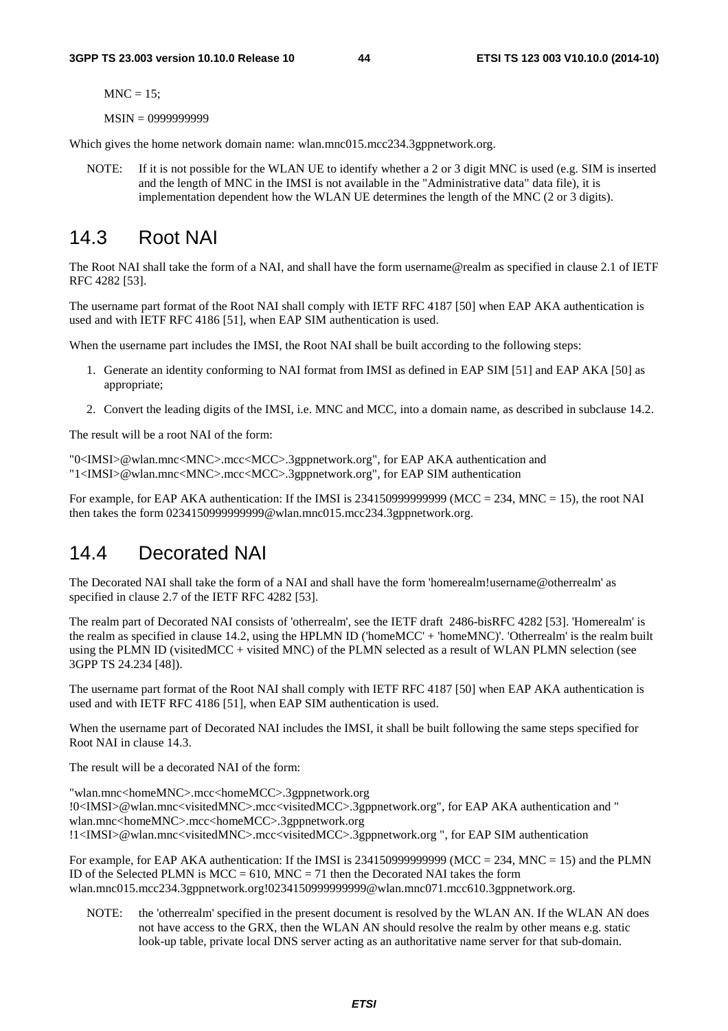MNC = 15;

MSIN = 0999999999

Which gives the home network domain name: wlan.mnc015.mcc234.3gppnetwork.org.

NOTE: If it is not possible for the WLAN UE to identify whether a 2 or 3 digit MNC is used (e.g. SIM is inserted and the length of MNC in the IMSI is not available in the "Administrative data" data file), it is implementation dependent how the WLAN UE determines the length of the MNC (2 or 3 digits).

## 14.3 Root NAI

The Root NAI shall take the form of a NAI, and shall have the form username@realm as specified in clause 2.1 of IETF RFC 4282 [53].

The username part format of the Root NAI shall comply with IETF RFC 4187 [50] when EAP AKA authentication is used and with IETF RFC 4186 [51], when EAP SIM authentication is used.

When the username part includes the IMSI, the Root NAI shall be built according to the following steps:

1. Generate an identity conforming to NAI format from IMSI as defined in EAP SIM [51] and EAP AKA [50] as appropriate;
2. Convert the leading digits of the IMSI, i.e. MNC and MCC, into a domain name, as described in subclause 14.2.

The result will be a root NAI of the form:

"0<IMSI>@wlan.mnc<MNC>.mcc<MCC>.3gppnetwork.org", for EAP AKA authentication and
"1<IMSI>@wlan.mnc<MNC>.mcc<MCC>.3gppnetwork.org", for EAP SIM authentication

For example, for EAP AKA authentication: If the IMSI is 234150999999999 (MCC = 234, MNC = 15), the root NAI then takes the form 0234150999999999@wlan.mnc015.mcc234.3gppnetwork.org.

## 14.4 Decorated NAI

The Decorated NAI shall take the form of a NAI and shall have the form 'homerealm!username@otherrealm' as specified in clause 2.7 of the IETF RFC 4282 [53].

The realm part of Decorated NAI consists of 'otherrealm', see the IETF draft 2486-bisRFC 4282 [53]. 'Homerealm' is the realm as specified in clause 14.2, using the HPLMN ID ('homeMCC' + 'homeMNC)'. 'Otherrealm' is the realm built using the PLMN ID (visitedMCC + visited MNC) of the PLMN selected as a result of WLAN PLMN selection (see 3GPP TS 24.234 [48]).

The username part format of the Root NAI shall comply with IETF RFC 4187 [50] when EAP AKA authentication is used and with IETF RFC 4186 [51], when EAP SIM authentication is used.

When the username part of Decorated NAI includes the IMSI, it shall be built following the same steps specified for Root NAI in clause 14.3.

The result will be a decorated NAI of the form:

"wlan.mnc<homeMNC>.mcc<homeMCC>.3gppnetwork.org
!0<IMSI>@wlan.mnc<visitedMNC>.mcc<visitedMCC>.3gppnetwork.org", for EAP AKA authentication and "
wlan.mnc<homeMNC>.mcc<homeMCC>.3gppnetwork.org
!1<IMSI>@wlan.mnc<visitedMNC>.mcc<visitedMCC>.3gppnetwork.org ", for EAP SIM authentication

For example, for EAP AKA authentication: If the IMSI is 234150999999999 (MCC = 234, MNC = 15) and the PLMN ID of the Selected PLMN is MCC = 610, MNC = 71 then the Decorated NAI takes the form wlan.mnc015.mcc234.3gppnetwork.org!0234150999999999@wlan.mnc071.mcc610.3gppnetwork.org.

NOTE: the 'otherrealm' specified in the present document is resolved by the WLAN AN. If the WLAN AN does not have access to the GRX, then the WLAN AN should resolve the realm by other means e.g. static look-up table, private local DNS server acting as an authoritative name server for that sub-domain.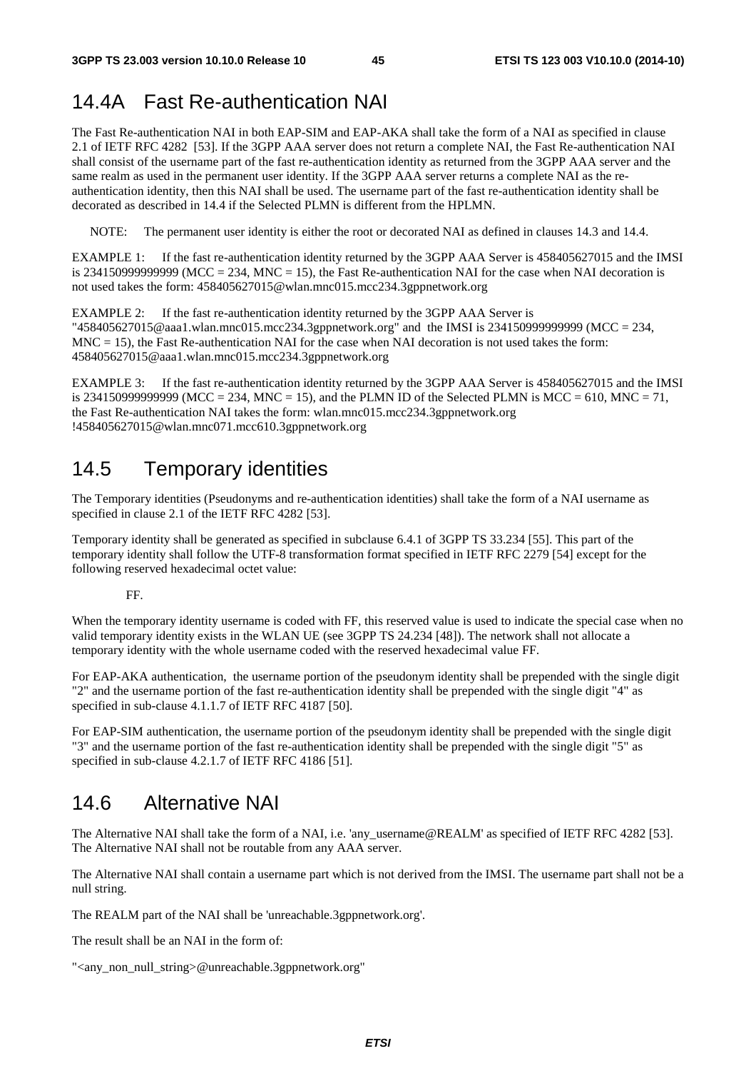## 14.4A Fast Re-authentication NAI

The Fast Re-authentication NAI in both EAP-SIM and EAP-AKA shall take the form of a NAI as specified in clause 2.1 of IETF RFC 4282 [53]. If the 3GPP AAA server does not return a complete NAI, the Fast Re-authentication NAI shall consist of the username part of the fast re-authentication identity as returned from the 3GPP AAA server and the same realm as used in the permanent user identity. If the 3GPP AAA server returns a complete NAI as the re-authentication identity, then this NAI shall be used. The username part of the fast re-authentication identity shall be decorated as described in 14.4 if the Selected PLMN is different from the HPLMN.

NOTE: The permanent user identity is either the root or decorated NAI as defined in clauses 14.3 and 14.4.

EXAMPLE 1: If the fast re-authentication identity returned by the 3GPP AAA Server is 458405627015 and the IMSI is 234150999999999 (MCC = 234, MNC = 15), the Fast Re-authentication NAI for the case when NAI decoration is not used takes the form: 458405627015@wlan.mnc015.mcc234.3gppnetwork.org

EXAMPLE 2: If the fast re-authentication identity returned by the 3GPP AAA Server is "458405627015@aaa1.wlan.mnc015.mcc234.3gppnetwork.org" and the IMSI is 234150999999999 (MCC = 234, MNC = 15), the Fast Re-authentication NAI for the case when NAI decoration is not used takes the form: 458405627015@aaa1.wlan.mnc015.mcc234.3gppnetwork.org

EXAMPLE 3: If the fast re-authentication identity returned by the 3GPP AAA Server is 458405627015 and the IMSI is 234150999999999 (MCC = 234, MNC = 15), and the PLMN ID of the Selected PLMN is MCC = 610, MNC = 71, the Fast Re-authentication NAI takes the form: wlan.mnc015.mcc234.3gppnetwork.org !458405627015@wlan.mnc071.mcc610.3gppnetwork.org

## 14.5 Temporary identities

The Temporary identities (Pseudonyms and re-authentication identities) shall take the form of a NAI username as specified in clause 2.1 of the IETF RFC 4282 [53].

Temporary identity shall be generated as specified in subclause 6.4.1 of 3GPP TS 33.234 [55]. This part of the temporary identity shall follow the UTF-8 transformation format specified in IETF RFC 2279 [54] except for the following reserved hexadecimal octet value:

FF.

When the temporary identity username is coded with FF, this reserved value is used to indicate the special case when no valid temporary identity exists in the WLAN UE (see 3GPP TS 24.234 [48]). The network shall not allocate a temporary identity with the whole username coded with the reserved hexadecimal value FF.

For EAP-AKA authentication, the username portion of the pseudonym identity shall be prepended with the single digit "2" and the username portion of the fast re-authentication identity shall be prepended with the single digit "4" as specified in sub-clause 4.1.1.7 of IETF RFC 4187 [50].

For EAP-SIM authentication, the username portion of the pseudonym identity shall be prepended with the single digit "3" and the username portion of the fast re-authentication identity shall be prepended with the single digit "5" as specified in sub-clause 4.2.1.7 of IETF RFC 4186 [51].

## 14.6 Alternative NAI

The Alternative NAI shall take the form of a NAI, i.e. 'any_username@REALM' as specified of IETF RFC 4282 [53]. The Alternative NAI shall not be routable from any AAA server.

The Alternative NAI shall contain a username part which is not derived from the IMSI. The username part shall not be a null string.

The REALM part of the NAI shall be 'unreachable.3gppnetwork.org'.

The result shall be an NAI in the form of:

"<any_non_null_string>@unreachable.3gppnetwork.org"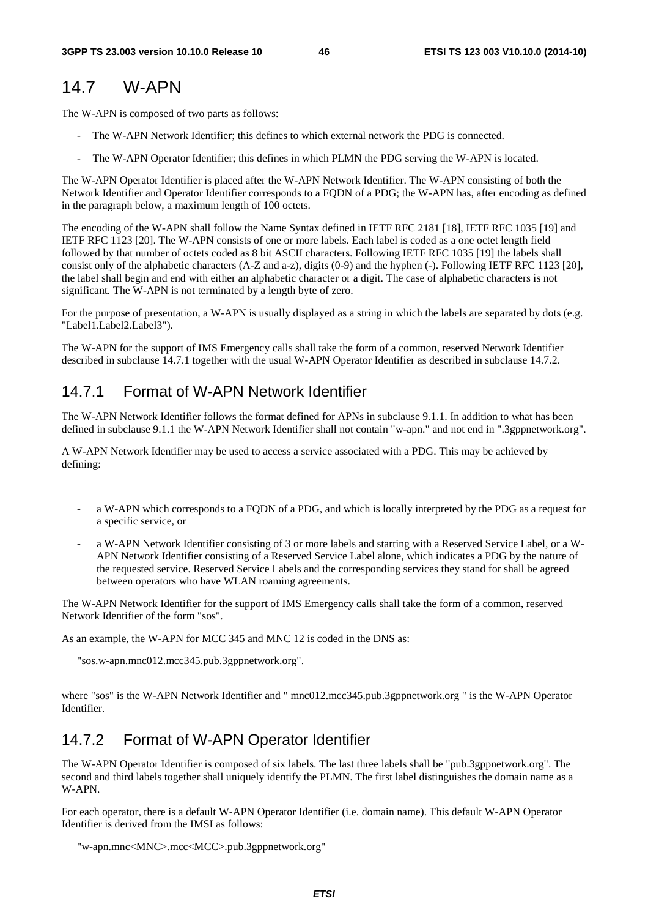## 14.7 W-APN

The W-APN is composed of two parts as follows:

- The W-APN Network Identifier; this defines to which external network the PDG is connected.
- The W-APN Operator Identifier; this defines in which PLMN the PDG serving the W-APN is located.

The W-APN Operator Identifier is placed after the W-APN Network Identifier. The W-APN consisting of both the Network Identifier and Operator Identifier corresponds to a FQDN of a PDG; the W-APN has, after encoding as defined in the paragraph below, a maximum length of 100 octets.

The encoding of the W-APN shall follow the Name Syntax defined in IETF RFC 2181 [18], IETF RFC 1035 [19] and IETF RFC 1123 [20]. The W-APN consists of one or more labels. Each label is coded as a one octet length field followed by that number of octets coded as 8 bit ASCII characters. Following IETF RFC 1035 [19] the labels shall consist only of the alphabetic characters (A-Z and a-z), digits (0-9) and the hyphen (-). Following IETF RFC 1123 [20], the label shall begin and end with either an alphabetic character or a digit. The case of alphabetic characters is not significant. The W-APN is not terminated by a length byte of zero.

For the purpose of presentation, a W-APN is usually displayed as a string in which the labels are separated by dots (e.g. "Label1.Label2.Label3").

The W-APN for the support of IMS Emergency calls shall take the form of a common, reserved Network Identifier described in subclause 14.7.1 together with the usual W-APN Operator Identifier as described in subclause 14.7.2.

### 14.7.1 Format of W-APN Network Identifier

The W-APN Network Identifier follows the format defined for APNs in subclause 9.1.1. In addition to what has been defined in subclause 9.1.1 the W-APN Network Identifier shall not contain "w-apn." and not end in ".3gppnetwork.org".

A W-APN Network Identifier may be used to access a service associated with a PDG. This may be achieved by defining:

- a W-APN which corresponds to a FQDN of a PDG, and which is locally interpreted by the PDG as a request for a specific service, or
- a W-APN Network Identifier consisting of 3 or more labels and starting with a Reserved Service Label, or a W-APN Network Identifier consisting of a Reserved Service Label alone, which indicates a PDG by the nature of the requested service. Reserved Service Labels and the corresponding services they stand for shall be agreed between operators who have WLAN roaming agreements.

The W-APN Network Identifier for the support of IMS Emergency calls shall take the form of a common, reserved Network Identifier of the form "sos".

As an example, the W-APN for MCC 345 and MNC 12 is coded in the DNS as:

"sos.w-apn.mnc012.mcc345.pub.3gppnetwork.org".

where "sos" is the W-APN Network Identifier and " mnc012.mcc345.pub.3gppnetwork.org " is the W-APN Operator Identifier.

### 14.7.2 Format of W-APN Operator Identifier

The W-APN Operator Identifier is composed of six labels. The last three labels shall be "pub.3gppnetwork.org". The second and third labels together shall uniquely identify the PLMN. The first label distinguishes the domain name as a W-APN.

For each operator, there is a default W-APN Operator Identifier (i.e. domain name). This default W-APN Operator Identifier is derived from the IMSI as follows:

"w-apn.mnc<MNC>.mcc<MCC>.pub.3gppnetwork.org"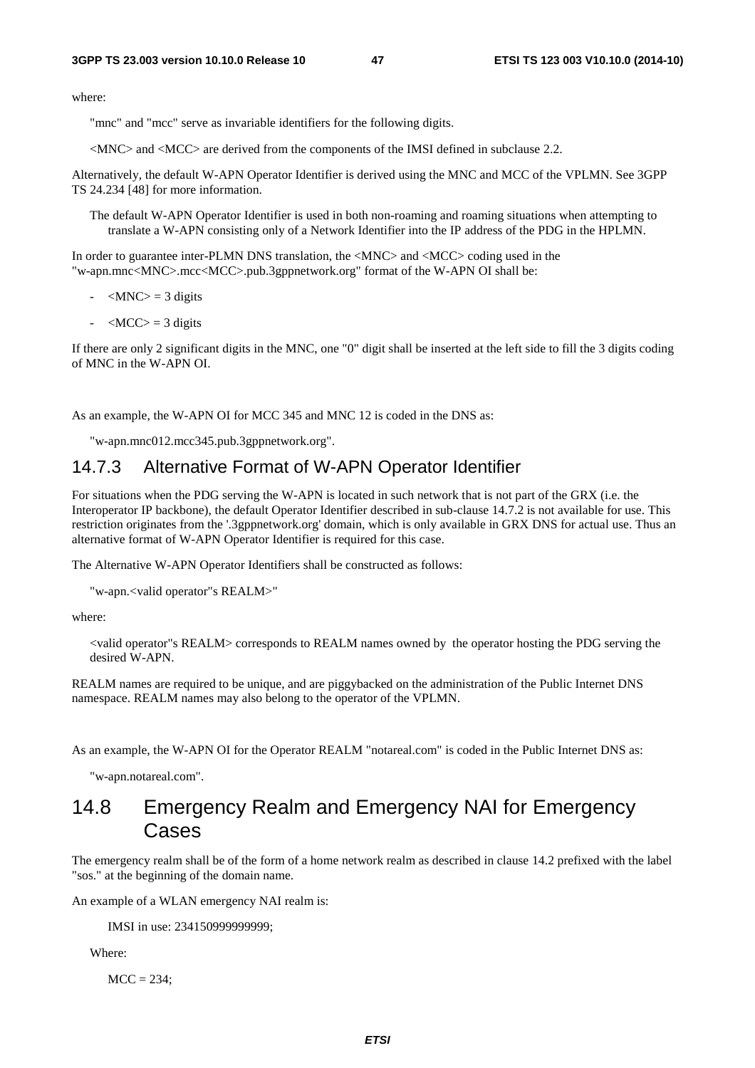where:

"mnc" and "mcc" serve as invariable identifiers for the following digits.

<MNC> and <MCC> are derived from the components of the IMSI defined in subclause 2.2.

Alternatively, the default W-APN Operator Identifier is derived using the MNC and MCC of the VPLMN. See 3GPP TS 24.234 [48] for more information.

The default W-APN Operator Identifier is used in both non-roaming and roaming situations when attempting to translate a W-APN consisting only of a Network Identifier into the IP address of the PDG in the HPLMN.

In order to guarantee inter-PLMN DNS translation, the <MNC> and <MCC> coding used in the "w-apn.mnc<MNC>.mcc<MCC>.pub.3gppnetwork.org" format of the W-APN OI shall be:

- <MNC> = 3 digits
- <MCC> = 3 digits

If there are only 2 significant digits in the MNC, one "0" digit shall be inserted at the left side to fill the 3 digits coding of MNC in the W-APN OI.

As an example, the W-APN OI for MCC 345 and MNC 12 is coded in the DNS as:

"w-apn.mnc012.mcc345.pub.3gppnetwork.org".

### 14.7.3 Alternative Format of W-APN Operator Identifier

For situations when the PDG serving the W-APN is located in such network that is not part of the GRX (i.e. the Interoperator IP backbone), the default Operator Identifier described in sub-clause 14.7.2 is not available for use. This restriction originates from the '.3gppnetwork.org' domain, which is only available in GRX DNS for actual use. Thus an alternative format of W-APN Operator Identifier is required for this case.

The Alternative W-APN Operator Identifiers shall be constructed as follows:

"w-apn.<valid operator"s REALM>"

where:

<valid operator"s REALM> corresponds to REALM names owned by the operator hosting the PDG serving the desired W-APN.

REALM names are required to be unique, and are piggybacked on the administration of the Public Internet DNS namespace. REALM names may also belong to the operator of the VPLMN.

As an example, the W-APN OI for the Operator REALM "notareal.com" is coded in the Public Internet DNS as:

"w-apn.notareal.com".

## 14.8 Emergency Realm and Emergency NAI for Emergency Cases

The emergency realm shall be of the form of a home network realm as described in clause 14.2 prefixed with the label "sos." at the beginning of the domain name.

An example of a WLAN emergency NAI realm is:

IMSI in use: 234150999999999;

Where:

MCC = 234;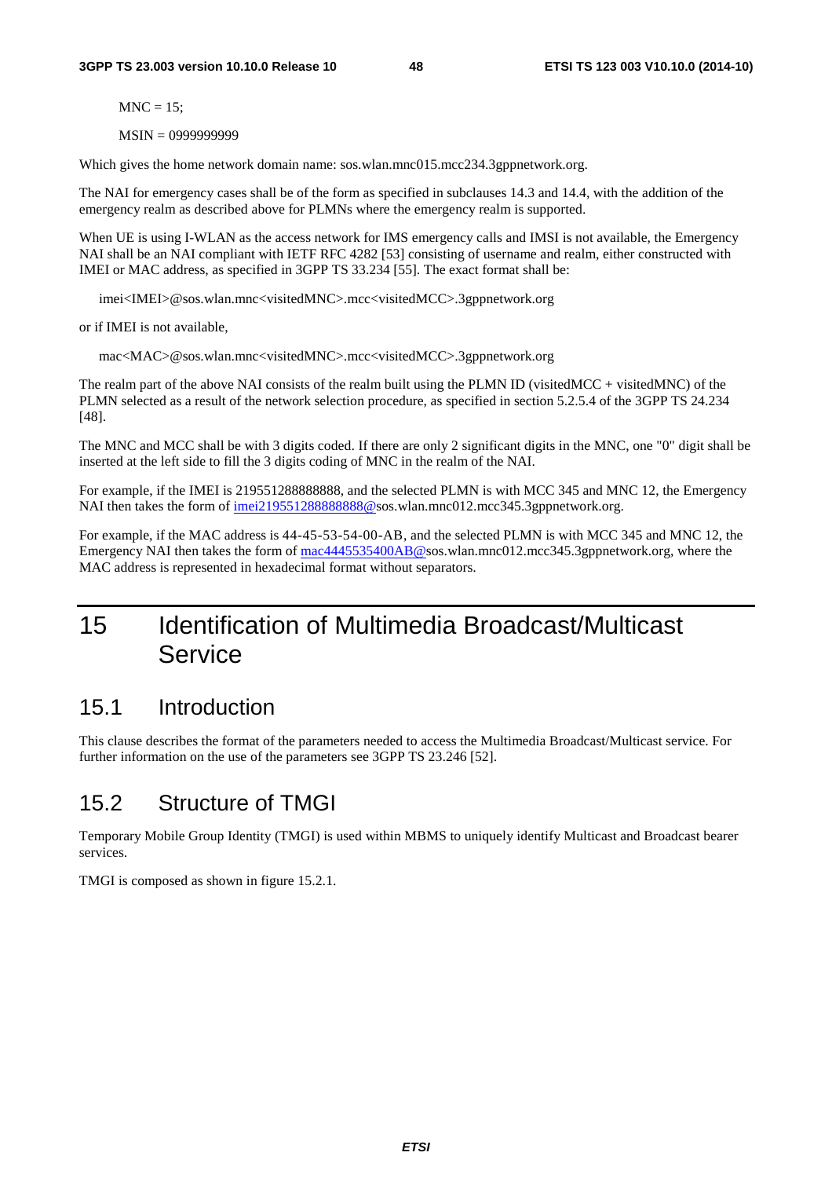MNC = 15;

MSIN = 0999999999

Which gives the home network domain name: sos.wlan.mnc015.mcc234.3gppnetwork.org.

The NAI for emergency cases shall be of the form as specified in subclauses 14.3 and 14.4, with the addition of the emergency realm as described above for PLMNs where the emergency realm is supported.

When UE is using I-WLAN as the access network for IMS emergency calls and IMSI is not available, the Emergency NAI shall be an NAI compliant with IETF RFC 4282 [53] consisting of username and realm, either constructed with IMEI or MAC address, as specified in 3GPP TS 33.234 [55]. The exact format shall be:

imei<IMEI>@sos.wlan.mnc<visitedMNC>.mcc<visitedMCC>.3gppnetwork.org

or if IMEI is not available,

mac<MAC>@sos.wlan.mnc<visitedMNC>.mcc<visitedMCC>.3gppnetwork.org

The realm part of the above NAI consists of the realm built using the PLMN ID (visitedMCC + visitedMNC) of the PLMN selected as a result of the network selection procedure, as specified in section 5.2.5.4 of the 3GPP TS 24.234 [48].

The MNC and MCC shall be with 3 digits coded. If there are only 2 significant digits in the MNC, one "0" digit shall be inserted at the left side to fill the 3 digits coding of MNC in the realm of the NAI.

For example, if the IMEI is 219551288888888, and the selected PLMN is with MCC 345 and MNC 12, the Emergency NAI then takes the form of imei219551288888888@sos.wlan.mnc012.mcc345.3gppnetwork.org.

For example, if the MAC address is 44-45-53-54-00-AB, and the selected PLMN is with MCC 345 and MNC 12, the Emergency NAI then takes the form of mac4445535400AB@sos.wlan.mnc012.mcc345.3gppnetwork.org, where the MAC address is represented in hexadecimal format without separators.

# 15 Identification of Multimedia Broadcast/Multicast Service

## 15.1 Introduction

This clause describes the format of the parameters needed to access the Multimedia Broadcast/Multicast service. For further information on the use of the parameters see 3GPP TS 23.246 [52].

## 15.2 Structure of TMGI

Temporary Mobile Group Identity (TMGI) is used within MBMS to uniquely identify Multicast and Broadcast bearer services.

TMGI is composed as shown in figure 15.2.1.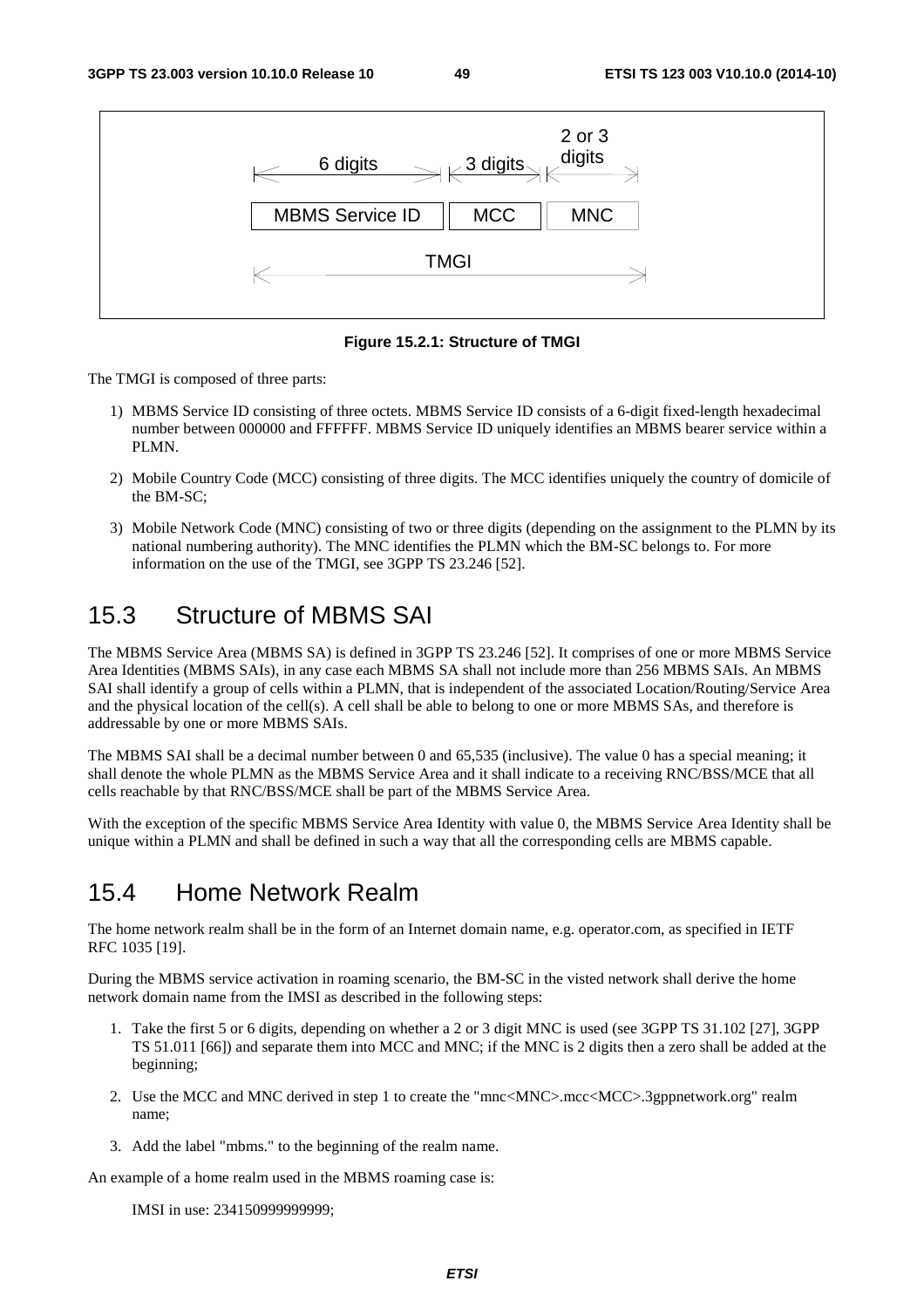| 6 digits | 3 digits | 2 or 3 digits |
| --- | --- | --- |
| MBMS Service ID | MCC | MNC |
| TMGI | | |

**Figure 15.2.1: Structure of TMGI**

The TMGI is composed of three parts:

1) MBMS Service ID consisting of three octets. MBMS Service ID consists of a 6-digit fixed-length hexadecimal number between 000000 and FFFFFF. MBMS Service ID uniquely identifies an MBMS bearer service within a PLMN.

2) Mobile Country Code (MCC) consisting of three digits. The MCC identifies uniquely the country of domicile of the BM-SC;

3) Mobile Network Code (MNC) consisting of two or three digits (depending on the assignment to the PLMN by its national numbering authority). The MNC identifies the PLMN which the BM-SC belongs to. For more information on the use of the TMGI, see 3GPP TS 23.246 [52].

## 15.3 Structure of MBMS SAI

The MBMS Service Area (MBMS SA) is defined in 3GPP TS 23.246 [52]. It comprises of one or more MBMS Service Area Identities (MBMS SAIs), in any case each MBMS SA shall not include more than 256 MBMS SAIs. An MBMS SAI shall identify a group of cells within a PLMN, that is independent of the associated Location/Routing/Service Area and the physical location of the cell(s). A cell shall be able to belong to one or more MBMS SAs, and therefore is addressable by one or more MBMS SAIs.

The MBMS SAI shall be a decimal number between 0 and 65,535 (inclusive). The value 0 has a special meaning; it shall denote the whole PLMN as the MBMS Service Area and it shall indicate to a receiving RNC/BSS/MCE that all cells reachable by that RNC/BSS/MCE shall be part of the MBMS Service Area.

With the exception of the specific MBMS Service Area Identity with value 0, the MBMS Service Area Identity shall be unique within a PLMN and shall be defined in such a way that all the corresponding cells are MBMS capable.

## 15.4 Home Network Realm

The home network realm shall be in the form of an Internet domain name, e.g. operator.com, as specified in IETF RFC 1035 [19].

During the MBMS service activation in roaming scenario, the BM-SC in the visted network shall derive the home network domain name from the IMSI as described in the following steps:

1. Take the first 5 or 6 digits, depending on whether a 2 or 3 digit MNC is used (see 3GPP TS 31.102 [27], 3GPP TS 51.011 [66]) and separate them into MCC and MNC; if the MNC is 2 digits then a zero shall be added at the beginning;

2. Use the MCC and MNC derived in step 1 to create the "mnc<MNC>.mcc<MCC>.3gppnetwork.org" realm name;

3. Add the label "mbms." to the beginning of the realm name.

An example of a home realm used in the MBMS roaming case is:

IMSI in use: 234150999999999;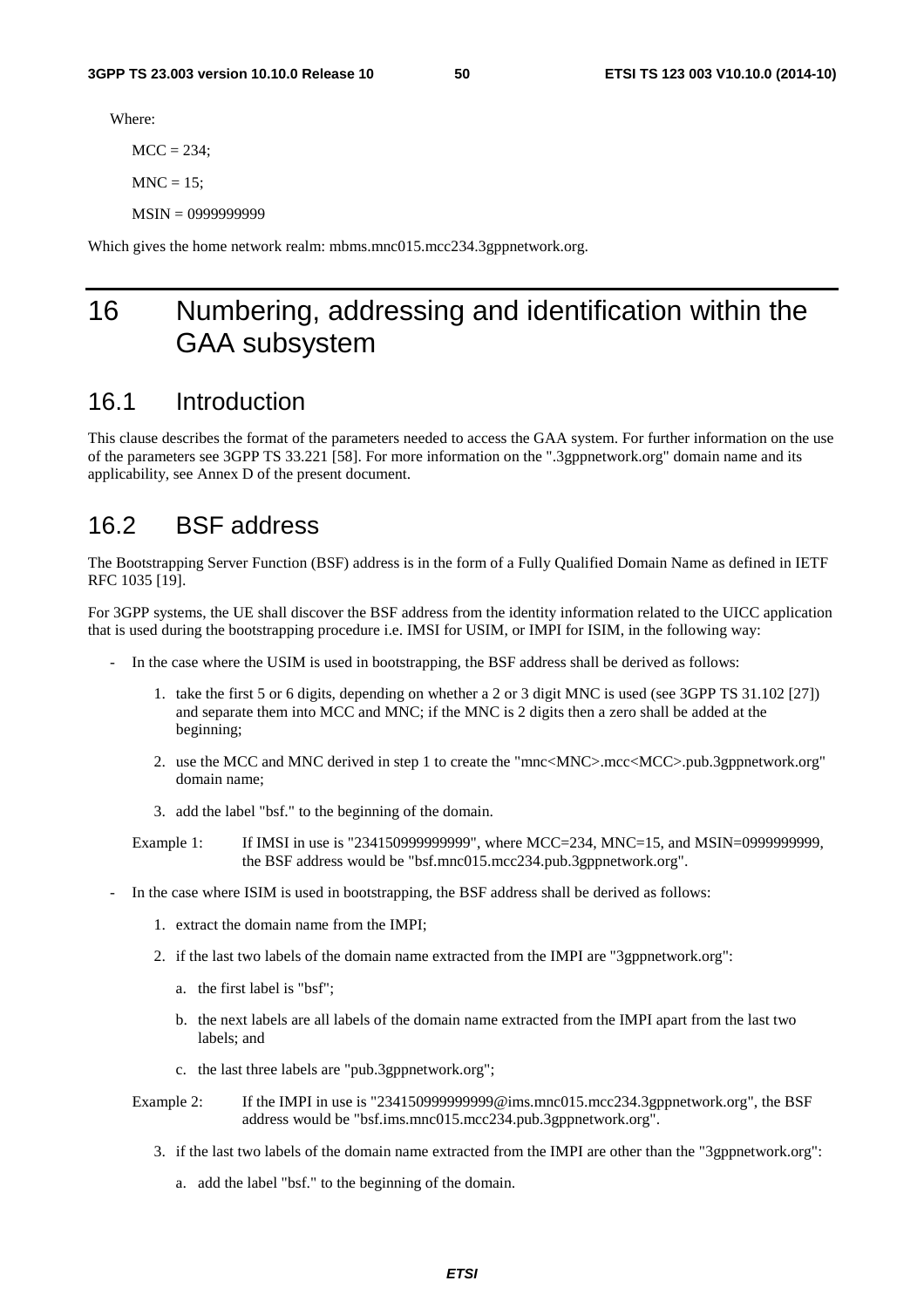Where:

MCC = 234;

MNC = 15;

MSIN = 0999999999

Which gives the home network realm: mbms.mnc015.mcc234.3gppnetwork.org.

# 16 Numbering, addressing and identification within the GAA subsystem

## 16.1 Introduction

This clause describes the format of the parameters needed to access the GAA system. For further information on the use of the parameters see 3GPP TS 33.221 [58]. For more information on the ".3gppnetwork.org" domain name and its applicability, see Annex D of the present document.

## 16.2 BSF address

The Bootstrapping Server Function (BSF) address is in the form of a Fully Qualified Domain Name as defined in IETF RFC 1035 [19].

For 3GPP systems, the UE shall discover the BSF address from the identity information related to the UICC application that is used during the bootstrapping procedure i.e. IMSI for USIM, or IMPI for ISIM, in the following way:

- In the case where the USIM is used in bootstrapping, the BSF address shall be derived as follows:
    1. take the first 5 or 6 digits, depending on whether a 2 or 3 digit MNC is used (see 3GPP TS 31.102 [27]) and separate them into MCC and MNC; if the MNC is 2 digits then a zero shall be added at the beginning;
    2. use the MCC and MNC derived in step 1 to create the "mnc<MNC>.mcc<MCC>.pub.3gppnetwork.org" domain name;
    3. add the label "bsf." to the beginning of the domain.

  Example 1: If IMSI in use is "234150999999999", where MCC=234, MNC=15, and MSIN=0999999999, the BSF address would be "bsf.mnc015.mcc234.pub.3gppnetwork.org".

- In the case where ISIM is used in bootstrapping, the BSF address shall be derived as follows:
    1. extract the domain name from the IMPI;
    2. if the last two labels of the domain name extracted from the IMPI are "3gppnetwork.org":
        a. the first label is "bsf";
        b. the next labels are all labels of the domain name extracted from the IMPI apart from the last two labels; and
        c. the last three labels are "pub.3gppnetwork.org";

  Example 2: If the IMPI in use is "234150999999999@ims.mnc015.mcc234.3gppnetwork.org", the BSF address would be "bsf.ims.mnc015.mcc234.pub.3gppnetwork.org".

    3. if the last two labels of the domain name extracted from the IMPI are other than the "3gppnetwork.org":
        a. add the label "bsf." to the beginning of the domain.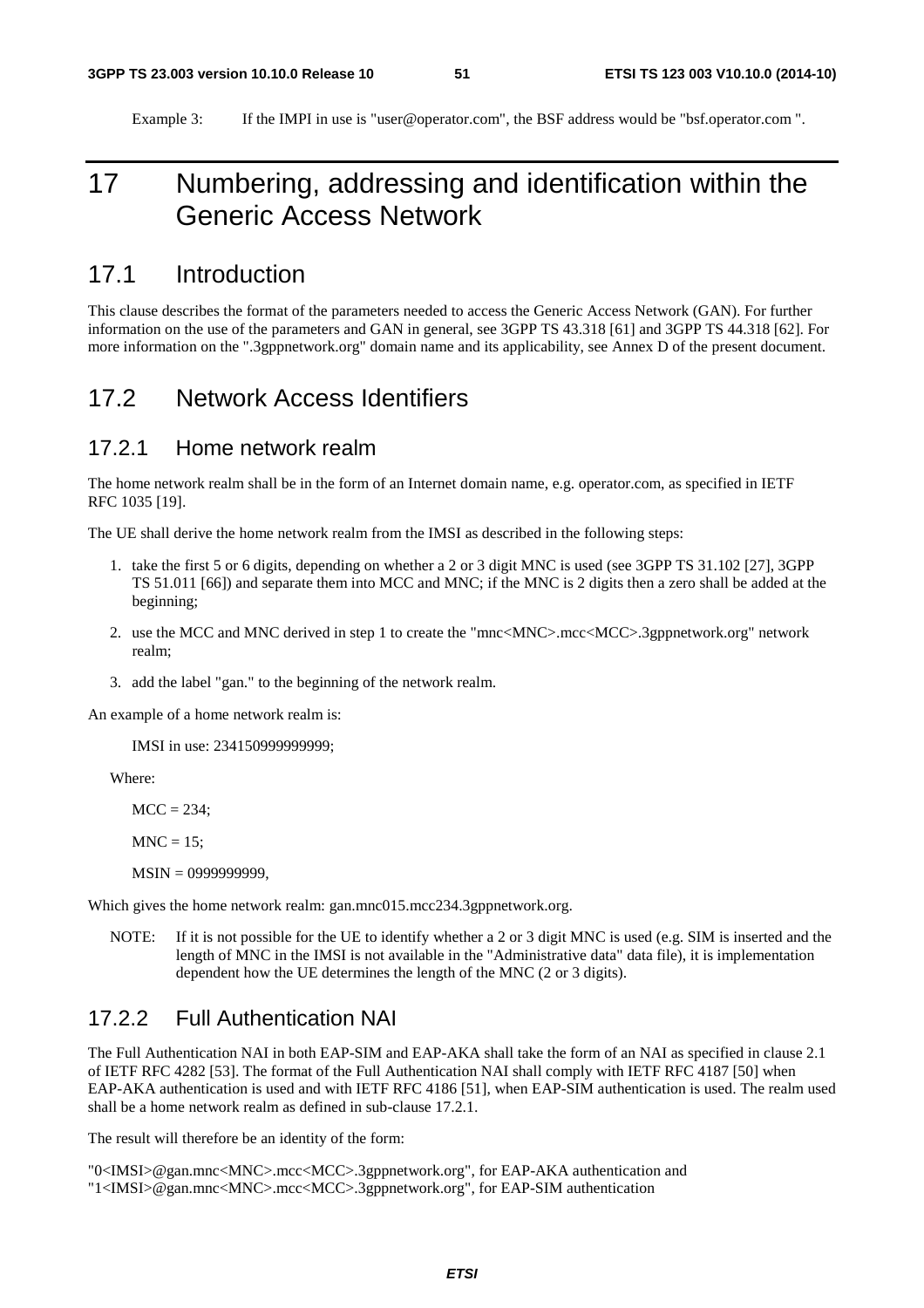Example 3: If the IMPI in use is "user@operator.com", the BSF address would be "bsf.operator.com ".

# 17 Numbering, addressing and identification within the Generic Access Network

## 17.1 Introduction

This clause describes the format of the parameters needed to access the Generic Access Network (GAN). For further information on the use of the parameters and GAN in general, see 3GPP TS 43.318 [61] and 3GPP TS 44.318 [62]. For more information on the ".3gppnetwork.org" domain name and its applicability, see Annex D of the present document.

## 17.2 Network Access Identifiers

### 17.2.1 Home network realm

The home network realm shall be in the form of an Internet domain name, e.g. operator.com, as specified in IETF RFC 1035 [19].

The UE shall derive the home network realm from the IMSI as described in the following steps:

1. take the first 5 or 6 digits, depending on whether a 2 or 3 digit MNC is used (see 3GPP TS 31.102 [27], 3GPP TS 51.011 [66]) and separate them into MCC and MNC; if the MNC is 2 digits then a zero shall be added at the beginning;
2. use the MCC and MNC derived in step 1 to create the "mnc<MNC>.mcc<MCC>.3gppnetwork.org" network realm;
3. add the label "gan." to the beginning of the network realm.

An example of a home network realm is:

IMSI in use: 234150999999999;

Where:

MCC = 234;

MNC = 15;

MSIN = 0999999999,

Which gives the home network realm: gan.mnc015.mcc234.3gppnetwork.org.

NOTE: If it is not possible for the UE to identify whether a 2 or 3 digit MNC is used (e.g. SIM is inserted and the length of MNC in the IMSI is not available in the "Administrative data" data file), it is implementation dependent how the UE determines the length of the MNC (2 or 3 digits).

### 17.2.2 Full Authentication NAI

The Full Authentication NAI in both EAP-SIM and EAP-AKA shall take the form of an NAI as specified in clause 2.1 of IETF RFC 4282 [53]. The format of the Full Authentication NAI shall comply with IETF RFC 4187 [50] when EAP-AKA authentication is used and with IETF RFC 4186 [51], when EAP-SIM authentication is used. The realm used shall be a home network realm as defined in sub-clause 17.2.1.

The result will therefore be an identity of the form:

"0<IMSI>@gan.mnc<MNC>.mcc<MCC>.3gppnetwork.org", for EAP-AKA authentication and
"1<IMSI>@gan.mnc<MNC>.mcc<MCC>.3gppnetwork.org", for EAP-SIM authentication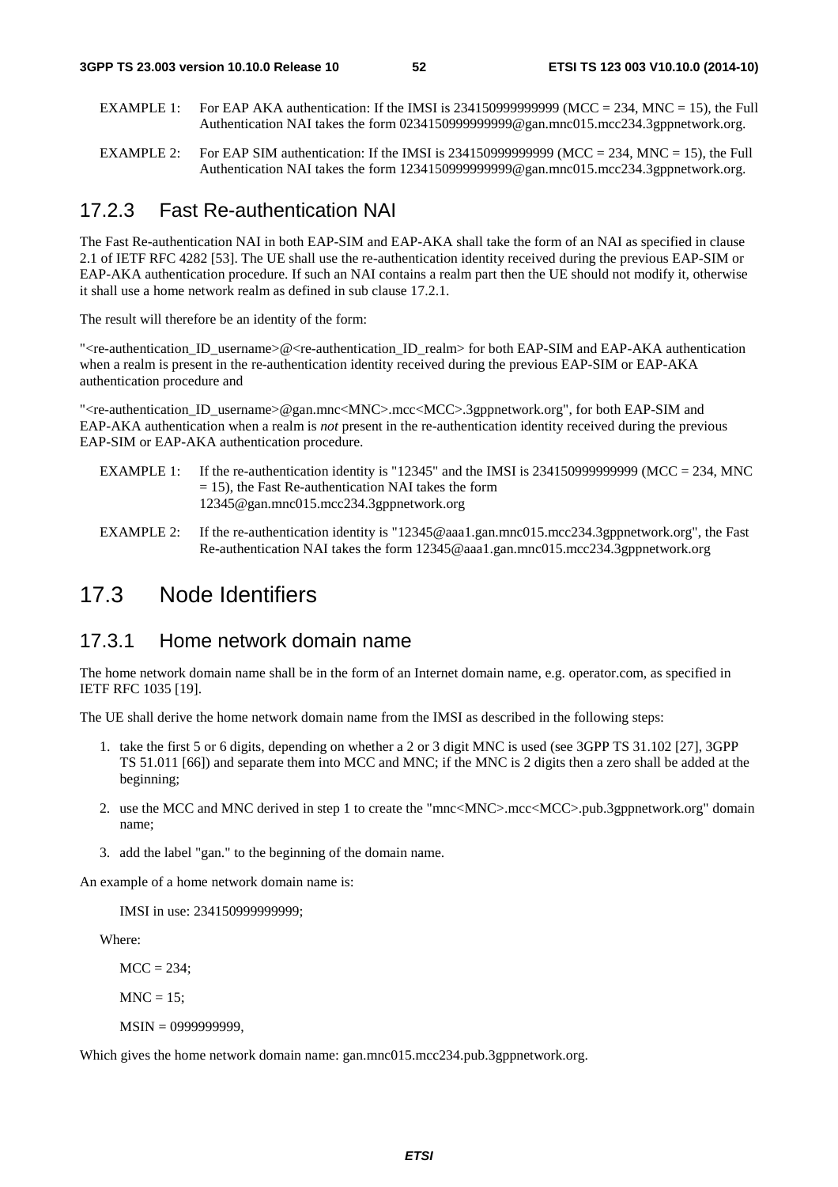EXAMPLE 1: For EAP AKA authentication: If the IMSI is 234150999999999 (MCC = 234, MNC = 15), the Full Authentication NAI takes the form 0234150999999999@gan.mnc015.mcc234.3gppnetwork.org.

EXAMPLE 2: For EAP SIM authentication: If the IMSI is 234150999999999 (MCC = 234, MNC = 15), the Full Authentication NAI takes the form 1234150999999999@gan.mnc015.mcc234.3gppnetwork.org.

### 17.2.3 Fast Re-authentication NAI

The Fast Re-authentication NAI in both EAP-SIM and EAP-AKA shall take the form of an NAI as specified in clause 2.1 of IETF RFC 4282 [53]. The UE shall use the re-authentication identity received during the previous EAP-SIM or EAP-AKA authentication procedure. If such an NAI contains a realm part then the UE should not modify it, otherwise it shall use a home network realm as defined in sub clause 17.2.1.

The result will therefore be an identity of the form:

"<re-authentication_ID_username>@<re-authentication_ID_realm> for both EAP-SIM and EAP-AKA authentication when a realm is present in the re-authentication identity received during the previous EAP-SIM or EAP-AKA authentication procedure and

"<re-authentication_ID_username>@gan.mnc<MNC>.mcc<MCC>.3gppnetwork.org", for both EAP-SIM and EAP-AKA authentication when a realm is *not* present in the re-authentication identity received during the previous EAP-SIM or EAP-AKA authentication procedure.

EXAMPLE 1: If the re-authentication identity is "12345" and the IMSI is 234150999999999 (MCC = 234, MNC = 15), the Fast Re-authentication NAI takes the form 12345@gan.mnc015.mcc234.3gppnetwork.org

EXAMPLE 2: If the re-authentication identity is "12345@aaa1.gan.mnc015.mcc234.3gppnetwork.org", the Fast Re-authentication NAI takes the form 12345@aaa1.gan.mnc015.mcc234.3gppnetwork.org

## 17.3 Node Identifiers

### 17.3.1 Home network domain name

The home network domain name shall be in the form of an Internet domain name, e.g. operator.com, as specified in IETF RFC 1035 [19].

The UE shall derive the home network domain name from the IMSI as described in the following steps:

1. take the first 5 or 6 digits, depending on whether a 2 or 3 digit MNC is used (see 3GPP TS 31.102 [27], 3GPP TS 51.011 [66]) and separate them into MCC and MNC; if the MNC is 2 digits then a zero shall be added at the beginning;
2. use the MCC and MNC derived in step 1 to create the "mnc<MNC>.mcc<MCC>.pub.3gppnetwork.org" domain name;
3. add the label "gan." to the beginning of the domain name.

An example of a home network domain name is:

IMSI in use: 234150999999999;

Where:

MCC = 234;

MNC = 15;

MSIN = 0999999999,

Which gives the home network domain name: gan.mnc015.mcc234.pub.3gppnetwork.org.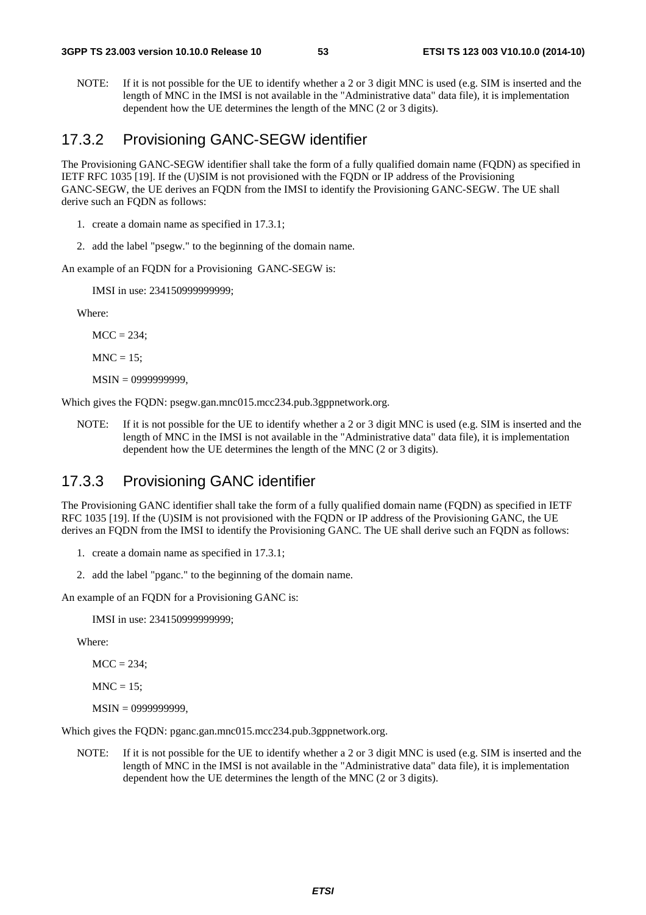NOTE: If it is not possible for the UE to identify whether a 2 or 3 digit MNC is used (e.g. SIM is inserted and the length of MNC in the IMSI is not available in the "Administrative data" data file), it is implementation dependent how the UE determines the length of the MNC (2 or 3 digits).

### 17.3.2 Provisioning GANC-SEGW identifier

The Provisioning GANC-SEGW identifier shall take the form of a fully qualified domain name (FQDN) as specified in IETF RFC 1035 [19]. If the (U)SIM is not provisioned with the FQDN or IP address of the Provisioning GANC-SEGW, the UE derives an FQDN from the IMSI to identify the Provisioning GANC-SEGW. The UE shall derive such an FQDN as follows:

1. create a domain name as specified in 17.3.1;
2. add the label "psegw." to the beginning of the domain name.

An example of an FQDN for a Provisioning GANC-SEGW is:

IMSI in use: 234150999999999;

Where:

MCC = 234;

MNC = 15;

MSIN = 0999999999,

Which gives the FQDN: psegw.gan.mnc015.mcc234.pub.3gppnetwork.org.

NOTE: If it is not possible for the UE to identify whether a 2 or 3 digit MNC is used (e.g. SIM is inserted and the length of MNC in the IMSI is not available in the "Administrative data" data file), it is implementation dependent how the UE determines the length of the MNC (2 or 3 digits).

### 17.3.3 Provisioning GANC identifier

The Provisioning GANC identifier shall take the form of a fully qualified domain name (FQDN) as specified in IETF RFC 1035 [19]. If the (U)SIM is not provisioned with the FQDN or IP address of the Provisioning GANC, the UE derives an FQDN from the IMSI to identify the Provisioning GANC. The UE shall derive such an FQDN as follows:

1. create a domain name as specified in 17.3.1;
2. add the label "pganc." to the beginning of the domain name.

An example of an FQDN for a Provisioning GANC is:

IMSI in use: 234150999999999;

Where:

MCC = 234;

MNC = 15;

MSIN = 0999999999,

Which gives the FQDN: pganc.gan.mnc015.mcc234.pub.3gppnetwork.org.

NOTE: If it is not possible for the UE to identify whether a 2 or 3 digit MNC is used (e.g. SIM is inserted and the length of MNC in the IMSI is not available in the "Administrative data" data file), it is implementation dependent how the UE determines the length of the MNC (2 or 3 digits).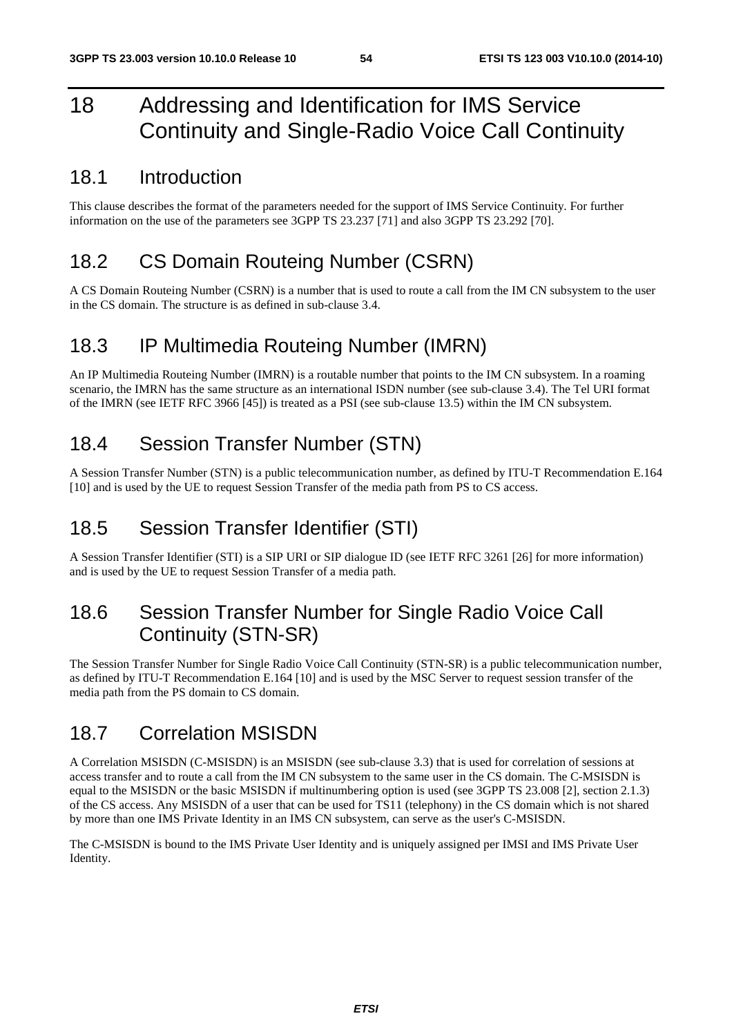# 18 Addressing and Identification for IMS Service Continuity and Single-Radio Voice Call Continuity

## 18.1 Introduction

This clause describes the format of the parameters needed for the support of IMS Service Continuity. For further information on the use of the parameters see 3GPP TS 23.237 [71] and also 3GPP TS 23.292 [70].

## 18.2 CS Domain Routeing Number (CSRN)

A CS Domain Routeing Number (CSRN) is a number that is used to route a call from the IM CN subsystem to the user in the CS domain. The structure is as defined in sub-clause 3.4.

## 18.3 IP Multimedia Routeing Number (IMRN)

An IP Multimedia Routeing Number (IMRN) is a routable number that points to the IM CN subsystem. In a roaming scenario, the IMRN has the same structure as an international ISDN number (see sub-clause 3.4). The Tel URI format of the IMRN (see IETF RFC 3966 [45]) is treated as a PSI (see sub-clause 13.5) within the IM CN subsystem.

## 18.4 Session Transfer Number (STN)

A Session Transfer Number (STN) is a public telecommunication number, as defined by ITU-T Recommendation E.164 [10] and is used by the UE to request Session Transfer of the media path from PS to CS access.

## 18.5 Session Transfer Identifier (STI)

A Session Transfer Identifier (STI) is a SIP URI or SIP dialogue ID (see IETF RFC 3261 [26] for more information) and is used by the UE to request Session Transfer of a media path.

## 18.6 Session Transfer Number for Single Radio Voice Call Continuity (STN-SR)

The Session Transfer Number for Single Radio Voice Call Continuity (STN-SR) is a public telecommunication number, as defined by ITU-T Recommendation E.164 [10] and is used by the MSC Server to request session transfer of the media path from the PS domain to CS domain.

## 18.7 Correlation MSISDN

A Correlation MSISDN (C-MSISDN) is an MSISDN (see sub-clause 3.3) that is used for correlation of sessions at access transfer and to route a call from the IM CN subsystem to the same user in the CS domain. The C-MSISDN is equal to the MSISDN or the basic MSISDN if multinumbering option is used (see 3GPP TS 23.008 [2], section 2.1.3) of the CS access. Any MSISDN of a user that can be used for TS11 (telephony) in the CS domain which is not shared by more than one IMS Private Identity in an IMS CN subsystem, can serve as the user's C-MSISDN.

The C-MSISDN is bound to the IMS Private User Identity and is uniquely assigned per IMSI and IMS Private User Identity.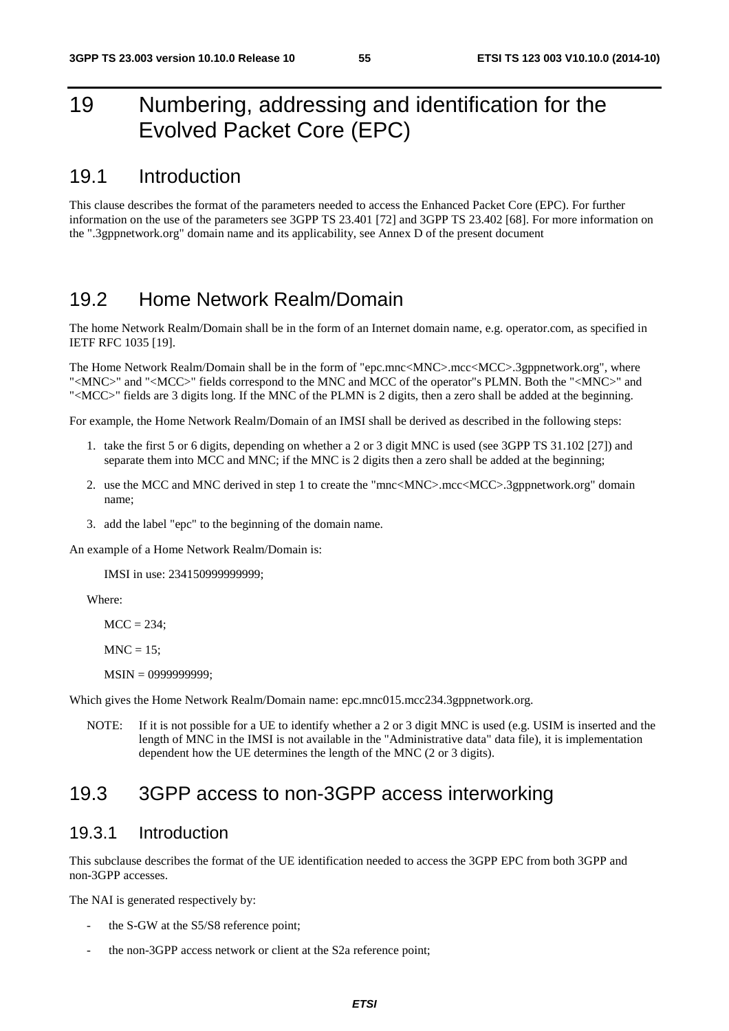# 19 Numbering, addressing and identification for the Evolved Packet Core (EPC)

## 19.1 Introduction

This clause describes the format of the parameters needed to access the Enhanced Packet Core (EPC). For further information on the use of the parameters see 3GPP TS 23.401 [72] and 3GPP TS 23.402 [68]. For more information on the ".3gppnetwork.org" domain name and its applicability, see Annex D of the present document

## 19.2 Home Network Realm/Domain

The home Network Realm/Domain shall be in the form of an Internet domain name, e.g. operator.com, as specified in IETF RFC 1035 [19].

The Home Network Realm/Domain shall be in the form of "epc.mnc<MNC>.mcc<MCC>.3gppnetwork.org", where "<MNC>" and "<MCC>" fields correspond to the MNC and MCC of the operator"s PLMN. Both the "<MNC>" and "<MCC>" fields are 3 digits long. If the MNC of the PLMN is 2 digits, then a zero shall be added at the beginning.

For example, the Home Network Realm/Domain of an IMSI shall be derived as described in the following steps:

1. take the first 5 or 6 digits, depending on whether a 2 or 3 digit MNC is used (see 3GPP TS 31.102 [27]) and separate them into MCC and MNC; if the MNC is 2 digits then a zero shall be added at the beginning;
2. use the MCC and MNC derived in step 1 to create the "mnc<MNC>.mcc<MCC>.3gppnetwork.org" domain name;
3. add the label "epc" to the beginning of the domain name.

An example of a Home Network Realm/Domain is:

IMSI in use: 234150999999999;

Where:

MCC = 234;

MNC = 15;

MSIN = 0999999999;

Which gives the Home Network Realm/Domain name: epc.mnc015.mcc234.3gppnetwork.org.

NOTE: If it is not possible for a UE to identify whether a 2 or 3 digit MNC is used (e.g. USIM is inserted and the length of MNC in the IMSI is not available in the "Administrative data" data file), it is implementation dependent how the UE determines the length of the MNC (2 or 3 digits).

## 19.3 3GPP access to non-3GPP access interworking

### 19.3.1 Introduction

This subclause describes the format of the UE identification needed to access the 3GPP EPC from both 3GPP and non-3GPP accesses.

The NAI is generated respectively by:

- the S-GW at the S5/S8 reference point;
- the non-3GPP access network or client at the S2a reference point;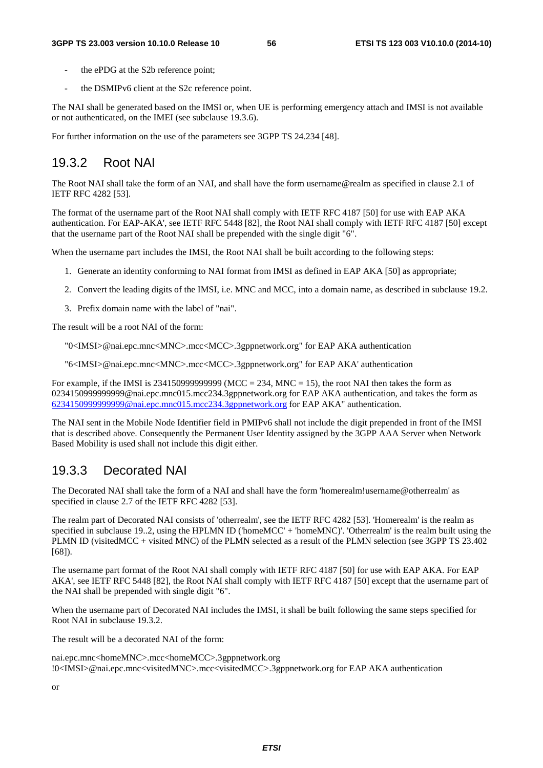- the ePDG at the S2b reference point;
- the DSMIPv6 client at the S2c reference point.

The NAI shall be generated based on the IMSI or, when UE is performing emergency attach and IMSI is not available or not authenticated, on the IMEI (see subclause 19.3.6).

For further information on the use of the parameters see 3GPP TS 24.234 [48].

## 19.3.2 Root NAI

The Root NAI shall take the form of an NAI, and shall have the form username@realm as specified in clause 2.1 of IETF RFC 4282 [53].

The format of the username part of the Root NAI shall comply with IETF RFC 4187 [50] for use with EAP AKA authentication. For EAP-AKA', see IETF RFC 5448 [82], the Root NAI shall comply with IETF RFC 4187 [50] except that the username part of the Root NAI shall be prepended with the single digit "6".

When the username part includes the IMSI, the Root NAI shall be built according to the following steps:

1. Generate an identity conforming to NAI format from IMSI as defined in EAP AKA [50] as appropriate;
2. Convert the leading digits of the IMSI, i.e. MNC and MCC, into a domain name, as described in subclause 19.2.
3. Prefix domain name with the label of "nai".

The result will be a root NAI of the form:

"0<IMSI>@nai.epc.mnc<MNC>.mcc<MCC>.3gppnetwork.org" for EAP AKA authentication

"6<IMSI>@nai.epc.mnc<MNC>.mcc<MCC>.3gppnetwork.org" for EAP AKA' authentication

For example, if the IMSI is 234150999999999 (MCC = 234, MNC = 15), the root NAI then takes the form as 0234150999999999@nai.epc.mnc015.mcc234.3gppnetwork.org for EAP AKA authentication, and takes the form as 6234150999999999@nai.epc.mnc015.mcc234.3gppnetwork.org for EAP AKA" authentication.

The NAI sent in the Mobile Node Identifier field in PMIPv6 shall not include the digit prepended in front of the IMSI that is described above. Consequently the Permanent User Identity assigned by the 3GPP AAA Server when Network Based Mobility is used shall not include this digit either.

## 19.3.3 Decorated NAI

The Decorated NAI shall take the form of a NAI and shall have the form 'homerealm!username@otherrealm' as specified in clause 2.7 of the IETF RFC 4282 [53].

The realm part of Decorated NAI consists of 'otherrealm', see the IETF RFC 4282 [53]. 'Homerealm' is the realm as specified in subclause 19..2, using the HPLMN ID ('homeMCC' + 'homeMNC)'. 'Otherrealm' is the realm built using the PLMN ID (visitedMCC + visited MNC) of the PLMN selected as a result of the PLMN selection (see 3GPP TS 23.402 [68]).

The username part format of the Root NAI shall comply with IETF RFC 4187 [50] for use with EAP AKA. For EAP AKA', see IETF RFC 5448 [82], the Root NAI shall comply with IETF RFC 4187 [50] except that the username part of the NAI shall be prepended with single digit "6".

When the username part of Decorated NAI includes the IMSI, it shall be built following the same steps specified for Root NAI in subclause 19.3.2.

The result will be a decorated NAI of the form:

nai.epc.mnc<homeMNC>.mcc<homeMCC>.3gppnetwork.org
!0<IMSI>@nai.epc.mnc<visitedMNC>.mcc<visitedMCC>.3gppnetwork.org for EAP AKA authentication

or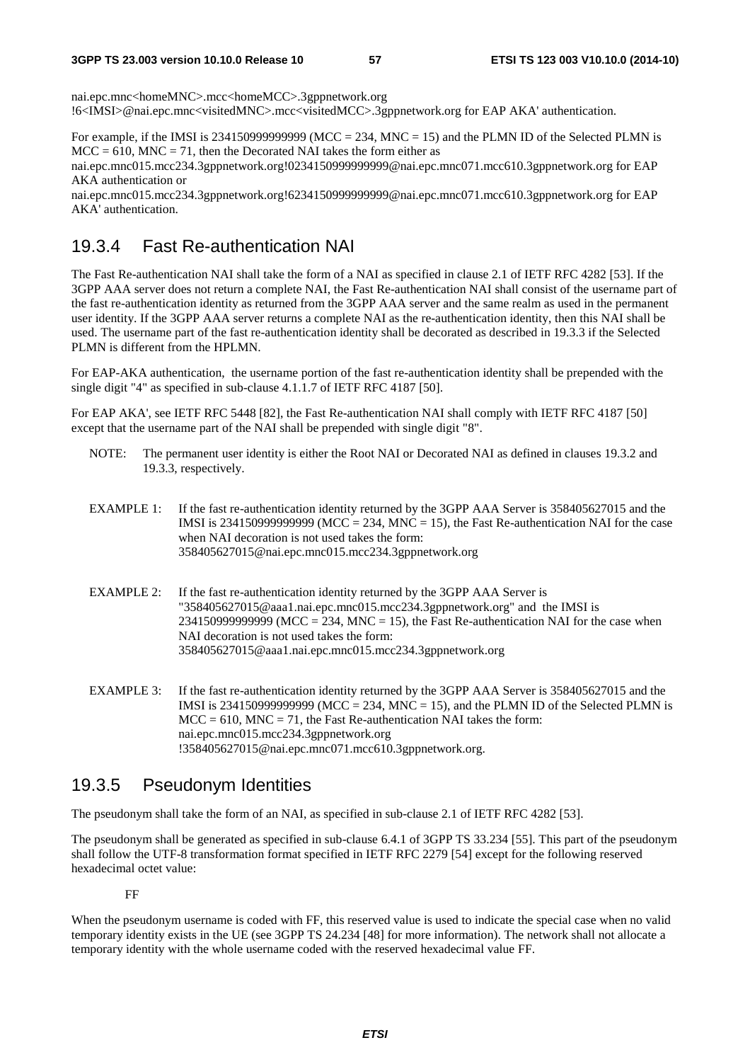nai.epc.mnc<homeMNC>.mcc<homeMCC>.3gppnetwork.org !6<IMSI>@nai.epc.mnc<visitedMNC>.mcc<visitedMCC>.3gppnetwork.org for EAP AKA' authentication.

For example, if the IMSI is 234150999999999 (MCC = 234, MNC = 15) and the PLMN ID of the Selected PLMN is MCC = 610, MNC = 71, then the Decorated NAI takes the form either as nai.epc.mnc015.mcc234.3gppnetwork.org!0234150999999999@nai.epc.mnc071.mcc610.3gppnetwork.org for EAP AKA authentication or nai.epc.mnc015.mcc234.3gppnetwork.org!6234150999999999@nai.epc.mnc071.mcc610.3gppnetwork.org for EAP AKA' authentication.

## 19.3.4 Fast Re-authentication NAI

The Fast Re-authentication NAI shall take the form of a NAI as specified in clause 2.1 of IETF RFC 4282 [53]. If the 3GPP AAA server does not return a complete NAI, the Fast Re-authentication NAI shall consist of the username part of the fast re-authentication identity as returned from the 3GPP AAA server and the same realm as used in the permanent user identity. If the 3GPP AAA server returns a complete NAI as the re-authentication identity, then this NAI shall be used. The username part of the fast re-authentication identity shall be decorated as described in 19.3.3 if the Selected PLMN is different from the HPLMN.

For EAP-AKA authentication, the username portion of the fast re-authentication identity shall be prepended with the single digit "4" as specified in sub-clause 4.1.1.7 of IETF RFC 4187 [50].

For EAP AKA', see IETF RFC 5448 [82], the Fast Re-authentication NAI shall comply with IETF RFC 4187 [50] except that the username part of the NAI shall be prepended with single digit "8".

NOTE: The permanent user identity is either the Root NAI or Decorated NAI as defined in clauses 19.3.2 and 19.3.3, respectively.

EXAMPLE 1: If the fast re-authentication identity returned by the 3GPP AAA Server is 358405627015 and the IMSI is 234150999999999 (MCC = 234, MNC = 15), the Fast Re-authentication NAI for the case when NAI decoration is not used takes the form: 358405627015@nai.epc.mnc015.mcc234.3gppnetwork.org

EXAMPLE 2: If the fast re-authentication identity returned by the 3GPP AAA Server is "358405627015@aaa1.nai.epc.mnc015.mcc234.3gppnetwork.org" and the IMSI is 234150999999999 (MCC = 234, MNC = 15), the Fast Re-authentication NAI for the case when NAI decoration is not used takes the form: 358405627015@aaa1.nai.epc.mnc015.mcc234.3gppnetwork.org

EXAMPLE 3: If the fast re-authentication identity returned by the 3GPP AAA Server is 358405627015 and the IMSI is 234150999999999 (MCC = 234, MNC = 15), and the PLMN ID of the Selected PLMN is MCC = 610, MNC = 71, the Fast Re-authentication NAI takes the form: nai.epc.mnc015.mcc234.3gppnetwork.org !358405627015@nai.epc.mnc071.mcc610.3gppnetwork.org.

## 19.3.5 Pseudonym Identities

The pseudonym shall take the form of an NAI, as specified in sub-clause 2.1 of IETF RFC 4282 [53].

The pseudonym shall be generated as specified in sub-clause 6.4.1 of 3GPP TS 33.234 [55]. This part of the pseudonym shall follow the UTF-8 transformation format specified in IETF RFC 2279 [54] except for the following reserved hexadecimal octet value:

FF

When the pseudonym username is coded with FF, this reserved value is used to indicate the special case when no valid temporary identity exists in the UE (see 3GPP TS 24.234 [48] for more information). The network shall not allocate a temporary identity with the whole username coded with the reserved hexadecimal value FF.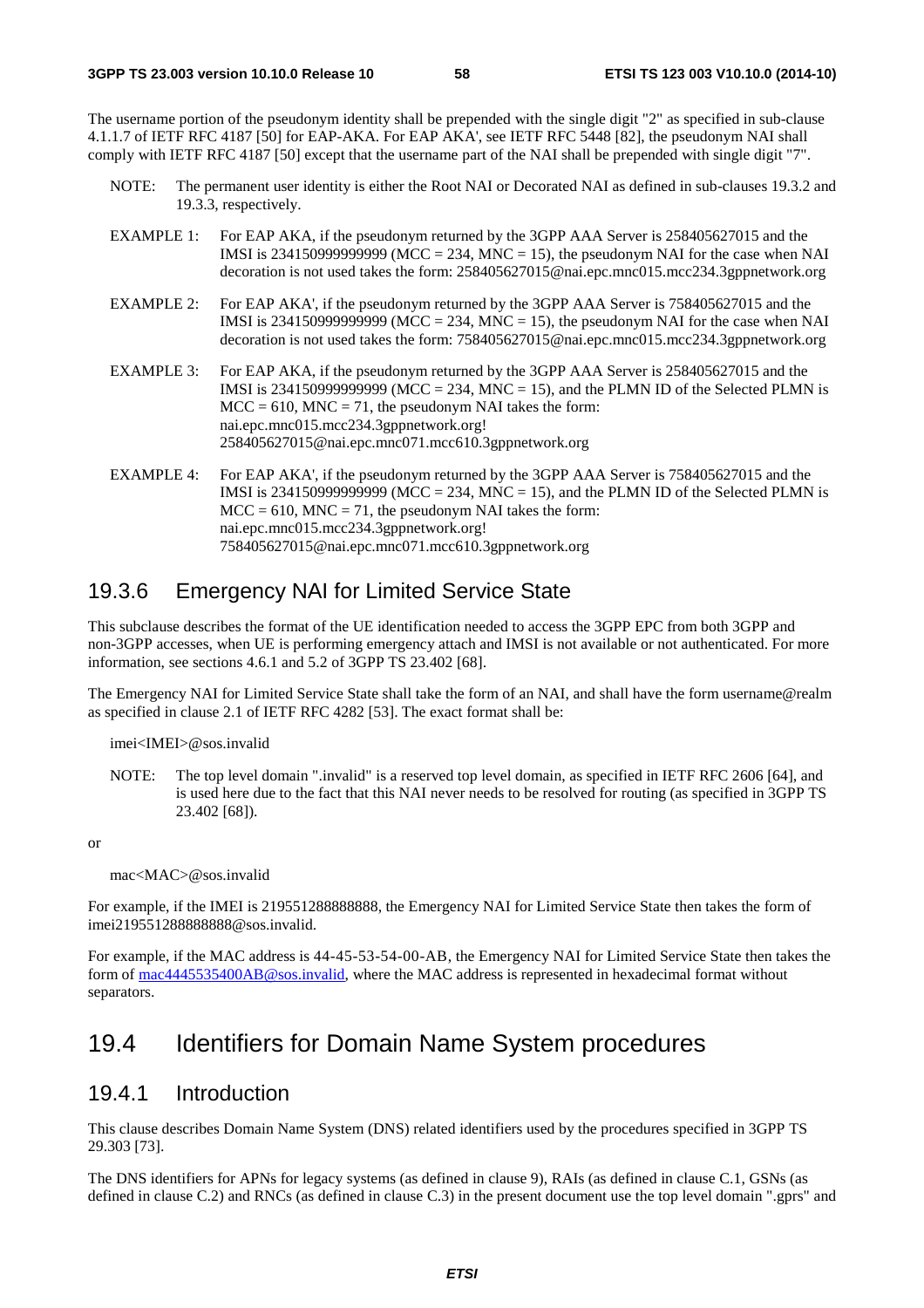The username portion of the pseudonym identity shall be prepended with the single digit "2" as specified in sub-clause 4.1.1.7 of IETF RFC 4187 [50] for EAP-AKA. For EAP AKA', see IETF RFC 5448 [82], the pseudonym NAI shall comply with IETF RFC 4187 [50] except that the username part of the NAI shall be prepended with single digit "7".

NOTE: The permanent user identity is either the Root NAI or Decorated NAI as defined in sub-clauses 19.3.2 and 19.3.3, respectively.

EXAMPLE 1: For EAP AKA, if the pseudonym returned by the 3GPP AAA Server is 258405627015 and the IMSI is 234150999999999 (MCC = 234, MNC = 15), the pseudonym NAI for the case when NAI decoration is not used takes the form: 258405627015@nai.epc.mnc015.mcc234.3gppnetwork.org

EXAMPLE 2: For EAP AKA', if the pseudonym returned by the 3GPP AAA Server is 758405627015 and the IMSI is 234150999999999 (MCC = 234, MNC = 15), the pseudonym NAI for the case when NAI decoration is not used takes the form: 758405627015@nai.epc.mnc015.mcc234.3gppnetwork.org

EXAMPLE 3: For EAP AKA, if the pseudonym returned by the 3GPP AAA Server is 258405627015 and the IMSI is 234150999999999 (MCC = 234, MNC = 15), and the PLMN ID of the Selected PLMN is MCC = 610, MNC = 71, the pseudonym NAI takes the form: nai.epc.mnc015.mcc234.3gppnetwork.org!258405627015@nai.epc.mnc071.mcc610.3gppnetwork.org

EXAMPLE 4: For EAP AKA', if the pseudonym returned by the 3GPP AAA Server is 758405627015 and the IMSI is 234150999999999 (MCC = 234, MNC = 15), and the PLMN ID of the Selected PLMN is MCC = 610, MNC = 71, the pseudonym NAI takes the form: nai.epc.mnc015.mcc234.3gppnetwork.org!758405627015@nai.epc.mnc071.mcc610.3gppnetwork.org

### 19.3.6 Emergency NAI for Limited Service State

This subclause describes the format of the UE identification needed to access the 3GPP EPC from both 3GPP and non-3GPP accesses, when UE is performing emergency attach and IMSI is not available or not authenticated. For more information, see sections 4.6.1 and 5.2 of 3GPP TS 23.402 [68].

The Emergency NAI for Limited Service State shall take the form of an NAI, and shall have the form username@realm as specified in clause 2.1 of IETF RFC 4282 [53]. The exact format shall be:

imei<IMEI>@sos.invalid

NOTE: The top level domain ".invalid" is a reserved top level domain, as specified in IETF RFC 2606 [64], and is used here due to the fact that this NAI never needs to be resolved for routing (as specified in 3GPP TS 23.402 [68]).

or

mac<MAC>@sos.invalid

For example, if the IMEI is 219551288888888, the Emergency NAI for Limited Service State then takes the form of imei219551288888888@sos.invalid.

For example, if the MAC address is 44-45-53-54-00-AB, the Emergency NAI for Limited Service State then takes the form of mac4445535400AB@sos.invalid, where the MAC address is represented in hexadecimal format without separators.

## 19.4 Identifiers for Domain Name System procedures

### 19.4.1 Introduction

This clause describes Domain Name System (DNS) related identifiers used by the procedures specified in 3GPP TS 29.303 [73].

The DNS identifiers for APNs for legacy systems (as defined in clause 9), RAIs (as defined in clause C.1, GSNs (as defined in clause C.2) and RNCs (as defined in clause C.3) in the present document use the top level domain ".gprs" and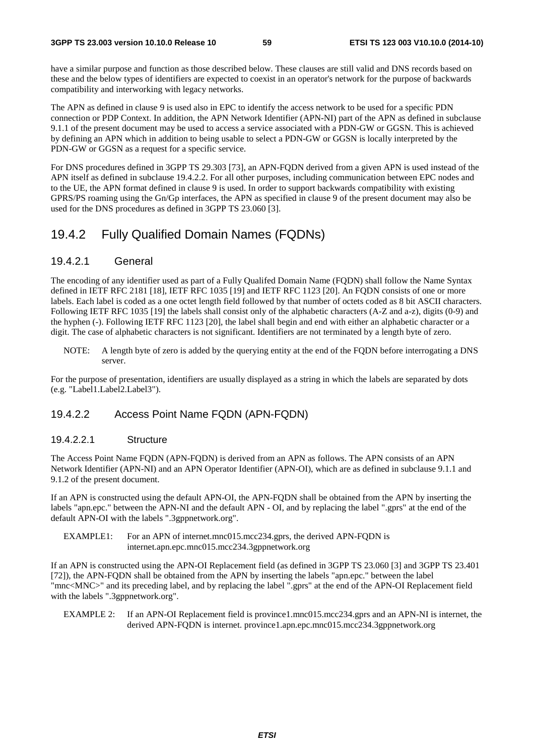have a similar purpose and function as those described below. These clauses are still valid and DNS records based on these and the below types of identifiers are expected to coexist in an operator's network for the purpose of backwards compatibility and interworking with legacy networks.

The APN as defined in clause 9 is used also in EPC to identify the access network to be used for a specific PDN connection or PDP Context. In addition, the APN Network Identifier (APN-NI) part of the APN as defined in subclause 9.1.1 of the present document may be used to access a service associated with a PDN-GW or GGSN. This is achieved by defining an APN which in addition to being usable to select a PDN-GW or GGSN is locally interpreted by the PDN-GW or GGSN as a request for a specific service.

For DNS procedures defined in 3GPP TS 29.303 [73], an APN-FQDN derived from a given APN is used instead of the APN itself as defined in subclause 19.4.2.2. For all other purposes, including communication between EPC nodes and to the UE, the APN format defined in clause 9 is used. In order to support backwards compatibility with existing GPRS/PS roaming using the Gn/Gp interfaces, the APN as specified in clause 9 of the present document may also be used for the DNS procedures as defined in 3GPP TS 23.060 [3].

## 19.4.2 Fully Qualified Domain Names (FQDNs)

### 19.4.2.1 General

The encoding of any identifier used as part of a Fully Qualifed Domain Name (FQDN) shall follow the Name Syntax defined in IETF RFC 2181 [18], IETF RFC 1035 [19] and IETF RFC 1123 [20]. An FQDN consists of one or more labels. Each label is coded as a one octet length field followed by that number of octets coded as 8 bit ASCII characters. Following IETF RFC 1035 [19] the labels shall consist only of the alphabetic characters (A-Z and a-z), digits (0-9) and the hyphen (-). Following IETF RFC 1123 [20], the label shall begin and end with either an alphabetic character or a digit. The case of alphabetic characters is not significant. Identifiers are not terminated by a length byte of zero.

NOTE: A length byte of zero is added by the querying entity at the end of the FQDN before interrogating a DNS server.

For the purpose of presentation, identifiers are usually displayed as a string in which the labels are separated by dots (e.g. "Label1.Label2.Label3").

### 19.4.2.2 Access Point Name FQDN (APN-FQDN)

#### 19.4.2.2.1 Structure

The Access Point Name FQDN (APN-FQDN) is derived from an APN as follows. The APN consists of an APN Network Identifier (APN-NI) and an APN Operator Identifier (APN-OI), which are as defined in subclause 9.1.1 and 9.1.2 of the present document.

If an APN is constructed using the default APN-OI, the APN-FQDN shall be obtained from the APN by inserting the labels "apn.epc." between the APN-NI and the default APN - OI, and by replacing the label ".gprs" at the end of the default APN-OI with the labels ".3gppnetwork.org".

EXAMPLE1: For an APN of internet.mnc015.mcc234.gprs, the derived APN-FQDN is internet.apn.epc.mnc015.mcc234.3gppnetwork.org

If an APN is constructed using the APN-OI Replacement field (as defined in 3GPP TS 23.060 [3] and 3GPP TS 23.401 [72]), the APN-FQDN shall be obtained from the APN by inserting the labels "apn.epc." between the label "mnc<MNC>" and its preceding label, and by replacing the label ".gprs" at the end of the APN-OI Replacement field with the labels ".3gppnetwork.org".

EXAMPLE 2: If an APN-OI Replacement field is province1.mnc015.mcc234.gprs and an APN-NI is internet, the derived APN-FQDN is internet. province1.apn.epc.mnc015.mcc234.3gppnetwork.org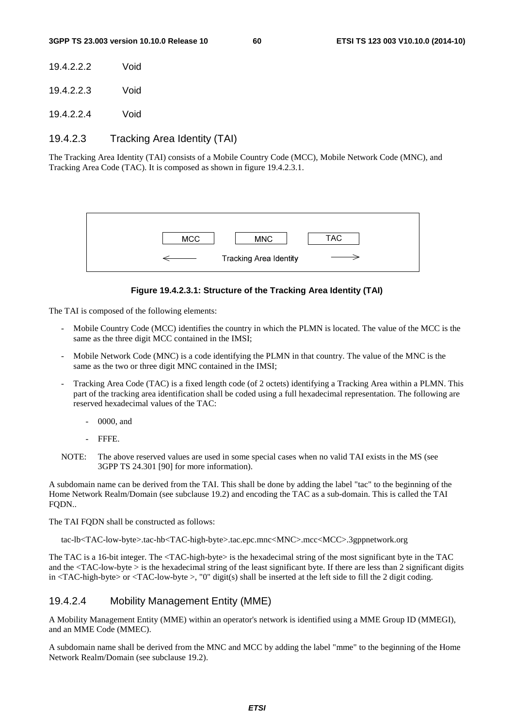##### 19.4.2.2.2 Void

##### 19.4.2.2.3 Void

##### 19.4.2.2.4 Void

#### 19.4.2.3 Tracking Area Identity (TAI)

The Tracking Area Identity (TAI) consists of a Mobile Country Code (MCC), Mobile Network Code (MNC), and Tracking Area Code (TAC). It is composed as shown in figure 19.4.2.3.1.

| MCC | MNC | TAC |
|---|---|---|
| ← | Tracking Area Identity | → |

**Figure 19.4.2.3.1: Structure of the Tracking Area Identity (TAI)**

The TAI is composed of the following elements:

- Mobile Country Code (MCC) identifies the country in which the PLMN is located. The value of the MCC is the same as the three digit MCC contained in the IMSI;
- Mobile Network Code (MNC) is a code identifying the PLMN in that country. The value of the MNC is the same as the two or three digit MNC contained in the IMSI;
- Tracking Area Code (TAC) is a fixed length code (of 2 octets) identifying a Tracking Area within a PLMN. This part of the tracking area identification shall be coded using a full hexadecimal representation. The following are reserved hexadecimal values of the TAC:
  - 0000, and
  - FFFE.

NOTE: The above reserved values are used in some special cases when no valid TAI exists in the MS (see 3GPP TS 24.301 [90] for more information).

A subdomain name can be derived from the TAI. This shall be done by adding the label "tac" to the beginning of the Home Network Realm/Domain (see subclause 19.2) and encoding the TAC as a sub-domain. This is called the TAI FQDN..

The TAI FQDN shall be constructed as follows:

```
tac-lb<TAC-low-byte>.tac-hb<TAC-high-byte>.tac.epc.mnc<MNC>.mcc<MCC>.3gppnetwork.org
```

The TAC is a 16-bit integer. The <TAC-high-byte> is the hexadecimal string of the most significant byte in the TAC and the <TAC-low-byte > is the hexadecimal string of the least significant byte. If there are less than 2 significant digits in <TAC-high-byte> or <TAC-low-byte >, "0" digit(s) shall be inserted at the left side to fill the 2 digit coding.

#### 19.4.2.4 Mobility Management Entity (MME)

A Mobility Management Entity (MME) within an operator's network is identified using a MME Group ID (MMEGI), and an MME Code (MMEC).

A subdomain name shall be derived from the MNC and MCC by adding the label "mme" to the beginning of the Home Network Realm/Domain (see subclause 19.2).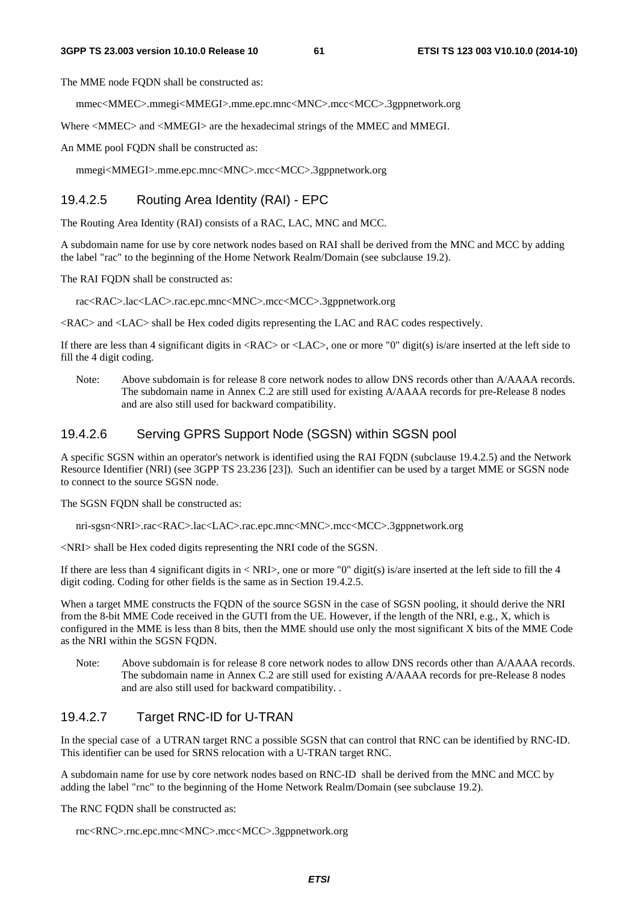The MME node FQDN shall be constructed as:

mmec<MMEC>.mmegi<MMEGI>.mme.epc.mnc<MNC>.mcc<MCC>.3gppnetwork.org

Where <MMEC> and <MMEGI> are the hexadecimal strings of the MMEC and MMEGI.

An MME pool FQDN shall be constructed as:

mmegi<MMEGI>.mme.epc.mnc<MNC>.mcc<MCC>.3gppnetwork.org

#### 19.4.2.5 Routing Area Identity (RAI) - EPC

The Routing Area Identity (RAI) consists of a RAC, LAC, MNC and MCC.

A subdomain name for use by core network nodes based on RAI shall be derived from the MNC and MCC by adding the label "rac" to the beginning of the Home Network Realm/Domain (see subclause 19.2).

The RAI FQDN shall be constructed as:

rac<RAC>.lac<LAC>.rac.epc.mnc<MNC>.mcc<MCC>.3gppnetwork.org

<RAC> and <LAC> shall be Hex coded digits representing the LAC and RAC codes respectively.

If there are less than 4 significant digits in <RAC> or <LAC>, one or more "0" digit(s) is/are inserted at the left side to fill the 4 digit coding.

Note: Above subdomain is for release 8 core network nodes to allow DNS records other than A/AAAA records. The subdomain name in Annex C.2 are still used for existing A/AAAA records for pre-Release 8 nodes and are also still used for backward compatibility.

#### 19.4.2.6 Serving GPRS Support Node (SGSN) within SGSN pool

A specific SGSN within an operator's network is identified using the RAI FQDN (subclause 19.4.2.5) and the Network Resource Identifier (NRI) (see 3GPP TS 23.236 [23]). Such an identifier can be used by a target MME or SGSN node to connect to the source SGSN node.

The SGSN FQDN shall be constructed as:

nri-sgsn<NRI>.rac<RAC>.lac<LAC>.rac.epc.mnc<MNC>.mcc<MCC>.3gppnetwork.org

<NRI> shall be Hex coded digits representing the NRI code of the SGSN.

If there are less than 4 significant digits in < NRI>, one or more "0" digit(s) is/are inserted at the left side to fill the 4 digit coding. Coding for other fields is the same as in Section 19.4.2.5.

When a target MME constructs the FQDN of the source SGSN in the case of SGSN pooling, it should derive the NRI from the 8-bit MME Code received in the GUTI from the UE. However, if the length of the NRI, e.g., X, which is configured in the MME is less than 8 bits, then the MME should use only the most significant X bits of the MME Code as the NRI within the SGSN FQDN.

Note: Above subdomain is for release 8 core network nodes to allow DNS records other than A/AAAA records. The subdomain name in Annex C.2 are still used for existing A/AAAA records for pre-Release 8 nodes and are also still used for backward compatibility. .

#### 19.4.2.7 Target RNC-ID for U-TRAN

In the special case of a UTRAN target RNC a possible SGSN that can control that RNC can be identified by RNC-ID. This identifier can be used for SRNS relocation with a U-TRAN target RNC.

A subdomain name for use by core network nodes based on RNC-ID shall be derived from the MNC and MCC by adding the label "rnc" to the beginning of the Home Network Realm/Domain (see subclause 19.2).

The RNC FQDN shall be constructed as:

rnc<RNC>.rnc.epc.mnc<MNC>.mcc<MCC>.3gppnetwork.org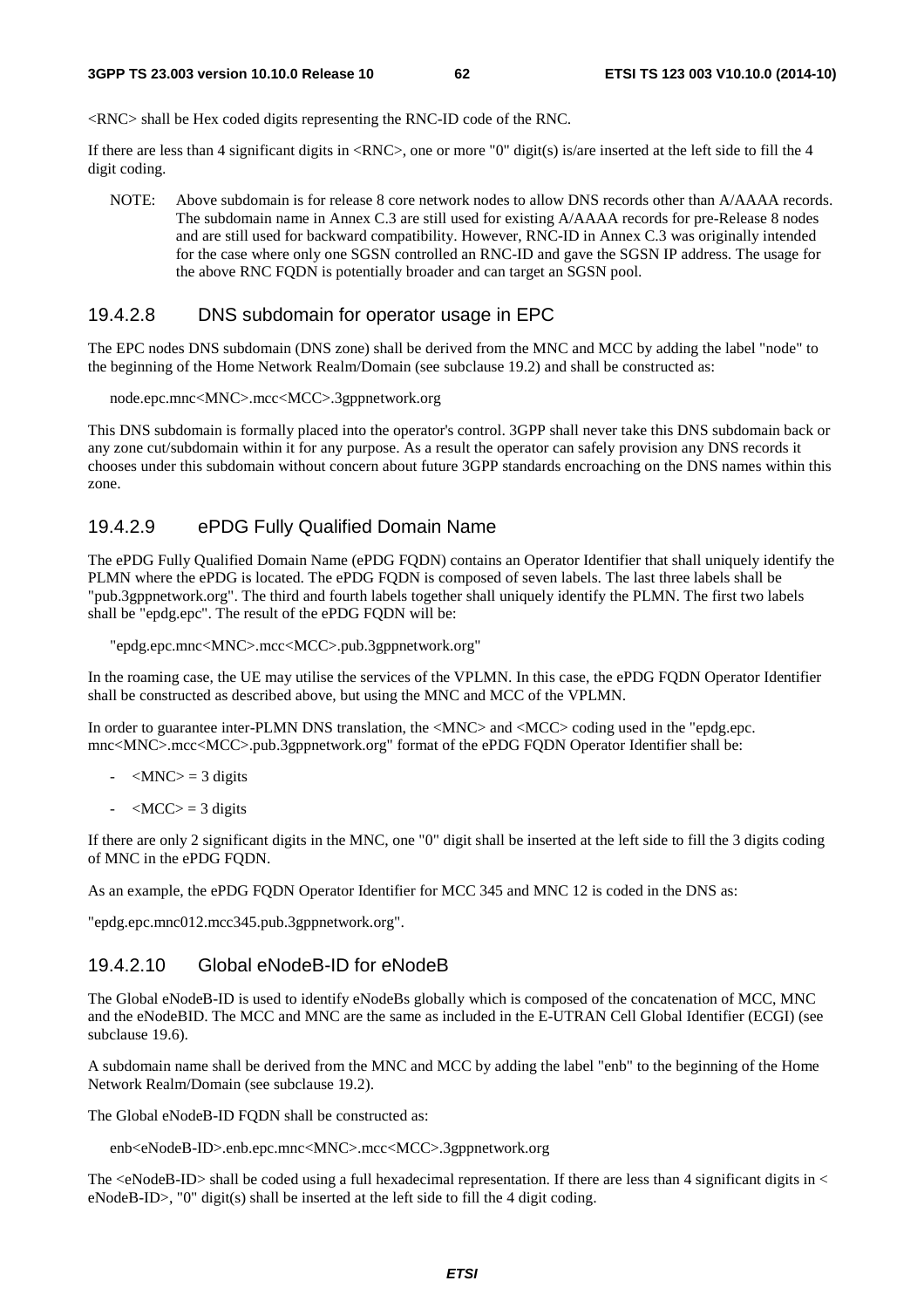<RNC> shall be Hex coded digits representing the RNC-ID code of the RNC.

If there are less than 4 significant digits in <RNC>, one or more "0" digit(s) is/are inserted at the left side to fill the 4 digit coding.

NOTE: Above subdomain is for release 8 core network nodes to allow DNS records other than A/AAAA records. The subdomain name in Annex C.3 are still used for existing A/AAAA records for pre-Release 8 nodes and are still used for backward compatibility. However, RNC-ID in Annex C.3 was originally intended for the case where only one SGSN controlled an RNC-ID and gave the SGSN IP address. The usage for the above RNC FQDN is potentially broader and can target an SGSN pool.

#### 19.4.2.8 DNS subdomain for operator usage in EPC

The EPC nodes DNS subdomain (DNS zone) shall be derived from the MNC and MCC by adding the label "node" to the beginning of the Home Network Realm/Domain (see subclause 19.2) and shall be constructed as:

node.epc.mnc<MNC>.mcc<MCC>.3gppnetwork.org

This DNS subdomain is formally placed into the operator's control. 3GPP shall never take this DNS subdomain back or any zone cut/subdomain within it for any purpose. As a result the operator can safely provision any DNS records it chooses under this subdomain without concern about future 3GPP standards encroaching on the DNS names within this zone.

#### 19.4.2.9 ePDG Fully Qualified Domain Name

The ePDG Fully Qualified Domain Name (ePDG FQDN) contains an Operator Identifier that shall uniquely identify the PLMN where the ePDG is located. The ePDG FQDN is composed of seven labels. The last three labels shall be "pub.3gppnetwork.org". The third and fourth labels together shall uniquely identify the PLMN. The first two labels shall be "epdg.epc". The result of the ePDG FQDN will be:

"epdg.epc.mnc<MNC>.mcc<MCC>.pub.3gppnetwork.org"

In the roaming case, the UE may utilise the services of the VPLMN. In this case, the ePDG FQDN Operator Identifier shall be constructed as described above, but using the MNC and MCC of the VPLMN.

In order to guarantee inter-PLMN DNS translation, the <MNC> and <MCC> coding used in the "epdg.epc. mnc<MNC>.mcc<MCC>.pub.3gppnetwork.org" format of the ePDG FQDN Operator Identifier shall be:

- <MNC> = 3 digits
- <MCC> = 3 digits

If there are only 2 significant digits in the MNC, one "0" digit shall be inserted at the left side to fill the 3 digits coding of MNC in the ePDG FQDN.

As an example, the ePDG FQDN Operator Identifier for MCC 345 and MNC 12 is coded in the DNS as:

"epdg.epc.mnc012.mcc345.pub.3gppnetwork.org".

#### 19.4.2.10 Global eNodeB-ID for eNodeB

The Global eNodeB-ID is used to identify eNodeBs globally which is composed of the concatenation of MCC, MNC and the eNodeBID. The MCC and MNC are the same as included in the E-UTRAN Cell Global Identifier (ECGI) (see subclause 19.6).

A subdomain name shall be derived from the MNC and MCC by adding the label "enb" to the beginning of the Home Network Realm/Domain (see subclause 19.2).

The Global eNodeB-ID FQDN shall be constructed as:

enb<eNodeB-ID>.enb.epc.mnc<MNC>.mcc<MCC>.3gppnetwork.org

The <eNodeB-ID> shall be coded using a full hexadecimal representation. If there are less than 4 significant digits in < eNodeB-ID>, "0" digit(s) shall be inserted at the left side to fill the 4 digit coding.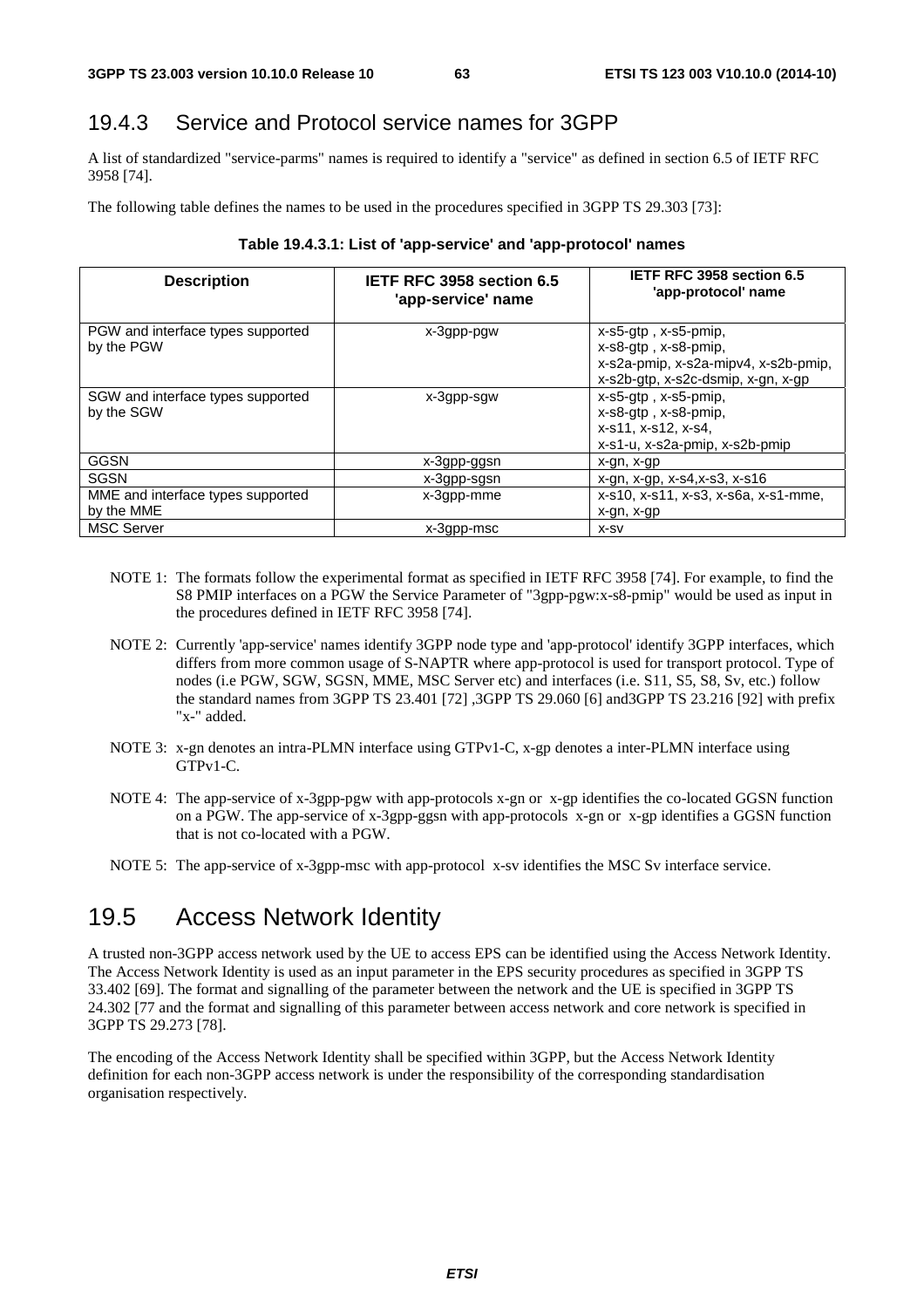### 19.4.3 Service and Protocol service names for 3GPP

A list of standardized "service-parms" names is required to identify a "service" as defined in section 6.5 of IETF RFC 3958 [74].

The following table defines the names to be used in the procedures specified in 3GPP TS 29.303 [73]:

**Table 19.4.3.1: List of 'app-service' and 'app-protocol' names**

| Description | IETF RFC 3958 section 6.5 'app-service' name | IETF RFC 3958 section 6.5 'app-protocol' name |
|---|---|---|
| PGW and interface types supported by the PGW | x-3gpp-pgw | x-s5-gtp , x-s5-pmip, x-s8-gtp , x-s8-pmip, x-s2a-pmip, x-s2a-mipv4, x-s2b-pmip, x-s2b-gtp, x-s2c-dsmip, x-gn, x-gp |
| SGW and interface types supported by the SGW | x-3gpp-sgw | x-s5-gtp , x-s5-pmip, x-s8-gtp , x-s8-pmip, x-s11, x-s12, x-s4, x-s1-u, x-s2a-pmip, x-s2b-pmip |
| GGSN | x-3gpp-ggsn | x-gn, x-gp |
| SGSN | x-3gpp-sgsn | x-gn, x-gp, x-s4,x-s3, x-s16 |
| MME and interface types supported by the MME | x-3gpp-mme | x-s10, x-s11, x-s3, x-s6a, x-s1-mme, x-gn, x-gp |
| MSC Server | x-3gpp-msc | x-sv |

NOTE 1: The formats follow the experimental format as specified in IETF RFC 3958 [74]. For example, to find the S8 PMIP interfaces on a PGW the Service Parameter of "3gpp-pgw:x-s8-pmip" would be used as input in the procedures defined in IETF RFC 3958 [74].

NOTE 2: Currently 'app-service' names identify 3GPP node type and 'app-protocol' identify 3GPP interfaces, which differs from more common usage of S-NAPTR where app-protocol is used for transport protocol. Type of nodes (i.e PGW, SGW, SGSN, MME, MSC Server etc) and interfaces (i.e. S11, S5, S8, Sv, etc.) follow the standard names from 3GPP TS 23.401 [72] ,3GPP TS 29.060 [6] and3GPP TS 23.216 [92] with prefix "x-" added.

NOTE 3: x-gn denotes an intra-PLMN interface using GTPv1-C, x-gp denotes a inter-PLMN interface using GTPv1-C.

NOTE 4: The app-service of x-3gpp-pgw with app-protocols x-gn or x-gp identifies the co-located GGSN function on a PGW. The app-service of x-3gpp-ggsn with app-protocols x-gn or x-gp identifies a GGSN function that is not co-located with a PGW.

NOTE 5: The app-service of x-3gpp-msc with app-protocol x-sv identifies the MSC Sv interface service.

## 19.5 Access Network Identity

A trusted non-3GPP access network used by the UE to access EPS can be identified using the Access Network Identity. The Access Network Identity is used as an input parameter in the EPS security procedures as specified in 3GPP TS 33.402 [69]. The format and signalling of the parameter between the network and the UE is specified in 3GPP TS 24.302 [77 and the format and signalling of this parameter between access network and core network is specified in 3GPP TS 29.273 [78].

The encoding of the Access Network Identity shall be specified within 3GPP, but the Access Network Identity definition for each non-3GPP access network is under the responsibility of the corresponding standardisation organisation respectively.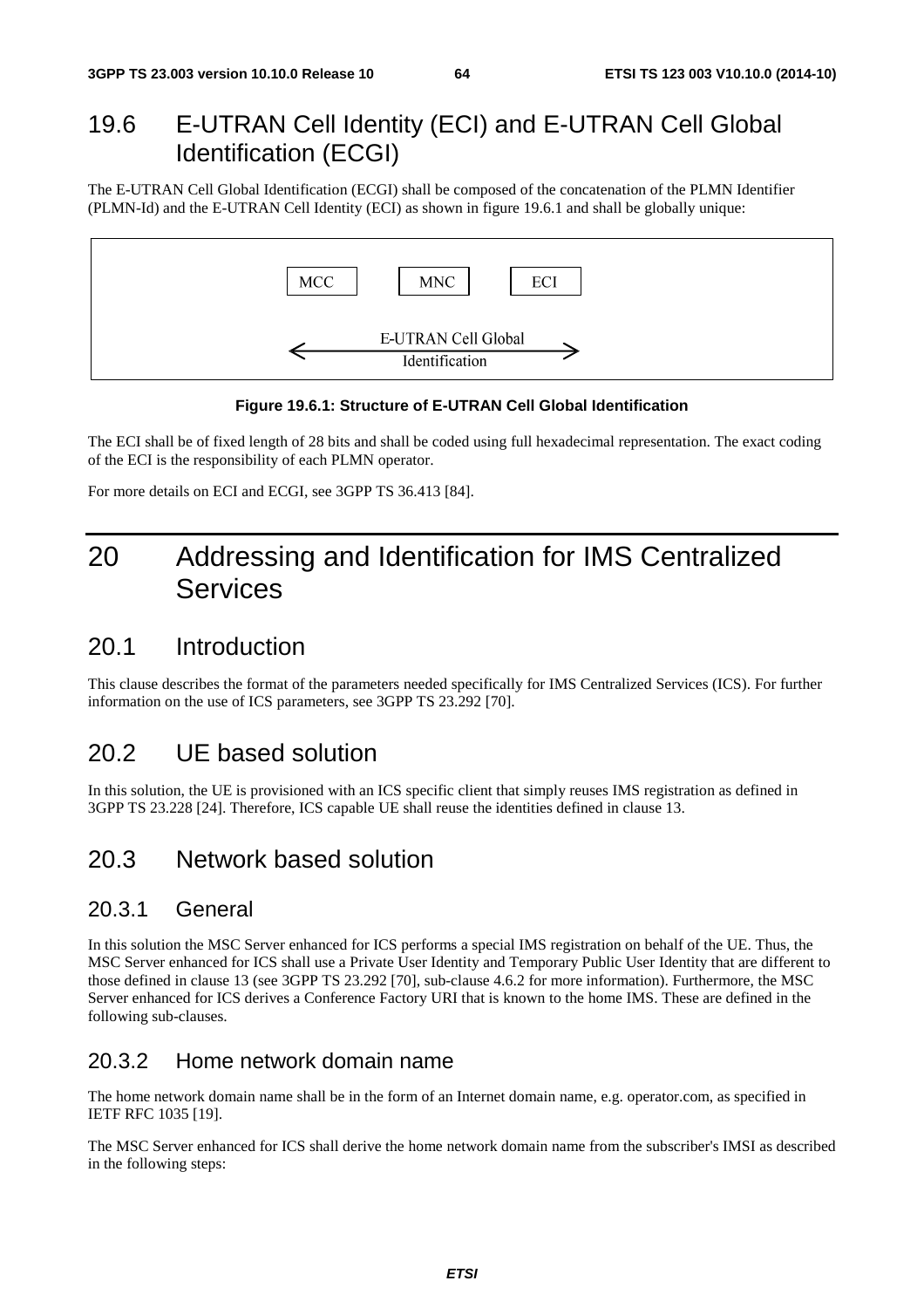## 19.6 E-UTRAN Cell Identity (ECI) and E-UTRAN Cell Global Identification (ECGI)

The E-UTRAN Cell Global Identification (ECGI) shall be composed of the concatenation of the PLMN Identifier (PLMN-Id) and the E-UTRAN Cell Identity (ECI) as shown in figure 19.6.1 and shall be globally unique:

| MCC | MNC | ECI |
|---|---|---|

← E-UTRAN Cell Global Identification →

**Figure 19.6.1: Structure of E-UTRAN Cell Global Identification**

The ECI shall be of fixed length of 28 bits and shall be coded using full hexadecimal representation. The exact coding of the ECI is the responsibility of each PLMN operator.

For more details on ECI and ECGI, see 3GPP TS 36.413 [84].

# 20 Addressing and Identification for IMS Centralized Services

## 20.1 Introduction

This clause describes the format of the parameters needed specifically for IMS Centralized Services (ICS). For further information on the use of ICS parameters, see 3GPP TS 23.292 [70].

## 20.2 UE based solution

In this solution, the UE is provisioned with an ICS specific client that simply reuses IMS registration as defined in 3GPP TS 23.228 [24]. Therefore, ICS capable UE shall reuse the identities defined in clause 13.

## 20.3 Network based solution

### 20.3.1 General

In this solution the MSC Server enhanced for ICS performs a special IMS registration on behalf of the UE. Thus, the MSC Server enhanced for ICS shall use a Private User Identity and Temporary Public User Identity that are different to those defined in clause 13 (see 3GPP TS 23.292 [70], sub-clause 4.6.2 for more information). Furthermore, the MSC Server enhanced for ICS derives a Conference Factory URI that is known to the home IMS. These are defined in the following sub-clauses.

### 20.3.2 Home network domain name

The home network domain name shall be in the form of an Internet domain name, e.g. operator.com, as specified in IETF RFC 1035 [19].

The MSC Server enhanced for ICS shall derive the home network domain name from the subscriber's IMSI as described in the following steps: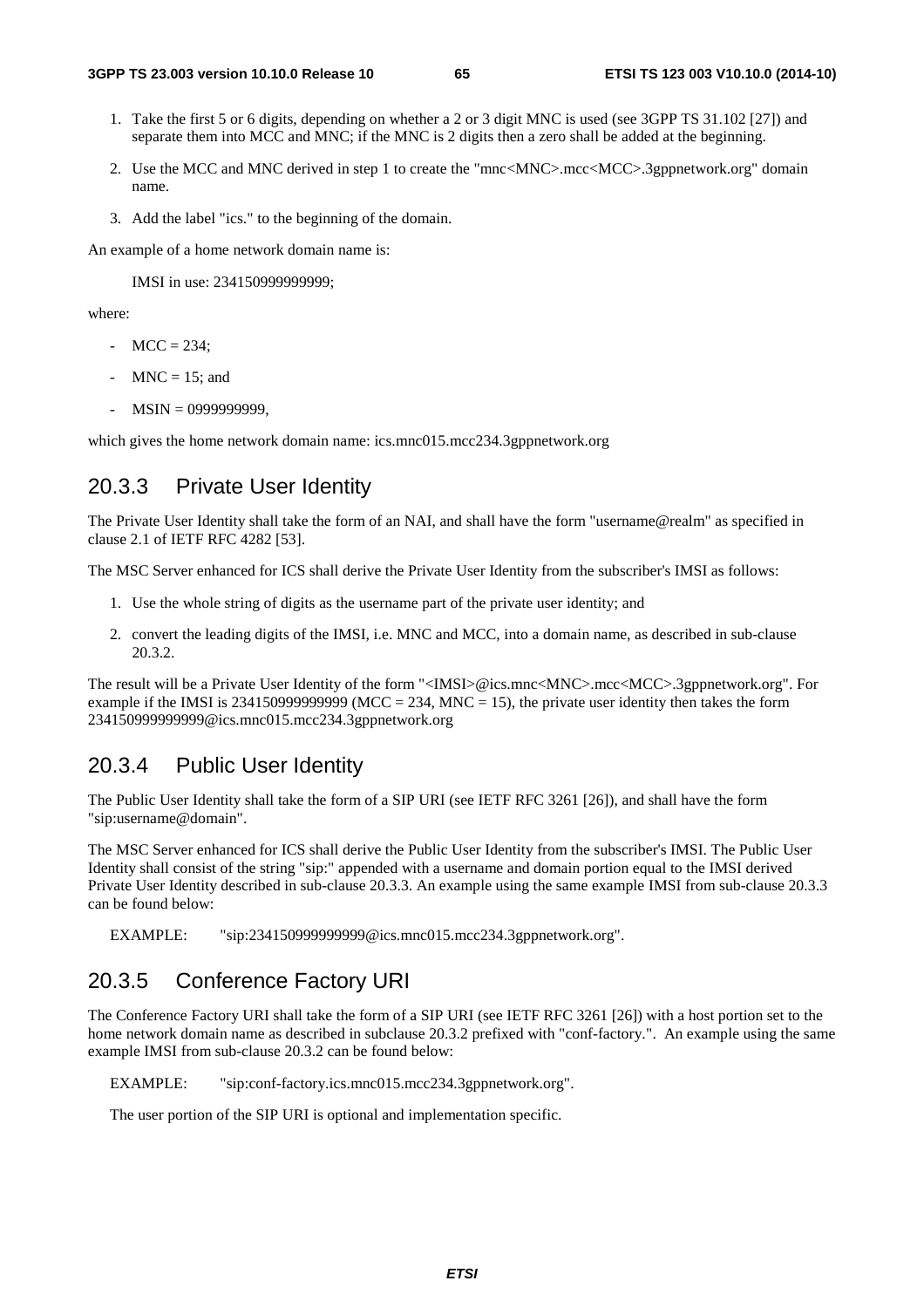1. Take the first 5 or 6 digits, depending on whether a 2 or 3 digit MNC is used (see 3GPP TS 31.102 [27]) and separate them into MCC and MNC; if the MNC is 2 digits then a zero shall be added at the beginning.

2. Use the MCC and MNC derived in step 1 to create the "mnc<MNC>.mcc<MCC>.3gppnetwork.org" domain name.

3. Add the label "ics." to the beginning of the domain.

An example of a home network domain name is:

IMSI in use: 234150999999999;

where:

- MCC = 234;
- MNC = 15; and
- MSIN = 0999999999,

which gives the home network domain name: ics.mnc015.mcc234.3gppnetwork.org

## 20.3.3 Private User Identity

The Private User Identity shall take the form of an NAI, and shall have the form "username@realm" as specified in clause 2.1 of IETF RFC 4282 [53].

The MSC Server enhanced for ICS shall derive the Private User Identity from the subscriber's IMSI as follows:

1. Use the whole string of digits as the username part of the private user identity; and

2. convert the leading digits of the IMSI, i.e. MNC and MCC, into a domain name, as described in sub-clause 20.3.2.

The result will be a Private User Identity of the form "<IMSI>@ics.mnc<MNC>.mcc<MCC>.3gppnetwork.org". For example if the IMSI is 234150999999999 (MCC = 234, MNC = 15), the private user identity then takes the form 234150999999999@ics.mnc015.mcc234.3gppnetwork.org

## 20.3.4 Public User Identity

The Public User Identity shall take the form of a SIP URI (see IETF RFC 3261 [26]), and shall have the form "sip:username@domain".

The MSC Server enhanced for ICS shall derive the Public User Identity from the subscriber's IMSI. The Public User Identity shall consist of the string "sip:" appended with a username and domain portion equal to the IMSI derived Private User Identity described in sub-clause 20.3.3. An example using the same example IMSI from sub-clause 20.3.3 can be found below:

EXAMPLE: "sip:234150999999999@ics.mnc015.mcc234.3gppnetwork.org".

## 20.3.5 Conference Factory URI

The Conference Factory URI shall take the form of a SIP URI (see IETF RFC 3261 [26]) with a host portion set to the home network domain name as described in subclause 20.3.2 prefixed with "conf-factory.". An example using the same example IMSI from sub-clause 20.3.2 can be found below:

EXAMPLE: "sip:conf-factory.ics.mnc015.mcc234.3gppnetwork.org".

The user portion of the SIP URI is optional and implementation specific.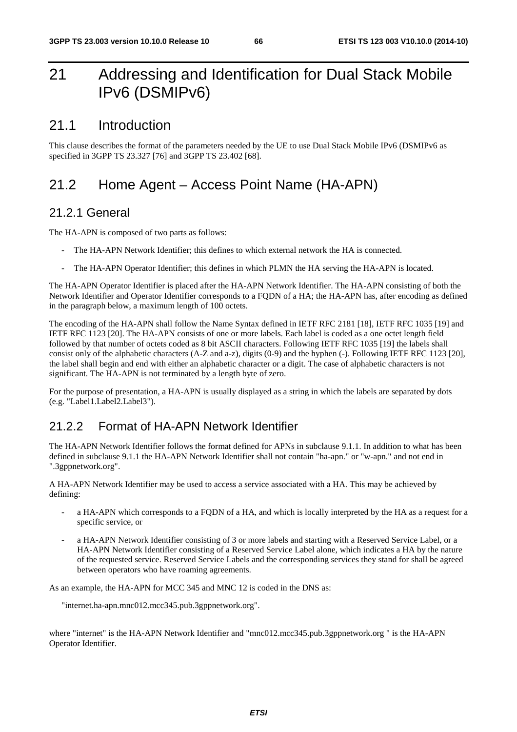# 21 Addressing and Identification for Dual Stack Mobile IPv6 (DSMIPv6)

## 21.1 Introduction

This clause describes the format of the parameters needed by the UE to use Dual Stack Mobile IPv6 (DSMIPv6 as specified in 3GPP TS 23.327 [76] and 3GPP TS 23.402 [68].

## 21.2 Home Agent – Access Point Name (HA-APN)

### 21.2.1 General

The HA-APN is composed of two parts as follows:

- The HA-APN Network Identifier; this defines to which external network the HA is connected.
- The HA-APN Operator Identifier; this defines in which PLMN the HA serving the HA-APN is located.

The HA-APN Operator Identifier is placed after the HA-APN Network Identifier. The HA-APN consisting of both the Network Identifier and Operator Identifier corresponds to a FQDN of a HA; the HA-APN has, after encoding as defined in the paragraph below, a maximum length of 100 octets.

The encoding of the HA-APN shall follow the Name Syntax defined in IETF RFC 2181 [18], IETF RFC 1035 [19] and IETF RFC 1123 [20]. The HA-APN consists of one or more labels. Each label is coded as a one octet length field followed by that number of octets coded as 8 bit ASCII characters. Following IETF RFC 1035 [19] the labels shall consist only of the alphabetic characters (A-Z and a-z), digits (0-9) and the hyphen (-). Following IETF RFC 1123 [20], the label shall begin and end with either an alphabetic character or a digit. The case of alphabetic characters is not significant. The HA-APN is not terminated by a length byte of zero.

For the purpose of presentation, a HA-APN is usually displayed as a string in which the labels are separated by dots (e.g. "Label1.Label2.Label3").

### 21.2.2 Format of HA-APN Network Identifier

The HA-APN Network Identifier follows the format defined for APNs in subclause 9.1.1. In addition to what has been defined in subclause 9.1.1 the HA-APN Network Identifier shall not contain "ha-apn." or "w-apn." and not end in ".3gppnetwork.org".

A HA-APN Network Identifier may be used to access a service associated with a HA. This may be achieved by defining:

- a HA-APN which corresponds to a FQDN of a HA, and which is locally interpreted by the HA as a request for a specific service, or
- a HA-APN Network Identifier consisting of 3 or more labels and starting with a Reserved Service Label, or a HA-APN Network Identifier consisting of a Reserved Service Label alone, which indicates a HA by the nature of the requested service. Reserved Service Labels and the corresponding services they stand for shall be agreed between operators who have roaming agreements.

As an example, the HA-APN for MCC 345 and MNC 12 is coded in the DNS as:

"internet.ha-apn.mnc012.mcc345.pub.3gppnetwork.org".

where "internet" is the HA-APN Network Identifier and "mnc012.mcc345.pub.3gppnetwork.org " is the HA-APN Operator Identifier.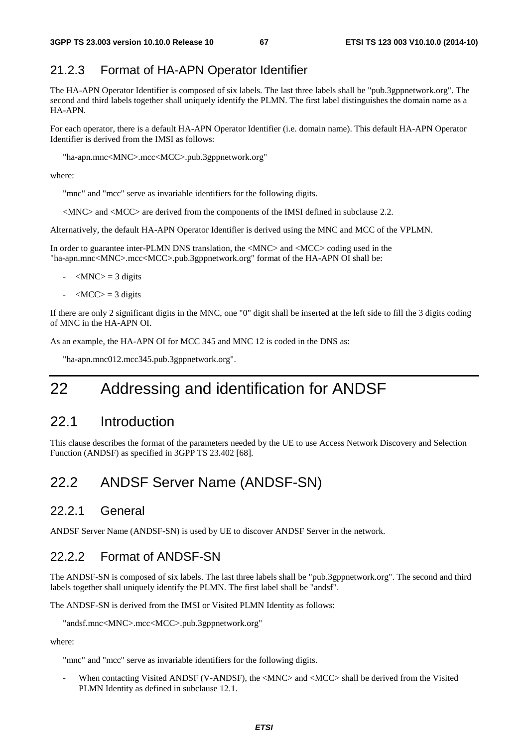### 21.2.3 Format of HA-APN Operator Identifier

The HA-APN Operator Identifier is composed of six labels. The last three labels shall be "pub.3gppnetwork.org". The second and third labels together shall uniquely identify the PLMN. The first label distinguishes the domain name as a HA-APN.

For each operator, there is a default HA-APN Operator Identifier (i.e. domain name). This default HA-APN Operator Identifier is derived from the IMSI as follows:

"ha-apn.mnc<MNC>.mcc<MCC>.pub.3gppnetwork.org"

where:

"mnc" and "mcc" serve as invariable identifiers for the following digits.

<MNC> and <MCC> are derived from the components of the IMSI defined in subclause 2.2.

Alternatively, the default HA-APN Operator Identifier is derived using the MNC and MCC of the VPLMN.

In order to guarantee inter-PLMN DNS translation, the <MNC> and <MCC> coding used in the "ha-apn.mnc<MNC>.mcc<MCC>.pub.3gppnetwork.org" format of the HA-APN OI shall be:

- <MNC> = 3 digits
- <MCC> = 3 digits

If there are only 2 significant digits in the MNC, one "0" digit shall be inserted at the left side to fill the 3 digits coding of MNC in the HA-APN OI.

As an example, the HA-APN OI for MCC 345 and MNC 12 is coded in the DNS as:

"ha-apn.mnc012.mcc345.pub.3gppnetwork.org".

# 22 Addressing and identification for ANDSF

## 22.1 Introduction

This clause describes the format of the parameters needed by the UE to use Access Network Discovery and Selection Function (ANDSF) as specified in 3GPP TS 23.402 [68].

## 22.2 ANDSF Server Name (ANDSF-SN)

### 22.2.1 General

ANDSF Server Name (ANDSF-SN) is used by UE to discover ANDSF Server in the network.

### 22.2.2 Format of ANDSF-SN

The ANDSF-SN is composed of six labels. The last three labels shall be "pub.3gppnetwork.org". The second and third labels together shall uniquely identify the PLMN. The first label shall be "andsf".

The ANDSF-SN is derived from the IMSI or Visited PLMN Identity as follows:

"andsf.mnc<MNC>.mcc<MCC>.pub.3gppnetwork.org"

where:

"mnc" and "mcc" serve as invariable identifiers for the following digits.

- When contacting Visited ANDSF (V-ANDSF), the <MNC> and <MCC> shall be derived from the Visited PLMN Identity as defined in subclause 12.1.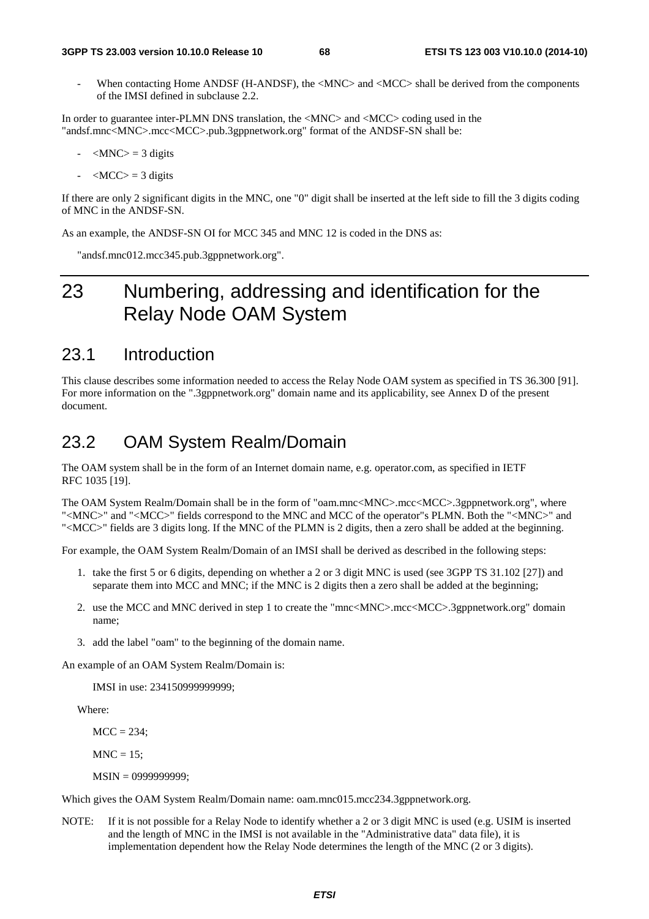- When contacting Home ANDSF (H-ANDSF), the <MNC> and <MCC> shall be derived from the components of the IMSI defined in subclause 2.2.

In order to guarantee inter-PLMN DNS translation, the <MNC> and <MCC> coding used in the "andsf.mnc<MNC>.mcc<MCC>.pub.3gppnetwork.org" format of the ANDSF-SN shall be:

- <MNC> = 3 digits
- <MCC> = 3 digits

If there are only 2 significant digits in the MNC, one "0" digit shall be inserted at the left side to fill the 3 digits coding of MNC in the ANDSF-SN.

As an example, the ANDSF-SN OI for MCC 345 and MNC 12 is coded in the DNS as:

"andsf.mnc012.mcc345.pub.3gppnetwork.org".

# 23 Numbering, addressing and identification for the Relay Node OAM System

## 23.1 Introduction

This clause describes some information needed to access the Relay Node OAM system as specified in TS 36.300 [91]. For more information on the ".3gppnetwork.org" domain name and its applicability, see Annex D of the present document.

## 23.2 OAM System Realm/Domain

The OAM system shall be in the form of an Internet domain name, e.g. operator.com, as specified in IETF RFC 1035 [19].

The OAM System Realm/Domain shall be in the form of "oam.mnc<MNC>.mcc<MCC>.3gppnetwork.org", where "<MNC>" and "<MCC>" fields correspond to the MNC and MCC of the operator"s PLMN. Both the "<MNC>" and "<MCC>" fields are 3 digits long. If the MNC of the PLMN is 2 digits, then a zero shall be added at the beginning.

For example, the OAM System Realm/Domain of an IMSI shall be derived as described in the following steps:

1. take the first 5 or 6 digits, depending on whether a 2 or 3 digit MNC is used (see 3GPP TS 31.102 [27]) and separate them into MCC and MNC; if the MNC is 2 digits then a zero shall be added at the beginning;
2. use the MCC and MNC derived in step 1 to create the "mnc<MNC>.mcc<MCC>.3gppnetwork.org" domain name;
3. add the label "oam" to the beginning of the domain name.

An example of an OAM System Realm/Domain is:

IMSI in use: 234150999999999;

Where:

MCC = 234;

MNC = 15;

MSIN = 0999999999;

Which gives the OAM System Realm/Domain name: oam.mnc015.mcc234.3gppnetwork.org.

NOTE: If it is not possible for a Relay Node to identify whether a 2 or 3 digit MNC is used (e.g. USIM is inserted and the length of MNC in the IMSI is not available in the "Administrative data" data file), it is implementation dependent how the Relay Node determines the length of the MNC (2 or 3 digits).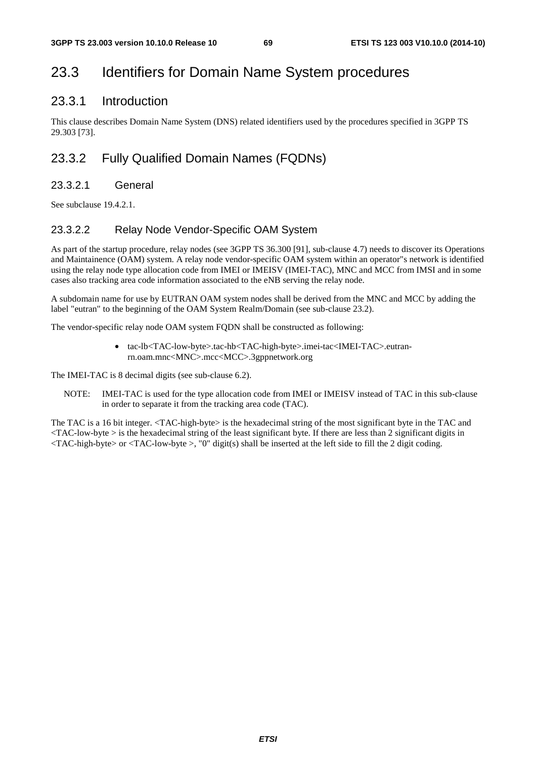## 23.3 Identifiers for Domain Name System procedures

### 23.3.1 Introduction

This clause describes Domain Name System (DNS) related identifiers used by the procedures specified in 3GPP TS 29.303 [73].

### 23.3.2 Fully Qualified Domain Names (FQDNs)

#### 23.3.2.1 General

See subclause 19.4.2.1.

#### 23.3.2.2 Relay Node Vendor-Specific OAM System

As part of the startup procedure, relay nodes (see 3GPP TS 36.300 [91], sub-clause 4.7) needs to discover its Operations and Maintainence (OAM) system. A relay node vendor-specific OAM system within an operator"s network is identified using the relay node type allocation code from IMEI or IMEISV (IMEI-TAC), MNC and MCC from IMSI and in some cases also tracking area code information associated to the eNB serving the relay node.

A subdomain name for use by EUTRAN OAM system nodes shall be derived from the MNC and MCC by adding the label "eutran" to the beginning of the OAM System Realm/Domain (see sub-clause 23.2).

The vendor-specific relay node OAM system FQDN shall be constructed as following:

- tac-lb<TAC-low-byte>.tac-hb<TAC-high-byte>.imei-tac<IMEI-TAC>.eutran-rn.oam.mnc<MNC>.mcc<MCC>.3gppnetwork.org

The IMEI-TAC is 8 decimal digits (see sub-clause 6.2).

NOTE: IMEI-TAC is used for the type allocation code from IMEI or IMEISV instead of TAC in this sub-clause in order to separate it from the tracking area code (TAC).

The TAC is a 16 bit integer. <TAC-high-byte> is the hexadecimal string of the most significant byte in the TAC and <TAC-low-byte > is the hexadecimal string of the least significant byte. If there are less than 2 significant digits in <TAC-high-byte> or <TAC-low-byte >, "0" digit(s) shall be inserted at the left side to fill the 2 digit coding.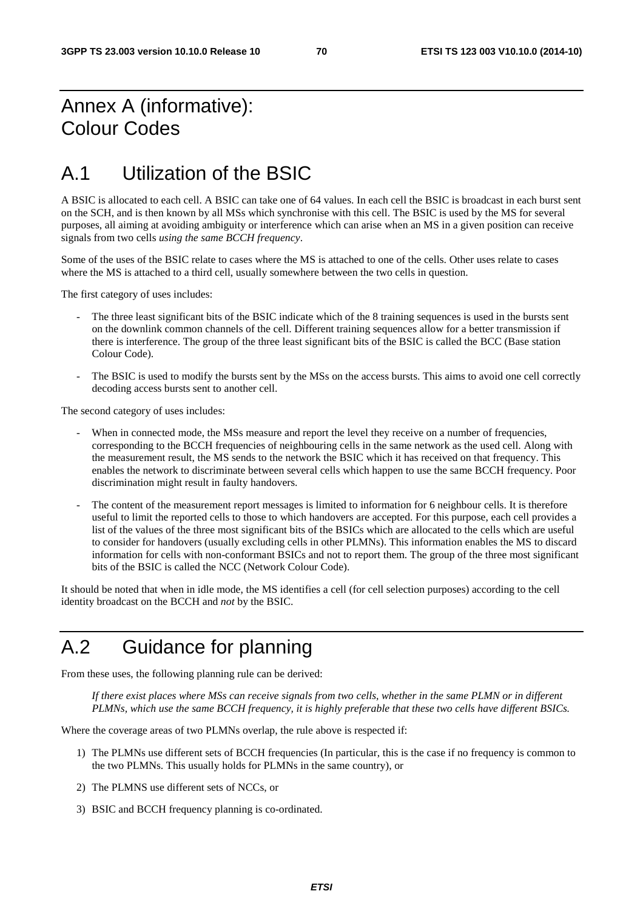# Annex A (informative): Colour Codes

# A.1 Utilization of the BSIC

A BSIC is allocated to each cell. A BSIC can take one of 64 values. In each cell the BSIC is broadcast in each burst sent on the SCH, and is then known by all MSs which synchronise with this cell. The BSIC is used by the MS for several purposes, all aiming at avoiding ambiguity or interference which can arise when an MS in a given position can receive signals from two cells *using the same BCCH frequency*.

Some of the uses of the BSIC relate to cases where the MS is attached to one of the cells. Other uses relate to cases where the MS is attached to a third cell, usually somewhere between the two cells in question.

The first category of uses includes:

- The three least significant bits of the BSIC indicate which of the 8 training sequences is used in the bursts sent on the downlink common channels of the cell. Different training sequences allow for a better transmission if there is interference. The group of the three least significant bits of the BSIC is called the BCC (Base station Colour Code).
- The BSIC is used to modify the bursts sent by the MSs on the access bursts. This aims to avoid one cell correctly decoding access bursts sent to another cell.

The second category of uses includes:

- When in connected mode, the MSs measure and report the level they receive on a number of frequencies, corresponding to the BCCH frequencies of neighbouring cells in the same network as the used cell. Along with the measurement result, the MS sends to the network the BSIC which it has received on that frequency. This enables the network to discriminate between several cells which happen to use the same BCCH frequency. Poor discrimination might result in faulty handovers.
- The content of the measurement report messages is limited to information for 6 neighbour cells. It is therefore useful to limit the reported cells to those to which handovers are accepted. For this purpose, each cell provides a list of the values of the three most significant bits of the BSICs which are allocated to the cells which are useful to consider for handovers (usually excluding cells in other PLMNs). This information enables the MS to discard information for cells with non-conformant BSICs and not to report them. The group of the three most significant bits of the BSIC is called the NCC (Network Colour Code).

It should be noted that when in idle mode, the MS identifies a cell (for cell selection purposes) according to the cell identity broadcast on the BCCH and *not* by the BSIC.

# A.2 Guidance for planning

From these uses, the following planning rule can be derived:

> *If there exist places where MSs can receive signals from two cells, whether in the same PLMN or in different PLMNs, which use the same BCCH frequency, it is highly preferable that these two cells have different BSICs.*

Where the coverage areas of two PLMNs overlap, the rule above is respected if:

1) The PLMNs use different sets of BCCH frequencies (In particular, this is the case if no frequency is common to the two PLMNs. This usually holds for PLMNs in the same country), or
2) The PLMNS use different sets of NCCs, or
3) BSIC and BCCH frequency planning is co-ordinated.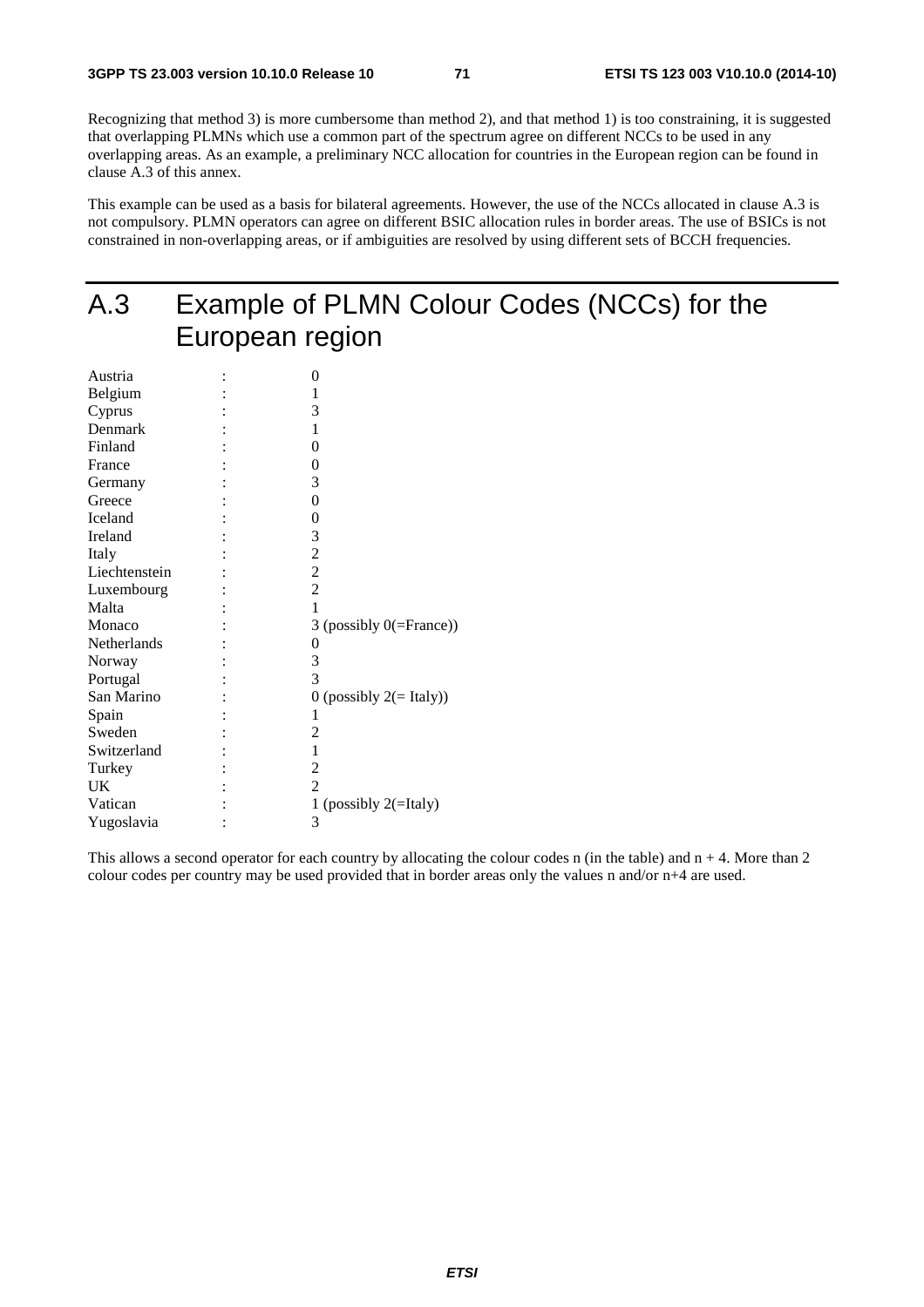Recognizing that method 3) is more cumbersome than method 2), and that method 1) is too constraining, it is suggested that overlapping PLMNs which use a common part of the spectrum agree on different NCCs to be used in any overlapping areas. As an example, a preliminary NCC allocation for countries in the European region can be found in clause A.3 of this annex.

This example can be used as a basis for bilateral agreements. However, the use of the NCCs allocated in clause A.3 is not compulsory. PLMN operators can agree on different BSIC allocation rules in border areas. The use of BSICs is not constrained in non-overlapping areas, or if ambiguities are resolved by using different sets of BCCH frequencies.

# A.3 Example of PLMN Colour Codes (NCCs) for the European region

| | | |
|---|---|---|
| Austria | : | 0 |
| Belgium | : | 1 |
| Cyprus | : | 3 |
| Denmark | : | 1 |
| Finland | : | 0 |
| France | : | 0 |
| Germany | : | 3 |
| Greece | : | 0 |
| Iceland | : | 0 |
| Ireland | : | 3 |
| Italy | : | 2 |
| Liechtenstein | : | 2 |
| Luxembourg | : | 2 |
| Malta | : | 1 |
| Monaco | : | 3 (possibly 0(=France)) |
| Netherlands | : | 0 |
| Norway | : | 3 |
| Portugal | : | 3 |
| San Marino | : | 0 (possibly 2(= Italy)) |
| Spain | : | 1 |
| Sweden | : | 2 |
| Switzerland | : | 1 |
| Turkey | : | 2 |
| UK | : | 2 |
| Vatican | : | 1 (possibly 2(=Italy) |
| Yugoslavia | : | 3 |

This allows a second operator for each country by allocating the colour codes n (in the table) and n + 4. More than 2 colour codes per country may be used provided that in border areas only the values n and/or n+4 are used.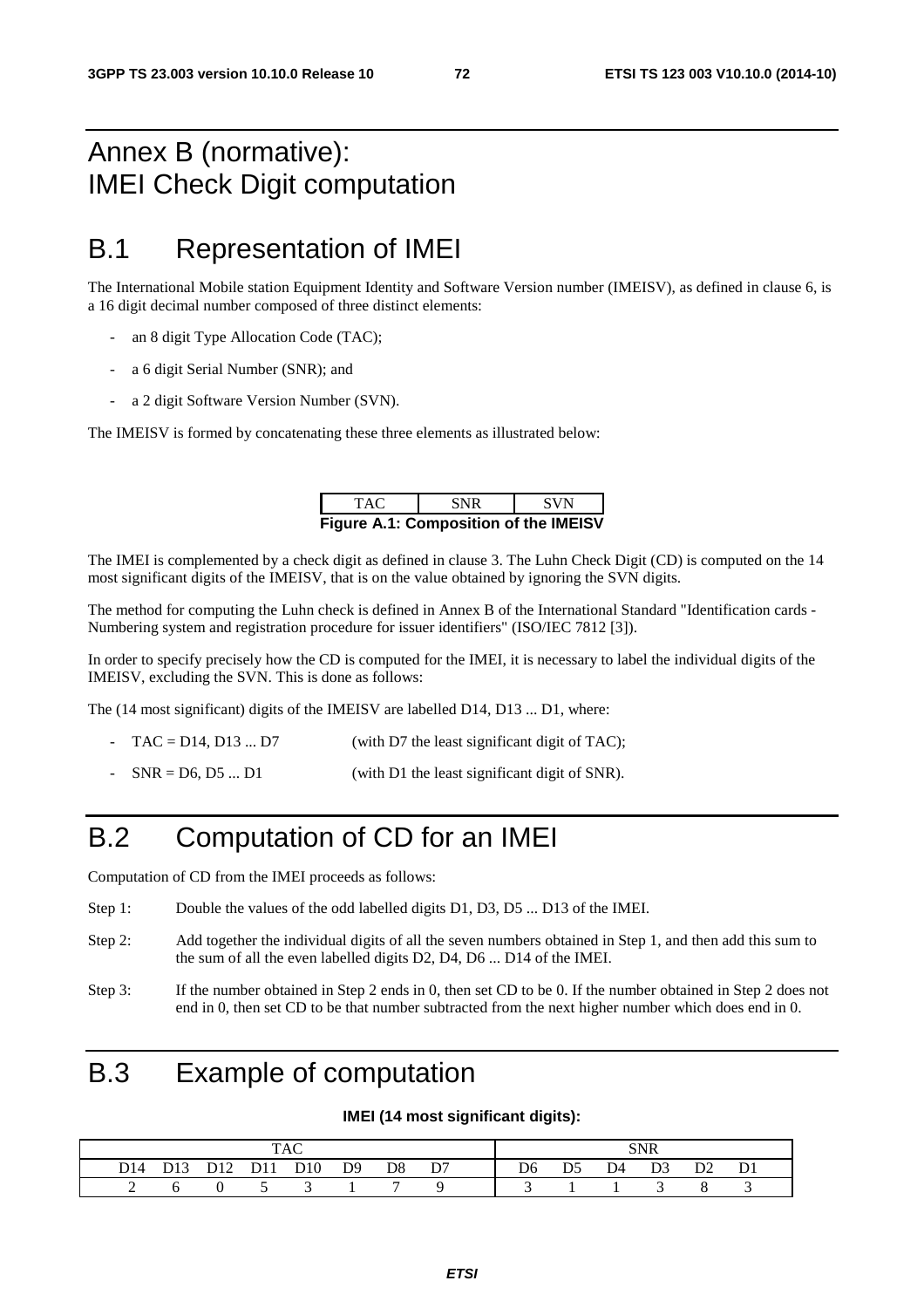# Annex B (normative): IMEI Check Digit computation

## B.1 Representation of IMEI

The International Mobile station Equipment Identity and Software Version number (IMEISV), as defined in clause 6, is a 16 digit decimal number composed of three distinct elements:

- an 8 digit Type Allocation Code (TAC);
- a 6 digit Serial Number (SNR); and
- a 2 digit Software Version Number (SVN).

The IMEISV is formed by concatenating these three elements as illustrated below:

| TAC | SNR | SVN |
|---|---|---|

**Figure A.1: Composition of the IMEISV**

The IMEI is complemented by a check digit as defined in clause 3. The Luhn Check Digit (CD) is computed on the 14 most significant digits of the IMEISV, that is on the value obtained by ignoring the SVN digits.

The method for computing the Luhn check is defined in Annex B of the International Standard "Identification cards - Numbering system and registration procedure for issuer identifiers" (ISO/IEC 7812 [3]).

In order to specify precisely how the CD is computed for the IMEI, it is necessary to label the individual digits of the IMEISV, excluding the SVN. This is done as follows:

The (14 most significant) digits of the IMEISV are labelled D14, D13 ... D1, where:

- TAC = D14, D13 ... D7 (with D7 the least significant digit of TAC);
- SNR = D6, D5 ... D1 (with D1 the least significant digit of SNR).

## B.2 Computation of CD for an IMEI

Computation of CD from the IMEI proceeds as follows:

Step 1: Double the values of the odd labelled digits D1, D3, D5 ... D13 of the IMEI.

Step 2: Add together the individual digits of all the seven numbers obtained in Step 1, and then add this sum to the sum of all the even labelled digits D2, D4, D6 ... D14 of the IMEI.

Step 3: If the number obtained in Step 2 ends in 0, then set CD to be 0. If the number obtained in Step 2 does not end in 0, then set CD to be that number subtracted from the next higher number which does end in 0.

## B.3 Example of computation

**IMEI (14 most significant digits):**

| TAC | | | | | | | | SNR | | | | | |
|---|---|---|---|---|---|---|---|---|---|---|---|---|---|
| D14 | D13 | D12 | D11 | D10 | D9 | D8 | D7 | D6 | D5 | D4 | D3 | D2 | D1 |
| 2 | 6 | 0 | 5 | 3 | 1 | 7 | 9 | 3 | 1 | 1 | 3 | 8 | 3 |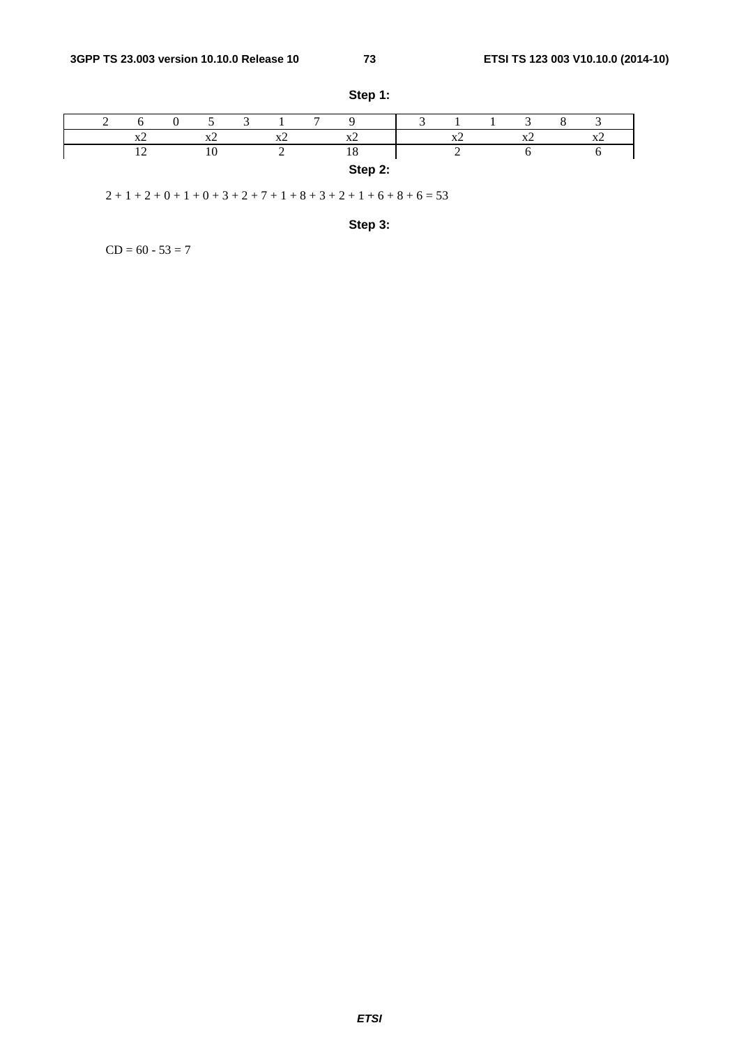**Step 1:**

| 2 | 6 | 0 | 5 | 3 | 1 | 7 | 9 | 3 | 1 | 1 | 3 | 8 | 3 |
|---|---|---|---|---|---|---|---|---|---|---|---|---|---|
| | x2 | | x2 | | x2 | | x2 | | x2 | | x2 | | x2 |
| | 12 | | 10 | | 2 | | 18 | | 2 | | 6 | | 6 |

**Step 2:**

2 + 1 + 2 + 0 + 1 + 0 + 3 + 2 + 7 + 1 + 8 + 3 + 2 + 1 + 6 + 8 + 6 = 53

**Step 3:**

CD = 60 - 53 = 7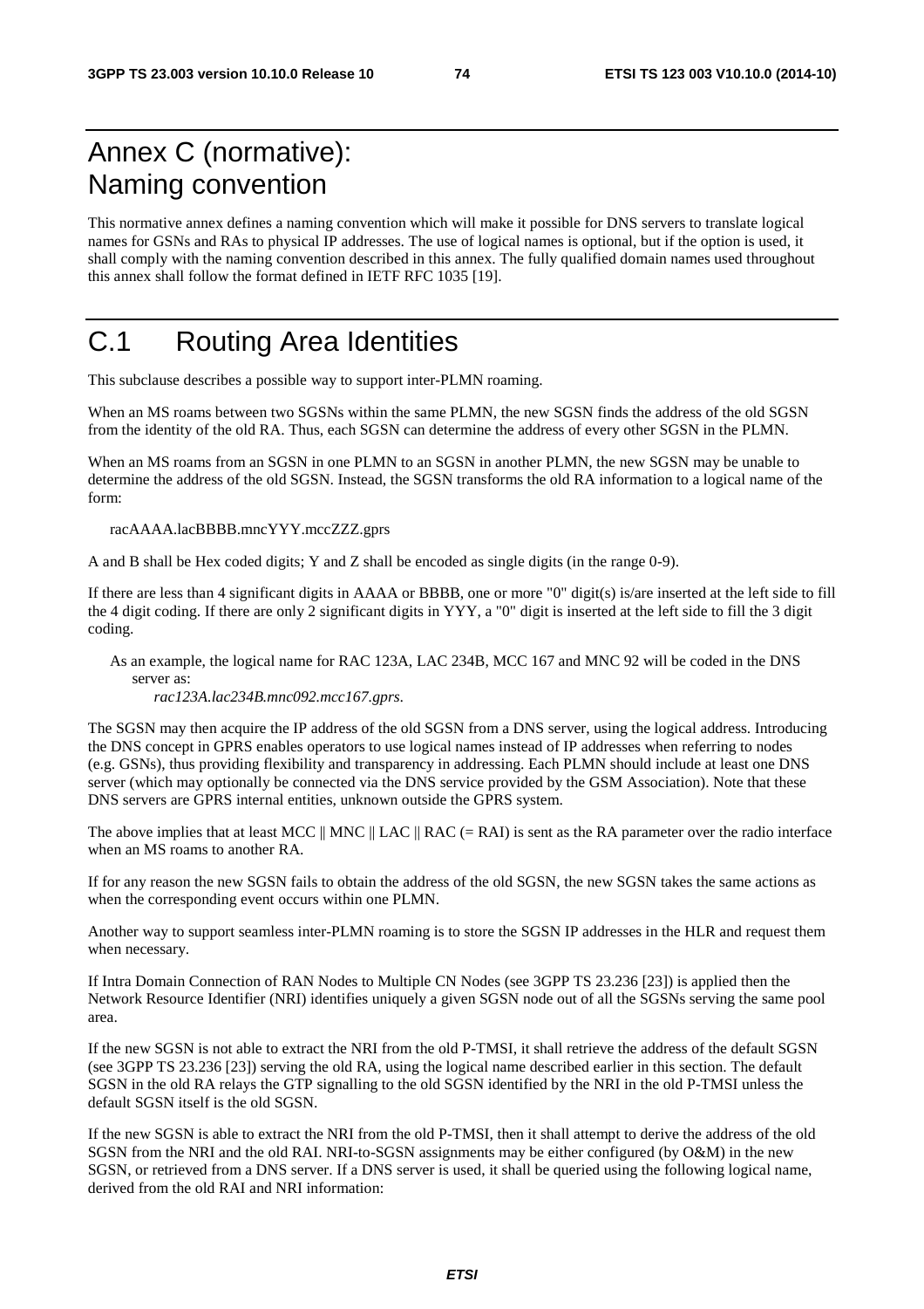# Annex C (normative): Naming convention

This normative annex defines a naming convention which will make it possible for DNS servers to translate logical names for GSNs and RAs to physical IP addresses. The use of logical names is optional, but if the option is used, it shall comply with the naming convention described in this annex. The fully qualified domain names used throughout this annex shall follow the format defined in IETF RFC 1035 [19].

# C.1 Routing Area Identities

This subclause describes a possible way to support inter-PLMN roaming.

When an MS roams between two SGSNs within the same PLMN, the new SGSN finds the address of the old SGSN from the identity of the old RA. Thus, each SGSN can determine the address of every other SGSN in the PLMN.

When an MS roams from an SGSN in one PLMN to an SGSN in another PLMN, the new SGSN may be unable to determine the address of the old SGSN. Instead, the SGSN transforms the old RA information to a logical name of the form:

racAAAA.lacBBBB.mncYYY.mccZZZ.gprs

A and B shall be Hex coded digits; Y and Z shall be encoded as single digits (in the range 0-9).

If there are less than 4 significant digits in AAAA or BBBB, one or more "0" digit(s) is/are inserted at the left side to fill the 4 digit coding. If there are only 2 significant digits in YYY, a "0" digit is inserted at the left side to fill the 3 digit coding.

As an example, the logical name for RAC 123A, LAC 234B, MCC 167 and MNC 92 will be coded in the DNS server as:
*rac123A.lac234B.mnc092.mcc167.gprs*.

The SGSN may then acquire the IP address of the old SGSN from a DNS server, using the logical address. Introducing the DNS concept in GPRS enables operators to use logical names instead of IP addresses when referring to nodes (e.g. GSNs), thus providing flexibility and transparency in addressing. Each PLMN should include at least one DNS server (which may optionally be connected via the DNS service provided by the GSM Association). Note that these DNS servers are GPRS internal entities, unknown outside the GPRS system.

The above implies that at least MCC || MNC || LAC || RAC (= RAI) is sent as the RA parameter over the radio interface when an MS roams to another RA.

If for any reason the new SGSN fails to obtain the address of the old SGSN, the new SGSN takes the same actions as when the corresponding event occurs within one PLMN.

Another way to support seamless inter-PLMN roaming is to store the SGSN IP addresses in the HLR and request them when necessary.

If Intra Domain Connection of RAN Nodes to Multiple CN Nodes (see 3GPP TS 23.236 [23]) is applied then the Network Resource Identifier (NRI) identifies uniquely a given SGSN node out of all the SGSNs serving the same pool area.

If the new SGSN is not able to extract the NRI from the old P-TMSI, it shall retrieve the address of the default SGSN (see 3GPP TS 23.236 [23]) serving the old RA, using the logical name described earlier in this section. The default SGSN in the old RA relays the GTP signalling to the old SGSN identified by the NRI in the old P-TMSI unless the default SGSN itself is the old SGSN.

If the new SGSN is able to extract the NRI from the old P-TMSI, then it shall attempt to derive the address of the old SGSN from the NRI and the old RAI. NRI-to-SGSN assignments may be either configured (by O&M) in the new SGSN, or retrieved from a DNS server. If a DNS server is used, it shall be queried using the following logical name, derived from the old RAI and NRI information: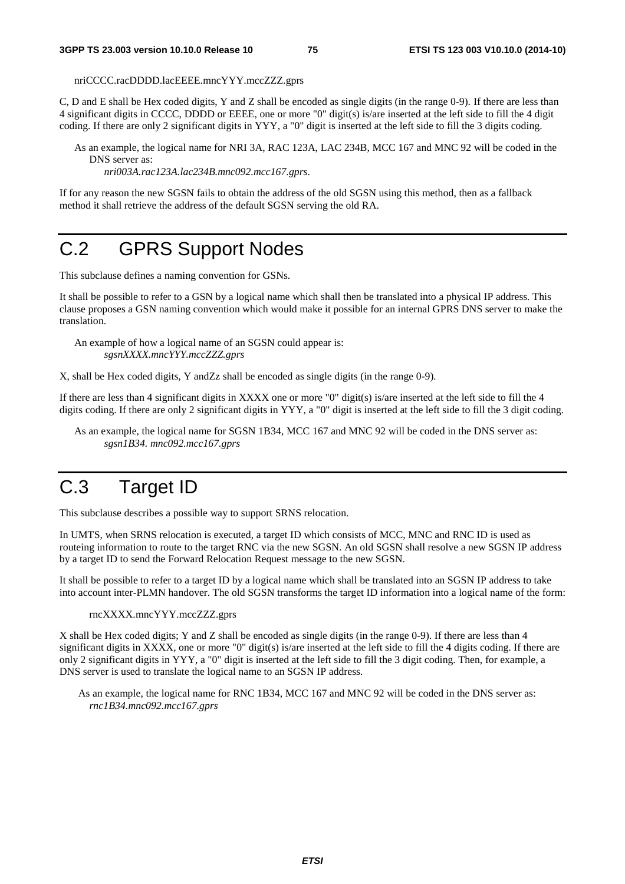nriCCCC.racDDDD.lacEEEE.mncYYY.mccZZZ.gprs

C, D and E shall be Hex coded digits, Y and Z shall be encoded as single digits (in the range 0-9). If there are less than 4 significant digits in CCCC, DDDD or EEEE, one or more "0" digit(s) is/are inserted at the left side to fill the 4 digit coding. If there are only 2 significant digits in YYY, a "0" digit is inserted at the left side to fill the 3 digits coding.

As an example, the logical name for NRI 3A, RAC 123A, LAC 234B, MCC 167 and MNC 92 will be coded in the DNS server as:
*nri003A.rac123A.lac234B.mnc092.mcc167.gprs*.

If for any reason the new SGSN fails to obtain the address of the old SGSN using this method, then as a fallback method it shall retrieve the address of the default SGSN serving the old RA.

# C.2 GPRS Support Nodes

This subclause defines a naming convention for GSNs.

It shall be possible to refer to a GSN by a logical name which shall then be translated into a physical IP address. This clause proposes a GSN naming convention which would make it possible for an internal GPRS DNS server to make the translation.

An example of how a logical name of an SGSN could appear is:
*sgsnXXXX.mncYYY.mccZZZ.gprs*

X, shall be Hex coded digits, Y andZz shall be encoded as single digits (in the range 0-9).

If there are less than 4 significant digits in XXXX one or more "0" digit(s) is/are inserted at the left side to fill the 4 digits coding. If there are only 2 significant digits in YYY, a "0" digit is inserted at the left side to fill the 3 digit coding.

As an example, the logical name for SGSN 1B34, MCC 167 and MNC 92 will be coded in the DNS server as:
*sgsn1B34. mnc092.mcc167.gprs*

# C.3 Target ID

This subclause describes a possible way to support SRNS relocation.

In UMTS, when SRNS relocation is executed, a target ID which consists of MCC, MNC and RNC ID is used as routeing information to route to the target RNC via the new SGSN. An old SGSN shall resolve a new SGSN IP address by a target ID to send the Forward Relocation Request message to the new SGSN.

It shall be possible to refer to a target ID by a logical name which shall be translated into an SGSN IP address to take into account inter-PLMN handover. The old SGSN transforms the target ID information into a logical name of the form:

rncXXXX.mncYYY.mccZZZ.gprs

X shall be Hex coded digits; Y and Z shall be encoded as single digits (in the range 0-9). If there are less than 4 significant digits in XXXX, one or more "0" digit(s) is/are inserted at the left side to fill the 4 digits coding. If there are only 2 significant digits in YYY, a "0" digit is inserted at the left side to fill the 3 digit coding. Then, for example, a DNS server is used to translate the logical name to an SGSN IP address.

As an example, the logical name for RNC 1B34, MCC 167 and MNC 92 will be coded in the DNS server as:
*rnc1B34.mnc092.mcc167.gprs*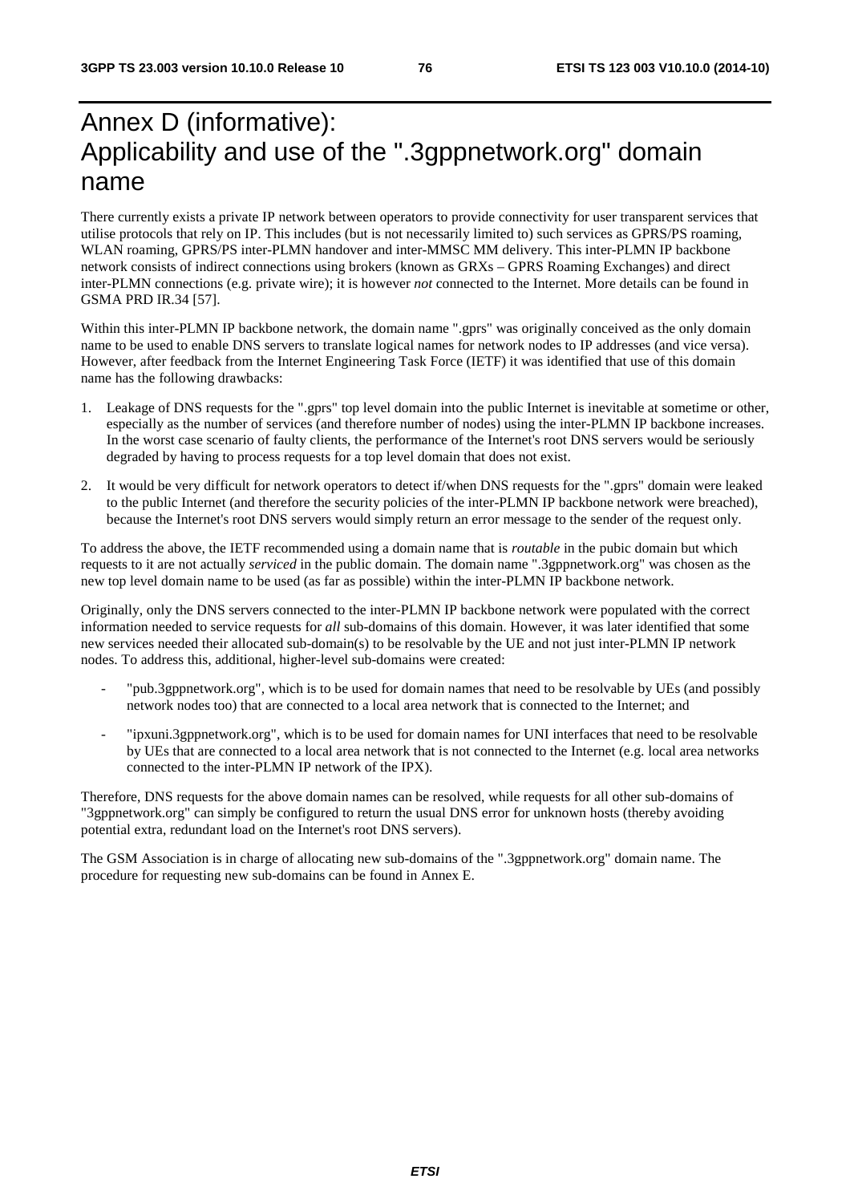# Annex D (informative): Applicability and use of the ".3gppnetwork.org" domain name

There currently exists a private IP network between operators to provide connectivity for user transparent services that utilise protocols that rely on IP. This includes (but is not necessarily limited to) such services as GPRS/PS roaming, WLAN roaming, GPRS/PS inter-PLMN handover and inter-MMSC MM delivery. This inter-PLMN IP backbone network consists of indirect connections using brokers (known as GRXs – GPRS Roaming Exchanges) and direct inter-PLMN connections (e.g. private wire); it is however *not* connected to the Internet. More details can be found in GSMA PRD IR.34 [57].

Within this inter-PLMN IP backbone network, the domain name ".gprs" was originally conceived as the only domain name to be used to enable DNS servers to translate logical names for network nodes to IP addresses (and vice versa). However, after feedback from the Internet Engineering Task Force (IETF) it was identified that use of this domain name has the following drawbacks:

1. Leakage of DNS requests for the ".gprs" top level domain into the public Internet is inevitable at sometime or other, especially as the number of services (and therefore number of nodes) using the inter-PLMN IP backbone increases. In the worst case scenario of faulty clients, the performance of the Internet's root DNS servers would be seriously degraded by having to process requests for a top level domain that does not exist.

2. It would be very difficult for network operators to detect if/when DNS requests for the ".gprs" domain were leaked to the public Internet (and therefore the security policies of the inter-PLMN IP backbone network were breached), because the Internet's root DNS servers would simply return an error message to the sender of the request only.

To address the above, the IETF recommended using a domain name that is *routable* in the pubic domain but which requests to it are not actually *serviced* in the public domain. The domain name ".3gppnetwork.org" was chosen as the new top level domain name to be used (as far as possible) within the inter-PLMN IP backbone network.

Originally, only the DNS servers connected to the inter-PLMN IP backbone network were populated with the correct information needed to service requests for *all* sub-domains of this domain. However, it was later identified that some new services needed their allocated sub-domain(s) to be resolvable by the UE and not just inter-PLMN IP network nodes. To address this, additional, higher-level sub-domains were created:

- "pub.3gppnetwork.org", which is to be used for domain names that need to be resolvable by UEs (and possibly network nodes too) that are connected to a local area network that is connected to the Internet; and

- "ipxuni.3gppnetwork.org", which is to be used for domain names for UNI interfaces that need to be resolvable by UEs that are connected to a local area network that is not connected to the Internet (e.g. local area networks connected to the inter-PLMN IP network of the IPX).

Therefore, DNS requests for the above domain names can be resolved, while requests for all other sub-domains of "3gppnetwork.org" can simply be configured to return the usual DNS error for unknown hosts (thereby avoiding potential extra, redundant load on the Internet's root DNS servers).

The GSM Association is in charge of allocating new sub-domains of the ".3gppnetwork.org" domain name. The procedure for requesting new sub-domains can be found in Annex E.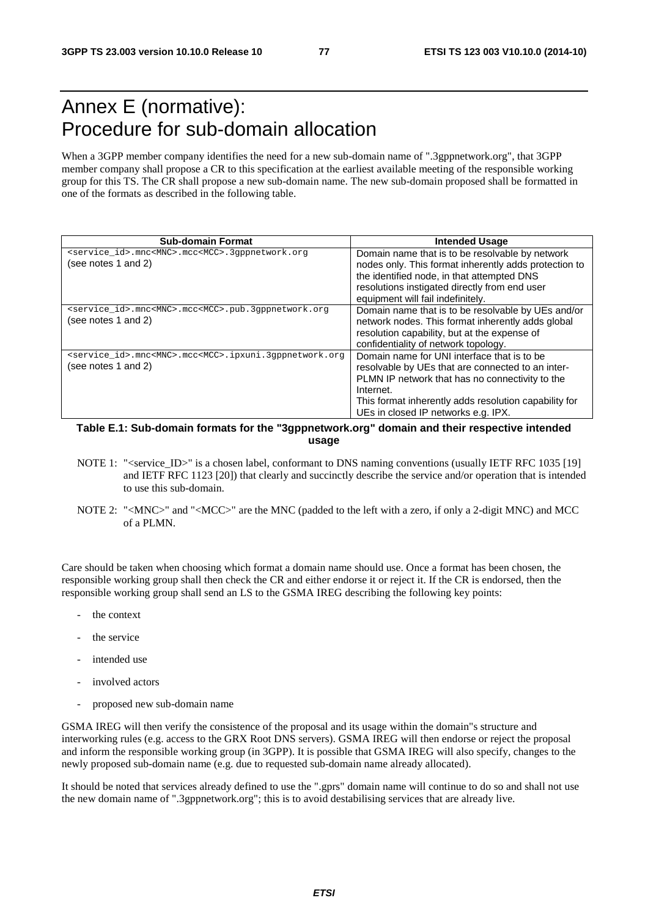# Annex E (normative): Procedure for sub-domain allocation

When a 3GPP member company identifies the need for a new sub-domain name of ".3gppnetwork.org", that 3GPP member company shall propose a CR to this specification at the earliest available meeting of the responsible working group for this TS. The CR shall propose a new sub-domain name. The new sub-domain proposed shall be formatted in one of the formats as described in the following table.

| Sub-domain Format | Intended Usage |
|---|---|
| `<service_id>.mnc<MNC>.mcc<MCC>.3gppnetwork.org` (see notes 1 and 2) | Domain name that is to be resolvable by network nodes only. This format inherently adds protection to the identified node, in that attempted DNS resolutions instigated directly from end user equipment will fail indefinitely. |
| `<service_id>.mnc<MNC>.mcc<MCC>.pub.3gppnetwork.org` (see notes 1 and 2) | Domain name that is to be resolvable by UEs and/or network nodes. This format inherently adds global resolution capability, but at the expense of confidentiality of network topology. |
| `<service_id>.mnc<MNC>.mcc<MCC>.ipxuni.3gppnetwork.org` (see notes 1 and 2) | Domain name for UNI interface that is to be resolvable by UEs that are connected to an inter-PLMN IP network that has no connectivity to the Internet. This format inherently adds resolution capability for UEs in closed IP networks e.g. IPX. |

**Table E.1: Sub-domain formats for the "3gppnetwork.org" domain and their respective intended usage**

NOTE 1: "<service_ID>" is a chosen label, conformant to DNS naming conventions (usually IETF RFC 1035 [19] and IETF RFC 1123 [20]) that clearly and succinctly describe the service and/or operation that is intended to use this sub-domain.

NOTE 2: "<MNC>" and "<MCC>" are the MNC (padded to the left with a zero, if only a 2-digit MNC) and MCC of a PLMN.

Care should be taken when choosing which format a domain name should use. Once a format has been chosen, the responsible working group shall then check the CR and either endorse it or reject it. If the CR is endorsed, then the responsible working group shall send an LS to the GSMA IREG describing the following key points:

- the context
- the service
- intended use
- involved actors
- proposed new sub-domain name

GSMA IREG will then verify the consistence of the proposal and its usage within the domain"s structure and interworking rules (e.g. access to the GRX Root DNS servers). GSMA IREG will then endorse or reject the proposal and inform the responsible working group (in 3GPP). It is possible that GSMA IREG will also specify, changes to the newly proposed sub-domain name (e.g. due to requested sub-domain name already allocated).

It should be noted that services already defined to use the ".gprs" domain name will continue to do so and shall not use the new domain name of ".3gppnetwork.org"; this is to avoid destabilising services that are already live.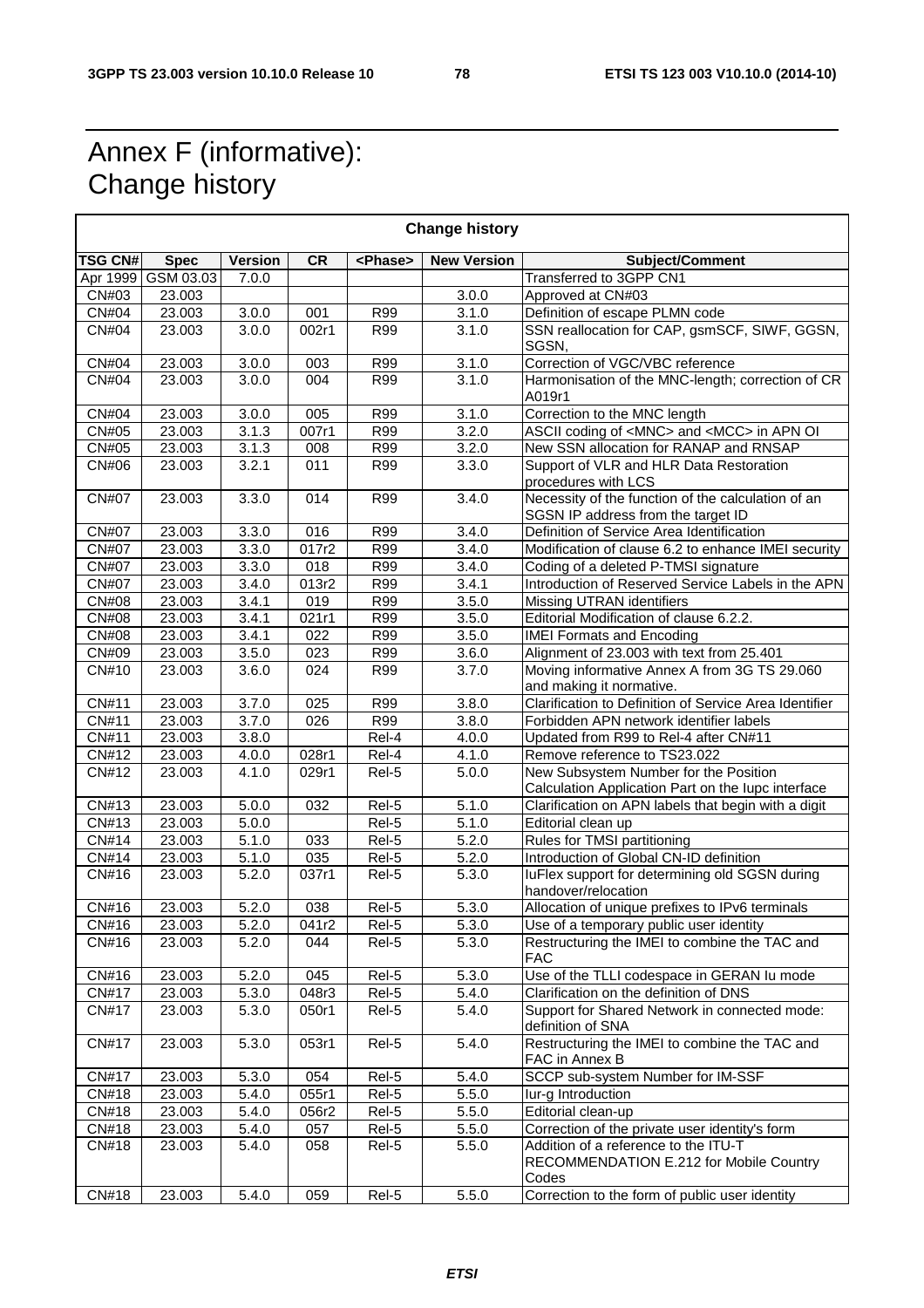# Annex F (informative): Change history

| Change history | | | | | | |
|---|---|---|---|---|---|---|
| **TSG CN#** | **Spec** | **Version** | **CR** | **<Phase>** | **New Version** | **Subject/Comment** |
| Apr 1999 | GSM 03.03 | 7.0.0 | | | | Transferred to 3GPP CN1 |
| CN#03 | 23.003 | | | | 3.0.0 | Approved at CN#03 |
| CN#04 | 23.003 | 3.0.0 | 001 | R99 | 3.1.0 | Definition of escape PLMN code |
| CN#04 | 23.003 | 3.0.0 | 002r1 | R99 | 3.1.0 | SSN reallocation for CAP, gsmSCF, SIWF, GGSN, SGSN, |
| CN#04 | 23.003 | 3.0.0 | 003 | R99 | 3.1.0 | Correction of VGC/VBC reference |
| CN#04 | 23.003 | 3.0.0 | 004 | R99 | 3.1.0 | Harmonisation of the MNC-length; correction of CR A019r1 |
| CN#04 | 23.003 | 3.0.0 | 005 | R99 | 3.1.0 | Correction to the MNC length |
| CN#05 | 23.003 | 3.1.3 | 007r1 | R99 | 3.2.0 | ASCII coding of <MNC> and <MCC> in APN OI |
| CN#05 | 23.003 | 3.1.3 | 008 | R99 | 3.2.0 | New SSN allocation for RANAP and RNSAP |
| CN#06 | 23.003 | 3.2.1 | 011 | R99 | 3.3.0 | Support of VLR and HLR Data Restoration procedures with LCS |
| CN#07 | 23.003 | 3.3.0 | 014 | R99 | 3.4.0 | Necessity of the function of the calculation of an SGSN IP address from the target ID |
| CN#07 | 23.003 | 3.3.0 | 016 | R99 | 3.4.0 | Definition of Service Area Identification |
| CN#07 | 23.003 | 3.3.0 | 017r2 | R99 | 3.4.0 | Modification of clause 6.2 to enhance IMEI security |
| CN#07 | 23.003 | 3.3.0 | 018 | R99 | 3.4.0 | Coding of a deleted P-TMSI signature |
| CN#07 | 23.003 | 3.4.0 | 013r2 | R99 | 3.4.1 | Introduction of Reserved Service Labels in the APN |
| CN#08 | 23.003 | 3.4.1 | 019 | R99 | 3.5.0 | Missing UTRAN identifiers |
| CN#08 | 23.003 | 3.4.1 | 021r1 | R99 | 3.5.0 | Editorial Modification of clause 6.2.2. |
| CN#08 | 23.003 | 3.4.1 | 022 | R99 | 3.5.0 | IMEI Formats and Encoding |
| CN#09 | 23.003 | 3.5.0 | 023 | R99 | 3.6.0 | Alignment of 23.003 with text from 25.401 |
| CN#10 | 23.003 | 3.6.0 | 024 | R99 | 3.7.0 | Moving informative Annex A from 3G TS 29.060 and making it normative. |
| CN#11 | 23.003 | 3.7.0 | 025 | R99 | 3.8.0 | Clarification to Definition of Service Area Identifier |
| CN#11 | 23.003 | 3.7.0 | 026 | R99 | 3.8.0 | Forbidden APN network identifier labels |
| CN#11 | 23.003 | 3.8.0 | | Rel-4 | 4.0.0 | Updated from R99 to Rel-4 after CN#11 |
| CN#12 | 23.003 | 4.0.0 | 028r1 | Rel-4 | 4.1.0 | Remove reference to TS23.022 |
| CN#12 | 23.003 | 4.1.0 | 029r1 | Rel-5 | 5.0.0 | New Subsystem Number for the Position Calculation Application Part on the Iupc interface |
| CN#13 | 23.003 | 5.0.0 | 032 | Rel-5 | 5.1.0 | Clarification on APN labels that begin with a digit |
| CN#13 | 23.003 | 5.0.0 | | Rel-5 | 5.1.0 | Editorial clean up |
| CN#14 | 23.003 | 5.1.0 | 033 | Rel-5 | 5.2.0 | Rules for TMSI partitioning |
| CN#14 | 23.003 | 5.1.0 | 035 | Rel-5 | 5.2.0 | Introduction of Global CN-ID definition |
| CN#16 | 23.003 | 5.2.0 | 037r1 | Rel-5 | 5.3.0 | IuFlex support for determining old SGSN during handover/relocation |
| CN#16 | 23.003 | 5.2.0 | 038 | Rel-5 | 5.3.0 | Allocation of unique prefixes to IPv6 terminals |
| CN#16 | 23.003 | 5.2.0 | 041r2 | Rel-5 | 5.3.0 | Use of a temporary public user identity |
| CN#16 | 23.003 | 5.2.0 | 044 | Rel-5 | 5.3.0 | Restructuring the IMEI to combine the TAC and FAC |
| CN#16 | 23.003 | 5.2.0 | 045 | Rel-5 | 5.3.0 | Use of the TLLI codespace in GERAN Iu mode |
| CN#17 | 23.003 | 5.3.0 | 048r3 | Rel-5 | 5.4.0 | Clarification on the definition of DNS |
| CN#17 | 23.003 | 5.3.0 | 050r1 | Rel-5 | 5.4.0 | Support for Shared Network in connected mode: definition of SNA |
| CN#17 | 23.003 | 5.3.0 | 053r1 | Rel-5 | 5.4.0 | Restructuring the IMEI to combine the TAC and FAC in Annex B |
| CN#17 | 23.003 | 5.3.0 | 054 | Rel-5 | 5.4.0 | SCCP sub-system Number for IM-SSF |
| CN#18 | 23.003 | 5.4.0 | 055r1 | Rel-5 | 5.5.0 | Iur-g Introduction |
| CN#18 | 23.003 | 5.4.0 | 056r2 | Rel-5 | 5.5.0 | Editorial clean-up |
| CN#18 | 23.003 | 5.4.0 | 057 | Rel-5 | 5.5.0 | Correction of the private user identity's form |
| CN#18 | 23.003 | 5.4.0 | 058 | Rel-5 | 5.5.0 | Addition of a reference to the ITU-T RECOMMENDATION E.212 for Mobile Country Codes |
| CN#18 | 23.003 | 5.4.0 | 059 | Rel-5 | 5.5.0 | Correction to the form of public user identity |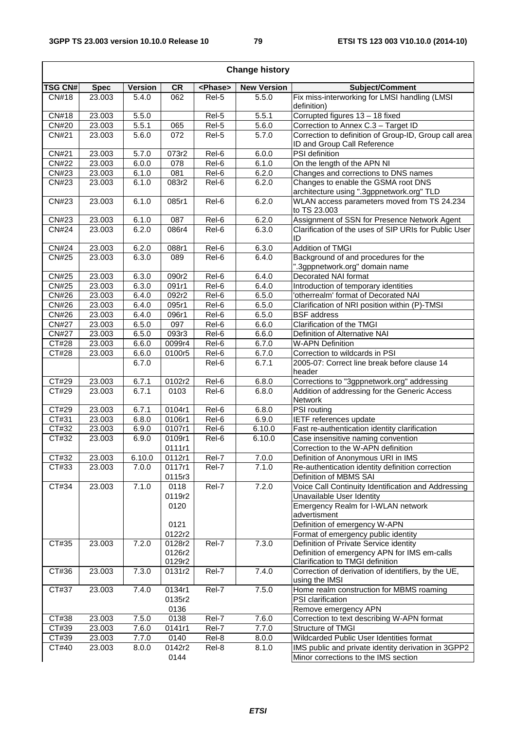| Change history | | | | | | |
|---|---|---|---|---|---|---|
| **TSG CN#** | **Spec** | **Version** | **CR** | **<Phase>** | **New Version** | **Subject/Comment** |
| CN#18 | 23.003 | 5.4.0 | 062 | Rel-5 | 5.5.0 | Fix miss-interworking for LMSI handling (LMSI definition) |
| CN#18 | 23.003 | 5.5.0 | | Rel-5 | 5.5.1 | Corrupted figures 13 – 18 fixed |
| CN#20 | 23.003 | 5.5.1 | 065 | Rel-5 | 5.6.0 | Correction to Annex C.3 – Target ID |
| CN#21 | 23.003 | 5.6.0 | 072 | Rel-5 | 5.7.0 | Correction to definition of Group-ID, Group call area ID and Group Call Reference |
| CN#21 | 23.003 | 5.7.0 | 073r2 | Rel-6 | 6.0.0 | PSI definition |
| CN#22 | 23.003 | 6.0.0 | 078 | Rel-6 | 6.1.0 | On the length of the APN NI |
| CN#23 | 23.003 | 6.1.0 | 081 | Rel-6 | 6.2.0 | Changes and corrections to DNS names |
| CN#23 | 23.003 | 6.1.0 | 083r2 | Rel-6 | 6.2.0 | Changes to enable the GSMA root DNS architecture using ".3gppnetwork.org" TLD |
| CN#23 | 23.003 | 6.1.0 | 085r1 | Rel-6 | 6.2.0 | WLAN access parameters moved from TS 24.234 to TS 23.003 |
| CN#23 | 23.003 | 6.1.0 | 087 | Rel-6 | 6.2.0 | Assignment of SSN for Presence Network Agent |
| CN#24 | 23.003 | 6.2.0 | 086r4 | Rel-6 | 6.3.0 | Clarification of the uses of SIP URIs for Public User ID |
| CN#24 | 23.003 | 6.2.0 | 088r1 | Rel-6 | 6.3.0 | Addition of TMGI |
| CN#25 | 23.003 | 6.3.0 | 089 | Rel-6 | 6.4.0 | Background of and procedures for the ".3gppnetwork.org" domain name |
| CN#25 | 23.003 | 6.3.0 | 090r2 | Rel-6 | 6.4.0 | Decorated NAI format |
| CN#25 | 23.003 | 6.3.0 | 091r1 | Rel-6 | 6.4.0 | Introduction of temporary identities |
| CN#26 | 23.003 | 6.4.0 | 092r2 | Rel-6 | 6.5.0 | 'otherrealm' format of Decorated NAI |
| CN#26 | 23.003 | 6.4.0 | 095r1 | Rel-6 | 6.5.0 | Clarification of NRI position within (P)-TMSI |
| CN#26 | 23.003 | 6.4.0 | 096r1 | Rel-6 | 6.5.0 | BSF address |
| CN#27 | 23.003 | 6.5.0 | 097 | Rel-6 | 6.6.0 | Clarification of the TMGI |
| CN#27 | 23.003 | 6.5.0 | 093r3 | Rel-6 | 6.6.0 | Definition of Alternative NAI |
| CT#28 | 23.003 | 6.6.0 | 0099r4 | Rel-6 | 6.7.0 | W-APN Definition |
| CT#28 | 23.003 | 6.6.0 | 0100r5 | Rel-6 | 6.7.0 | Correction to wildcards in PSI |
| | | 6.7.0 | | Rel-6 | 6.7.1 | 2005-07: Correct line break before clause 14 header |
| CT#29 | 23.003 | 6.7.1 | 0102r2 | Rel-6 | 6.8.0 | Corrections to "3gppnetwork.org" addressing |
| CT#29 | 23.003 | 6.7.1 | 0103 | Rel-6 | 6.8.0 | Addition of addressing for the Generic Access Network |
| CT#29 | 23.003 | 6.7.1 | 0104r1 | Rel-6 | 6.8.0 | PSI routing |
| CT#31 | 23.003 | 6.8.0 | 0106r1 | Rel-6 | 6.9.0 | IETF references update |
| CT#32 | 23.003 | 6.9.0 | 0107r1 | Rel-6 | 6.10.0 | Fast re-authentication identity clarification |
| CT#32 | 23.003 | 6.9.0 | 0109r1 | Rel-6 | 6.10.0 | Case insensitive naming convention |
| | | | 0111r1 | | | Correction to the W-APN definition |
| CT#32 | 23.003 | 6.10.0 | 0112r1 | Rel-7 | 7.0.0 | Definition of Anonymous URI in IMS |
| CT#33 | 23.003 | 7.0.0 | 0117r1 | Rel-7 | 7.1.0 | Re-authentication identity definition correction |
| | | | 0115r3 | | | Definition of MBMS SAI |
| CT#34 | 23.003 | 7.1.0 | 0118 | Rel-7 | 7.2.0 | Voice Call Continuity Identification and Addressing |
| | | | 0119r2 | | | Unavailable User Identity |
| | | | 0120 | | | Emergency Realm for I-WLAN network advertisment |
| | | | 0121 | | | Definition of emergency W-APN |
| | | | 0122r2 | | | Format of emergency public identity |
| CT#35 | 23.003 | 7.2.0 | 0128r2 | Rel-7 | 7.3.0 | Definition of Private Service identity |
| | | | 0126r2 | | | Definition of emergency APN for IMS em-calls |
| | | | 0129r2 | | | Clarification to TMGI definition |
| CT#36 | 23.003 | 7.3.0 | 0131r2 | Rel-7 | 7.4.0 | Correction of derivation of identifiers, by the UE, using the IMSI |
| CT#37 | 23.003 | 7.4.0 | 0134r1 | Rel-7 | 7.5.0 | Home realm construction for MBMS roaming |
| | | | 0135r2 | | | PSI clarification |
| | | | 0136 | | | Remove emergency APN |
| CT#38 | 23.003 | 7.5.0 | 0138 | Rel-7 | 7.6.0 | Correction to text describing W-APN format |
| CT#39 | 23.003 | 7.6.0 | 0141r1 | Rel-7 | 7.7.0 | Structure of TMGI |
| CT#39 | 23.003 | 7.7.0 | 0140 | Rel-8 | 8.0.0 | Wildcarded Public User Identities format |
| CT#40 | 23.003 | 8.0.0 | 0142r2 | Rel-8 | 8.1.0 | IMS public and private identity derivation in 3GPP2 |
| | | | 0144 | | | Minor corrections to the IMS section |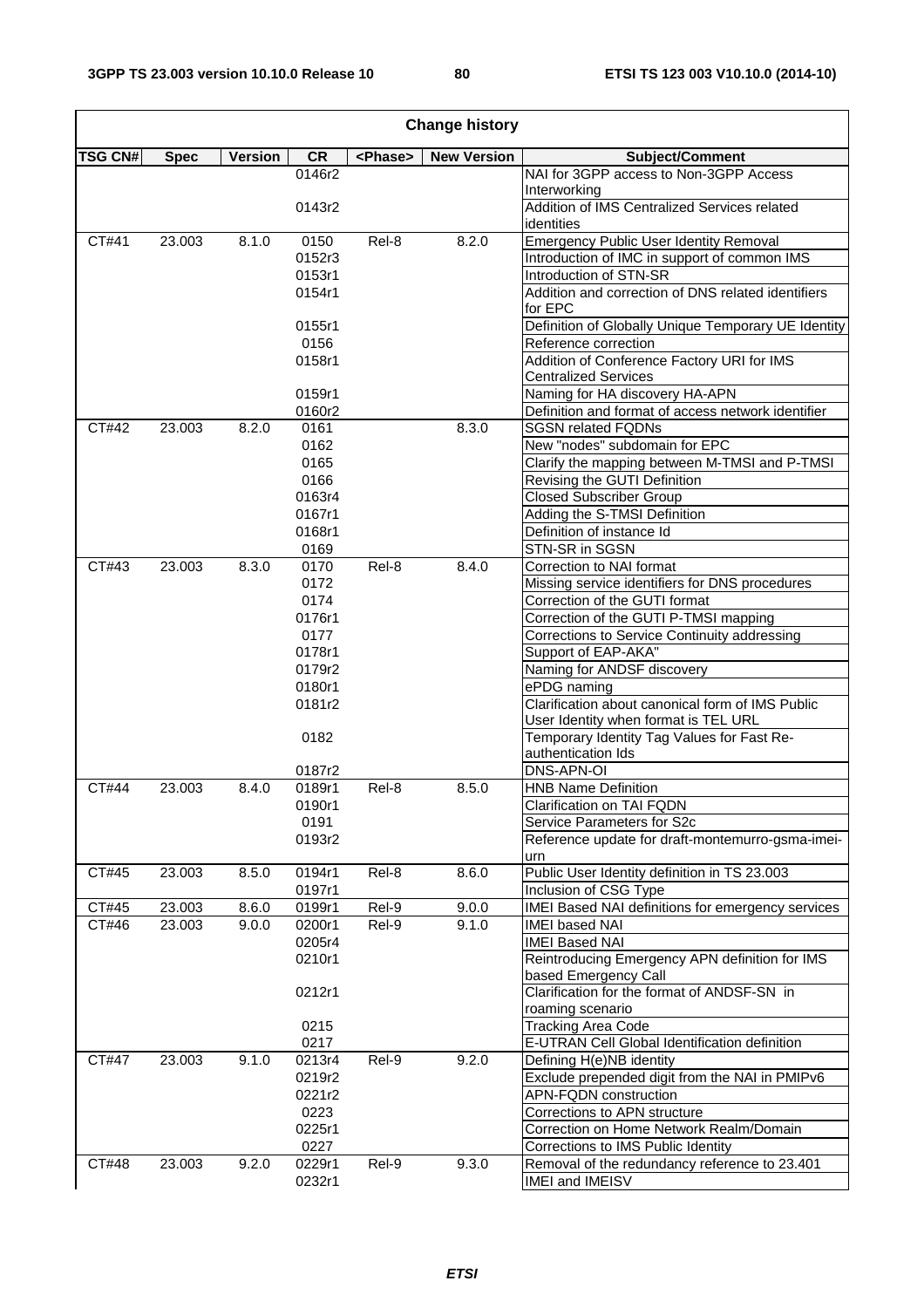| Change history | | | | | | |
|---|---|---|---|---|---|---|
| **TSG CN#** | **Spec** | **Version** | **CR** | **<Phase>** | **New Version** | **Subject/Comment** |
| | | | 0146r2 | | | NAI for 3GPP access to Non-3GPP Access Interworking |
| | | | 0143r2 | | | Addition of IMS Centralized Services related identities |
| CT#41 | 23.003 | 8.1.0 | 0150 | Rel-8 | 8.2.0 | Emergency Public User Identity Removal |
| | | | 0152r3 | | | Introduction of IMC in support of common IMS |
| | | | 0153r1 | | | Introduction of STN-SR |
| | | | 0154r1 | | | Addition and correction of DNS related identifiers for EPC |
| | | | 0155r1 | | | Definition of Globally Unique Temporary UE Identity |
| | | | 0156 | | | Reference correction |
| | | | 0158r1 | | | Addition of Conference Factory URI for IMS Centralized Services |
| | | | 0159r1 | | | Naming for HA discovery HA-APN |
| | | | 0160r2 | | | Definition and format of access network identifier |
| CT#42 | 23.003 | 8.2.0 | 0161 | | 8.3.0 | SGSN related FQDNs |
| | | | 0162 | | | New "nodes" subdomain for EPC |
| | | | 0165 | | | Clarify the mapping between M-TMSI and P-TMSI |
| | | | 0166 | | | Revising the GUTI Definition |
| | | | 0163r4 | | | Closed Subscriber Group |
| | | | 0167r1 | | | Adding the S-TMSI Definition |
| | | | 0168r1 | | | Definition of instance Id |
| | | | 0169 | | | STN-SR in SGSN |
| CT#43 | 23.003 | 8.3.0 | 0170 | Rel-8 | 8.4.0 | Correction to NAI format |
| | | | 0172 | | | Missing service identifiers for DNS procedures |
| | | | 0174 | | | Correction of the GUTI format |
| | | | 0176r1 | | | Correction of the GUTI P-TMSI mapping |
| | | | 0177 | | | Corrections to Service Continuity addressing |
| | | | 0178r1 | | | Support of EAP-AKA" |
| | | | 0179r2 | | | Naming for ANDSF discovery |
| | | | 0180r1 | | | ePDG naming |
| | | | 0181r2 | | | Clarification about canonical form of IMS Public User Identity when format is TEL URL |
| | | | 0182 | | | Temporary Identity Tag Values for Fast Re-authentication Ids |
| | | | 0187r2 | | | DNS-APN-OI |
| CT#44 | 23.003 | 8.4.0 | 0189r1 | Rel-8 | 8.5.0 | HNB Name Definition |
| | | | 0190r1 | | | Clarification on TAI FQDN |
| | | | 0191 | | | Service Parameters for S2c |
| | | | 0193r2 | | | Reference update for draft-montemurro-gsma-imei-urn |
| CT#45 | 23.003 | 8.5.0 | 0194r1 | Rel-8 | 8.6.0 | Public User Identity definition in TS 23.003 |
| | | | 0197r1 | | | Inclusion of CSG Type |
| CT#45 | 23.003 | 8.6.0 | 0199r1 | Rel-9 | 9.0.0 | IMEI Based NAI definitions for emergency services |
| CT#46 | 23.003 | 9.0.0 | 0200r1 | Rel-9 | 9.1.0 | IMEI based NAI |
| | | | 0205r4 | | | IMEI Based NAI |
| | | | 0210r1 | | | Reintroducing Emergency APN definition for IMS based Emergency Call |
| | | | 0212r1 | | | Clarification for the format of ANDSF-SN in roaming scenario |
| | | | 0215 | | | Tracking Area Code |
| | | | 0217 | | | E-UTRAN Cell Global Identification definition |
| CT#47 | 23.003 | 9.1.0 | 0213r4 | Rel-9 | 9.2.0 | Defining H(e)NB identity |
| | | | 0219r2 | | | Exclude prepended digit from the NAI in PMIPv6 |
| | | | 0221r2 | | | APN-FQDN construction |
| | | | 0223 | | | Corrections to APN structure |
| | | | 0225r1 | | | Correction on Home Network Realm/Domain |
| | | | 0227 | | | Corrections to IMS Public Identity |
| CT#48 | 23.003 | 9.2.0 | 0229r1 | Rel-9 | 9.3.0 | Removal of the redundancy reference to 23.401 |
| | | | 0232r1 | | | IMEI and IMEISV |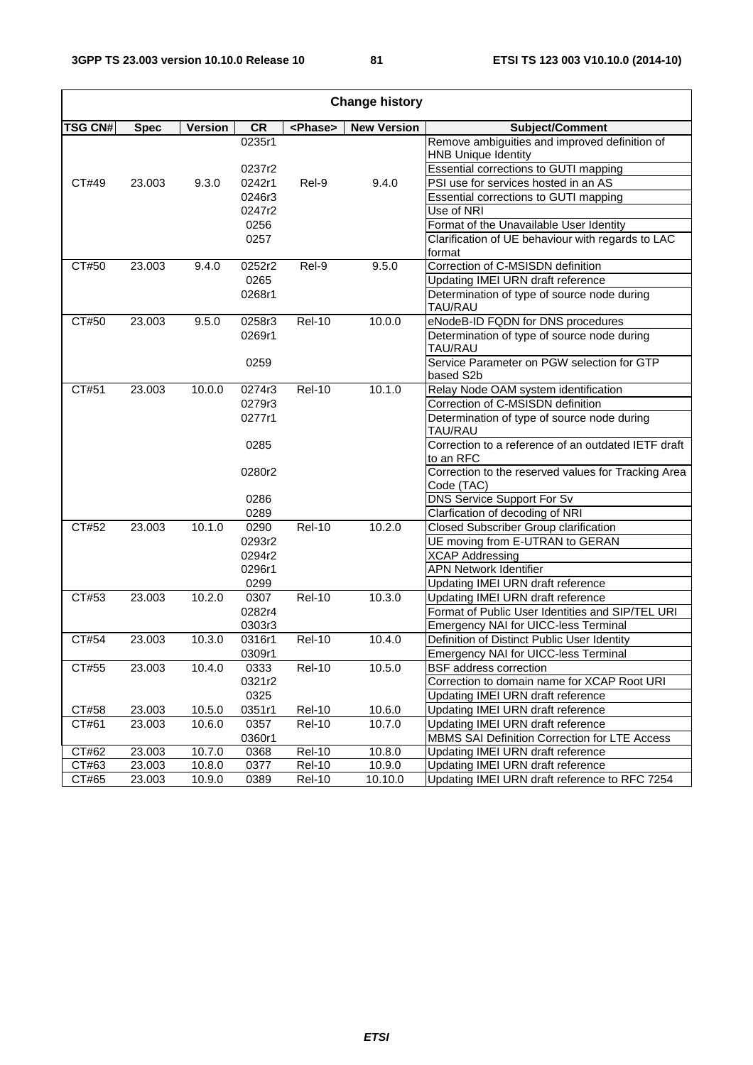| Change history | | | | | | |
|---|---|---|---|---|---|---|
| **TSG CN#** | **Spec** | **Version** | **CR** | **<Phase>** | **New Version** | **Subject/Comment** |
| CT#49 | 23.003 | 9.3.0 | 0235r1 | Rel-9 | 9.4.0 | Remove ambiguities and improved definition of HNB Unique Identity |
| | | | 0237r2 | | | Essential corrections to GUTI mapping |
| | | | 0242r1 | | | PSI use for services hosted in an AS |
| | | | 0246r3 | | | Essential corrections to GUTI mapping |
| | | | 0247r2 | | | Use of NRI |
| | | | 0256 | | | Format of the Unavailable User Identity |
| | | | 0257 | | | Clarification of UE behaviour with regards to LAC format |
| CT#50 | 23.003 | 9.4.0 | 0252r2 | Rel-9 | 9.5.0 | Correction of C-MSISDN definition |
| | | | 0265 | | | Updating IMEI URN draft reference |
| | | | 0268r1 | | | Determination of type of source node during TAU/RAU |
| CT#50 | 23.003 | 9.5.0 | 0258r3 | Rel-10 | 10.0.0 | eNodeB-ID FQDN for DNS procedures |
| | | | 0269r1 | | | Determination of type of source node during TAU/RAU |
| | | | 0259 | | | Service Parameter on PGW selection for GTP based S2b |
| CT#51 | 23.003 | 10.0.0 | 0274r3 | Rel-10 | 10.1.0 | Relay Node OAM system identification |
| | | | 0279r3 | | | Correction of C-MSISDN definition |
| | | | 0277r1 | | | Determination of type of source node during TAU/RAU |
| | | | 0285 | | | Correction to a reference of an outdated IETF draft to an RFC |
| | | | 0280r2 | | | Correction to the reserved values for Tracking Area Code (TAC) |
| | | | 0286 | | | DNS Service Support For Sv |
| | | | 0289 | | | Clarfication of decoding of NRI |
| CT#52 | 23.003 | 10.1.0 | 0290 | Rel-10 | 10.2.0 | Closed Subscriber Group clarification |
| | | | 0293r2 | | | UE moving from E-UTRAN to GERAN |
| | | | 0294r2 | | | XCAP Addressing |
| | | | 0296r1 | | | APN Network Identifier |
| | | | 0299 | | | Updating IMEI URN draft reference |
| CT#53 | 23.003 | 10.2.0 | 0307 | Rel-10 | 10.3.0 | Updating IMEI URN draft reference |
| | | | 0282r4 | | | Format of Public User Identities and SIP/TEL URI |
| | | | 0303r3 | | | Emergency NAI for UICC-less Terminal |
| CT#54 | 23.003 | 10.3.0 | 0316r1 | Rel-10 | 10.4.0 | Definition of Distinct Public User Identity |
| | | | 0309r1 | | | Emergency NAI for UICC-less Terminal |
| CT#55 | 23.003 | 10.4.0 | 0333 | Rel-10 | 10.5.0 | BSF address correction |
| | | | 0321r2 | | | Correction to domain name for XCAP Root URI |
| | | | 0325 | | | Updating IMEI URN draft reference |
| CT#58 | 23.003 | 10.5.0 | 0351r1 | Rel-10 | 10.6.0 | Updating IMEI URN draft reference |
| CT#61 | 23.003 | 10.6.0 | 0357 | Rel-10 | 10.7.0 | Updating IMEI URN draft reference |
| | | | 0360r1 | | | MBMS SAI Definition Correction for LTE Access |
| CT#62 | 23.003 | 10.7.0 | 0368 | Rel-10 | 10.8.0 | Updating IMEI URN draft reference |
| CT#63 | 23.003 | 10.8.0 | 0377 | Rel-10 | 10.9.0 | Updating IMEI URN draft reference |
| CT#65 | 23.003 | 10.9.0 | 0389 | Rel-10 | 10.10.0 | Updating IMEI URN draft reference to RFC 7254 |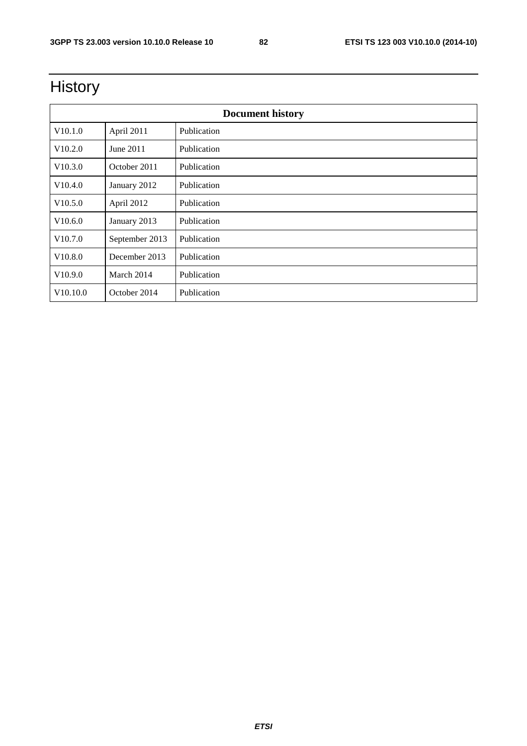# History

| Document history | | |
|---|---|---|
| V10.1.0 | April 2011 | Publication |
| V10.2.0 | June 2011 | Publication |
| V10.3.0 | October 2011 | Publication |
| V10.4.0 | January 2012 | Publication |
| V10.5.0 | April 2012 | Publication |
| V10.6.0 | January 2013 | Publication |
| V10.7.0 | September 2013 | Publication |
| V10.8.0 | December 2013 | Publication |
| V10.9.0 | March 2014 | Publication |
| V10.10.0 | October 2014 | Publication |